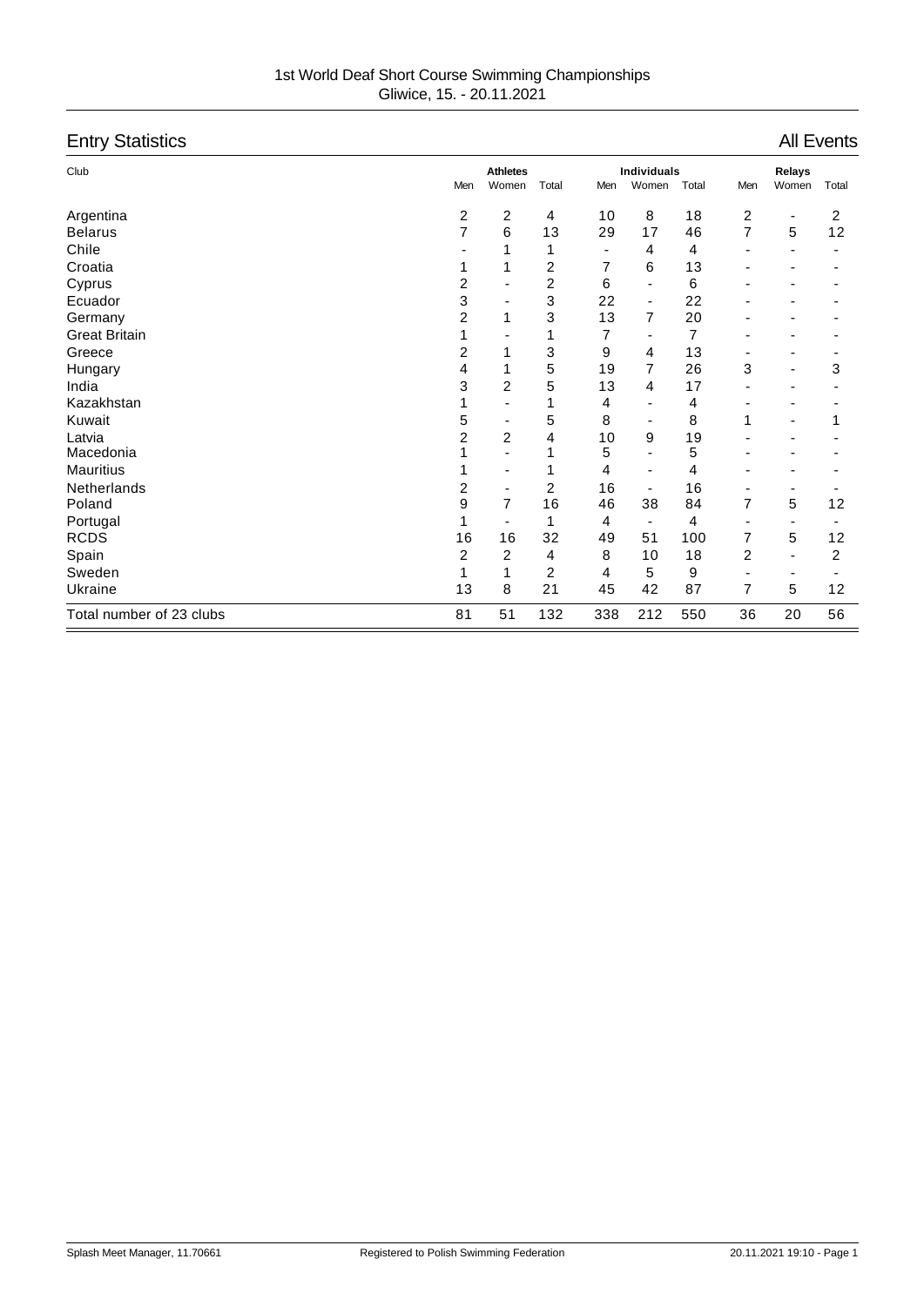1st World Deaf Short Course Swimming Championships
Gliwice, 15. - 20.11.2021

# Entry Statistics

All Events

| Club | Athletes | | | Individuals | | | Relays | | |
|---|---|---|---|---|---|---|---|---|---|
| | Men | Women | Total | Men | Women | Total | Men | Women | Total |
| Argentina | 2 | 2 | 4 | 10 | 8 | 18 | 2 | - | 2 |
| Belarus | 7 | 6 | 13 | 29 | 17 | 46 | 7 | 5 | 12 |
| Chile | - | 1 | 1 | - | 4 | 4 | - | - | - |
| Croatia | 1 | 1 | 2 | 7 | 6 | 13 | - | - | - |
| Cyprus | 2 | - | 2 | 6 | - | 6 | - | - | - |
| Ecuador | 3 | - | 3 | 22 | - | 22 | - | - | - |
| Germany | 2 | 1 | 3 | 13 | 7 | 20 | - | - | - |
| Great Britain | 1 | - | 1 | 7 | - | 7 | - | - | - |
| Greece | 2 | 1 | 3 | 9 | 4 | 13 | - | - | - |
| Hungary | 4 | 1 | 5 | 19 | 7 | 26 | 3 | - | 3 |
| India | 3 | 2 | 5 | 13 | 4 | 17 | - | - | - |
| Kazakhstan | 1 | - | 1 | 4 | - | 4 | - | - | - |
| Kuwait | 5 | - | 5 | 8 | - | 8 | 1 | - | 1 |
| Latvia | 2 | 2 | 4 | 10 | 9 | 19 | - | - | - |
| Macedonia | 1 | - | 1 | 5 | - | 5 | - | - | - |
| Mauritius | 1 | - | 1 | 4 | - | 4 | - | - | - |
| Netherlands | 2 | - | 2 | 16 | - | 16 | - | - | - |
| Poland | 9 | 7 | 16 | 46 | 38 | 84 | 7 | 5 | 12 |
| Portugal | 1 | - | 1 | 4 | - | 4 | - | - | - |
| RCDS | 16 | 16 | 32 | 49 | 51 | 100 | 7 | 5 | 12 |
| Spain | 2 | 2 | 4 | 8 | 10 | 18 | 2 | - | 2 |
| Sweden | 1 | 1 | 2 | 4 | 5 | 9 | - | - | - |
| Ukraine | 13 | 8 | 21 | 45 | 42 | 87 | 7 | 5 | 12 |
| Total number of 23 clubs | 81 | 51 | 132 | 338 | 212 | 550 | 36 | 20 | 56 |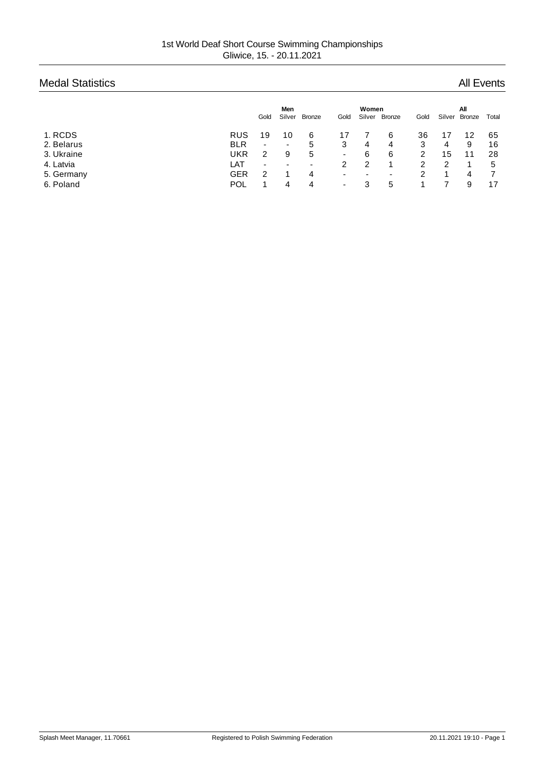1st World Deaf Short Course Swimming Championships
Gliwice, 15. - 20.11.2021

## Medal Statistics

All Events

| | | Men | | | Women | | | All | | | |
|---|---|---|---|---|---|---|---|---|---|---|---|
| | | Gold | Silver | Bronze | Gold | Silver | Bronze | Gold | Silver | Bronze | Total |
| 1. RCDS | RUS | 19 | 10 | 6 | 17 | 7 | 6 | 36 | 17 | 12 | 65 |
| 2. Belarus | BLR | - | - | 5 | 3 | 4 | 4 | 3 | 4 | 9 | 16 |
| 3. Ukraine | UKR | 2 | 9 | 5 | - | 6 | 6 | 2 | 15 | 11 | 28 |
| 4. Latvia | LAT | - | - | - | 2 | 2 | 1 | 2 | 2 | 1 | 5 |
| 5. Germany | GER | 2 | 1 | 4 | - | - | - | 2 | 1 | 4 | 7 |
| 6. Poland | POL | 1 | 4 | 4 | - | 3 | 5 | 1 | 7 | 9 | 17 |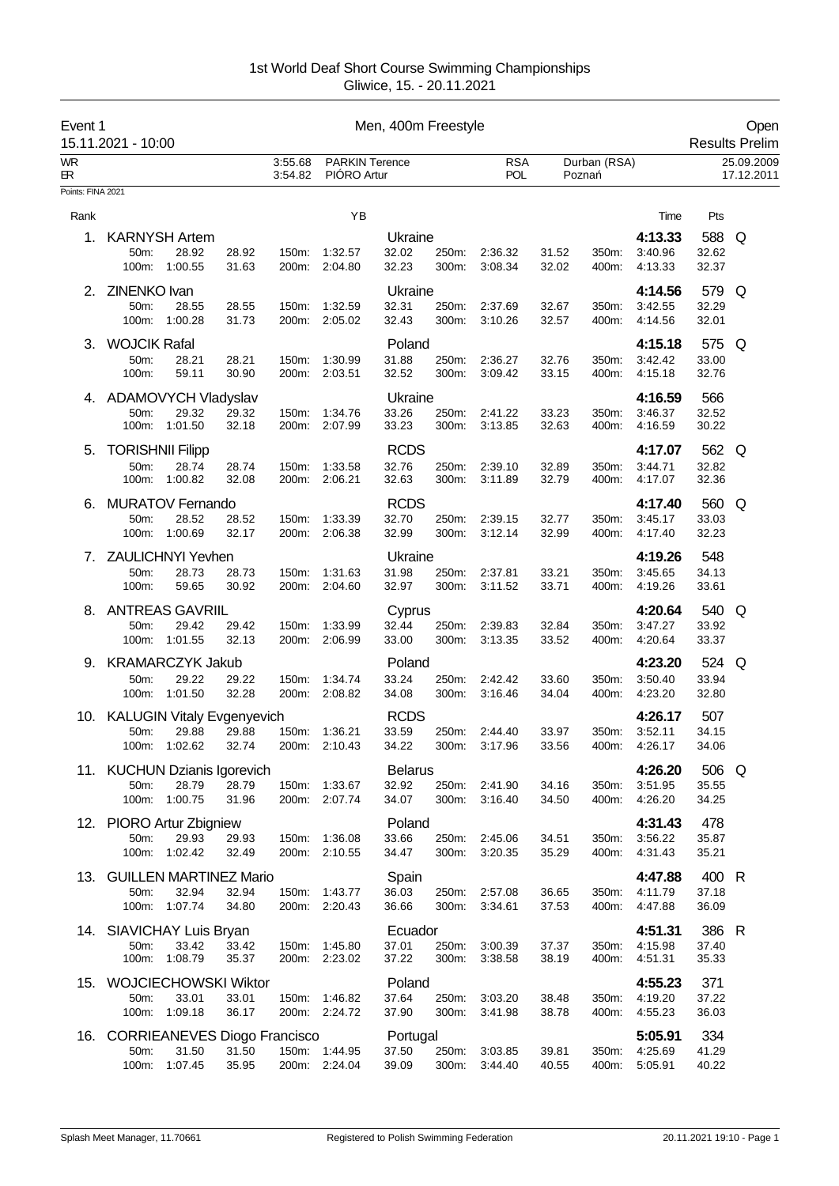# 1st World Deaf Short Course Swimming Championships

Gliwice, 15. - 20.11.2021

**Event 1** — Men, 400m Freestyle — Open

15.11.2021 - 10:00 — Results Prelim

| | Time | Name | | Country | Location | Date |
|---|---|---|---|---|---|---|
| WR | 3:55.68 | PARKIN Terence | | RSA | Durban (RSA) | 25.09.2009 |
| ER | 3:54.82 | PIÓRO Artur | | POL | Poznań | 17.12.2011 |

Points: FINA 2021

| Rank | Name | YB | Nation | Time | Pts | |
|---|---|---|---|---|---|---|
| 1. | KARNYSH Artem | | Ukraine | 4:13.33 | 588 | Q |
| | 50m: 28.92 28.92 / 100m: 1:00.55 31.63 | 150m: 1:32.57 32.02 / 200m: 2:04.80 32.23 | 250m: 2:36.32 31.52 / 300m: 3:08.34 32.02 | 350m: 3:40.96 32.62 / 400m: 4:13.33 32.37 | | |
| 2. | ZINENKO Ivan | | Ukraine | 4:14.56 | 579 | Q |
| | 50m: 28.55 28.55 / 100m: 1:00.28 31.73 | 150m: 1:32.59 32.31 / 200m: 2:05.02 32.43 | 250m: 2:37.69 32.67 / 300m: 3:10.26 32.57 | 350m: 3:42.55 32.29 / 400m: 4:14.56 32.01 | | |
| 3. | WOJCIK Rafal | | Poland | 4:15.18 | 575 | Q |
| | 50m: 28.21 28.21 / 100m: 59.11 30.90 | 150m: 1:30.99 31.88 / 200m: 2:03.51 32.52 | 250m: 2:36.27 32.76 / 300m: 3:09.42 33.15 | 350m: 3:42.42 33.00 / 400m: 4:15.18 32.76 | | |
| 4. | ADAMOVYCH Vladyslav | | Ukraine | 4:16.59 | 566 | |
| | 50m: 29.32 29.32 / 100m: 1:01.50 32.18 | 150m: 1:34.76 33.26 / 200m: 2:07.99 33.23 | 250m: 2:41.22 33.23 / 300m: 3:13.85 32.63 | 350m: 3:46.37 32.52 / 400m: 4:16.59 30.22 | | |
| 5. | TORISHNII Filipp | | RCDS | 4:17.07 | 562 | Q |
| | 50m: 28.74 28.74 / 100m: 1:00.82 32.08 | 150m: 1:33.58 32.76 / 200m: 2:06.21 32.63 | 250m: 2:39.10 32.89 / 300m: 3:11.89 32.79 | 350m: 3:44.71 32.82 / 400m: 4:17.07 32.36 | | |
| 6. | MURATOV Fernando | | RCDS | 4:17.40 | 560 | Q |
| | 50m: 28.52 28.52 / 100m: 1:00.69 32.17 | 150m: 1:33.39 32.70 / 200m: 2:06.38 32.99 | 250m: 2:39.15 32.77 / 300m: 3:12.14 32.99 | 350m: 3:45.17 33.03 / 400m: 4:17.40 32.23 | | |
| 7. | ZAULICHNYI Yevhen | | Ukraine | 4:19.26 | 548 | |
| | 50m: 28.73 28.73 / 100m: 59.65 30.92 | 150m: 1:31.63 31.98 / 200m: 2:04.60 32.97 | 250m: 2:37.81 33.21 / 300m: 3:11.52 33.71 | 350m: 3:45.65 34.13 / 400m: 4:19.26 33.61 | | |
| 8. | ANTREAS GAVRIIL | | Cyprus | 4:20.64 | 540 | Q |
| | 50m: 29.42 29.42 / 100m: 1:01.55 32.13 | 150m: 1:33.99 32.44 / 200m: 2:06.99 33.00 | 250m: 2:39.83 32.84 / 300m: 3:13.35 33.52 | 350m: 3:47.27 33.92 / 400m: 4:20.64 33.37 | | |
| 9. | KRAMARCZYK Jakub | | Poland | 4:23.20 | 524 | Q |
| | 50m: 29.22 29.22 / 100m: 1:01.50 32.28 | 150m: 1:34.74 33.24 / 200m: 2:08.82 34.08 | 250m: 2:42.42 33.60 / 300m: 3:16.46 34.04 | 350m: 3:50.40 33.94 / 400m: 4:23.20 32.80 | | |
| 10. | KALUGIN Vitaly Evgenyevich | | RCDS | 4:26.17 | 507 | |
| | 50m: 29.88 29.88 / 100m: 1:02.62 32.74 | 150m: 1:36.21 33.59 / 200m: 2:10.43 34.22 | 250m: 2:44.40 33.97 / 300m: 3:17.96 33.56 | 350m: 3:52.11 34.15 / 400m: 4:26.17 34.06 | | |
| 11. | KUCHUN Dzianis Igorevich | | Belarus | 4:26.20 | 506 | Q |
| | 50m: 28.79 28.79 / 100m: 1:00.75 31.96 | 150m: 1:33.67 32.92 / 200m: 2:07.74 34.07 | 250m: 2:41.90 34.16 / 300m: 3:16.40 34.50 | 350m: 3:51.95 35.55 / 400m: 4:26.20 34.25 | | |
| 12. | PIORO Artur Zbigniew | | Poland | 4:31.43 | 478 | |
| | 50m: 29.93 29.93 / 100m: 1:02.42 32.49 | 150m: 1:36.08 33.66 / 200m: 2:10.55 34.47 | 250m: 2:45.06 34.51 / 300m: 3:20.35 35.29 | 350m: 3:56.22 35.87 / 400m: 4:31.43 35.21 | | |
| 13. | GUILLEN MARTINEZ Mario | | Spain | 4:47.88 | 400 | R |
| | 50m: 32.94 32.94 / 100m: 1:07.74 34.80 | 150m: 1:43.77 36.03 / 200m: 2:20.43 36.66 | 250m: 2:57.08 36.65 / 300m: 3:34.61 37.53 | 350m: 4:11.79 37.18 / 400m: 4:47.88 36.09 | | |
| 14. | SIAVICHAY Luis Bryan | | Ecuador | 4:51.31 | 386 | R |
| | 50m: 33.42 33.42 / 100m: 1:08.79 35.37 | 150m: 1:45.80 37.01 / 200m: 2:23.02 37.22 | 250m: 3:00.39 37.37 / 300m: 3:38.58 38.19 | 350m: 4:15.98 37.40 / 400m: 4:51.31 35.33 | | |
| 15. | WOJCIECHOWSKI Wiktor | | Poland | 4:55.23 | 371 | |
| | 50m: 33.01 33.01 / 100m: 1:09.18 36.17 | 150m: 1:46.82 37.64 / 200m: 2:24.72 37.90 | 250m: 3:03.20 38.48 / 300m: 3:41.98 38.78 | 350m: 4:19.20 37.22 / 400m: 4:55.23 36.03 | | |
| 16. | CORRIEANEVES Diogo Francisco | | Portugal | 5:05.91 | 334 | |
| | 50m: 31.50 31.50 / 100m: 1:07.45 35.95 | 150m: 1:44.95 37.50 / 200m: 2:24.04 39.09 | 250m: 3:03.85 39.81 / 300m: 3:44.40 40.55 | 350m: 4:25.69 41.29 / 400m: 5:05.91 40.22 | | |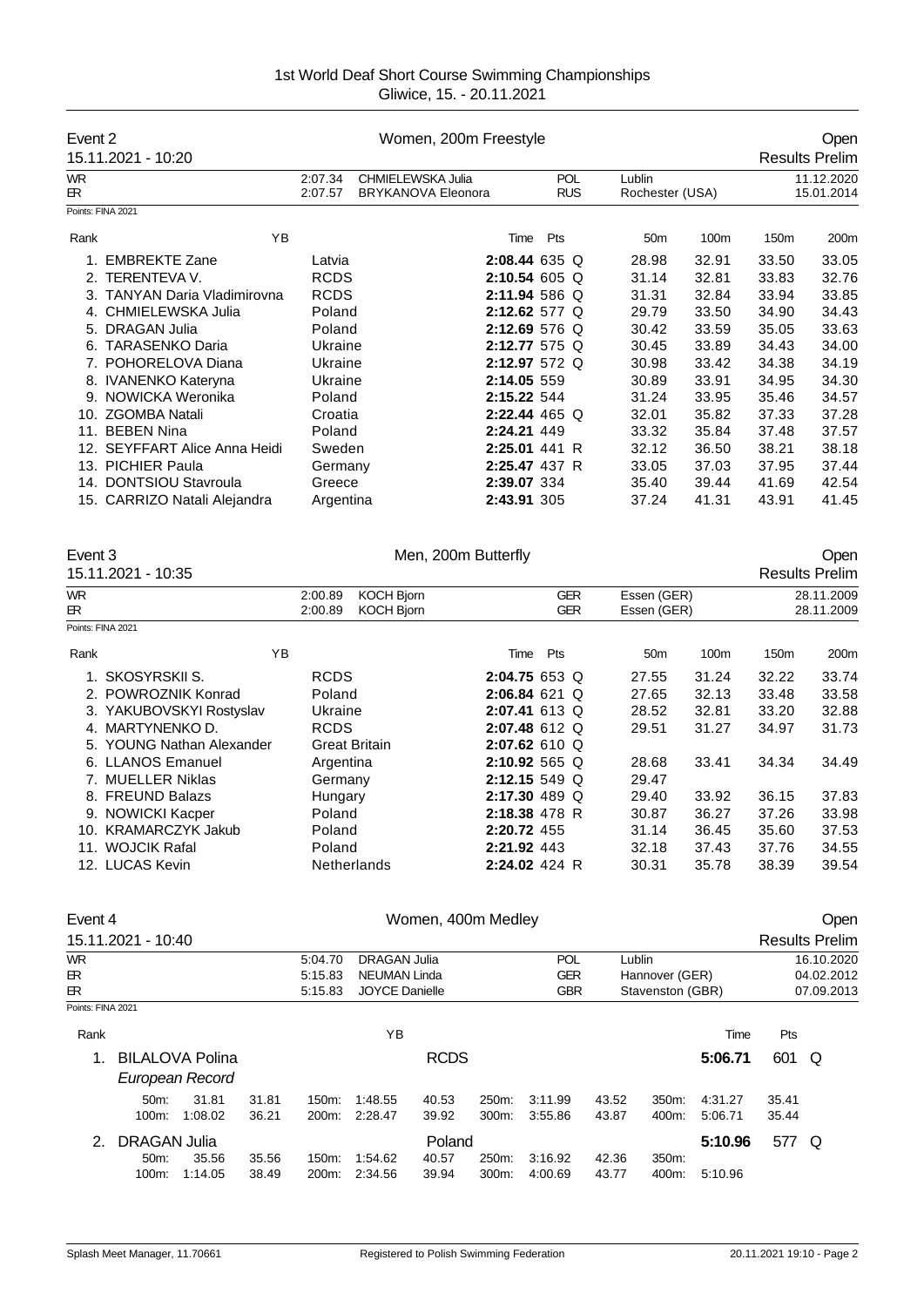1st World Deaf Short Course Swimming Championships
Gliwice, 15. - 20.11.2021

## Event 2 — Women, 200m Freestyle — Open

15.11.2021 - 10:20 — Results Prelim

| | | | | | |
|---|---|---|---|---|---|
| WR | 2:07.34 | CHMIELEWSKA Julia | POL | Lublin | 11.12.2020 |
| ER | 2:07.57 | BRYKANOVA Eleonora | RUS | Rochester (USA) | 15.01.2014 |

Points: FINA 2021

| Rank | Name | YB | Team | Time | Pts | | 50m | 100m | 150m | 200m |
|---|---|---|---|---|---|---|---|---|---|---|
| 1. | EMBREKTE Zane | | Latvia | 2:08.44 | 635 | Q | 28.98 | 32.91 | 33.50 | 33.05 |
| 2. | TERENTEVA V. | | RCDS | 2:10.54 | 605 | Q | 31.14 | 32.81 | 33.83 | 32.76 |
| 3. | TANYAN Daria Vladimirovna | | RCDS | 2:11.94 | 586 | Q | 31.31 | 32.84 | 33.94 | 33.85 |
| 4. | CHMIELEWSKA Julia | | Poland | 2:12.62 | 577 | Q | 29.79 | 33.50 | 34.90 | 34.43 |
| 5. | DRAGAN Julia | | Poland | 2:12.69 | 576 | Q | 30.42 | 33.59 | 35.05 | 33.63 |
| 6. | TARASENKO Daria | | Ukraine | 2:12.77 | 575 | Q | 30.45 | 33.89 | 34.43 | 34.00 |
| 7. | POHORELOVA Diana | | Ukraine | 2:12.97 | 572 | Q | 30.98 | 33.42 | 34.38 | 34.19 |
| 8. | IVANENKO Kateryna | | Ukraine | 2:14.05 | 559 | | 30.89 | 33.91 | 34.95 | 34.30 |
| 9. | NOWICKA Weronika | | Poland | 2:15.22 | 544 | | 31.24 | 33.95 | 35.46 | 34.57 |
| 10. | ZGOMBA Natali | | Croatia | 2:22.44 | 465 | Q | 32.01 | 35.82 | 37.33 | 37.28 |
| 11. | BEBEN Nina | | Poland | 2:24.21 | 449 | | 33.32 | 35.84 | 37.48 | 37.57 |
| 12. | SEYFFART Alice Anna Heidi | | Sweden | 2:25.01 | 441 | R | 32.12 | 36.50 | 38.21 | 38.18 |
| 13. | PICHIER Paula | | Germany | 2:25.47 | 437 | R | 33.05 | 37.03 | 37.95 | 37.44 |
| 14. | DONTSIOU Stavroula | | Greece | 2:39.07 | 334 | | 35.40 | 39.44 | 41.69 | 42.54 |
| 15. | CARRIZO Natali Alejandra | | Argentina | 2:43.91 | 305 | | 37.24 | 41.31 | 43.91 | 41.45 |

## Event 3 — Men, 200m Butterfly — Open

15.11.2021 - 10:35 — Results Prelim

| | | | | | |
|---|---|---|---|---|---|
| WR | 2:00.89 | KOCH Bjorn | GER | Essen (GER) | 28.11.2009 |
| ER | 2:00.89 | KOCH Bjorn | GER | Essen (GER) | 28.11.2009 |

Points: FINA 2021

| Rank | Name | YB | Team | Time | Pts | | 50m | 100m | 150m | 200m |
|---|---|---|---|---|---|---|---|---|---|---|
| 1. | SKOSYRSKII S. | | RCDS | 2:04.75 | 653 | Q | 27.55 | 31.24 | 32.22 | 33.74 |
| 2. | POWROZNIK Konrad | | Poland | 2:06.84 | 621 | Q | 27.65 | 32.13 | 33.48 | 33.58 |
| 3. | YAKUBOVSKYI Rostyslav | | Ukraine | 2:07.41 | 613 | Q | 28.52 | 32.81 | 33.20 | 32.88 |
| 4. | MARTYNENKO D. | | RCDS | 2:07.48 | 612 | Q | 29.51 | 31.27 | 34.97 | 31.73 |
| 5. | YOUNG Nathan Alexander | | Great Britain | 2:07.62 | 610 | Q | | | | |
| 6. | LLANOS Emanuel | | Argentina | 2:10.92 | 565 | Q | 28.68 | 33.41 | 34.34 | 34.49 |
| 7. | MUELLER Niklas | | Germany | 2:12.15 | 549 | Q | 29.47 | | | |
| 8. | FREUND Balazs | | Hungary | 2:17.30 | 489 | Q | 29.40 | 33.92 | 36.15 | 37.83 |
| 9. | NOWICKI Kacper | | Poland | 2:18.38 | 478 | R | 30.87 | 36.27 | 37.26 | 33.98 |
| 10. | KRAMARCZYK Jakub | | Poland | 2:20.72 | 455 | | 31.14 | 36.45 | 35.60 | 37.53 |
| 11. | WOJCIK Rafal | | Poland | 2:21.92 | 443 | | 32.18 | 37.43 | 37.76 | 34.55 |
| 12. | LUCAS Kevin | | Netherlands | 2:24.02 | 424 | R | 30.31 | 35.78 | 38.39 | 39.54 |

## Event 4 — Women, 400m Medley — Open

15.11.2021 - 10:40 — Results Prelim

| | | | | | |
|---|---|---|---|---|---|
| WR | 5:04.70 | DRAGAN Julia | POL | Lublin | 16.10.2020 |
| ER | 5:15.83 | NEUMAN Linda | GER | Hannover (GER) | 04.02.2012 |
| ER | 5:15.83 | JOYCE Danielle | GBR | Stavenston (GBR) | 07.09.2013 |

Points: FINA 2021

| Rank | Name | YB | Team | Time | Pts | |
|---|---|---|---|---|---|---|
| 1. | BILALOVA Polina | | RCDS | 5:06.71 | 601 | Q |
| | *European Record* | | | | | |
| 2. | DRAGAN Julia | | Poland | 5:10.96 | 577 | Q |

Splits — 1. BILALOVA Polina:

| Dist. | Time | Split | Dist. | Time | Split | Dist. | Time | Split | Dist. | Time | Split |
|---|---|---|---|---|---|---|---|---|---|---|---|
| 50m: | 31.81 | 31.81 | 150m: | 1:48.55 | 40.53 | 250m: | 3:11.99 | 43.52 | 350m: | 4:31.27 | 35.41 |
| 100m: | 1:08.02 | 36.21 | 200m: | 2:28.47 | 39.92 | 300m: | 3:55.86 | 43.87 | 400m: | 5:06.71 | 35.44 |

Splits — 2. DRAGAN Julia:

| Dist. | Time | Split | Dist. | Time | Split | Dist. | Time | Split | Dist. | Time | Split |
|---|---|---|---|---|---|---|---|---|---|---|---|
| 50m: | 35.56 | 35.56 | 150m: | 1:54.62 | 40.57 | 250m: | 3:16.92 | 42.36 | 350m: | | |
| 100m: | 1:14.05 | 38.49 | 200m: | 2:34.56 | 39.94 | 300m: | 4:00.69 | 43.77 | 400m: | 5:10.96 | |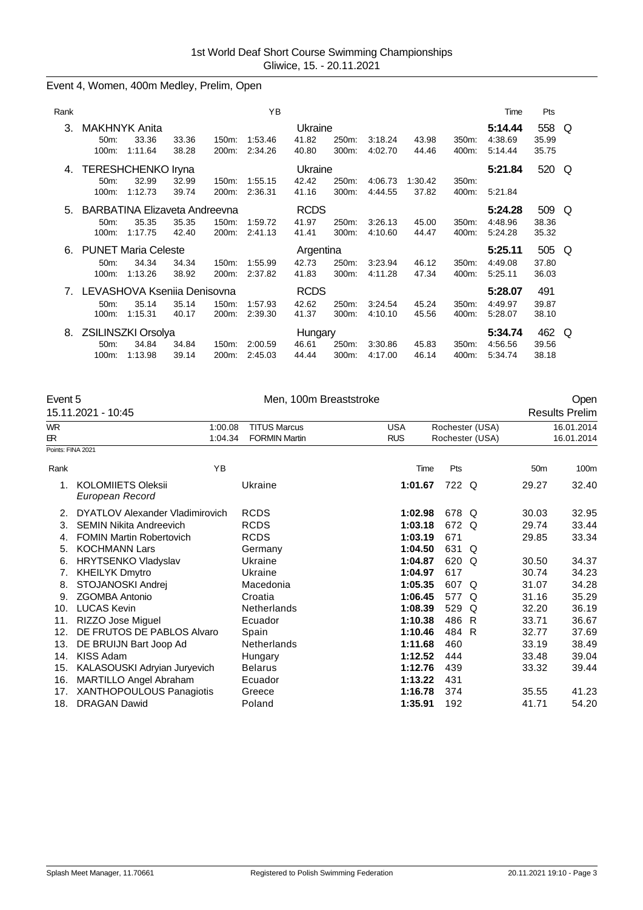1st World Deaf Short Course Swimming Championships
Gliwice, 15. - 20.11.2021

## Event 4, Women, 400m Medley, Prelim, Open

| Rank | Name | | | | YB | Nation | | | | | Time | Pts | |
|---|---|---|---|---|---|---|---|---|---|---|---|---|---|
| 3. | MAKHNYK Anita | | | | | Ukraine | | | | | 5:14.44 | 558 | Q |
| | 50m: | 33.36 | 33.36 | 150m: | 1:53.46 | 41.82 | 250m: | 3:18.24 | 43.98 | 350m: | 4:38.69 | 35.99 | |
| | 100m: | 1:11.64 | 38.28 | 200m: | 2:34.26 | 40.80 | 300m: | 4:02.70 | 44.46 | 400m: | 5:14.44 | 35.75 | |
| 4. | TERESHCHENKO Iryna | | | | | Ukraine | | | | | 5:21.84 | 520 | Q |
| | 50m: | 32.99 | 32.99 | 150m: | 1:55.15 | 42.42 | 250m: | 4:06.73 | 1:30.42 | 350m: | | | |
| | 100m: | 1:12.73 | 39.74 | 200m: | 2:36.31 | 41.16 | 300m: | 4:44.55 | 37.82 | 400m: | 5:21.84 | | |
| 5. | BARBATINA Elizaveta Andreevna | | | | | RCDS | | | | | 5:24.28 | 509 | Q |
| | 50m: | 35.35 | 35.35 | 150m: | 1:59.72 | 41.97 | 250m: | 3:26.13 | 45.00 | 350m: | 4:48.96 | 38.36 | |
| | 100m: | 1:17.75 | 42.40 | 200m: | 2:41.13 | 41.41 | 300m: | 4:10.60 | 44.47 | 400m: | 5:24.28 | 35.32 | |
| 6. | PUNET Maria Celeste | | | | | Argentina | | | | | 5:25.11 | 505 | Q |
| | 50m: | 34.34 | 34.34 | 150m: | 1:55.99 | 42.73 | 250m: | 3:23.94 | 46.12 | 350m: | 4:49.08 | 37.80 | |
| | 100m: | 1:13.26 | 38.92 | 200m: | 2:37.82 | 41.83 | 300m: | 4:11.28 | 47.34 | 400m: | 5:25.11 | 36.03 | |
| 7. | LEVASHOVA Ksenija Denisovna | | | | | RCDS | | | | | 5:28.07 | 491 | |
| | 50m: | 35.14 | 35.14 | 150m: | 1:57.93 | 42.62 | 250m: | 3:24.54 | 45.24 | 350m: | 4:49.97 | 39.87 | |
| | 100m: | 1:15.31 | 40.17 | 200m: | 2:39.30 | 41.37 | 300m: | 4:10.10 | 45.56 | 400m: | 5:28.07 | 38.10 | |
| 8. | ZSILINSZKI Orsolya | | | | | Hungary | | | | | 5:34.74 | 462 | Q |
| | 50m: | 34.84 | 34.84 | 150m: | 2:00.59 | 46.61 | 250m: | 3:30.86 | 45.83 | 350m: | 4:56.56 | 39.56 | |
| | 100m: | 1:13.98 | 39.14 | 200m: | 2:45.03 | 44.44 | 300m: | 4:17.00 | 46.14 | 400m: | 5:34.74 | 38.18 | |

## Event 5 Men, 100m Breaststroke Open

15.11.2021 - 10:45 Results Prelim

| | | | | | |
|---|---|---|---|---|---|
| WR | 1:00.08 | TITUS Marcus | USA | Rochester (USA) | 16.01.2014 |
| ER | 1:04.34 | FORMIN Martin | RUS | Rochester (USA) | 16.01.2014 |

Points: FINA 2021

| Rank | Name | YB | Nation | Time | Pts | | 50m | 100m |
|---|---|---|---|---|---|---|---|---|
| 1. | KOLOMIIETS Oleksii *European Record* | | Ukraine | 1:01.67 | 722 | Q | 29.27 | 32.40 |
| 2. | DYATLOV Alexander Vladimirovich | | RCDS | 1:02.98 | 678 | Q | 30.03 | 32.95 |
| 3. | SEMIN Nikita Andreevich | | RCDS | 1:03.18 | 672 | Q | 29.74 | 33.44 |
| 4. | FOMIN Martin Robertovich | | RCDS | 1:03.19 | 671 | | 29.85 | 33.34 |
| 5. | KOCHMANN Lars | | Germany | 1:04.50 | 631 | Q | | |
| 6. | HRYTSENKO Vladyslav | | Ukraine | 1:04.87 | 620 | Q | 30.50 | 34.37 |
| 7. | KHEILYK Dmytro | | Ukraine | 1:04.97 | 617 | | 30.74 | 34.23 |
| 8. | STOJANOSKI Andrej | | Macedonia | 1:05.35 | 607 | Q | 31.07 | 34.28 |
| 9. | ZGOMBA Antonio | | Croatia | 1:06.45 | 577 | Q | 31.16 | 35.29 |
| 10. | LUCAS Kevin | | Netherlands | 1:08.39 | 529 | Q | 32.20 | 36.19 |
| 11. | RIZZO Jose Miguel | | Ecuador | 1:10.38 | 486 | R | 33.71 | 36.67 |
| 12. | DE FRUTOS DE PABLOS Alvaro | | Spain | 1:10.46 | 484 | R | 32.77 | 37.69 |
| 13. | DE BRUIJN Bart Joop Ad | | Netherlands | 1:11.68 | 460 | | 33.19 | 38.49 |
| 14. | KISS Adam | | Hungary | 1:12.52 | 444 | | 33.48 | 39.04 |
| 15. | KALASOUSKI Adryian Juryevich | | Belarus | 1:12.76 | 439 | | 33.32 | 39.44 |
| 16. | MARTILLO Angel Abraham | | Ecuador | 1:13.22 | 431 | | | |
| 17. | XANTHOPOULOUS Panagiotis | | Greece | 1:16.78 | 374 | | 35.55 | 41.23 |
| 18. | DRAGAN Dawid | | Poland | 1:35.91 | 192 | | 41.71 | 54.20 |

Splash Meet Manager, 11.70661 Registered to Polish Swimming Federation 20.11.2021 19:10 - Page 3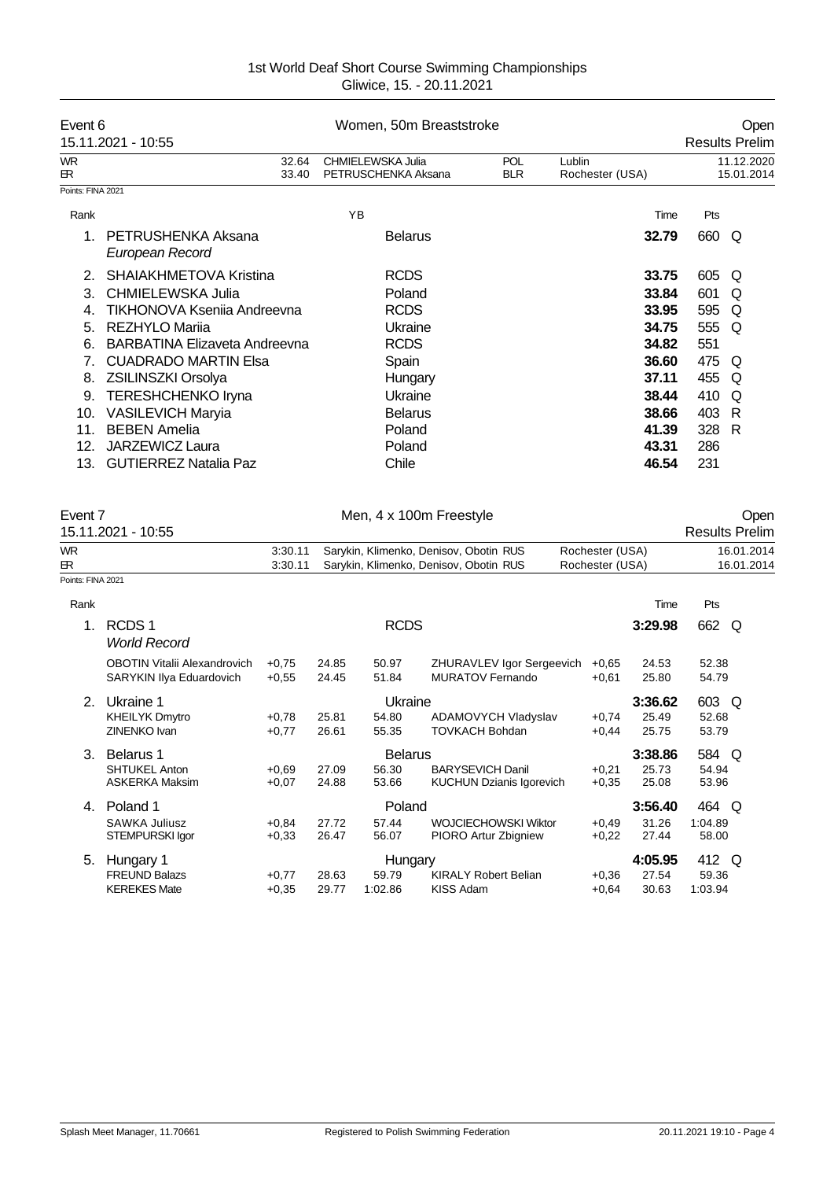1st World Deaf Short Course Swimming Championships
Gliwice, 15. - 20.11.2021

## Event 6 — Women, 50m Breaststroke — Open

15.11.2021 - 10:55 — Results Prelim

| | Time | Name | Nation | Place | Date |
|---|---|---|---|---|---|
| WR | 32.64 | CHMIELEWSKA Julia | POL | Lublin | 11.12.2020 |
| ER | 33.40 | PETRUSCHENKA Aksana | BLR | Rochester (USA) | 15.01.2014 |

Points: FINA 2021

| Rank | Name | YB | Nation | Time | Pts | |
|---|---|---|---|---|---|---|
| 1. | PETRUSHENKA Aksana *European Record* | | Belarus | **32.79** | 660 | Q |
| 2. | SHAIAKHMETOVA Kristina | | RCDS | **33.75** | 605 | Q |
| 3. | CHMIELEWSKA Julia | | Poland | **33.84** | 601 | Q |
| 4. | TIKHONOVA Kseniia Andreevna | | RCDS | **33.95** | 595 | Q |
| 5. | REZHYLO Mariia | | Ukraine | **34.75** | 555 | Q |
| 6. | BARBATINA Elizaveta Andreevna | | RCDS | **34.82** | 551 | |
| 7. | CUADRADO MARTIN Elsa | | Spain | **36.60** | 475 | Q |
| 8. | ZSILINSZKI Orsolya | | Hungary | **37.11** | 455 | Q |
| 9. | TERESHCHENKO Iryna | | Ukraine | **38.44** | 410 | Q |
| 10. | VASILEVICH Maryia | | Belarus | **38.66** | 403 | R |
| 11. | BEBEN Amelia | | Poland | **41.39** | 328 | R |
| 12. | JARZEWICZ Laura | | Poland | **43.31** | 286 | |
| 13. | GUTIERREZ Natalia Paz | | Chile | **46.54** | 231 | |

## Event 7 — Men, 4 x 100m Freestyle — Open

15.11.2021 - 10:55 — Results Prelim

| | Time | Names | Nation | Place | Date |
|---|---|---|---|---|---|
| WR | 3:30.11 | Sarykin, Klimenko, Denisov, Obotin | RUS | Rochester (USA) | 16.01.2014 |
| ER | 3:30.11 | Sarykin, Klimenko, Denisov, Obotin | RUS | Rochester (USA) | 16.01.2014 |

Points: FINA 2021

| Rank | Team / Swimmer | Reaction | 50m | 100m | Swimmer | Reaction | 50m / Time | 100m / Pts | |
|---|---|---|---|---|---|---|---|---|---|
| 1. | RCDS 1 *World Record* | | | RCDS | | | **3:29.98** | 662 | Q |
| | OBOTIN Vitalii Alexandrovich | +0,75 | 24.85 | 50.97 | ZHURAVLEV Igor Sergeevich | +0,65 | 24.53 | 52.38 | |
| | SARYKIN Ilya Eduardovich | +0,55 | 24.45 | 51.84 | MURATOV Fernando | +0,61 | 25.80 | 54.79 | |
| 2. | Ukraine 1 | | | Ukraine | | | **3:36.62** | 603 | Q |
| | KHEILYK Dmytro | +0,78 | 25.81 | 54.80 | ADAMOVYCH Vladyslav | +0,74 | 25.49 | 52.68 | |
| | ZINENKO Ivan | +0,77 | 26.61 | 55.35 | TOVKACH Bohdan | +0,44 | 25.75 | 53.79 | |
| 3. | Belarus 1 | | | Belarus | | | **3:38.86** | 584 | Q |
| | SHTUKEL Anton | +0,69 | 27.09 | 56.30 | BARYSEVICH Danil | +0,21 | 25.73 | 54.94 | |
| | ASKERKA Maksim | +0,07 | 24.88 | 53.66 | KUCHUN Dzianis Igorevich | +0,35 | 25.08 | 53.96 | |
| 4. | Poland 1 | | | Poland | | | **3:56.40** | 464 | Q |
| | SAWKA Juliusz | +0,84 | 27.72 | 57.44 | WOJCIECHOWSKI Wiktor | +0,49 | 31.26 | 1:04.89 | |
| | STEMPURSKI Igor | +0,33 | 26.47 | 56.07 | PIORO Artur Zbigniew | +0,22 | 27.44 | 58.00 | |
| 5. | Hungary 1 | | | Hungary | | | **4:05.95** | 412 | Q |
| | FREUND Balazs | +0,77 | 28.63 | 59.79 | KIRALY Robert Belian | +0,36 | 27.54 | 59.36 | |
| | KEREKES Mate | +0,35 | 29.77 | 1:02.86 | KISS Adam | +0,64 | 30.63 | 1:03.94 | |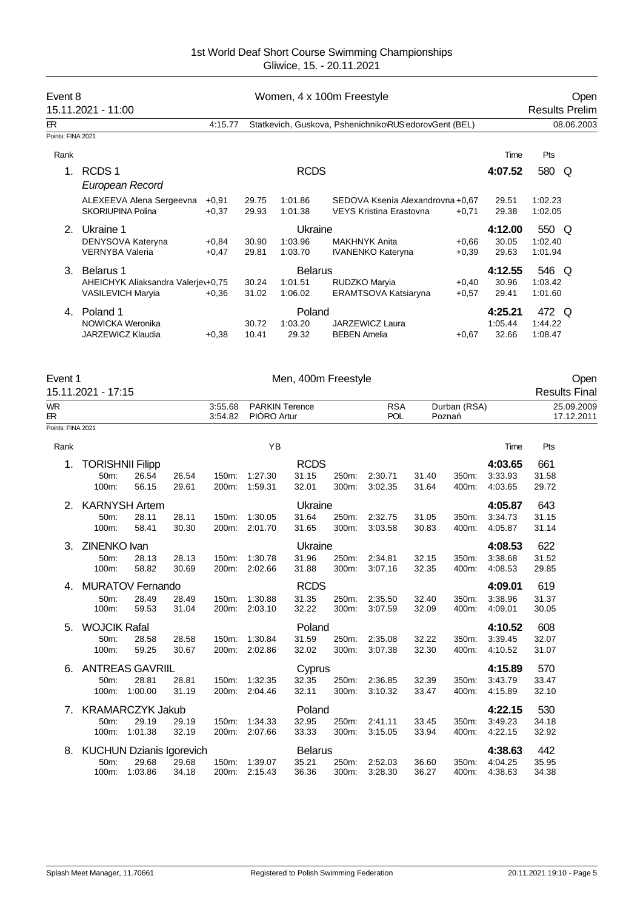1st World Deaf Short Course Swimming Championships
Gliwice, 15. - 20.11.2021

## Event 8 — Women, 4 x 100m Freestyle — Open

15.11.2021 - 11:00 — Results Prelim

ER 4:15.77 Statkevich, Guskova, Pshenichnikova, Fedorov RUS Gent (BEL) 08.06.2003

Points: FINA 2021

| Rank | Team | | | | | | | | Time | Pts | |
|---|---|---|---|---|---|---|---|---|---|---|---|
| 1. | RCDS 1 | | | | RCDS | | | | 4:07.52 | 580 | Q |
| | *European Record* | | | | | | | | | | |
| | ALEXEEVA Alena Sergeevna | +0,91 | 29.75 | 1:01.86 | SEDOVA Ksenia Alexandrovna | +0,67 | | | 29.51 | 1:02.23 | |
| | SKORIUPINA Polina | +0,37 | 29.93 | 1:01.38 | VEYS Kristina Erastovna | +0,71 | | | 29.38 | 1:02.05 | |
| 2. | Ukraine 1 | | | | Ukraine | | | | 4:12.00 | 550 | Q |
| | DENYSOVA Kateryna | +0,84 | 30.90 | 1:03.96 | MAKHNYK Anita | +0,66 | | | 30.05 | 1:02.40 | |
| | VERNYBA Valeria | +0,47 | 29.81 | 1:03.70 | IVANENKO Kateryna | +0,39 | | | 29.63 | 1:01.94 | |
| 3. | Belarus 1 | | | | Belarus | | | | 4:12.55 | 546 | Q |
| | AHEICHYK Aliaksandra Valerjev | +0,75 | 30.24 | 1:01.51 | RUDZKO Maryia | +0,40 | | | 30.96 | 1:03.42 | |
| | VASILEVICH Maryia | +0,36 | 31.02 | 1:06.02 | ERAMTSOVA Katsiaryna | +0,57 | | | 29.41 | 1:01.60 | |
| 4. | Poland 1 | | | | Poland | | | | 4:25.21 | 472 | Q |
| | NOWICKA Weronika | | 30.72 | 1:03.20 | JARZEWICZ Laura | | | | 1:05.44 | 1:44.22 | |
| | JARZEWICZ Klaudia | +0,38 | 10.41 | 29.32 | BEBEN Amelia | +0,67 | | | 32.66 | 1:08.47 | |

## Event 1 — Men, 400m Freestyle — Open

15.11.2021 - 17:15 — Results Final

| | | | | | |
|---|---|---|---|---|---|
| WR | 3:55.68 | PARKIN Terence | RSA | Durban (RSA) | 25.09.2009 |
| ER | 3:54.82 | PIÓRO Artur | POL | Poznań | 17.12.2011 |

Points: FINA 2021

| Rank | Name | | YB | | Club | | | | | | Time | Pts |
|---|---|---|---|---|---|---|---|---|---|---|---|---|
| 1. | TORISHNII Filipp | | | | RCDS | | | | | | 4:03.65 | 661 |
| | 50m: 26.54 | 26.54 | 150m: | 1:27.30 | 31.15 | 250m: | 2:30.71 | 31.40 | 350m: | | 3:33.93 | 31.58 |
| | 100m: 56.15 | 29.61 | 200m: | 1:59.31 | 32.01 | 300m: | 3:02.35 | 31.64 | 400m: | | 4:03.65 | 29.72 |
| 2. | KARNYSH Artem | | | | Ukraine | | | | | | 4:05.87 | 643 |
| | 50m: 28.11 | 28.11 | 150m: | 1:30.05 | 31.64 | 250m: | 2:32.75 | 31.05 | 350m: | | 3:34.73 | 31.15 |
| | 100m: 58.41 | 30.30 | 200m: | 2:01.70 | 31.65 | 300m: | 3:03.58 | 30.83 | 400m: | | 4:05.87 | 31.14 |
| 3. | ZINENKO Ivan | | | | Ukraine | | | | | | 4:08.53 | 622 |
| | 50m: 28.13 | 28.13 | 150m: | 1:30.78 | 31.96 | 250m: | 2:34.81 | 32.15 | 350m: | | 3:38.68 | 31.52 |
| | 100m: 58.82 | 30.69 | 200m: | 2:02.66 | 31.88 | 300m: | 3:07.16 | 32.35 | 400m: | | 4:08.53 | 29.85 |
| 4. | MURATOV Fernando | | | | RCDS | | | | | | 4:09.01 | 619 |
| | 50m: 28.49 | 28.49 | 150m: | 1:30.88 | 31.35 | 250m: | 2:35.50 | 32.40 | 350m: | | 3:38.96 | 31.37 |
| | 100m: 59.53 | 31.04 | 200m: | 2:03.10 | 32.22 | 300m: | 3:07.59 | 32.09 | 400m: | | 4:09.01 | 30.05 |
| 5. | WOJCIK Rafal | | | | Poland | | | | | | 4:10.52 | 608 |
| | 50m: 28.58 | 28.58 | 150m: | 1:30.84 | 31.59 | 250m: | 2:35.08 | 32.22 | 350m: | | 3:39.45 | 32.07 |
| | 100m: 59.25 | 30.67 | 200m: | 2:02.86 | 32.02 | 300m: | 3:07.38 | 32.30 | 400m: | | 4:10.52 | 31.07 |
| 6. | ANTREAS GAVRIIL | | | | Cyprus | | | | | | 4:15.89 | 570 |
| | 50m: 28.81 | 28.81 | 150m: | 1:32.35 | 32.35 | 250m: | 2:36.85 | 32.39 | 350m: | | 3:43.79 | 33.47 |
| | 100m: 1:00.00 | 31.19 | 200m: | 2:04.46 | 32.11 | 300m: | 3:10.32 | 33.47 | 400m: | | 4:15.89 | 32.10 |
| 7. | KRAMARCZYK Jakub | | | | Poland | | | | | | 4:22.15 | 530 |
| | 50m: 29.19 | 29.19 | 150m: | 1:34.33 | 32.95 | 250m: | 2:41.11 | 33.45 | 350m: | | 3:49.23 | 34.18 |
| | 100m: 1:01.38 | 32.19 | 200m: | 2:07.66 | 33.33 | 300m: | 3:15.05 | 33.94 | 400m: | | 4:22.15 | 32.92 |
| 8. | KUCHUN Dzianis Igorevich | | | | Belarus | | | | | | 4:38.63 | 442 |
| | 50m: 29.68 | 29.68 | 150m: | 1:39.07 | 35.21 | 250m: | 2:52.03 | 36.60 | 350m: | | 4:04.25 | 35.95 |
| | 100m: 1:03.86 | 34.18 | 200m: | 2:15.43 | 36.36 | 300m: | 3:28.30 | 36.27 | 400m: | | 4:38.63 | 34.38 |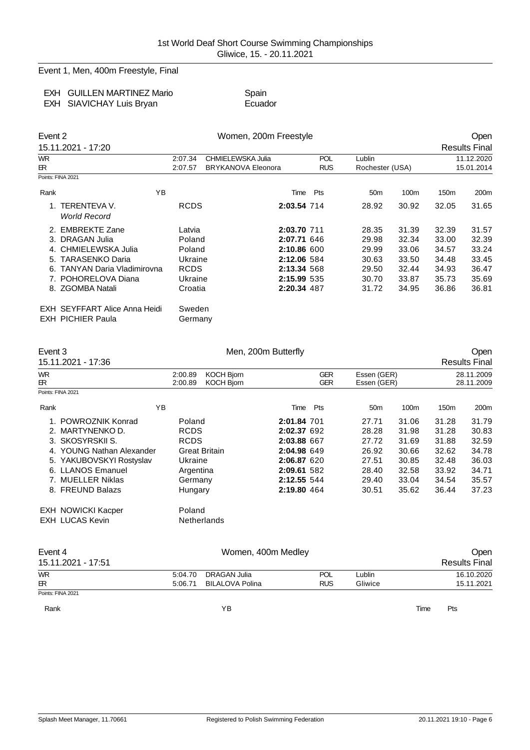## Event 1, Men, 400m Freestyle, Final

| | | |
|---|---|---|
| EXH | GUILLEN MARTINEZ Mario | Spain |
| EXH | SIAVICHAY Luis Bryan | Ecuador |

## Event 2 Women, 200m Freestyle Open

15.11.2021 - 17:20 Results Final

| | | | | | |
|---|---|---|---|---|---|
| WR | 2:07.34 | CHMIELEWSKA Julia | POL | Lublin | 11.12.2020 |
| ER | 2:07.57 | BRYKANOVA Eleonora | RUS | Rochester (USA) | 15.01.2014 |

Points: FINA 2021

| Rank | | YB | | Time | Pts | 50m | 100m | 150m | 200m |
|---|---|---|---|---|---|---|---|---|---|
| 1. | TERENTEVA V. *World Record* | | RCDS | **2:03.54** | 714 | 28.92 | 30.92 | 32.05 | 31.65 |
| 2. | EMBREKTE Zane | | Latvia | **2:03.70** | 711 | 28.35 | 31.39 | 32.39 | 31.57 |
| 3. | DRAGAN Julia | | Poland | **2:07.71** | 646 | 29.98 | 32.34 | 33.00 | 32.39 |
| 4. | CHMIELEWSKA Julia | | Poland | **2:10.86** | 600 | 29.99 | 33.06 | 34.57 | 33.24 |
| 5. | TARASENKO Daria | | Ukraine | **2:12.06** | 584 | 30.63 | 33.50 | 34.48 | 33.45 |
| 6. | TANYAN Daria Vladimirovna | | RCDS | **2:13.34** | 568 | 29.50 | 32.44 | 34.93 | 36.47 |
| 7. | POHORELOVA Diana | | Ukraine | **2:15.99** | 535 | 30.70 | 33.87 | 35.73 | 35.69 |
| 8. | ZGOMBA Natali | | Croatia | **2:20.34** | 487 | 31.72 | 34.95 | 36.86 | 36.81 |
| EXH | SEYFFART Alice Anna Heidi | | Sweden | | | | | | |
| EXH | PICHIER Paula | | Germany | | | | | | |

## Event 3 Men, 200m Butterfly Open

15.11.2021 - 17:36 Results Final

| | | | | | |
|---|---|---|---|---|---|
| WR | 2:00.89 | KOCH Bjorn | GER | Essen (GER) | 28.11.2009 |
| ER | 2:00.89 | KOCH Bjorn | GER | Essen (GER) | 28.11.2009 |

Points: FINA 2021

| Rank | | YB | | Time | Pts | 50m | 100m | 150m | 200m |
|---|---|---|---|---|---|---|---|---|---|
| 1. | POWROZNIK Konrad | | Poland | **2:01.84** | 701 | 27.71 | 31.06 | 31.28 | 31.79 |
| 2. | MARTYNENKO D. | | RCDS | **2:02.37** | 692 | 28.28 | 31.98 | 31.28 | 30.83 |
| 3. | SKOSYRSKII S. | | RCDS | **2:03.88** | 667 | 27.72 | 31.69 | 31.88 | 32.59 |
| 4. | YOUNG Nathan Alexander | | Great Britain | **2:04.98** | 649 | 26.92 | 30.66 | 32.62 | 34.78 |
| 5. | YAKUBOVSKYI Rostyslav | | Ukraine | **2:06.87** | 620 | 27.51 | 30.85 | 32.48 | 36.03 |
| 6. | LLANOS Emanuel | | Argentina | **2:09.61** | 582 | 28.40 | 32.58 | 33.92 | 34.71 |
| 7. | MUELLER Niklas | | Germany | **2:12.55** | 544 | 29.40 | 33.04 | 34.54 | 35.57 |
| 8. | FREUND Balazs | | Hungary | **2:19.80** | 464 | 30.51 | 35.62 | 36.44 | 37.23 |
| EXH | NOWICKI Kacper | | Poland | | | | | | |
| EXH | LUCAS Kevin | | Netherlands | | | | | | |

## Event 4 Women, 400m Medley Open

15.11.2021 - 17:51 Results Final

| | | | | | |
|---|---|---|---|---|---|
| WR | 5:04.70 | DRAGAN Julia | POL | Lublin | 16.10.2020 |
| ER | 5:06.71 | BILALOVA Polina | RUS | Gliwice | 15.11.2021 |

Points: FINA 2021

| Rank | YB | Time | Pts |
|---|---|---|---|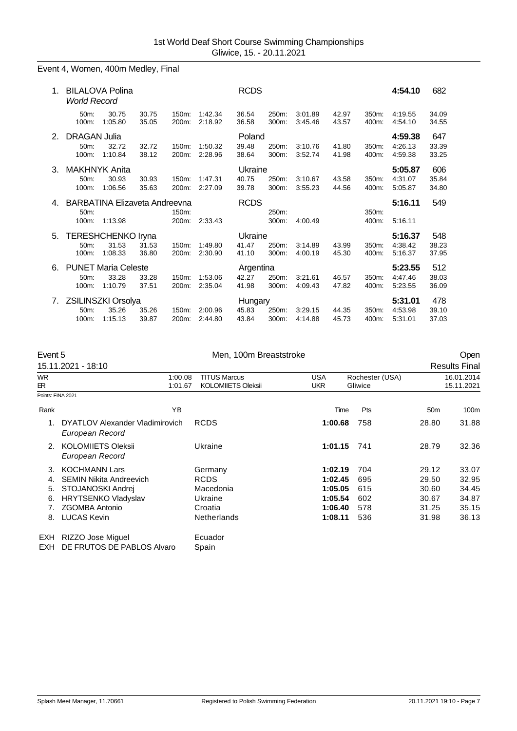1st World Deaf Short Course Swimming Championships
Gliwice, 15. - 20.11.2021

## Event 4, Women, 400m Medley, Final

| Rank | Name | | | | | Club | | | | | | Time | Pts |
|---|---|---|---|---|---|---|---|---|---|---|---|---|---|
| 1. | BILALOVA Polina *World Record* | | | | | RCDS | | | | | | **4:54.10** | 682 |
| | 50m: | 30.75 | 30.75 | 150m: | 1:42.34 | 36.54 | 250m: | 3:01.89 | 42.97 | 350m: | 4:19.55 | 34.09 | |
| | 100m: | 1:05.80 | 35.05 | 200m: | 2:18.92 | 36.58 | 300m: | 3:45.46 | 43.57 | 400m: | 4:54.10 | 34.55 | |
| 2. | DRAGAN Julia | | | | | Poland | | | | | | **4:59.38** | 647 |
| | 50m: | 32.72 | 32.72 | 150m: | 1:50.32 | 39.48 | 250m: | 3:10.76 | 41.80 | 350m: | 4:26.13 | 33.39 | |
| | 100m: | 1:10.84 | 38.12 | 200m: | 2:28.96 | 38.64 | 300m: | 3:52.74 | 41.98 | 400m: | 4:59.38 | 33.25 | |
| 3. | MAKHNYK Anita | | | | | Ukraine | | | | | | **5:05.87** | 606 |
| | 50m: | 30.93 | 30.93 | 150m: | 1:47.31 | 40.75 | 250m: | 3:10.67 | 43.58 | 350m: | 4:31.07 | 35.84 | |
| | 100m: | 1:06.56 | 35.63 | 200m: | 2:27.09 | 39.78 | 300m: | 3:55.23 | 44.56 | 400m: | 5:05.87 | 34.80 | |
| 4. | BARBATINA Elizaveta Andreevna | | | | | RCDS | | | | | | **5:16.11** | 549 |
| | 50m: | | | 150m: | | | 250m: | | | 350m: | | | |
| | 100m: | 1:13.98 | | 200m: | 2:33.43 | | 300m: | 4:00.49 | | 400m: | 5:16.11 | | |
| 5. | TERESHCHENKO Iryna | | | | | Ukraine | | | | | | **5:16.37** | 548 |
| | 50m: | 31.53 | 31.53 | 150m: | 1:49.80 | 41.47 | 250m: | 3:14.89 | 43.99 | 350m: | 4:38.42 | 38.23 | |
| | 100m: | 1:08.33 | 36.80 | 200m: | 2:30.90 | 41.10 | 300m: | 4:00.19 | 45.30 | 400m: | 5:16.37 | 37.95 | |
| 6. | PUNET Maria Celeste | | | | | Argentina | | | | | | **5:23.55** | 512 |
| | 50m: | 33.28 | 33.28 | 150m: | 1:53.06 | 42.27 | 250m: | 3:21.61 | 46.57 | 350m: | 4:47.46 | 38.03 | |
| | 100m: | 1:10.79 | 37.51 | 200m: | 2:35.04 | 41.98 | 300m: | 4:09.43 | 47.82 | 400m: | 5:23.55 | 36.09 | |
| 7. | ZSILINSZKI Orsolya | | | | | Hungary | | | | | | **5:31.01** | 478 |
| | 50m: | 35.26 | 35.26 | 150m: | 2:00.96 | 45.83 | 250m: | 3:29.15 | 44.35 | 350m: | 4:53.98 | 39.10 | |
| | 100m: | 1:15.13 | 39.87 | 200m: | 2:44.80 | 43.84 | 300m: | 4:14.88 | 45.73 | 400m: | 5:31.01 | 37.03 | |

## Event 5 Men, 100m Breaststroke — Open

15.11.2021 - 18:10 — Results Final

| | | | | | |
|---|---|---|---|---|---|
| WR | 1:00.08 | TITUS Marcus | USA | Rochester (USA) | 16.01.2014 |
| ER | 1:01.67 | KOLOMIIETS Oleksii | UKR | Gliwice | 15.11.2021 |

Points: FINA 2021

| Rank | Name | YB | Club | Time | Pts | 50m | 100m |
|---|---|---|---|---|---|---|---|
| 1. | DYATLOV Alexander Vladimirovich *European Record* | | RCDS | **1:00.68** | 758 | 28.80 | 31.88 |
| 2. | KOLOMIIETS Oleksii *European Record* | | Ukraine | **1:01.15** | 741 | 28.79 | 32.36 |
| 3. | KOCHMANN Lars | | Germany | **1:02.19** | 704 | 29.12 | 33.07 |
| 4. | SEMIN Nikita Andreevich | | RCDS | **1:02.45** | 695 | 29.50 | 32.95 |
| 5. | STOJANOSKI Andrej | | Macedonia | **1:05.05** | 615 | 30.60 | 34.45 |
| 6. | HRYTSENKO Vladyslav | | Ukraine | **1:05.54** | 602 | 30.67 | 34.87 |
| 7. | ZGOMBA Antonio | | Croatia | **1:06.40** | 578 | 31.25 | 35.15 |
| 8. | LUCAS Kevin | | Netherlands | **1:08.11** | 536 | 31.98 | 36.13 |
| EXH | RIZZO Jose Miguel | | Ecuador | | | | |
| EXH | DE FRUTOS DE PABLOS Alvaro | | Spain | | | | |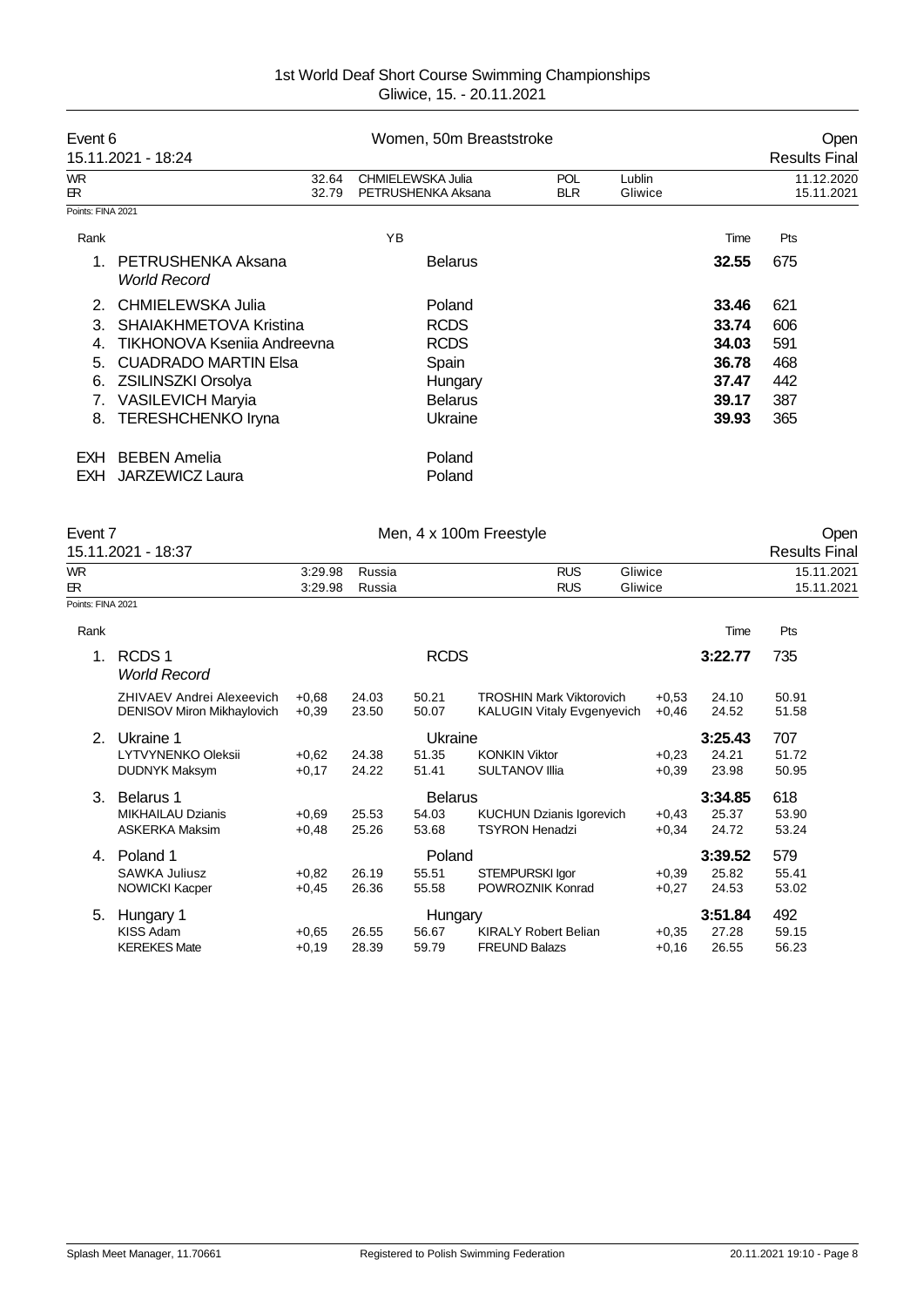# 1st World Deaf Short Course Swimming Championships
Gliwice, 15. - 20.11.2021

## Event 6 — Women, 50m Breaststroke — Open

15.11.2021 - 18:24 — Results Final

| | | | | | |
|---|---|---|---|---|---|
| WR | 32.64 | CHMIELEWSKA Julia | POL | Lublin | 11.12.2020 |
| ER | 32.79 | PETRUSHENKA Aksana | BLR | Gliwice | 15.11.2021 |

Points: FINA 2021

| Rank | Name | YB | Nation | Time | Pts |
|---|---|---|---|---|---|
| 1. | PETRUSHENKA Aksana *World Record* | | Belarus | **32.55** | 675 |
| 2. | CHMIELEWSKA Julia | | Poland | **33.46** | 621 |
| 3. | SHAIAKHMETOVA Kristina | | RCDS | **33.74** | 606 |
| 4. | TIKHONOVA Kseniia Andreevna | | RCDS | **34.03** | 591 |
| 5. | CUADRADO MARTIN Elsa | | Spain | **36.78** | 468 |
| 6. | ZSILINSZKI Orsolya | | Hungary | **37.47** | 442 |
| 7. | VASILEVICH Maryia | | Belarus | **39.17** | 387 |
| 8. | TERESHCHENKO Iryna | | Ukraine | **39.93** | 365 |
| EXH | BEBEN Amelia | | Poland | | |
| EXH | JARZEWICZ Laura | | Poland | | |

## Event 7 — Men, 4 x 100m Freestyle — Open

15.11.2021 - 18:37 — Results Final

| | | | | | |
|---|---|---|---|---|---|
| WR | 3:29.98 | Russia | RUS | Gliwice | 15.11.2021 |
| ER | 3:29.98 | Russia | RUS | Gliwice | 15.11.2021 |

Points: FINA 2021

| Rank | Team / Swimmer | RT | 50m | 100m | Swimmer | RT | 50m | 100m | Time | Pts |
|---|---|---|---|---|---|---|---|---|---|---|
| 1. | RCDS 1 *World Record* | | | | RCDS | | | | **3:22.77** | 735 |
| | ZHIVAEV Andrei Alexeevich | +0,68 | 24.03 | 50.21 | TROSHIN Mark Viktorovich | +0,53 | 24.10 | 50.91 | | |
| | DENISOV Miron Mikhaylovich | +0,39 | 23.50 | 50.07 | KALUGIN Vitaly Evgenyevich | +0,46 | 24.52 | 51.58 | | |
| 2. | Ukraine 1 | | | | Ukraine | | | | **3:25.43** | 707 |
| | LYTVYNENKO Oleksii | +0,62 | 24.38 | 51.35 | KONKIN Viktor | +0,23 | 24.21 | 51.72 | | |
| | DUDNYK Maksym | +0,17 | 24.22 | 51.41 | SULTANOV Illia | +0,39 | 23.98 | 50.95 | | |
| 3. | Belarus 1 | | | | Belarus | | | | **3:34.85** | 618 |
| | MIKHAILAU Dzianis | +0,69 | 25.53 | 54.03 | KUCHUN Dzianis Igorevich | +0,43 | 25.37 | 53.90 | | |
| | ASKERKA Maksim | +0,48 | 25.26 | 53.68 | TSYRON Henadzi | +0,34 | 24.72 | 53.24 | | |
| 4. | Poland 1 | | | | Poland | | | | **3:39.52** | 579 |
| | SAWKA Juliusz | +0,82 | 26.19 | 55.51 | STEMPURSKI Igor | +0,39 | 25.82 | 55.41 | | |
| | NOWICKI Kacper | +0,45 | 26.36 | 55.58 | POWROZNIK Konrad | +0,27 | 24.53 | 53.02 | | |
| 5. | Hungary 1 | | | | Hungary | | | | **3:51.84** | 492 |
| | KISS Adam | +0,65 | 26.55 | 56.67 | KIRALY Robert Belian | +0,35 | 27.28 | 59.15 | | |
| | KEREKES Mate | +0,19 | 28.39 | 59.79 | FREUND Balazs | +0,16 | 26.55 | 56.23 | | |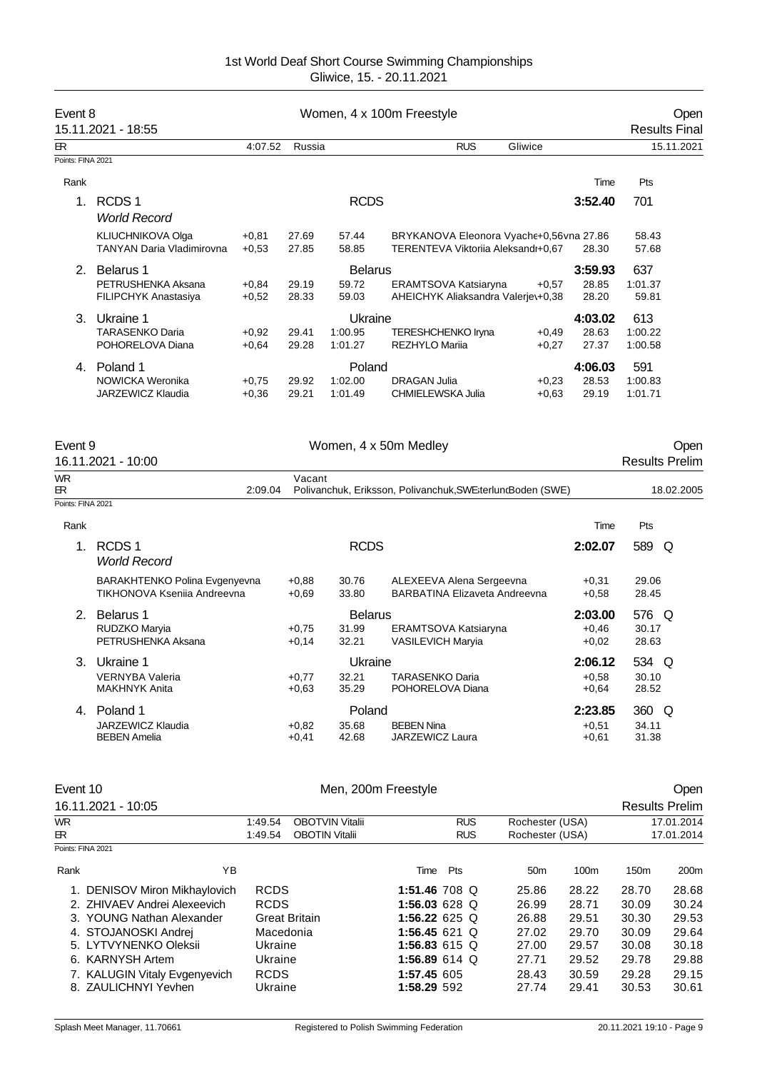1st World Deaf Short Course Swimming Championships
Gliwice, 15. - 20.11.2021

## Event 8 — Women, 4 x 100m Freestyle — Open

15.11.2021 - 18:55 — Results Final

| | | | | | |
|---|---|---|---|---|---|
| ER | 4:07.52 | Russia | RUS | Gliwice | 15.11.2021 |

Points: FINA 2021

| Rank | Team / Swimmer | RT | 50m | 100m | Swimmer | RT | 50m | 100m / Pts | Time |
|---|---|---|---|---|---|---|---|---|---|
| 1. | RCDS 1 *World Record* | | | RCDS | | | | 701 | 3:52.40 |
| | KLIUCHNIKOVA Olga | +0,81 | 27.69 | 57.44 | BRYKANOVA Eleonora Vyache | +0,56 | 27.86 | 58.43 | |
| | TANYAN Daria Vladimirovna | +0,53 | 27.85 | 58.85 | TERENTEVA Viktoriia Aleksandr | +0,67 | 28.30 | 57.68 | |
| 2. | Belarus 1 | | | Belarus | | | | 637 | 3:59.93 |
| | PETRUSHENKA Aksana | +0,84 | 29.19 | 59.72 | ERAMTSOVA Katsiaryna | +0,57 | 28.85 | 1:01.37 | |
| | FILIPCHYK Anastasiya | +0,52 | 28.33 | 59.03 | AHEICHYK Aliaksandra Valerjev | +0,38 | 28.20 | 59.81 | |
| 3. | Ukraine 1 | | | Ukraine | | | | 613 | 4:03.02 |
| | TARASENKO Daria | +0,92 | 29.41 | 1:00.95 | TERESHCHENKO Iryna | +0,49 | 28.63 | 1:00.22 | |
| | POHORELOVA Diana | +0,64 | 29.28 | 1:01.27 | REZHYLO Mariia | +0,27 | 27.37 | 1:00.58 | |
| 4. | Poland 1 | | | Poland | | | | 591 | 4:06.03 |
| | NOWICKA Weronika | +0,75 | 29.92 | 1:02.00 | DRAGAN Julia | +0,23 | 28.53 | 1:00.83 | |
| | JARZEWICZ Klaudia | +0,36 | 29.21 | 1:01.49 | CHMIELEWSKA Julia | +0,63 | 29.19 | 1:01.71 | |

## Event 9 — Women, 4 x 50m Medley — Open

16.11.2021 - 10:00 — Results Prelim

| | | | |
|---|---|---|---|
| WR | | Vacant | |
| ER | 2:09.04 | Polivanchuk, Eriksson, Polivanchuk, Sterlund Boden (SWE) | 18.02.2005 |

Points: FINA 2021

| Rank | Team / Swimmer | RT | Split | Swimmer | RT | Split | Time | Pts |
|---|---|---|---|---|---|---|---|---|
| 1. | RCDS 1 *World Record* | | RCDS | | | | 2:02.07 | 589 Q |
| | BARAKHTENKO Polina Evgenyevna | +0,88 | 30.76 | ALEXEEVA Alena Sergeevna | +0,31 | 29.06 | | |
| | TIKHONOVA Kseniia Andreevna | +0,69 | 33.80 | BARBATINA Elizaveta Andreevna | +0,58 | 28.45 | | |
| 2. | Belarus 1 | | Belarus | | | | 2:03.00 | 576 Q |
| | RUDZKO Maryia | +0,75 | 31.99 | ERAMTSOVA Katsiaryna | +0,46 | 30.17 | | |
| | PETRUSHENKA Aksana | +0,14 | 32.21 | VASILEVICH Maryia | +0,02 | 28.63 | | |
| 3. | Ukraine 1 | | Ukraine | | | | 2:06.12 | 534 Q |
| | VERNYBA Valeria | +0,77 | 32.21 | TARASENKO Daria | +0,58 | 30.10 | | |
| | MAKHNYK Anita | +0,63 | 35.29 | POHORELOVA Diana | +0,64 | 28.52 | | |
| 4. | Poland 1 | | Poland | | | | 2:23.85 | 360 Q |
| | JARZEWICZ Klaudia | +0,82 | 35.68 | BEBEN Nina | +0,51 | 34.11 | | |
| | BEBEN Amelia | +0,41 | 42.68 | JARZEWICZ Laura | +0,61 | 31.38 | | |

## Event 10 — Men, 200m Freestyle — Open

16.11.2021 - 10:05 — Results Prelim

| | | | | | |
|---|---|---|---|---|---|
| WR | 1:49.54 | OBOTVIN Vitalii | RUS | Rochester (USA) | 17.01.2014 |
| ER | 1:49.54 | OBOTIN Vitalii | RUS | Rochester (USA) | 17.01.2014 |

Points: FINA 2021

| Rank | Name | YB | Team | Time | Pts | | 50m | 100m | 150m | 200m |
|---|---|---|---|---|---|---|---|---|---|---|
| 1. | DENISOV Miron Mikhaylovich | | RCDS | 1:51.46 | 708 | Q | 25.86 | 28.22 | 28.70 | 28.68 |
| 2. | ZHIVAEV Andrei Alexeevich | | RCDS | 1:56.03 | 628 | Q | 26.99 | 28.71 | 30.09 | 30.24 |
| 3. | YOUNG Nathan Alexander | | Great Britain | 1:56.22 | 625 | Q | 26.88 | 29.51 | 30.30 | 29.53 |
| 4. | STOJANOSKI Andrej | | Macedonia | 1:56.45 | 621 | Q | 27.02 | 29.70 | 30.09 | 29.64 |
| 5. | LYTVYNENKO Oleksii | | Ukraine | 1:56.83 | 615 | Q | 27.00 | 29.57 | 30.08 | 30.18 |
| 6. | KARNYSH Artem | | Ukraine | 1:56.89 | 614 | Q | 27.71 | 29.52 | 29.78 | 29.88 |
| 7. | KALUGIN Vitaly Evgenyevich | | RCDS | 1:57.45 | 605 | | 28.43 | 30.59 | 29.28 | 29.15 |
| 8. | ZAULICHNYI Yevhen | | Ukraine | 1:58.29 | 592 | | 27.74 | 29.41 | 30.53 | 30.61 |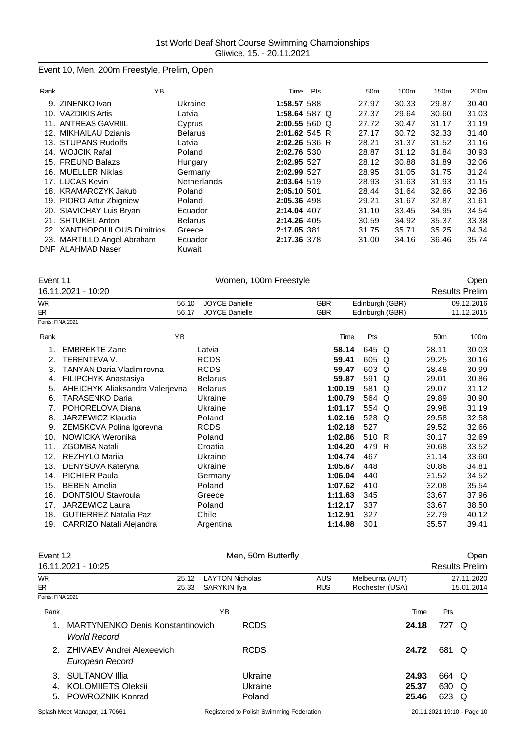## Event 10, Men, 200m Freestyle, Prelim, Open

| Rank | | YB | | Time | Pts | | 50m | 100m | 150m | 200m |
|---|---|---|---|---|---|---|---|---|---|---|
| 9. | ZINENKO Ivan | | Ukraine | 1:58.57 | 588 | | 27.97 | 30.33 | 29.87 | 30.40 |
| 10. | VAZDIKIS Artis | | Latvia | 1:58.64 | 587 | Q | 27.37 | 29.64 | 30.60 | 31.03 |
| 11. | ANTREAS GAVRIIL | | Cyprus | 2:00.55 | 560 | Q | 27.72 | 30.47 | 31.17 | 31.19 |
| 12. | MIKHAILAU Dzianis | | Belarus | 2:01.62 | 545 | R | 27.17 | 30.72 | 32.33 | 31.40 |
| 13. | STUPANS Rudolfs | | Latvia | 2:02.26 | 536 | R | 28.21 | 31.37 | 31.52 | 31.16 |
| 14. | WOJCIK Rafal | | Poland | 2:02.76 | 530 | | 28.87 | 31.12 | 31.84 | 30.93 |
| 15. | FREUND Balazs | | Hungary | 2:02.95 | 527 | | 28.12 | 30.88 | 31.89 | 32.06 |
| 16. | MUELLER Niklas | | Germany | 2:02.99 | 527 | | 28.95 | 31.05 | 31.75 | 31.24 |
| 17. | LUCAS Kevin | | Netherlands | 2:03.64 | 519 | | 28.93 | 31.63 | 31.93 | 31.15 |
| 18. | KRAMARCZYK Jakub | | Poland | 2:05.10 | 501 | | 28.44 | 31.64 | 32.66 | 32.36 |
| 19. | PIORO Artur Zbigniew | | Poland | 2:05.36 | 498 | | 29.21 | 31.67 | 32.87 | 31.61 |
| 20. | SIAVICHAY Luis Bryan | | Ecuador | 2:14.04 | 407 | | 31.10 | 33.45 | 34.95 | 34.54 |
| 21. | SHTUKEL Anton | | Belarus | 2:14.26 | 405 | | 30.59 | 34.92 | 35.37 | 33.38 |
| 22. | XANTHOPOULOUS Dimitrios | | Greece | 2:17.05 | 381 | | 31.75 | 35.71 | 35.25 | 34.34 |
| 23. | MARTILLO Angel Abraham | | Ecuador | 2:17.36 | 378 | | 31.00 | 34.16 | 36.46 | 35.74 |
| DNF | ALAHMAD Naser | | Kuwait | | | | | | | |

## Event 11 — Women, 100m Freestyle — Open

16.11.2021 - 10:20 — Results Prelim

| | | | | | |
|---|---|---|---|---|---|
| WR | 56.10 | JOYCE Danielle | GBR | Edinburgh (GBR) | 09.12.2016 |
| ER | 56.17 | JOYCE Danielle | GBR | Edinburgh (GBR) | 11.12.2015 |

Points: FINA 2021

| Rank | | YB | | Time | Pts | | 50m | 100m |
|---|---|---|---|---|---|---|---|---|
| 1. | EMBREKTE Zane | | Latvia | 58.14 | 645 | Q | 28.11 | 30.03 |
| 2. | TERENTEVA V. | | RCDS | 59.41 | 605 | Q | 29.25 | 30.16 |
| 3. | TANYAN Daria Vladimirovna | | RCDS | 59.47 | 603 | Q | 28.48 | 30.99 |
| 4. | FILIPCHYK Anastasiya | | Belarus | 59.87 | 591 | Q | 29.01 | 30.86 |
| 5. | AHEICHYK Aliaksandra Valerjevna | | Belarus | 1:00.19 | 581 | Q | 29.07 | 31.12 |
| 6. | TARASENKO Daria | | Ukraine | 1:00.79 | 564 | Q | 29.89 | 30.90 |
| 7. | POHORELOVA Diana | | Ukraine | 1:01.17 | 554 | Q | 29.98 | 31.19 |
| 8. | JARZEWICZ Klaudia | | Poland | 1:02.16 | 528 | Q | 29.58 | 32.58 |
| 9. | ZEMSKOVA Polina Igorevna | | RCDS | 1:02.18 | 527 | | 29.52 | 32.66 |
| 10. | NOWICKA Weronika | | Poland | 1:02.86 | 510 | R | 30.17 | 32.69 |
| 11. | ZGOMBA Natali | | Croatia | 1:04.20 | 479 | R | 30.68 | 33.52 |
| 12. | REZHYLO Mariia | | Ukraine | 1:04.74 | 467 | | 31.14 | 33.60 |
| 13. | DENYSOVA Kateryna | | Ukraine | 1:05.67 | 448 | | 30.86 | 34.81 |
| 14. | PICHIER Paula | | Germany | 1:06.04 | 440 | | 31.52 | 34.52 |
| 15. | BEBEN Amelia | | Poland | 1:07.62 | 410 | | 32.08 | 35.54 |
| 16. | DONTSIOU Stavroula | | Greece | 1:11.63 | 345 | | 33.67 | 37.96 |
| 17. | JARZEWICZ Laura | | Poland | 1:12.17 | 337 | | 33.67 | 38.50 |
| 18. | GUTIERREZ Natalia Paz | | Chile | 1:12.91 | 327 | | 32.79 | 40.12 |
| 19. | CARRIZO Natali Alejandra | | Argentina | 1:14.98 | 301 | | 35.57 | 39.41 |

## Event 12 — Men, 50m Butterfly — Open

16.11.2021 - 10:25 — Results Prelim

| | | | | | |
|---|---|---|---|---|---|
| WR | 25.12 | LAYTON Nicholas | AUS | Melbeurna (AUT) | 27.11.2020 |
| ER | 25.33 | SARYKIN Ilya | RUS | Rochester (USA) | 15.01.2014 |

Points: FINA 2021

| Rank | | YB | | Time | Pts | |
|---|---|---|---|---|---|---|
| 1. | MARTYNENKO Denis Konstantinovich<br>*World Record* | | RCDS | 24.18 | 727 | Q |
| 2. | ZHIVAEV Andrei Alexeevich<br>*European Record* | | RCDS | 24.72 | 681 | Q |
| 3. | SULTANOV Illia | | Ukraine | 24.93 | 664 | Q |
| 4. | KOLOMIIETS Oleksii | | Ukraine | 25.37 | 630 | Q |
| 5. | POWROZNIK Konrad | | Poland | 25.46 | 623 | Q |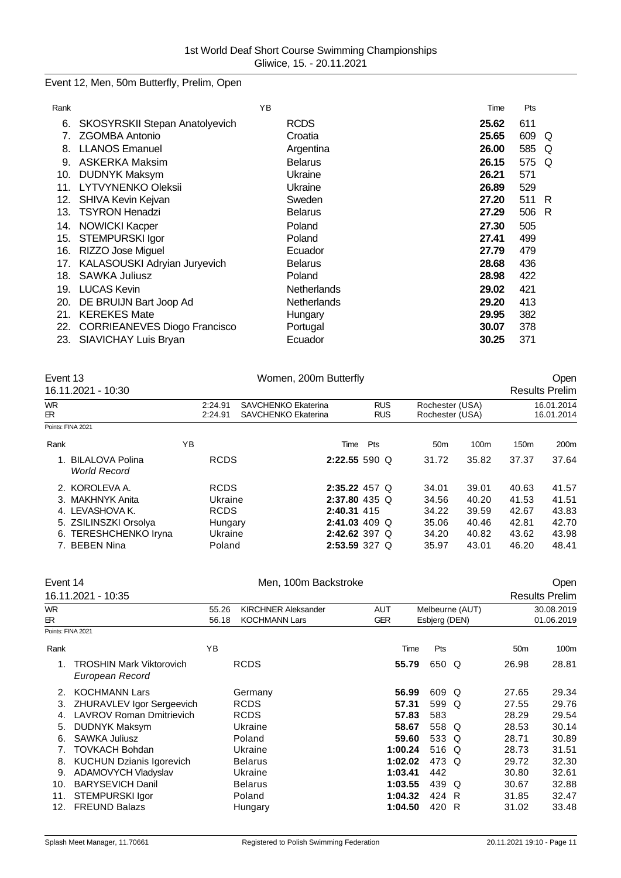## Event 12, Men, 50m Butterfly, Prelim, Open

| Rank | | YB | | Time | Pts | |
|---|---|---|---|---|---|---|
| 6. | SKOSYRSKII Stepan Anatolyevich | | RCDS | **25.62** | 611 | |
| 7. | ZGOMBA Antonio | | Croatia | **25.65** | 609 | Q |
| 8. | LLANOS Emanuel | | Argentina | **26.00** | 585 | Q |
| 9. | ASKERKA Maksim | | Belarus | **26.15** | 575 | Q |
| 10. | DUDNYK Maksym | | Ukraine | **26.21** | 571 | |
| 11. | LYTVYNENKO Oleksii | | Ukraine | **26.89** | 529 | |
| 12. | SHIVA Kevin Kejvan | | Sweden | **27.20** | 511 | R |
| 13. | TSYRON Henadzi | | Belarus | **27.29** | 506 | R |
| 14. | NOWICKI Kacper | | Poland | **27.30** | 505 | |
| 15. | STEMPURSKI Igor | | Poland | **27.41** | 499 | |
| 16. | RIZZO Jose Miguel | | Ecuador | **27.79** | 479 | |
| 17. | KALASOUSKI Adryian Juryevich | | Belarus | **28.68** | 436 | |
| 18. | SAWKA Juliusz | | Poland | **28.98** | 422 | |
| 19. | LUCAS Kevin | | Netherlands | **29.02** | 421 | |
| 20. | DE BRUIJN Bart Joop Ad | | Netherlands | **29.20** | 413 | |
| 21. | KEREKES Mate | | Hungary | **29.95** | 382 | |
| 22. | CORRIEANEVES Diogo Francisco | | Portugal | **30.07** | 378 | |
| 23. | SIAVICHAY Luis Bryan | | Ecuador | **30.25** | 371 | |

## Event 13 — Women, 200m Butterfly — Open

16.11.2021 - 10:30 — Results Prelim

| | | | | | |
|---|---|---|---|---|---|
| WR | 2:24.91 | SAVCHENKO Ekaterina | RUS | Rochester (USA) | 16.01.2014 |
| ER | 2:24.91 | SAVCHENKO Ekaterina | RUS | Rochester (USA) | 16.01.2014 |

Points: FINA 2021

| Rank | | YB | | Time | Pts | | 50m | 100m | 150m | 200m |
|---|---|---|---|---|---|---|---|---|---|---|
| 1. | BILALOVA Polina *World Record* | | RCDS | **2:22.55** | 590 | Q | 31.72 | 35.82 | 37.37 | 37.64 |
| 2. | KOROLEVA A. | | RCDS | **2:35.22** | 457 | Q | 34.01 | 39.01 | 40.63 | 41.57 |
| 3. | MAKHNYK Anita | | Ukraine | **2:37.80** | 435 | Q | 34.56 | 40.20 | 41.53 | 41.51 |
| 4. | LEVASHOVA K. | | RCDS | **2:40.31** | 415 | | 34.22 | 39.59 | 42.67 | 43.83 |
| 5. | ZSILINSZKI Orsolya | | Hungary | **2:41.03** | 409 | Q | 35.06 | 40.46 | 42.81 | 42.70 |
| 6. | TERESHCHENKO Iryna | | Ukraine | **2:42.62** | 397 | Q | 34.20 | 40.82 | 43.62 | 43.98 |
| 7. | BEBEN Nina | | Poland | **2:53.59** | 327 | Q | 35.97 | 43.01 | 46.20 | 48.41 |

## Event 14 — Men, 100m Backstroke — Open

16.11.2021 - 10:35 — Results Prelim

| | | | | | |
|---|---|---|---|---|---|
| WR | 55.26 | KIRCHNER Aleksander | AUT | Melbeurne (AUT) | 30.08.2019 |
| ER | 56.18 | KOCHMANN Lars | GER | Esbjerg (DEN) | 01.06.2019 |

Points: FINA 2021

| Rank | | YB | | Time | Pts | | 50m | 100m |
|---|---|---|---|---|---|---|---|---|
| 1. | TROSHIN Mark Viktorovich *European Record* | | RCDS | **55.79** | 650 | Q | 26.98 | 28.81 |
| 2. | KOCHMANN Lars | | Germany | **56.99** | 609 | Q | 27.65 | 29.34 |
| 3. | ZHURAVLEV Igor Sergeevich | | RCDS | **57.31** | 599 | Q | 27.55 | 29.76 |
| 4. | LAVROV Roman Dmitrievich | | RCDS | **57.83** | 583 | | 28.29 | 29.54 |
| 5. | DUDNYK Maksym | | Ukraine | **58.67** | 558 | Q | 28.53 | 30.14 |
| 6. | SAWKA Juliusz | | Poland | **59.60** | 533 | Q | 28.71 | 30.89 |
| 7. | TOVKACH Bohdan | | Ukraine | **1:00.24** | 516 | Q | 28.73 | 31.51 |
| 8. | KUCHUN Dzianis Igorevich | | Belarus | **1:02.02** | 473 | Q | 29.72 | 32.30 |
| 9. | ADAMOVYCH Vladyslav | | Ukraine | **1:03.41** | 442 | | 30.80 | 32.61 |
| 10. | BARYSEVICH Danil | | Belarus | **1:03.55** | 439 | Q | 30.67 | 32.88 |
| 11. | STEMPURSKI Igor | | Poland | **1:04.32** | 424 | R | 31.85 | 32.47 |
| 12. | FREUND Balazs | | Hungary | **1:04.50** | 420 | R | 31.02 | 33.48 |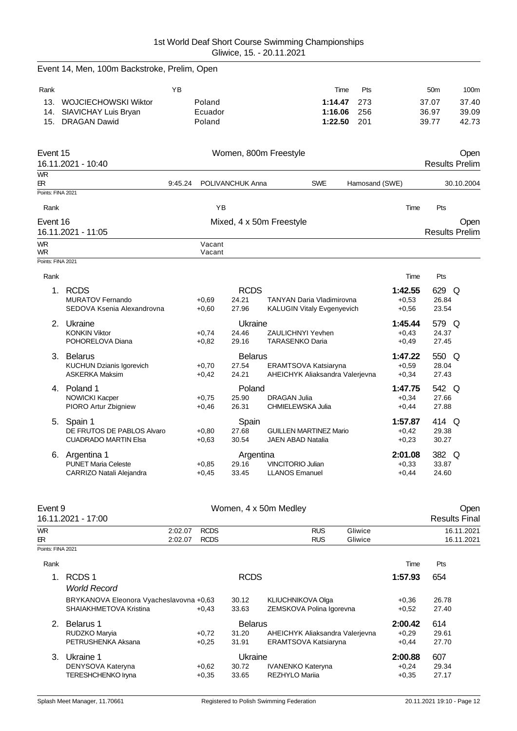1st World Deaf Short Course Swimming Championships
Gliwice, 15. - 20.11.2021

## Event 14, Men, 100m Backstroke, Prelim, Open

| Rank | | YB | | Time | Pts | 50m | 100m |
|---|---|---|---|---|---|---|---|
| 13. | WOJCIECHOWSKI Wiktor | | Poland | **1:14.47** | 273 | 37.07 | 37.40 |
| 14. | SIAVICHAY Luis Bryan | | Ecuador | **1:16.06** | 256 | 36.97 | 39.09 |
| 15. | DRAGAN Dawid | | Poland | **1:22.50** | 201 | 39.77 | 42.73 |

## Event 15 — Women, 800m Freestyle — Open

16.11.2021 - 10:40 — Results Prelim

| | | | | | |
|---|---|---|---|---|---|
| WR | | | | | |
| ER | 9:45.24 | POLIVANCHUK Anna | SWE | Hamosand (SWE) | 30.10.2004 |

Points: FINA 2021

| Rank | YB | Time | Pts |
|---|---|---|---|

## Event 16 — Mixed, 4 x 50m Freestyle — Open

16.11.2021 - 11:05 — Results Prelim

| | |
|---|---|
| WR | Vacant |
| WR | Vacant |

Points: FINA 2021

| Rank | Team / Swimmer | RT | Split | Swimmer | Time | Pts |
|---|---|---|---|---|---|---|
| 1. | **RCDS** | | **RCDS** | | **1:42.55** | 629 Q |
| | MURATOV Fernando | +0,69 | 24.21 | TANYAN Daria Vladimirovna | +0,53 | 26.84 |
| | SEDOVA Ksenia Alexandrovna | +0,60 | 27.96 | KALUGIN Vitaly Evgenyevich | +0,56 | 23.54 |
| 2. | **Ukraine** | | **Ukraine** | | **1:45.44** | 579 Q |
| | KONKIN Viktor | +0,74 | 24.46 | ZAULICHNYI Yevhen | +0,43 | 24.37 |
| | POHORELOVA Diana | +0,82 | 29.16 | TARASENKO Daria | +0,49 | 27.45 |
| 3. | **Belarus** | | **Belarus** | | **1:47.22** | 550 Q |
| | KUCHUN Dzianis Igorevich | +0,70 | 27.54 | ERAMTSOVA Katsiaryna | +0,59 | 28.04 |
| | ASKERKA Maksim | +0,42 | 24.21 | AHEICHYK Aliaksandra Valerjevna | +0,34 | 27.43 |
| 4. | **Poland 1** | | **Poland** | | **1:47.75** | 542 Q |
| | NOWICKI Kacper | +0,75 | 25.90 | DRAGAN Julia | +0,34 | 27.66 |
| | PIORO Artur Zbigniew | +0,46 | 26.31 | CHMIELEWSKA Julia | +0,44 | 27.88 |
| 5. | **Spain 1** | | **Spain** | | **1:57.87** | 414 Q |
| | DE FRUTOS DE PABLOS Alvaro | +0,80 | 27.68 | GUILLEN MARTINEZ Mario | +0,42 | 29.38 |
| | CUADRADO MARTIN Elsa | +0,63 | 30.54 | JAEN ABAD Natalia | +0,23 | 30.27 |
| 6. | **Argentina 1** | | **Argentina** | | **2:01.08** | 382 Q |
| | PUNET Maria Celeste | +0,85 | 29.16 | VINCITORIO Julian | +0,33 | 33.87 |
| | CARRIZO Natali Alejandra | +0,45 | 33.45 | LLANOS Emanuel | +0,44 | 24.60 |

## Event 9 — Women, 4 x 50m Medley — Open

16.11.2021 - 17:00 — Results Final

| | | | | | |
|---|---|---|---|---|---|
| WR | 2:02.07 | RCDS | RUS | Gliwice | 16.11.2021 |
| ER | 2:02.07 | RCDS | RUS | Gliwice | 16.11.2021 |

Points: FINA 2021

| Rank | Team / Swimmer | RT | Split | Swimmer | Time | Pts |
|---|---|---|---|---|---|---|
| 1. | **RCDS 1** | | **RCDS** | | **1:57.93** | 654 |
| | *World Record* | | | | | |
| | BRYKANOVA Eleonora Vyacheslavovna | +0,63 | 30.12 | KLIUCHNIKOVA Olga | +0,36 | 26.78 |
| | SHAIAKHMETOVA Kristina | +0,43 | 33.63 | ZEMSKOVA Polina Igorevna | +0,52 | 27.40 |
| 2. | **Belarus 1** | | **Belarus** | | **2:00.42** | 614 |
| | RUDZKO Maryia | +0,72 | 31.20 | AHEICHYK Aliaksandra Valerjevna | +0,29 | 29.61 |
| | PETRUSHENKA Aksana | +0,25 | 31.91 | ERAMTSOVA Katsiaryna | +0,44 | 27.70 |
| 3. | **Ukraine 1** | | **Ukraine** | | **2:00.88** | 607 |
| | DENYSOVA Kateryna | +0,62 | 30.72 | IVANENKO Kateryna | +0,24 | 29.34 |
| | TERESHCHENKO Iryna | +0,35 | 33.65 | REZHYLO Mariia | +0,35 | 27.17 |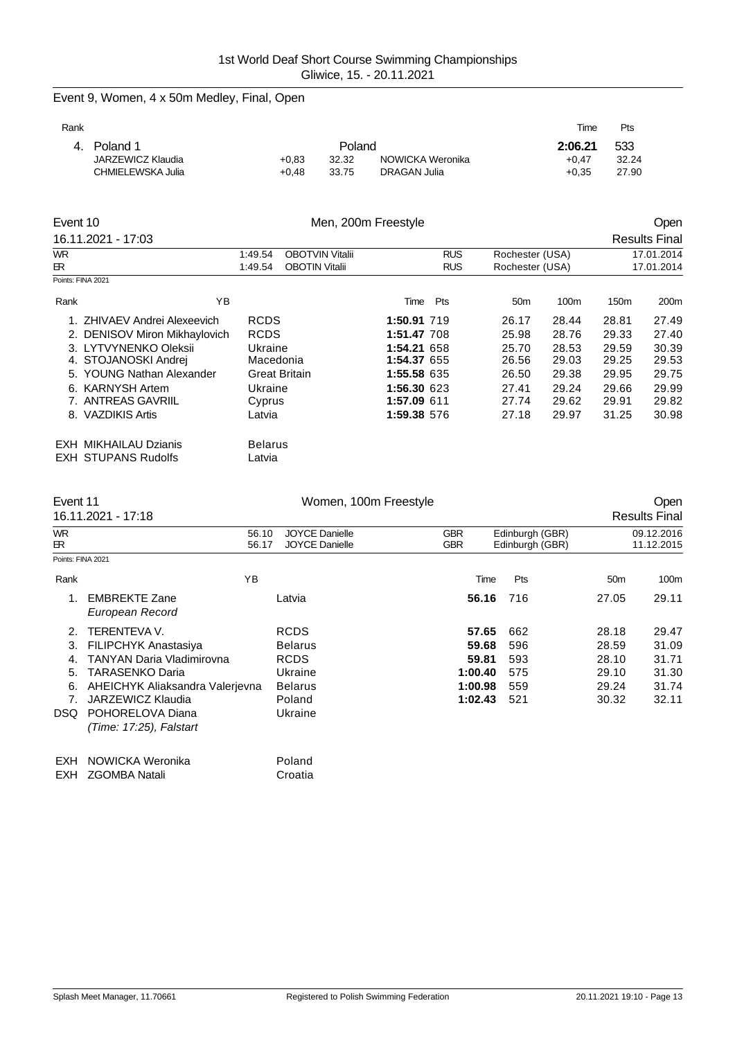## Event 9, Women, 4 x 50m Medley, Final, Open

| Rank | | | | | | Time | Pts |
|---|---|---|---|---|---|---|---|
| 4. | Poland 1 | | Poland | | | **2:06.21** | 533 |
| | JARZEWICZ Klaudia | +0,83 | 32.32 | NOWICKA Weronika | | +0,47 | 32.24 |
| | CHMIELEWSKA Julia | +0,48 | 33.75 | DRAGAN Julia | | +0,35 | 27.90 |

## Event 10 — Men, 200m Freestyle — Open

16.11.2021 - 17:03 — Results Final

| | | | | | |
|---|---|---|---|---|---|
| WR | 1:49.54 | OBOTVIN Vitalii | RUS | Rochester (USA) | 17.01.2014 |
| ER | 1:49.54 | OBOTIN Vitalii | RUS | Rochester (USA) | 17.01.2014 |

Points: FINA 2021

| Rank | | YB | | Time | Pts | 50m | 100m | 150m | 200m |
|---|---|---|---|---|---|---|---|---|---|
| 1. | ZHIVAEV Andrei Alexeevich | | RCDS | **1:50.91** | 719 | 26.17 | 28.44 | 28.81 | 27.49 |
| 2. | DENISOV Miron Mikhaylovich | | RCDS | **1:51.47** | 708 | 25.98 | 28.76 | 29.33 | 27.40 |
| 3. | LYTVYNENKO Oleksii | | Ukraine | **1:54.21** | 658 | 25.70 | 28.53 | 29.59 | 30.39 |
| 4. | STOJANOSKI Andrej | | Macedonia | **1:54.37** | 655 | 26.56 | 29.03 | 29.25 | 29.53 |
| 5. | YOUNG Nathan Alexander | | Great Britain | **1:55.58** | 635 | 26.50 | 29.38 | 29.95 | 29.75 |
| 6. | KARNYSH Artem | | Ukraine | **1:56.30** | 623 | 27.41 | 29.24 | 29.66 | 29.99 |
| 7. | ANTREAS GAVRIIL | | Cyprus | **1:57.09** | 611 | 27.74 | 29.62 | 29.91 | 29.82 |
| 8. | VAZDIKIS Artis | | Latvia | **1:59.38** | 576 | 27.18 | 29.97 | 31.25 | 30.98 |
| EXH | MIKHAILAU Dzianis | | Belarus | | | | | | |
| EXH | STUPANS Rudolfs | | Latvia | | | | | | |

## Event 11 — Women, 100m Freestyle — Open

16.11.2021 - 17:18 — Results Final

| | | | | | |
|---|---|---|---|---|---|
| WR | 56.10 | JOYCE Danielle | GBR | Edinburgh (GBR) | 09.12.2016 |
| ER | 56.17 | JOYCE Danielle | GBR | Edinburgh (GBR) | 11.12.2015 |

Points: FINA 2021

| Rank | | YB | | Time | Pts | 50m | 100m |
|---|---|---|---|---|---|---|---|
| 1. | EMBREKTE Zane<br>*European Record* | | Latvia | **56.16** | 716 | 27.05 | 29.11 |
| 2. | TERENTEVA V. | | RCDS | **57.65** | 662 | 28.18 | 29.47 |
| 3. | FILIPCHYK Anastasiya | | Belarus | **59.68** | 596 | 28.59 | 31.09 |
| 4. | TANYAN Daria Vladimirovna | | RCDS | **59.81** | 593 | 28.10 | 31.71 |
| 5. | TARASENKO Daria | | Ukraine | **1:00.40** | 575 | 29.10 | 31.30 |
| 6. | AHEICHYK Aliaksandra Valerjevna | | Belarus | **1:00.98** | 559 | 29.24 | 31.74 |
| 7. | JARZEWICZ Klaudia | | Poland | **1:02.43** | 521 | 30.32 | 32.11 |
| DSQ | POHORELOVA Diana<br>*(Time: 17:25), Falstart* | | Ukraine | | | | |
| EXH | NOWICKA Weronika | | Poland | | | | |
| EXH | ZGOMBA Natali | | Croatia | | | | |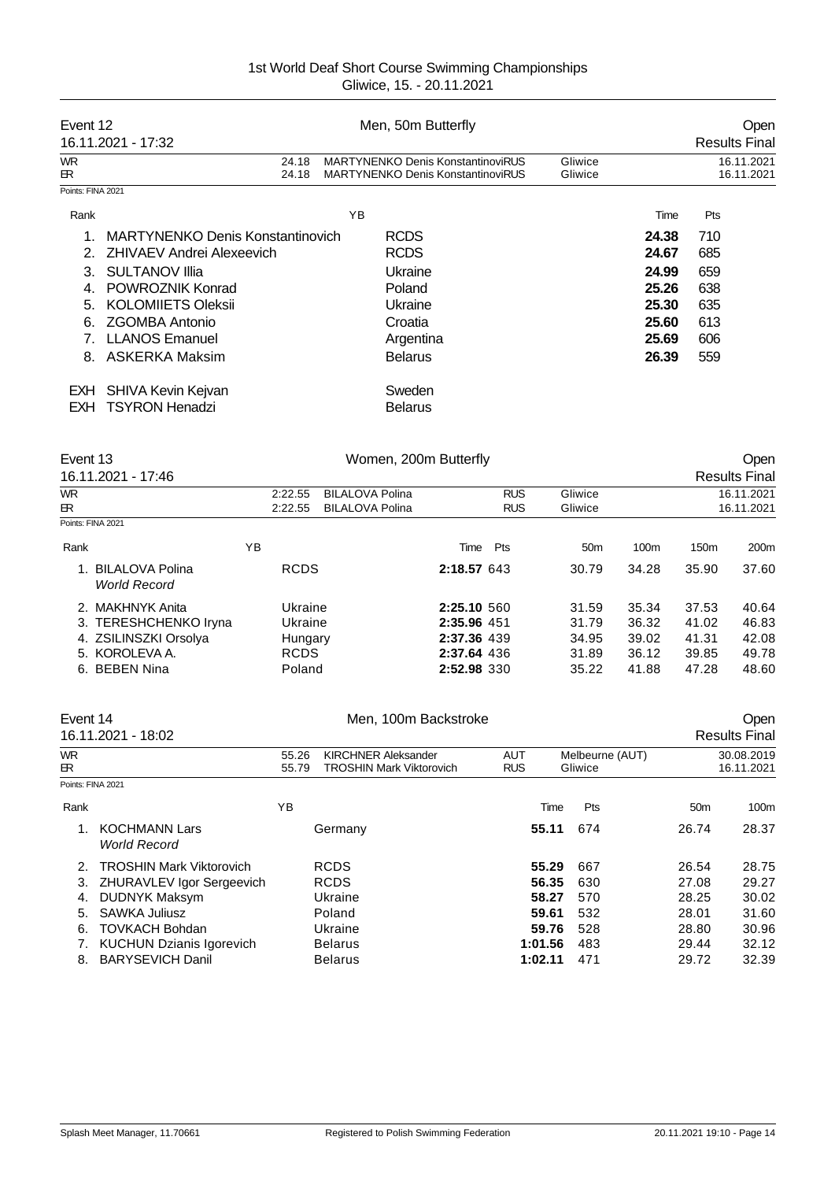# 1st World Deaf Short Course Swimming Championships
Gliwice, 15. - 20.11.2021

## Event 12 — Men, 50m Butterfly — Open

16.11.2021 - 17:32 — Results Final

| | | | | |
|---|---|---|---|---|
| WR | 24.18 | MARTYNENKO Denis KonstantinoviRUS | Gliwice | 16.11.2021 |
| ER | 24.18 | MARTYNENKO Denis KonstantinoviRUS | Gliwice | 16.11.2021 |

Points: FINA 2021

| Rank | Name | YB | Club | Time | Pts |
|---|---|---|---|---|---|
| 1. | MARTYNENKO Denis Konstantinovich | | RCDS | **24.38** | 710 |
| 2. | ZHIVAEV Andrei Alexeevich | | RCDS | **24.67** | 685 |
| 3. | SULTANOV Illia | | Ukraine | **24.99** | 659 |
| 4. | POWROZNIK Konrad | | Poland | **25.26** | 638 |
| 5. | KOLOMIIETS Oleksii | | Ukraine | **25.30** | 635 |
| 6. | ZGOMBA Antonio | | Croatia | **25.60** | 613 |
| 7. | LLANOS Emanuel | | Argentina | **25.69** | 606 |
| 8. | ASKERKA Maksim | | Belarus | **26.39** | 559 |
| EXH | SHIVA Kevin Kejvan | | Sweden | | |
| EXH | TSYRON Henadzi | | Belarus | | |

## Event 13 — Women, 200m Butterfly — Open

16.11.2021 - 17:46 — Results Final

| | | | | | |
|---|---|---|---|---|---|
| WR | 2:22.55 | BILALOVA Polina | RUS | Gliwice | 16.11.2021 |
| ER | 2:22.55 | BILALOVA Polina | RUS | Gliwice | 16.11.2021 |

Points: FINA 2021

| Rank | Name | YB | Club | Time | Pts | 50m | 100m | 150m | 200m |
|---|---|---|---|---|---|---|---|---|---|
| 1. | BILALOVA Polina *World Record* | | RCDS | **2:18.57** | 643 | 30.79 | 34.28 | 35.90 | 37.60 |
| 2. | MAKHNYK Anita | | Ukraine | **2:25.10** | 560 | 31.59 | 35.34 | 37.53 | 40.64 |
| 3. | TERESHCHENKO Iryna | | Ukraine | **2:35.96** | 451 | 31.79 | 36.32 | 41.02 | 46.83 |
| 4. | ZSILINSZKI Orsolya | | Hungary | **2:37.36** | 439 | 34.95 | 39.02 | 41.31 | 42.08 |
| 5. | KOROLEVA A. | | RCDS | **2:37.64** | 436 | 31.89 | 36.12 | 39.85 | 49.78 |
| 6. | BEBEN Nina | | Poland | **2:52.98** | 330 | 35.22 | 41.88 | 47.28 | 48.60 |

## Event 14 — Men, 100m Backstroke — Open

16.11.2021 - 18:02 — Results Final

| | | | | | |
|---|---|---|---|---|---|
| WR | 55.26 | KIRCHNER Aleksander | AUT | Melbeurne (AUT) | 30.08.2019 |
| ER | 55.79 | TROSHIN Mark Viktorovich | RUS | Gliwice | 16.11.2021 |

Points: FINA 2021

| Rank | Name | YB | Club | Time | Pts | 50m | 100m |
|---|---|---|---|---|---|---|---|
| 1. | KOCHMANN Lars *World Record* | | Germany | **55.11** | 674 | 26.74 | 28.37 |
| 2. | TROSHIN Mark Viktorovich | | RCDS | **55.29** | 667 | 26.54 | 28.75 |
| 3. | ZHURAVLEV Igor Sergeevich | | RCDS | **56.35** | 630 | 27.08 | 29.27 |
| 4. | DUDNYK Maksym | | Ukraine | **58.27** | 570 | 28.25 | 30.02 |
| 5. | SAWKA Juliusz | | Poland | **59.61** | 532 | 28.01 | 31.60 |
| 6. | TOVKACH Bohdan | | Ukraine | **59.76** | 528 | 28.80 | 30.96 |
| 7. | KUCHUN Dzianis Igorevich | | Belarus | **1:01.56** | 483 | 29.44 | 32.12 |
| 8. | BARYSEVICH Danil | | Belarus | **1:02.11** | 471 | 29.72 | 32.39 |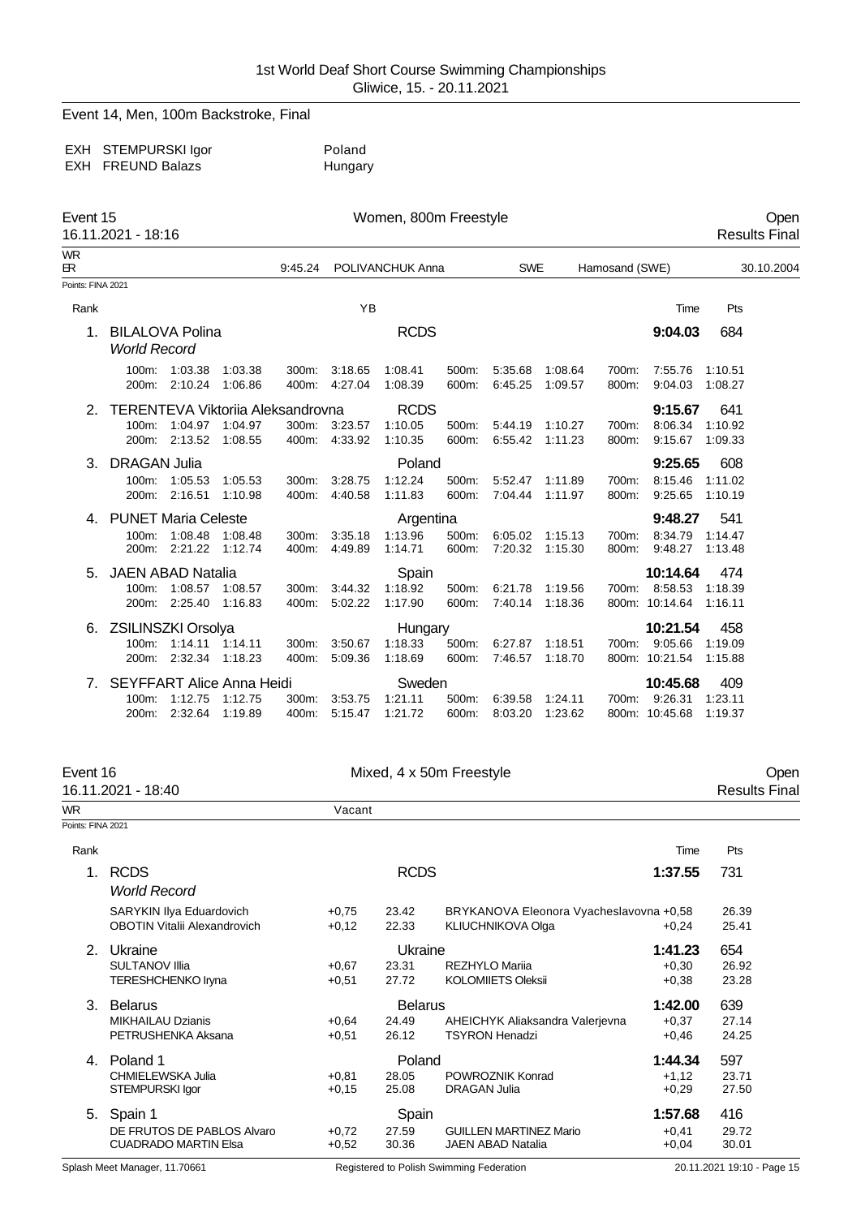1st World Deaf Short Course Swimming Championships
Gliwice, 15. - 20.11.2021

## Event 14, Men, 100m Backstroke, Final

| | | |
|---|---|---|
| EXH | STEMPURSKI Igor | Poland |
| EXH | FREUND Balazs | Hungary |

## Event 15 — Women, 800m Freestyle — Open

16.11.2021 - 18:16 — Results Final

WR
ER — 9:45.24 — POLIVANCHUK Anna — SWE — Hamosand (SWE) — 30.10.2004

Points: FINA 2021

| Rank | Name | YB | Club | Time | Pts |
|---|---|---|---|---|---|
| 1. | BILALOVA Polina *World Record* | | RCDS | 9:04.03 | 684 |
| | 100m: 1:03.38 1:03.38 / 200m: 2:10.24 1:06.86 / 300m: 3:18.65 1:08.41 / 400m: 4:27.04 1:08.39 / 500m: 5:35.68 1:08.64 / 600m: 6:45.25 1:09.57 / 700m: 7:55.76 1:10.51 / 800m: 9:04.03 1:08.27 | | | | |
| 2. | TERENTEVA Viktoriia Aleksandrovna | | RCDS | 9:15.67 | 641 |
| | 100m: 1:04.97 1:04.97 / 200m: 2:13.52 1:08.55 / 300m: 3:23.57 1:10.05 / 400m: 4:33.92 1:10.35 / 500m: 5:44.19 1:10.27 / 600m: 6:55.42 1:11.23 / 700m: 8:06.34 1:10.92 / 800m: 9:15.67 1:09.33 | | | | |
| 3. | DRAGAN Julia | | Poland | 9:25.65 | 608 |
| | 100m: 1:05.53 1:05.53 / 200m: 2:16.51 1:10.98 / 300m: 3:28.75 1:12.24 / 400m: 4:40.58 1:11.83 / 500m: 5:52.47 1:11.89 / 600m: 7:04.44 1:11.97 / 700m: 8:15.46 1:11.02 / 800m: 9:25.65 1:10.19 | | | | |
| 4. | PUNET Maria Celeste | | Argentina | 9:48.27 | 541 |
| | 100m: 1:08.48 1:08.48 / 200m: 2:21.22 1:12.74 / 300m: 3:35.18 1:13.96 / 400m: 4:49.89 1:14.71 / 500m: 6:05.02 1:15.13 / 600m: 7:20.32 1:15.30 / 700m: 8:34.79 1:14.47 / 800m: 9:48.27 1:13.48 | | | | |
| 5. | JAEN ABAD Natalia | | Spain | 10:14.64 | 474 |
| | 100m: 1:08.57 1:08.57 / 200m: 2:25.40 1:16.83 / 300m: 3:44.32 1:18.92 / 400m: 5:02.22 1:17.90 / 500m: 6:21.78 1:19.56 / 600m: 7:40.14 1:18.36 / 700m: 8:58.53 1:18.39 / 800m: 10:14.64 1:16.11 | | | | |
| 6. | ZSILINSZKI Orsolya | | Hungary | 10:21.54 | 458 |
| | 100m: 1:14.11 1:14.11 / 200m: 2:32.34 1:18.23 / 300m: 3:50.67 1:18.33 / 400m: 5:09.36 1:18.69 / 500m: 6:27.87 1:18.51 / 600m: 7:46.57 1:18.70 / 700m: 9:05.66 1:19.09 / 800m: 10:21.54 1:15.88 | | | | |
| 7. | SEYFFART Alice Anna Heidi | | Sweden | 10:45.68 | 409 |
| | 100m: 1:12.75 1:12.75 / 200m: 2:32.64 1:19.89 / 300m: 3:53.75 1:21.11 / 400m: 5:15.47 1:21.72 / 500m: 6:39.58 1:24.11 / 600m: 8:03.20 1:23.62 / 700m: 9:26.31 1:23.11 / 800m: 10:45.68 1:19.37 | | | | |

## Event 16 — Mixed, 4 x 50m Freestyle — Open

16.11.2021 - 18:40 — Results Final

WR — Vacant

Points: FINA 2021

| Rank | Team / Swimmer | Reaction | Split | Swimmer | Reaction | Time / Split | Pts |
|---|---|---|---|---|---|---|---|
| 1. | RCDS *World Record* | | RCDS | | | 1:37.55 | 731 |
| | SARYKIN Ilya Eduardovich | +0,75 | 23.42 | BRYKANOVA Eleonora Vyacheslavovna | +0,58 | 26.39 | |
| | OBOTIN Vitalii Alexandrovich | +0,12 | 22.33 | KLIUCHNIKOVA Olga | +0,24 | 25.41 | |
| 2. | Ukraine | | Ukraine | | | 1:41.23 | 654 |
| | SULTANOV Illia | +0,67 | 23.31 | REZHYLO Mariia | +0,30 | 26.92 | |
| | TERESHCHENKO Iryna | +0,51 | 27.72 | KOLOMIIETS Oleksii | +0,38 | 23.28 | |
| 3. | Belarus | | Belarus | | | 1:42.00 | 639 |
| | MIKHAILAU Dzianis | +0,64 | 24.49 | AHEICHYK Aliaksandra Valerjevna | +0,37 | 27.14 | |
| | PETRUSHENKA Aksana | +0,51 | 26.12 | TSYRON Henadzi | +0,46 | 24.25 | |
| 4. | Poland 1 | | Poland | | | 1:44.34 | 597 |
| | CHMIELEWSKA Julia | +0,81 | 28.05 | POWROZNIK Konrad | +1,12 | 23.71 | |
| | STEMPURSKI Igor | +0,15 | 25.08 | DRAGAN Julia | +0,29 | 27.50 | |
| 5. | Spain 1 | | Spain | | | 1:57.68 | 416 |
| | DE FRUTOS DE PABLOS Alvaro | +0,72 | 27.59 | GUILLEN MARTINEZ Mario | +0,41 | 29.72 | |
| | CUADRADO MARTIN Elsa | +0,52 | 30.36 | JAEN ABAD Natalia | +0,04 | 30.01 | |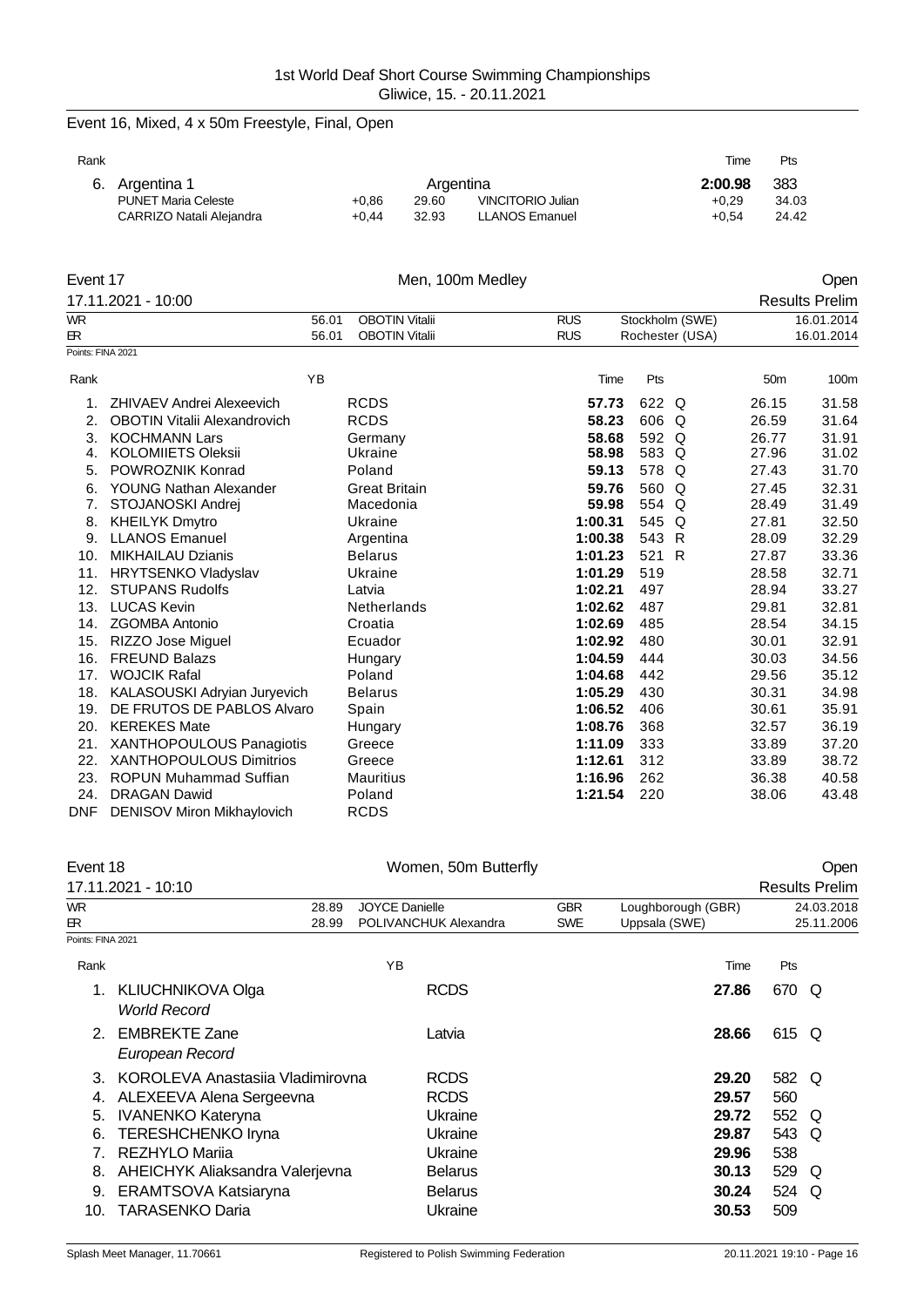1st World Deaf Short Course Swimming Championships
Gliwice, 15. - 20.11.2021

## Event 16, Mixed, 4 x 50m Freestyle, Final, Open

| Rank | | | | | | Time | Pts |
|---|---|---|---|---|---|---|---|
| 6. | Argentina 1 | | | Argentina | | 2:00.98 | 383 |
| | PUNET Maria Celeste | +0,86 | 29.60 | VINCITORIO Julian | | +0,29 | 34.03 |
| | CARRIZO Natali Alejandra | +0,44 | 32.93 | LLANOS Emanuel | | +0,54 | 24.42 |

## Event 17 — Men, 100m Medley — Open

17.11.2021 - 10:00 — Results Prelim

| | | | | | |
|---|---|---|---|---|---|
| WR | 56.01 | OBOTIN Vitalii | RUS | Stockholm (SWE) | 16.01.2014 |
| ER | 56.01 | OBOTIN Vitalii | RUS | Rochester (USA) | 16.01.2014 |

Points: FINA 2021

| Rank | | YB | | Time | Pts | | 50m | 100m |
|---|---|---|---|---|---|---|---|---|
| 1. | ZHIVAEV Andrei Alexeevich | | RCDS | 57.73 | 622 | Q | 26.15 | 31.58 |
| 2. | OBOTIN Vitalii Alexandrovich | | RCDS | 58.23 | 606 | Q | 26.59 | 31.64 |
| 3. | KOCHMANN Lars | | Germany | 58.68 | 592 | Q | 26.77 | 31.91 |
| 4. | KOLOMIIETS Oleksii | | Ukraine | 58.98 | 583 | Q | 27.96 | 31.02 |
| 5. | POWROZNIK Konrad | | Poland | 59.13 | 578 | Q | 27.43 | 31.70 |
| 6. | YOUNG Nathan Alexander | | Great Britain | 59.76 | 560 | Q | 27.45 | 32.31 |
| 7. | STOJANOSKI Andrej | | Macedonia | 59.98 | 554 | Q | 28.49 | 31.49 |
| 8. | KHEILYK Dmytro | | Ukraine | 1:00.31 | 545 | Q | 27.81 | 32.50 |
| 9. | LLANOS Emanuel | | Argentina | 1:00.38 | 543 | R | 28.09 | 32.29 |
| 10. | MIKHAILAU Dzianis | | Belarus | 1:01.23 | 521 | R | 27.87 | 33.36 |
| 11. | HRYTSENKO Vladyslav | | Ukraine | 1:01.29 | 519 | | 28.58 | 32.71 |
| 12. | STUPANS Rudolfs | | Latvia | 1:02.21 | 497 | | 28.94 | 33.27 |
| 13. | LUCAS Kevin | | Netherlands | 1:02.62 | 487 | | 29.81 | 32.81 |
| 14. | ZGOMBA Antonio | | Croatia | 1:02.69 | 485 | | 28.54 | 34.15 |
| 15. | RIZZO Jose Miguel | | Ecuador | 1:02.92 | 480 | | 30.01 | 32.91 |
| 16. | FREUND Balazs | | Hungary | 1:04.59 | 444 | | 30.03 | 34.56 |
| 17. | WOJCIK Rafal | | Poland | 1:04.68 | 442 | | 29.56 | 35.12 |
| 18. | KALASOUSKI Adryian Juryevich | | Belarus | 1:05.29 | 430 | | 30.31 | 34.98 |
| 19. | DE FRUTOS DE PABLOS Alvaro | | Spain | 1:06.52 | 406 | | 30.61 | 35.91 |
| 20. | KEREKES Mate | | Hungary | 1:08.76 | 368 | | 32.57 | 36.19 |
| 21. | XANTHOPOULOUS Panagiotis | | Greece | 1:11.09 | 333 | | 33.89 | 37.20 |
| 22. | XANTHOPOULOUS Dimitrios | | Greece | 1:12.61 | 312 | | 33.89 | 38.72 |
| 23. | ROPUN Muhammad Suffian | | Mauritius | 1:16.96 | 262 | | 36.38 | 40.58 |
| 24. | DRAGAN Dawid | | Poland | 1:21.54 | 220 | | 38.06 | 43.48 |
| DNF | DENISOV Miron Mikhaylovich | | RCDS | | | | | |

## Event 18 — Women, 50m Butterfly — Open

17.11.2021 - 10:10 — Results Prelim

| | | | | | |
|---|---|---|---|---|---|
| WR | 28.89 | JOYCE Danielle | GBR | Loughborough (GBR) | 24.03.2018 |
| ER | 28.99 | POLIVANCHUK Alexandra | SWE | Uppsala (SWE) | 25.11.2006 |

Points: FINA 2021

| Rank | | YB | | Time | Pts | |
|---|---|---|---|---|---|---|
| 1. | KLIUCHNIKOVA Olga *World Record* | | RCDS | 27.86 | 670 | Q |
| 2. | EMBREKTE Zane *European Record* | | Latvia | 28.66 | 615 | Q |
| 3. | KOROLEVA Anastasiia Vladimirovna | | RCDS | 29.20 | 582 | Q |
| 4. | ALEXEEVA Alena Sergeevna | | RCDS | 29.57 | 560 | |
| 5. | IVANENKO Kateryna | | Ukraine | 29.72 | 552 | Q |
| 6. | TERESHCHENKO Iryna | | Ukraine | 29.87 | 543 | Q |
| 7. | REZHYLO Mariia | | Ukraine | 29.96 | 538 | |
| 8. | AHEICHYK Aliaksandra Valerjevna | | Belarus | 30.13 | 529 | Q |
| 9. | ERAMTSOVA Katsiaryna | | Belarus | 30.24 | 524 | Q |
| 10. | TARASENKO Daria | | Ukraine | 30.53 | 509 | |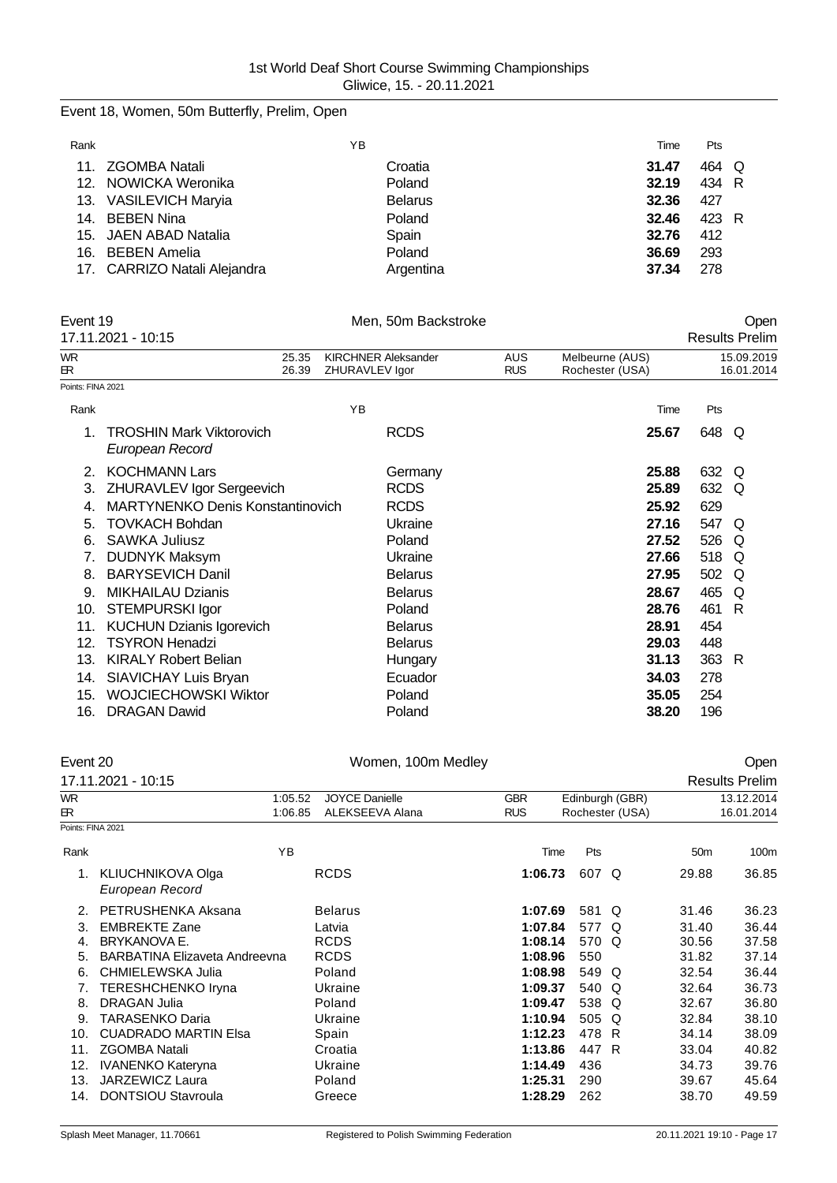Event 18, Women, 50m Butterfly, Prelim, Open

| Rank | | YB | | Time | Pts | |
|---|---|---|---|---|---|---|
| 11. | ZGOMBA Natali | | Croatia | **31.47** | 464 | Q |
| 12. | NOWICKA Weronika | | Poland | **32.19** | 434 | R |
| 13. | VASILEVICH Maryia | | Belarus | **32.36** | 427 | |
| 14. | BEBEN Nina | | Poland | **32.46** | 423 | R |
| 15. | JAEN ABAD Natalia | | Spain | **32.76** | 412 | |
| 16. | BEBEN Amelia | | Poland | **36.69** | 293 | |
| 17. | CARRIZO Natali Alejandra | | Argentina | **37.34** | 278 | |

## Event 19 — Men, 50m Backstroke — Open

17.11.2021 - 10:15 — Results Prelim

| | | | | | |
|---|---|---|---|---|---|
| WR | 25.35 | KIRCHNER Aleksander | AUS | Melbeurne (AUS) | 15.09.2019 |
| ER | 26.39 | ZHURAVLEV Igor | RUS | Rochester (USA) | 16.01.2014 |

Points: FINA 2021

| Rank | | YB | | Time | Pts | |
|---|---|---|---|---|---|---|
| 1. | TROSHIN Mark Viktorovich *European Record* | | RCDS | **25.67** | 648 | Q |
| 2. | KOCHMANN Lars | | Germany | **25.88** | 632 | Q |
| 3. | ZHURAVLEV Igor Sergeevich | | RCDS | **25.89** | 632 | Q |
| 4. | MARTYNENKO Denis Konstantinovich | | RCDS | **25.92** | 629 | |
| 5. | TOVKACH Bohdan | | Ukraine | **27.16** | 547 | Q |
| 6. | SAWKA Juliusz | | Poland | **27.52** | 526 | Q |
| 7. | DUDNYK Maksym | | Ukraine | **27.66** | 518 | Q |
| 8. | BARYSEVICH Danil | | Belarus | **27.95** | 502 | Q |
| 9. | MIKHAILAU Dzianis | | Belarus | **28.67** | 465 | Q |
| 10. | STEMPURSKI Igor | | Poland | **28.76** | 461 | R |
| 11. | KUCHUN Dzianis Igorevich | | Belarus | **28.91** | 454 | |
| 12. | TSYRON Henadzi | | Belarus | **29.03** | 448 | |
| 13. | KIRALY Robert Belian | | Hungary | **31.13** | 363 | R |
| 14. | SIAVICHAY Luis Bryan | | Ecuador | **34.03** | 278 | |
| 15. | WOJCIECHOWSKI Wiktor | | Poland | **35.05** | 254 | |
| 16. | DRAGAN Dawid | | Poland | **38.20** | 196 | |

## Event 20 — Women, 100m Medley — Open

17.11.2021 - 10:15 — Results Prelim

| | | | | | |
|---|---|---|---|---|---|
| WR | 1:05.52 | JOYCE Danielle | GBR | Edinburgh (GBR) | 13.12.2014 |
| ER | 1:06.85 | ALEKSEEVA Alana | RUS | Rochester (USA) | 16.01.2014 |

Points: FINA 2021

| Rank | | YB | | Time | Pts | | 50m | 100m |
|---|---|---|---|---|---|---|---|---|
| 1. | KLIUCHNIKOVA Olga *European Record* | | RCDS | **1:06.73** | 607 | Q | 29.88 | 36.85 |
| 2. | PETRUSHENKA Aksana | | Belarus | **1:07.69** | 581 | Q | 31.46 | 36.23 |
| 3. | EMBREKTE Zane | | Latvia | **1:07.84** | 577 | Q | 31.40 | 36.44 |
| 4. | BRYKANOVA E. | | RCDS | **1:08.14** | 570 | Q | 30.56 | 37.58 |
| 5. | BARBATINA Elizaveta Andreevna | | RCDS | **1:08.96** | 550 | | 31.82 | 37.14 |
| 6. | CHMIELEWSKA Julia | | Poland | **1:08.98** | 549 | Q | 32.54 | 36.44 |
| 7. | TERESHCHENKO Iryna | | Ukraine | **1:09.37** | 540 | Q | 32.64 | 36.73 |
| 8. | DRAGAN Julia | | Poland | **1:09.47** | 538 | Q | 32.67 | 36.80 |
| 9. | TARASENKO Daria | | Ukraine | **1:10.94** | 505 | Q | 32.84 | 38.10 |
| 10. | CUADRADO MARTIN Elsa | | Spain | **1:12.23** | 478 | R | 34.14 | 38.09 |
| 11. | ZGOMBA Natali | | Croatia | **1:13.86** | 447 | R | 33.04 | 40.82 |
| 12. | IVANENKO Kateryna | | Ukraine | **1:14.49** | 436 | | 34.73 | 39.76 |
| 13. | JARZEWICZ Laura | | Poland | **1:25.31** | 290 | | 39.67 | 45.64 |
| 14. | DONTSIOU Stavroula | | Greece | **1:28.29** | 262 | | 38.70 | 49.59 |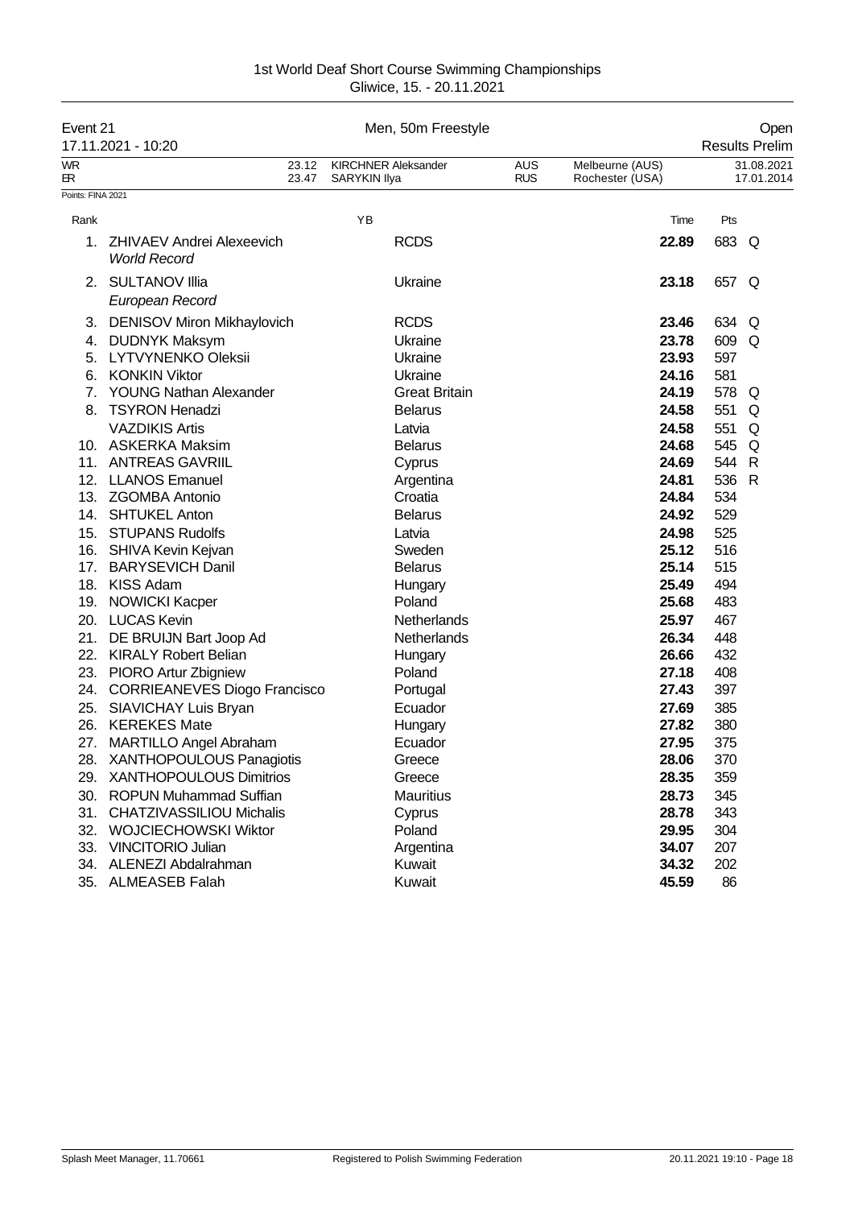1st World Deaf Short Course Swimming Championships
Gliwice, 15. - 20.11.2021

## Event 21 — Men, 50m Freestyle — Open

17.11.2021 - 10:20 — Results Prelim

| | Time | Name | Country | Place | Date |
|---|---|---|---|---|---|
| WR | 23.12 | KIRCHNER Aleksander | AUS | Melbeurne (AUS) | 31.08.2021 |
| ER | 23.47 | SARYKIN Ilya | RUS | Rochester (USA) | 17.01.2014 |

Points: FINA 2021

| Rank | Name | YB | Club | Time | Pts | |
|---|---|---|---|---|---|---|
| 1. | ZHIVAEV Andrei Alexeevich *World Record* | | RCDS | **22.89** | 683 | Q |
| 2. | SULTANOV Illia *European Record* | | Ukraine | **23.18** | 657 | Q |
| 3. | DENISOV Miron Mikhaylovich | | RCDS | **23.46** | 634 | Q |
| 4. | DUDNYK Maksym | | Ukraine | **23.78** | 609 | Q |
| 5. | LYTVYNENKO Oleksii | | Ukraine | **23.93** | 597 | |
| 6. | KONKIN Viktor | | Ukraine | **24.16** | 581 | |
| 7. | YOUNG Nathan Alexander | | Great Britain | **24.19** | 578 | Q |
| 8. | TSYRON Henadzi | | Belarus | **24.58** | 551 | Q |
| | VAZDIKIS Artis | | Latvia | **24.58** | 551 | Q |
| 10. | ASKERKA Maksim | | Belarus | **24.68** | 545 | Q |
| 11. | ANTREAS GAVRIIL | | Cyprus | **24.69** | 544 | R |
| 12. | LLANOS Emanuel | | Argentina | **24.81** | 536 | R |
| 13. | ZGOMBA Antonio | | Croatia | **24.84** | 534 | |
| 14. | SHTUKEL Anton | | Belarus | **24.92** | 529 | |
| 15. | STUPANS Rudolfs | | Latvia | **24.98** | 525 | |
| 16. | SHIVA Kevin Kejvan | | Sweden | **25.12** | 516 | |
| 17. | BARYSEVICH Danil | | Belarus | **25.14** | 515 | |
| 18. | KISS Adam | | Hungary | **25.49** | 494 | |
| 19. | NOWICKI Kacper | | Poland | **25.68** | 483 | |
| 20. | LUCAS Kevin | | Netherlands | **25.97** | 467 | |
| 21. | DE BRUIJN Bart Joop Ad | | Netherlands | **26.34** | 448 | |
| 22. | KIRALY Robert Belian | | Hungary | **26.66** | 432 | |
| 23. | PIORO Artur Zbigniew | | Poland | **27.18** | 408 | |
| 24. | CORRIEANEVES Diogo Francisco | | Portugal | **27.43** | 397 | |
| 25. | SIAVICHAY Luis Bryan | | Ecuador | **27.69** | 385 | |
| 26. | KEREKES Mate | | Hungary | **27.82** | 380 | |
| 27. | MARTILLO Angel Abraham | | Ecuador | **27.95** | 375 | |
| 28. | XANTHOPOULOUS Panagiotis | | Greece | **28.06** | 370 | |
| 29. | XANTHOPOULOUS Dimitrios | | Greece | **28.35** | 359 | |
| 30. | ROPUN Muhammad Suffian | | Mauritius | **28.73** | 345 | |
| 31. | CHATZIVASSILIOU Michalis | | Cyprus | **28.78** | 343 | |
| 32. | WOJCIECHOWSKI Wiktor | | Poland | **29.95** | 304 | |
| 33. | VINCITORIO Julian | | Argentina | **34.07** | 207 | |
| 34. | ALENEZI Abdalrahman | | Kuwait | **34.32** | 202 | |
| 35. | ALMEASEB Falah | | Kuwait | **45.59** | 86 | |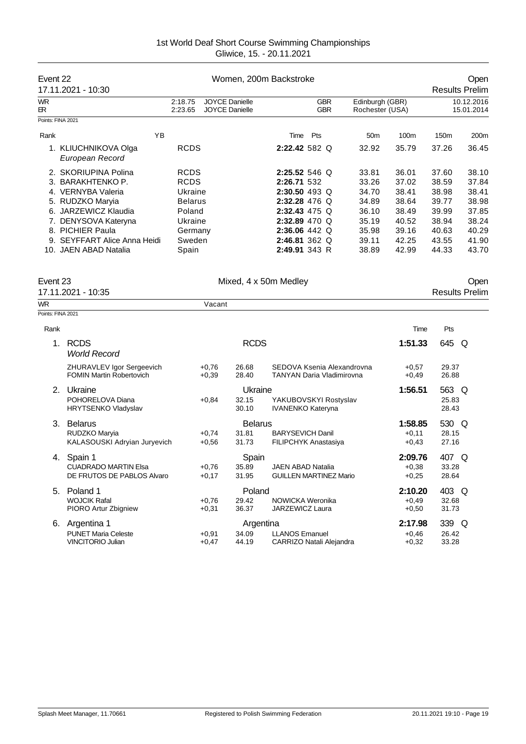1st World Deaf Short Course Swimming Championships
Gliwice, 15. - 20.11.2021

## Event 22 — Women, 200m Backstroke — Open

17.11.2021 - 10:30 — Results Prelim

| | | | | | | |
|---|---|---|---|---|---|---|
| WR | 2:18.75 | JOYCE Danielle | GBR | Edinburgh (GBR) | 10.12.2016 |
| ER | 2:23.65 | JOYCE Danielle | GBR | Rochester (USA) | 15.01.2014 |

Points: FINA 2021

| Rank | Name | YB | Club | Time | Pts | | 50m | 100m | 150m | 200m |
|---|---|---|---|---|---|---|---|---|---|---|
| 1. | KLIUCHNIKOVA Olga *European Record* | | RCDS | **2:22.42** | 582 | Q | 32.92 | 35.79 | 37.26 | 36.45 |
| 2. | SKORIUPINA Polina | | RCDS | **2:25.52** | 546 | Q | 33.81 | 36.01 | 37.60 | 38.10 |
| 3. | BARAKHTENKO P. | | RCDS | **2:26.71** | 532 | | 33.26 | 37.02 | 38.59 | 37.84 |
| 4. | VERNYBA Valeria | | Ukraine | **2:30.50** | 493 | Q | 34.70 | 38.41 | 38.98 | 38.41 |
| 5. | RUDZKO Maryia | | Belarus | **2:32.28** | 476 | Q | 34.89 | 38.64 | 39.77 | 38.98 |
| 6. | JARZEWICZ Klaudia | | Poland | **2:32.43** | 475 | Q | 36.10 | 38.49 | 39.99 | 37.85 |
| 7. | DENYSOVA Kateryna | | Ukraine | **2:32.89** | 470 | Q | 35.19 | 40.52 | 38.94 | 38.24 |
| 8. | PICHIER Paula | | Germany | **2:36.06** | 442 | Q | 35.98 | 39.16 | 40.63 | 40.29 |
| 9. | SEYFFART Alice Anna Heidi | | Sweden | **2:46.81** | 362 | Q | 39.11 | 42.25 | 43.55 | 41.90 |
| 10. | JAEN ABAD Natalia | | Spain | **2:49.91** | 343 | R | 38.89 | 42.99 | 44.33 | 43.70 |

## Event 23 — Mixed, 4 x 50m Medley — Open

17.11.2021 - 10:35 — Results Prelim

WR: Vacant

Points: FINA 2021

| Rank | Team | Reaction | Split | Swimmer | Reaction | Time | Pts |
|---|---|---|---|---|---|---|---|
| 1. | **RCDS** *World Record* | | | **RCDS** | | **1:51.33** | 645 Q |
| | ZHURAVLEV Igor Sergeevich | +0,76 | 26.68 | SEDOVA Ksenia Alexandrovna | +0,57 | | 29.37 |
| | FOMIN Martin Robertovich | +0,39 | 28.40 | TANYAN Daria Vladimirovna | +0,49 | | 26.88 |
| 2. | **Ukraine** | | | **Ukraine** | | **1:56.51** | 563 Q |
| | POHORELOVA Diana | +0,84 | 32.15 | YAKUBOVSKYI Rostyslav | | | 25.83 |
| | HRYTSENKO Vladyslav | | 30.10 | IVANENKO Kateryna | | | 28.43 |
| 3. | **Belarus** | | | **Belarus** | | **1:58.85** | 530 Q |
| | RUDZKO Maryia | +0,74 | 31.81 | BARYSEVICH Danil | +0,11 | | 28.15 |
| | KALASOUSKI Adryian Juryevich | +0,56 | 31.73 | FILIPCHYK Anastasiya | +0,43 | | 27.16 |
| 4. | **Spain 1** | | | **Spain** | | **2:09.76** | 407 Q |
| | CUADRADO MARTIN Elsa | +0,76 | 35.89 | JAEN ABAD Natalia | +0,38 | | 33.28 |
| | DE FRUTOS DE PABLOS Alvaro | +0,17 | 31.95 | GUILLEN MARTINEZ Mario | +0,25 | | 28.64 |
| 5. | **Poland 1** | | | **Poland** | | **2:10.20** | 403 Q |
| | WOJCIK Rafal | +0,76 | 29.42 | NOWICKA Weronika | +0,49 | | 32.68 |
| | PIORO Artur Zbigniew | +0,31 | 36.37 | JARZEWICZ Laura | +0,50 | | 31.73 |
| 6. | **Argentina 1** | | | **Argentina** | | **2:17.98** | 339 Q |
| | PUNET Maria Celeste | +0,91 | 34.09 | LLANOS Emanuel | +0,46 | | 26.42 |
| | VINCITORIO Julian | +0,47 | 44.19 | CARRIZO Natali Alejandra | +0,32 | | 33.28 |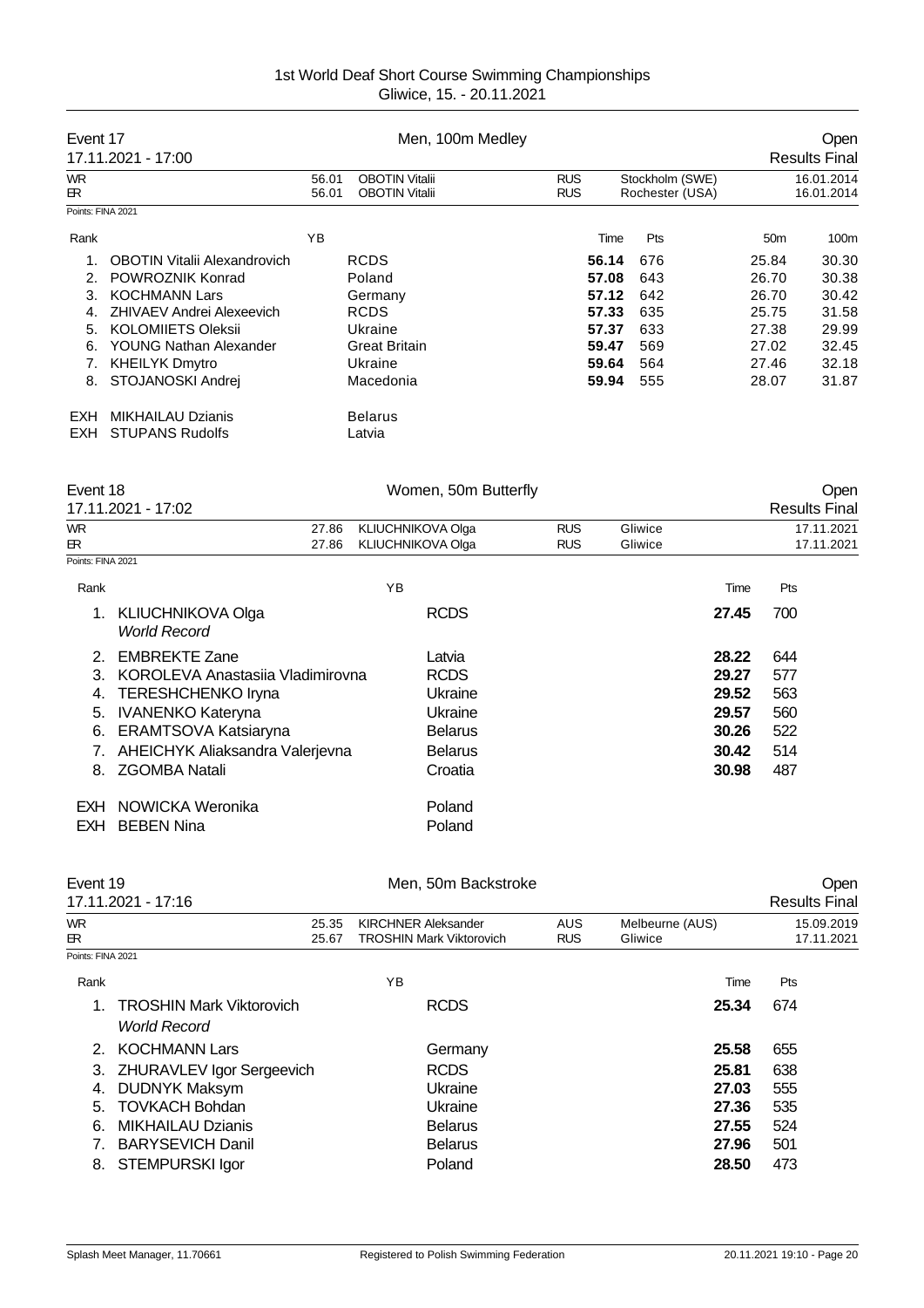# 1st World Deaf Short Course Swimming Championships

Gliwice, 15. - 20.11.2021

## Event 17 — Men, 100m Medley — Open

17.11.2021 - 17:00 — Results Final

| | | | | | |
|---|---|---|---|---|---|
| WR | 56.01 | OBOTIN Vitalii | RUS | Stockholm (SWE) | 16.01.2014 |
| ER | 56.01 | OBOTIN Vitalii | RUS | Rochester (USA) | 16.01.2014 |

Points: FINA 2021

| Rank | | YB | | Time | Pts | 50m | 100m |
|---|---|---|---|---|---|---|---|
| 1. | OBOTIN Vitalii Alexandrovich | | RCDS | **56.14** | 676 | 25.84 | 30.30 |
| 2. | POWROZNIK Konrad | | Poland | **57.08** | 643 | 26.70 | 30.38 |
| 3. | KOCHMANN Lars | | Germany | **57.12** | 642 | 26.70 | 30.42 |
| 4. | ZHIVAEV Andrei Alexeevich | | RCDS | **57.33** | 635 | 25.75 | 31.58 |
| 5. | KOLOMIIETS Oleksii | | Ukraine | **57.37** | 633 | 27.38 | 29.99 |
| 6. | YOUNG Nathan Alexander | | Great Britain | **59.47** | 569 | 27.02 | 32.45 |
| 7. | KHEILYK Dmytro | | Ukraine | **59.64** | 564 | 27.46 | 32.18 |
| 8. | STOJANOSKI Andrej | | Macedonia | **59.94** | 555 | 28.07 | 31.87 |
| EXH | MIKHAILAU Dzianis | | Belarus | | | | |
| EXH | STUPANS Rudolfs | | Latvia | | | | |

## Event 18 — Women, 50m Butterfly — Open

17.11.2021 - 17:02 — Results Final

| | | | | | |
|---|---|---|---|---|---|
| WR | 27.86 | KLIUCHNIKOVA Olga | RUS | Gliwice | 17.11.2021 |
| ER | 27.86 | KLIUCHNIKOVA Olga | RUS | Gliwice | 17.11.2021 |

Points: FINA 2021

| Rank | | YB | | Time | Pts |
|---|---|---|---|---|---|
| 1. | KLIUCHNIKOVA Olga *World Record* | | RCDS | **27.45** | 700 |
| 2. | EMBREKTE Zane | | Latvia | **28.22** | 644 |
| 3. | KOROLEVA Anastasiia Vladimirovna | | RCDS | **29.27** | 577 |
| 4. | TERESHCHENKO Iryna | | Ukraine | **29.52** | 563 |
| 5. | IVANENKO Kateryna | | Ukraine | **29.57** | 560 |
| 6. | ERAMTSOVA Katsiaryna | | Belarus | **30.26** | 522 |
| 7. | AHEICHYK Aliaksandra Valerjevna | | Belarus | **30.42** | 514 |
| 8. | ZGOMBA Natali | | Croatia | **30.98** | 487 |
| EXH | NOWICKA Weronika | | Poland | | |
| EXH | BEBEN Nina | | Poland | | |

## Event 19 — Men, 50m Backstroke — Open

17.11.2021 - 17:16 — Results Final

| | | | | | |
|---|---|---|---|---|---|
| WR | 25.35 | KIRCHNER Aleksander | AUS | Melbeurne (AUS) | 15.09.2019 |
| ER | 25.67 | TROSHIN Mark Viktorovich | RUS | Gliwice | 17.11.2021 |

Points: FINA 2021

| Rank | | YB | | Time | Pts |
|---|---|---|---|---|---|
| 1. | TROSHIN Mark Viktorovich *World Record* | | RCDS | **25.34** | 674 |
| 2. | KOCHMANN Lars | | Germany | **25.58** | 655 |
| 3. | ZHURAVLEV Igor Sergeevich | | RCDS | **25.81** | 638 |
| 4. | DUDNYK Maksym | | Ukraine | **27.03** | 555 |
| 5. | TOVKACH Bohdan | | Ukraine | **27.36** | 535 |
| 6. | MIKHAILAU Dzianis | | Belarus | **27.55** | 524 |
| 7. | BARYSEVICH Danil | | Belarus | **27.96** | 501 |
| 8. | STEMPURSKI Igor | | Poland | **28.50** | 473 |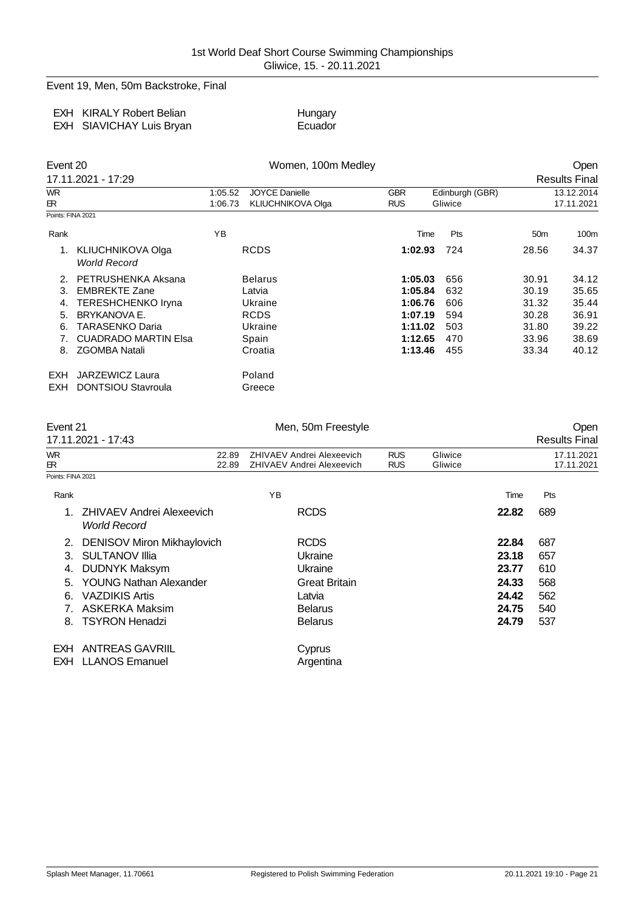Event 19, Men, 50m Backstroke, Final

| | | |
|---|---|---|
| EXH | KIRALY Robert Belian | Hungary |
| EXH | SIAVICHAY Luis Bryan | Ecuador |

## Event 20 — Women, 100m Medley — Open

17.11.2021 - 17:29 — Results Final

| | | | | | |
|---|---|---|---|---|---|
| WR | 1:05.52 | JOYCE Danielle | GBR | Edinburgh (GBR) | 13.12.2014 |
| ER | 1:06.73 | KLIUCHNIKOVA Olga | RUS | Gliwice | 17.11.2021 |

Points: FINA 2021

| Rank | Name | YB | Team | Time | Pts | 50m | 100m |
|---|---|---|---|---|---|---|---|
| 1. | KLIUCHNIKOVA Olga *World Record* | | RCDS | **1:02.93** | 724 | 28.56 | 34.37 |
| 2. | PETRUSHENKA Aksana | | Belarus | **1:05.03** | 656 | 30.91 | 34.12 |
| 3. | EMBREKTE Zane | | Latvia | **1:05.84** | 632 | 30.19 | 35.65 |
| 4. | TERESHCHENKO Iryna | | Ukraine | **1:06.76** | 606 | 31.32 | 35.44 |
| 5. | BRYKANOVA E. | | RCDS | **1:07.19** | 594 | 30.28 | 36.91 |
| 6. | TARASENKO Daria | | Ukraine | **1:11.02** | 503 | 31.80 | 39.22 |
| 7. | CUADRADO MARTIN Elsa | | Spain | **1:12.65** | 470 | 33.96 | 38.69 |
| 8. | ZGOMBA Natali | | Croatia | **1:13.46** | 455 | 33.34 | 40.12 |
| EXH | JARZEWICZ Laura | | Poland | | | | |
| EXH | DONTSIOU Stavroula | | Greece | | | | |

## Event 21 — Men, 50m Freestyle — Open

17.11.2021 - 17:43 — Results Final

| | | | | | |
|---|---|---|---|---|---|
| WR | 22.89 | ZHIVAEV Andrei Alexeevich | RUS | Gliwice | 17.11.2021 |
| ER | 22.89 | ZHIVAEV Andrei Alexeevich | RUS | Gliwice | 17.11.2021 |

Points: FINA 2021

| Rank | Name | YB | Team | Time | Pts |
|---|---|---|---|---|---|
| 1. | ZHIVAEV Andrei Alexeevich *World Record* | | RCDS | **22.82** | 689 |
| 2. | DENISOV Miron Mikhaylovich | | RCDS | **22.84** | 687 |
| 3. | SULTANOV Illia | | Ukraine | **23.18** | 657 |
| 4. | DUDNYK Maksym | | Ukraine | **23.77** | 610 |
| 5. | YOUNG Nathan Alexander | | Great Britain | **24.33** | 568 |
| 6. | VAZDIKIS Artis | | Latvia | **24.42** | 562 |
| 7. | ASKERKA Maksim | | Belarus | **24.75** | 540 |
| 8. | TSYRON Henadzi | | Belarus | **24.79** | 537 |
| EXH | ANTREAS GAVRIIL | | Cyprus | | |
| EXH | LLANOS Emanuel | | Argentina | | |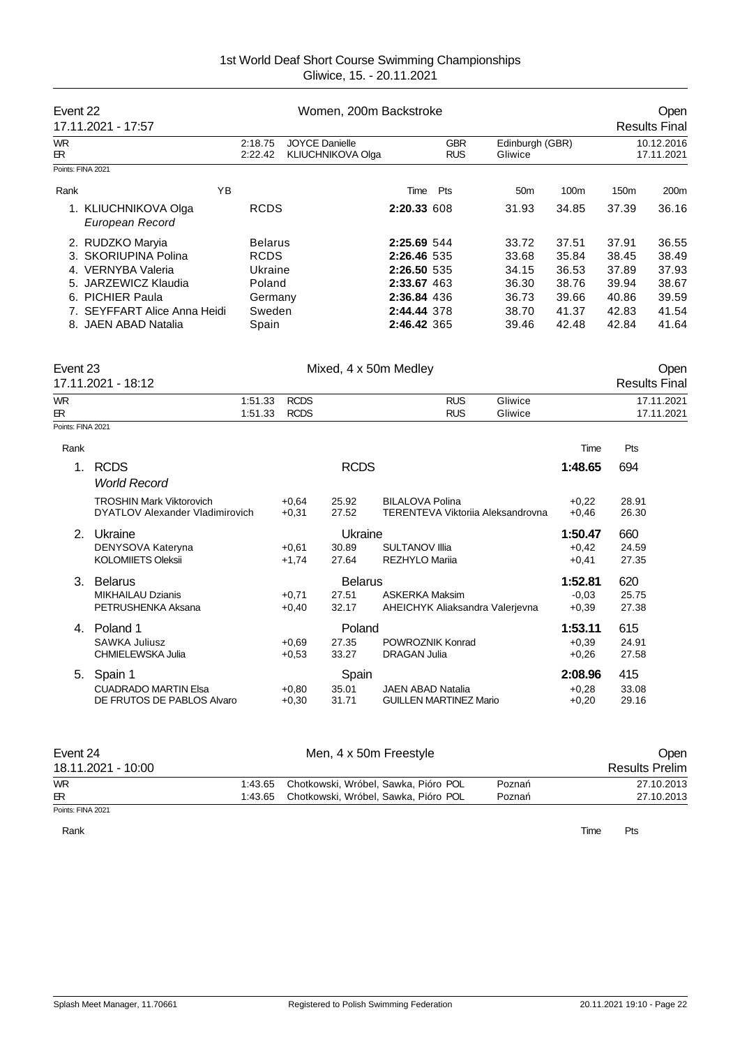## Event 22 — Women, 200m Backstroke — Open

17.11.2021 - 17:57 — Results Final

| | | | | | |
|---|---|---|---|---|---|
| WR | 2:18.75 | JOYCE Danielle | GBR | Edinburgh (GBR) | 10.12.2016 |
| ER | 2:22.42 | KLIUCHNIKOVA Olga | RUS | Gliwice | 17.11.2021 |

Points: FINA 2021

| Rank | | YB | | Time | Pts | 50m | 100m | 150m | 200m |
|---|---|---|---|---|---|---|---|---|---|
| 1. | KLIUCHNIKOVA Olga *European Record* | | RCDS | **2:20.33** | 608 | 31.93 | 34.85 | 37.39 | 36.16 |
| 2. | RUDZKO Maryia | | Belarus | **2:25.69** | 544 | 33.72 | 37.51 | 37.91 | 36.55 |
| 3. | SKORIUPINA Polina | | RCDS | **2:26.46** | 535 | 33.68 | 35.84 | 38.45 | 38.49 |
| 4. | VERNYBA Valeria | | Ukraine | **2:26.50** | 535 | 34.15 | 36.53 | 37.89 | 37.93 |
| 5. | JARZEWICZ Klaudia | | Poland | **2:33.67** | 463 | 36.30 | 38.76 | 39.94 | 38.67 |
| 6. | PICHIER Paula | | Germany | **2:36.84** | 436 | 36.73 | 39.66 | 40.86 | 39.59 |
| 7. | SEYFFART Alice Anna Heidi | | Sweden | **2:44.44** | 378 | 38.70 | 41.37 | 42.83 | 41.54 |
| 8. | JAEN ABAD Natalia | | Spain | **2:46.42** | 365 | 39.46 | 42.48 | 42.84 | 41.64 |

## Event 23 — Mixed, 4 x 50m Medley — Open

17.11.2021 - 18:12 — Results Final

| | | | | | |
|---|---|---|---|---|---|
| WR | 1:51.33 | RCDS | RUS | Gliwice | 17.11.2021 |
| ER | 1:51.33 | RCDS | RUS | Gliwice | 17.11.2021 |

Points: FINA 2021

| Rank | | | | | | Time | Pts |
|---|---|---|---|---|---|---|---|
| 1. | **RCDS** *World Record* | | RCDS | | | **1:48.65** | 694 |
| | TROSHIN Mark Viktorovich | +0,64 | 25.92 | BILALOVA Polina | | +0,22 | 28.91 |
| | DYATLOV Alexander Vladimirovich | +0,31 | 27.52 | TERENTEVA Viktoriia Aleksandrovna | | +0,46 | 26.30 |
| 2. | **Ukraine** | | Ukraine | | | **1:50.47** | 660 |
| | DENYSOVA Kateryna | +0,61 | 30.89 | SULTANOV Illia | | +0,42 | 24.59 |
| | KOLOMIIETS Oleksii | +1,74 | 27.64 | REZHYLO Mariia | | +0,41 | 27.35 |
| 3. | **Belarus** | | Belarus | | | **1:52.81** | 620 |
| | MIKHAILAU Dzianis | +0,71 | 27.51 | ASKERKA Maksim | | -0,03 | 25.75 |
| | PETRUSHENKA Aksana | +0,40 | 32.17 | AHEICHYK Aliaksandra Valerjevna | | +0,39 | 27.38 |
| 4. | **Poland 1** | | Poland | | | **1:53.11** | 615 |
| | SAWKA Juliusz | +0,69 | 27.35 | POWROZNIK Konrad | | +0,39 | 24.91 |
| | CHMIELEWSKA Julia | +0,53 | 33.27 | DRAGAN Julia | | +0,26 | 27.58 |
| 5. | **Spain 1** | | Spain | | | **2:08.96** | 415 |
| | CUADRADO MARTIN Elsa | +0,80 | 35.01 | JAEN ABAD Natalia | | +0,28 | 33.08 |
| | DE FRUTOS DE PABLOS Alvaro | +0,30 | 31.71 | GUILLEN MARTINEZ Mario | | +0,20 | 29.16 |

## Event 24 — Men, 4 x 50m Freestyle — Open

18.11.2021 - 10:00 — Results Prelim

| | | | | | |
|---|---|---|---|---|---|
| WR | 1:43.65 | Chotkowski, Wróbel, Sawka, Pióro | POL | Poznań | 27.10.2013 |
| ER | 1:43.65 | Chotkowski, Wróbel, Sawka, Pióro | POL | Poznań | 27.10.2013 |

Points: FINA 2021

| Rank | Time | Pts |
|---|---|---|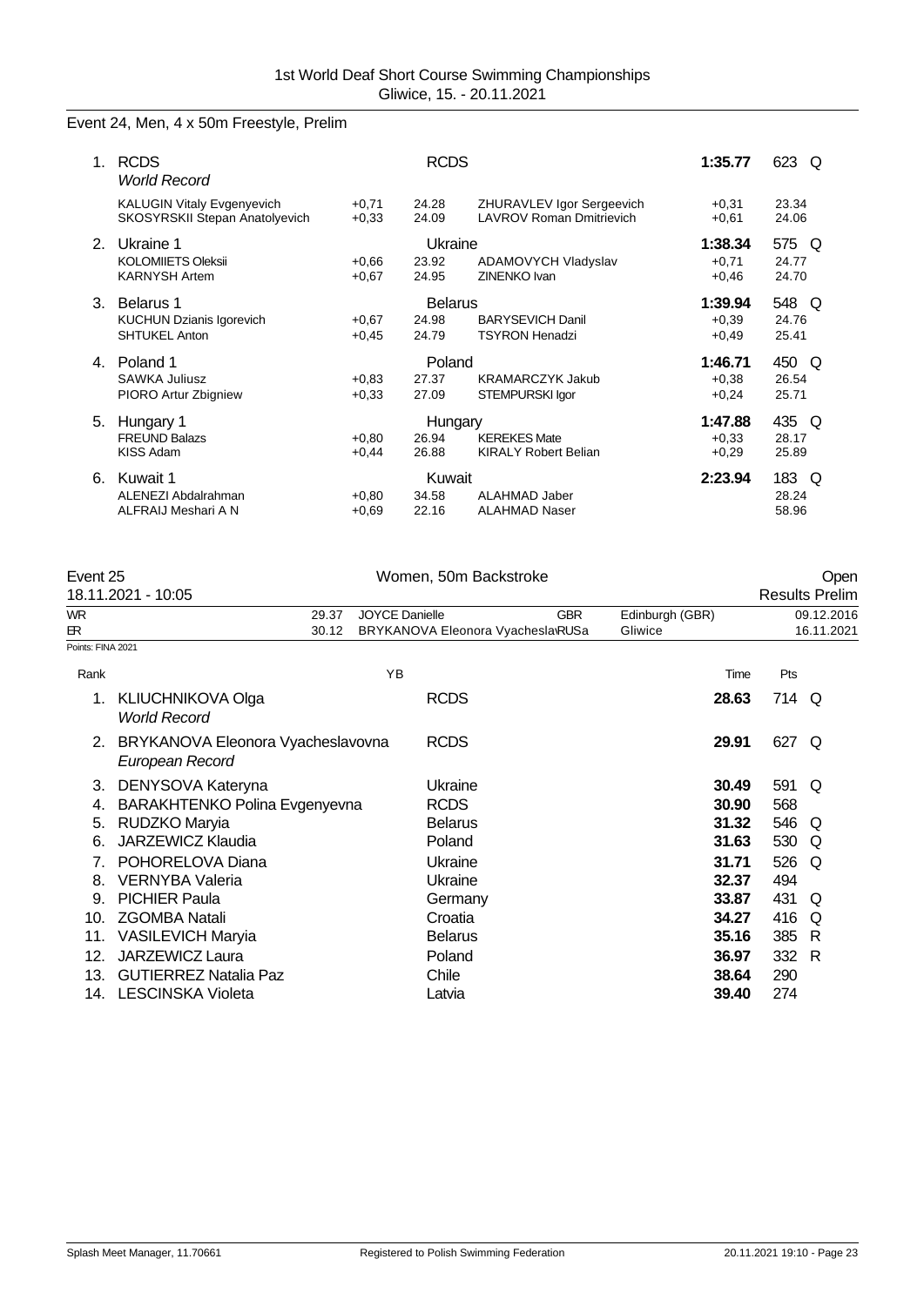1st World Deaf Short Course Swimming Championships
Gliwice, 15. - 20.11.2021

## Event 24, Men, 4 x 50m Freestyle, Prelim

| Rank | Team / Swimmer | RT | Split | Swimmer | RT | Time | Pts |
|---|---|---|---|---|---|---|---|
| 1. | RCDS *World Record* | | RCDS | | | **1:35.77** | 623 Q |
| | KALUGIN Vitaly Evgenyevich | +0,71 | 24.28 | ZHURAVLEV Igor Sergeevich | +0,31 | | 23.34 |
| | SKOSYRSKII Stepan Anatolyevich | +0,33 | 24.09 | LAVROV Roman Dmitrievich | +0,61 | | 24.06 |
| 2. | Ukraine 1 | | Ukraine | | | **1:38.34** | 575 Q |
| | KOLOMIIETS Oleksii | +0,66 | 23.92 | ADAMOVYCH Vladyslav | +0,71 | | 24.77 |
| | KARNYSH Artem | +0,67 | 24.95 | ZINENKO Ivan | +0,46 | | 24.70 |
| 3. | Belarus 1 | | Belarus | | | **1:39.94** | 548 Q |
| | KUCHUN Dzianis Igorevich | +0,67 | 24.98 | BARYSEVICH Danil | +0,39 | | 24.76 |
| | SHTUKEL Anton | +0,45 | 24.79 | TSYRON Henadzi | +0,49 | | 25.41 |
| 4. | Poland 1 | | Poland | | | **1:46.71** | 450 Q |
| | SAWKA Juliusz | +0,83 | 27.37 | KRAMARCZYK Jakub | +0,38 | | 26.54 |
| | PIORO Artur Zbigniew | +0,33 | 27.09 | STEMPURSKI Igor | +0,24 | | 25.71 |
| 5. | Hungary 1 | | Hungary | | | **1:47.88** | 435 Q |
| | FREUND Balazs | +0,80 | 26.94 | KEREKES Mate | +0,33 | | 28.17 |
| | KISS Adam | +0,44 | 26.88 | KIRALY Robert Belian | +0,29 | | 25.89 |
| 6. | Kuwait 1 | | Kuwait | | | **2:23.94** | 183 Q |
| | ALENEZI Abdalrahman | +0,80 | 34.58 | ALAHMAD Jaber | | | 28.24 |
| | ALFRAIJ Meshari A N | +0,69 | 22.16 | ALAHMAD Naser | | | 58.96 |

## Event 25 — Women, 50m Backstroke — Open

18.11.2021 - 10:05 — Results Prelim

| | | | | | |
|---|---|---|---|---|---|
| WR | 29.37 | JOYCE Danielle | GBR | Edinburgh (GBR) | 09.12.2016 |
| ER | 30.12 | BRYKANOVA Eleonora Vyacheslav | RUSa | Gliwice | 16.11.2021 |

Points: FINA 2021

| Rank | Name | YB | Team | Time | Pts |
|---|---|---|---|---|---|
| 1. | KLIUCHNIKOVA Olga *World Record* | | RCDS | **28.63** | 714 Q |
| 2. | BRYKANOVA Eleonora Vyacheslavovna *European Record* | | RCDS | **29.91** | 627 Q |
| 3. | DENYSOVA Kateryna | | Ukraine | **30.49** | 591 Q |
| 4. | BARAKHTENKO Polina Evgenyevna | | RCDS | **30.90** | 568 |
| 5. | RUDZKO Maryia | | Belarus | **31.32** | 546 Q |
| 6. | JARZEWICZ Klaudia | | Poland | **31.63** | 530 Q |
| 7. | POHORELOVA Diana | | Ukraine | **31.71** | 526 Q |
| 8. | VERNYBA Valeria | | Ukraine | **32.37** | 494 |
| 9. | PICHIER Paula | | Germany | **33.87** | 431 Q |
| 10. | ZGOMBA Natali | | Croatia | **34.27** | 416 Q |
| 11. | VASILEVICH Maryia | | Belarus | **35.16** | 385 R |
| 12. | JARZEWICZ Laura | | Poland | **36.97** | 332 R |
| 13. | GUTIERREZ Natalia Paz | | Chile | **38.64** | 290 |
| 14. | LESCINSKA Violeta | | Latvia | **39.40** | 274 |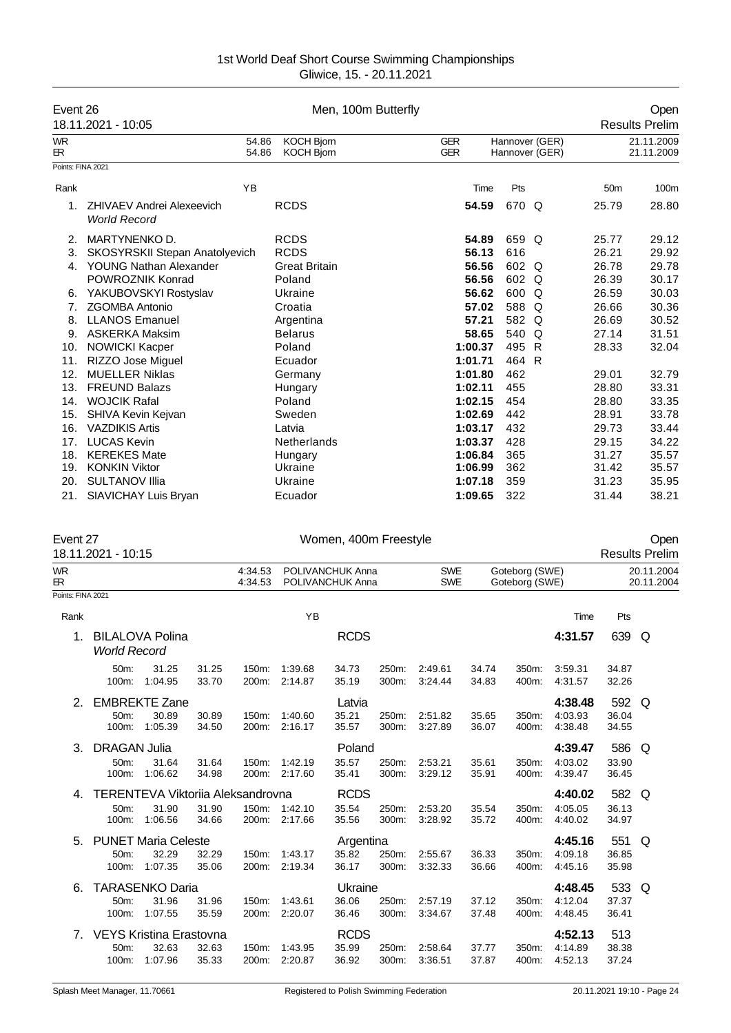1st World Deaf Short Course Swimming Championships
Gliwice, 15. - 20.11.2021

## Event 26 — Men, 100m Butterfly — Open

18.11.2021 - 10:05 — Results Prelim

| | | | | | | |
|---|---|---|---|---|---|---|
| WR | 54.86 | KOCH Bjorn | GER | Hannover (GER) | 21.11.2009 |
| ER | 54.86 | KOCH Bjorn | GER | Hannover (GER) | 21.11.2009 |

Points: FINA 2021

| Rank | | YB | | Time | Pts | | 50m | 100m |
|---|---|---|---|---|---|---|---|---|
| 1. | ZHIVAEV Andrei Alexeevich *World Record* | | RCDS | 54.59 | 670 | Q | 25.79 | 28.80 |
| 2. | MARTYNENKO D. | | RCDS | 54.89 | 659 | Q | 25.77 | 29.12 |
| 3. | SKOSYRSKII Stepan Anatolyevich | | RCDS | 56.13 | 616 | | 26.21 | 29.92 |
| 4. | YOUNG Nathan Alexander | | Great Britain | 56.56 | 602 | Q | 26.78 | 29.78 |
| | POWROZNIK Konrad | | Poland | 56.56 | 602 | Q | 26.39 | 30.17 |
| 6. | YAKUBOVSKYI Rostyslav | | Ukraine | 56.62 | 600 | Q | 26.59 | 30.03 |
| 7. | ZGOMBA Antonio | | Croatia | 57.02 | 588 | Q | 26.66 | 30.36 |
| 8. | LLANOS Emanuel | | Argentina | 57.21 | 582 | Q | 26.69 | 30.52 |
| 9. | ASKERKA Maksim | | Belarus | 58.65 | 540 | Q | 27.14 | 31.51 |
| 10. | NOWICKI Kacper | | Poland | 1:00.37 | 495 | R | 28.33 | 32.04 |
| 11. | RIZZO Jose Miguel | | Ecuador | 1:01.71 | 464 | R | | |
| 12. | MUELLER Niklas | | Germany | 1:01.80 | 462 | | 29.01 | 32.79 |
| 13. | FREUND Balazs | | Hungary | 1:02.11 | 455 | | 28.80 | 33.31 |
| 14. | WOJCIK Rafal | | Poland | 1:02.15 | 454 | | 28.80 | 33.35 |
| 15. | SHIVA Kevin Kejvan | | Sweden | 1:02.69 | 442 | | 28.91 | 33.78 |
| 16. | VAZDIKIS Artis | | Latvia | 1:03.17 | 432 | | 29.73 | 33.44 |
| 17. | LUCAS Kevin | | Netherlands | 1:03.37 | 428 | | 29.15 | 34.22 |
| 18. | KEREKES Mate | | Hungary | 1:06.84 | 365 | | 31.27 | 35.57 |
| 19. | KONKIN Viktor | | Ukraine | 1:06.99 | 362 | | 31.42 | 35.57 |
| 20. | SULTANOV Illia | | Ukraine | 1:07.18 | 359 | | 31.23 | 35.95 |
| 21. | SIAVICHAY Luis Bryan | | Ecuador | 1:09.65 | 322 | | 31.44 | 38.21 |

## Event 27 — Women, 400m Freestyle — Open

18.11.2021 - 10:15 — Results Prelim

| | | | | | |
|---|---|---|---|---|---|
| WR | 4:34.53 | POLIVANCHUK Anna | SWE | Goteborg (SWE) | 20.11.2004 |
| ER | 4:34.53 | POLIVANCHUK Anna | SWE | Goteborg (SWE) | 20.11.2004 |

Points: FINA 2021

| Rank | Name | YB | Club | Time | Pts | |
|---|---|---|---|---|---|---|
| 1. | BILALOVA Polina *World Record* | | RCDS | 4:31.57 | 639 | Q |
| 2. | EMBREKTE Zane | | Latvia | 4:38.48 | 592 | Q |
| 3. | DRAGAN Julia | | Poland | 4:39.47 | 586 | Q |
| 4. | TERENTEVA Viktoriia Aleksandrovna | | RCDS | 4:40.02 | 582 | Q |
| 5. | PUNET Maria Celeste | | Argentina | 4:45.16 | 551 | Q |
| 6. | TARASENKO Daria | | Ukraine | 4:48.45 | 533 | Q |
| 7. | VEYS Kristina Erastovna | | RCDS | 4:52.13 | 513 | |

Splits:

| Rank | 50m | 100m | 150m | 200m | 250m | 300m | 350m | 400m |
|---|---|---|---|---|---|---|---|---|
| 1. | 31.25 (31.25) | 1:04.95 (33.70) | 1:39.68 (34.73) | 2:14.87 (35.19) | 2:49.61 (34.74) | 3:24.44 (34.83) | 3:59.31 (34.87) | 4:31.57 (32.26) |
| 2. | 30.89 (30.89) | 1:05.39 (34.50) | 1:40.60 (35.21) | 2:16.17 (35.57) | 2:51.82 (35.65) | 3:27.89 (36.07) | 4:03.93 (36.04) | 4:38.48 (34.55) |
| 3. | 31.64 (31.64) | 1:06.62 (34.98) | 1:42.19 (35.57) | 2:17.60 (35.41) | 2:53.21 (35.61) | 3:29.12 (35.91) | 4:03.02 (33.90) | 4:39.47 (36.45) |
| 4. | 31.90 (31.90) | 1:06.56 (34.66) | 1:42.10 (35.54) | 2:17.66 (35.56) | 2:53.20 (35.54) | 3:28.92 (35.72) | 4:05.05 (36.13) | 4:40.02 (34.97) |
| 5. | 32.29 (32.29) | 1:07.35 (35.06) | 1:43.17 (35.82) | 2:19.34 (36.17) | 2:55.67 (36.33) | 3:32.33 (36.66) | 4:09.18 (36.85) | 4:45.16 (35.98) |
| 6. | 31.96 (31.96) | 1:07.55 (35.59) | 1:43.61 (36.06) | 2:20.07 (36.46) | 2:57.19 (37.12) | 3:34.67 (37.48) | 4:12.04 (37.37) | 4:48.45 (36.41) |
| 7. | 32.63 (32.63) | 1:07.96 (35.33) | 1:43.95 (35.99) | 2:20.87 (36.92) | 2:58.64 (37.77) | 3:36.51 (37.87) | 4:14.89 (38.38) | 4:52.13 (37.24) |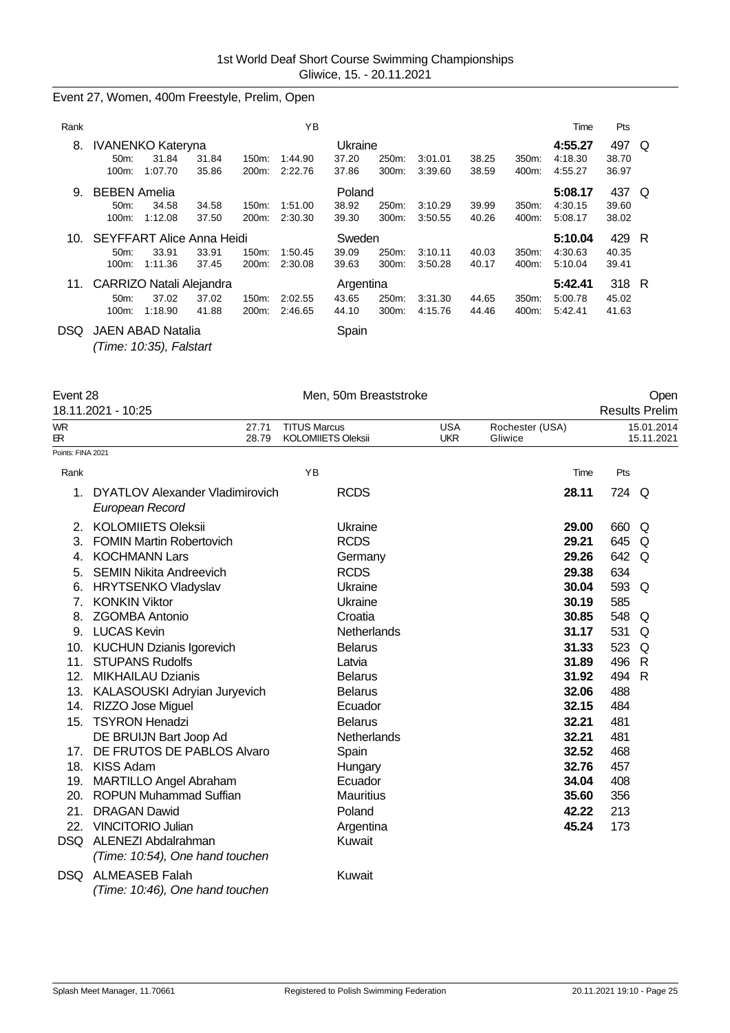## Event 27, Women, 400m Freestyle, Prelim, Open

| Rank | Name | YB | Nation | Time | Pts | |
|---|---|---|---|---|---|---|
| 8. | IVANENKO Kateryna | | Ukraine | 4:55.27 | 497 | Q |
| | 50m: 31.84 31.84 / 100m: 1:07.70 35.86 / 150m: 1:44.90 37.20 / 200m: 2:22.76 37.86 / 250m: 3:01.01 38.25 / 300m: 3:39.60 38.59 / 350m: 4:18.30 38.70 / 400m: 4:55.27 36.97 | | | | | |
| 9. | BEBEN Amelia | | Poland | 5:08.17 | 437 | Q |
| | 50m: 34.58 34.58 / 100m: 1:12.08 37.50 / 150m: 1:51.00 38.92 / 200m: 2:30.30 39.30 / 250m: 3:10.29 39.99 / 300m: 3:50.55 40.26 / 350m: 4:30.15 39.60 / 400m: 5:08.17 38.02 | | | | | |
| 10. | SEYFFART Alice Anna Heidi | | Sweden | 5:10.04 | 429 | R |
| | 50m: 33.91 33.91 / 100m: 1:11.36 37.45 / 150m: 1:50.45 39.09 / 200m: 2:30.08 39.63 / 250m: 3:10.11 40.03 / 300m: 3:50.28 40.17 / 350m: 4:30.63 40.35 / 400m: 5:10.04 39.41 | | | | | |
| 11. | CARRIZO Natali Alejandra | | Argentina | 5:42.41 | 318 | R |
| | 50m: 37.02 37.02 / 100m: 1:18.90 41.88 / 150m: 2:02.55 43.65 / 200m: 2:46.65 44.10 / 250m: 3:31.30 44.65 / 300m: 4:15.76 44.46 / 350m: 5:00.78 45.02 / 400m: 5:42.41 41.63 | | | | | |
| DSQ | JAEN ABAD Natalia *(Time: 10:35), Falstart* | | Spain | | | |

## Event 28 Men, 50m Breaststroke Open

18.11.2021 - 10:25 — Results Prelim

| | | | | | | |
|---|---|---|---|---|---|---|
| WR | 27.71 | TITUS Marcus | USA | Rochester (USA) | 15.01.2014 |
| ER | 28.79 | KOLOMIIETS Oleksii | UKR | Gliwice | 15.11.2021 |

Points: FINA 2021

| Rank | Name | YB | Nation | Time | Pts | |
|---|---|---|---|---|---|---|
| 1. | DYATLOV Alexander Vladimirovich *European Record* | | RCDS | 28.11 | 724 | Q |
| 2. | KOLOMIIETS Oleksii | | Ukraine | 29.00 | 660 | Q |
| 3. | FOMIN Martin Robertovich | | RCDS | 29.21 | 645 | Q |
| 4. | KOCHMANN Lars | | Germany | 29.26 | 642 | Q |
| 5. | SEMIN Nikita Andreevich | | RCDS | 29.38 | 634 | |
| 6. | HRYTSENKO Vladyslav | | Ukraine | 30.04 | 593 | Q |
| 7. | KONKIN Viktor | | Ukraine | 30.19 | 585 | |
| 8. | ZGOMBA Antonio | | Croatia | 30.85 | 548 | Q |
| 9. | LUCAS Kevin | | Netherlands | 31.17 | 531 | Q |
| 10. | KUCHUN Dzianis Igorevich | | Belarus | 31.33 | 523 | Q |
| 11. | STUPANS Rudolfs | | Latvia | 31.89 | 496 | R |
| 12. | MIKHAILAU Dzianis | | Belarus | 31.92 | 494 | R |
| 13. | KALASOUSKI Adryian Juryevich | | Belarus | 32.06 | 488 | |
| 14. | RIZZO Jose Miguel | | Ecuador | 32.15 | 484 | |
| 15. | TSYRON Henadzi | | Belarus | 32.21 | 481 | |
| | DE BRUIJN Bart Joop Ad | | Netherlands | 32.21 | 481 | |
| 17. | DE FRUTOS DE PABLOS Alvaro | | Spain | 32.52 | 468 | |
| 18. | KISS Adam | | Hungary | 32.76 | 457 | |
| 19. | MARTILLO Angel Abraham | | Ecuador | 34.04 | 408 | |
| 20. | ROPUN Muhammad Suffian | | Mauritius | 35.60 | 356 | |
| 21. | DRAGAN Dawid | | Poland | 42.22 | 213 | |
| 22. | VINCITORIO Julian | | Argentina | 45.24 | 173 | |
| DSQ | ALENEZI Abdalrahman *(Time: 10:54), One hand touchen* | | Kuwait | | | |
| DSQ | ALMEASEB Falah *(Time: 10:46), One hand touchen* | | Kuwait | | | |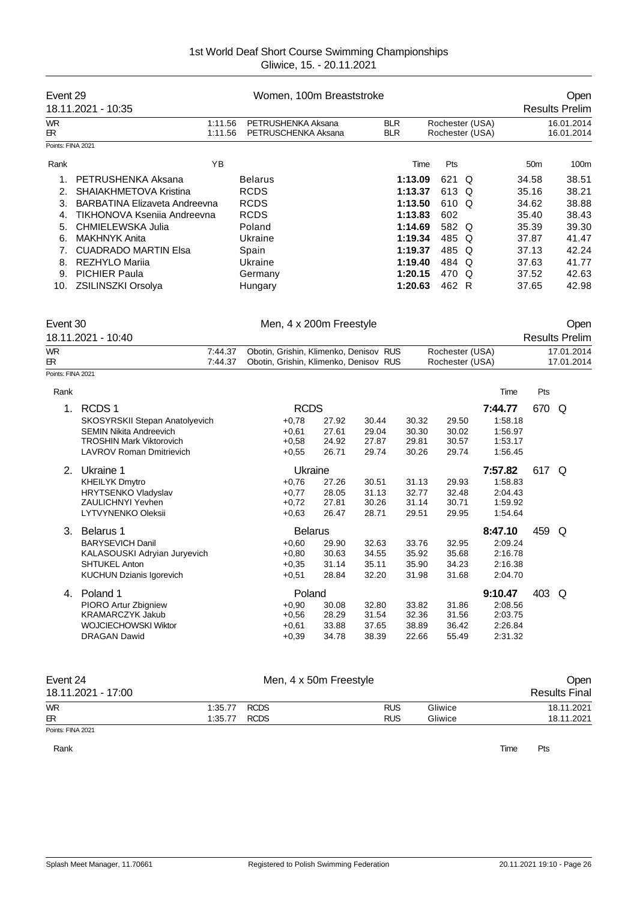# 1st World Deaf Short Course Swimming Championships

Gliwice, 15. - 20.11.2021

## Event 29 — Women, 100m Breaststroke — Open

18.11.2021 - 10:35 — Results Prelim

| | | | | | |
|---|---|---|---|---|---|
| WR | 1:11.56 | PETRUSHENKA Aksana | BLR | Rochester (USA) | 16.01.2014 |
| ER | 1:11.56 | PETRUSCHENKA Aksana | BLR | Rochester (USA) | 16.01.2014 |

Points: FINA 2021

| Rank | Name | YB | Team | Time | Pts | | 50m | 100m |
|---|---|---|---|---|---|---|---|---|
| 1. | PETRUSHENKA Aksana | | Belarus | 1:13.09 | 621 | Q | 34.58 | 38.51 |
| 2. | SHAIAKHMETOVA Kristina | | RCDS | 1:13.37 | 613 | Q | 35.16 | 38.21 |
| 3. | BARBATINA Elizaveta Andreevna | | RCDS | 1:13.50 | 610 | Q | 34.62 | 38.88 |
| 4. | TIKHONOVA Kseniia Andreevna | | RCDS | 1:13.83 | 602 | | 35.40 | 38.43 |
| 5. | CHMIELEWSKA Julia | | Poland | 1:14.69 | 582 | Q | 35.39 | 39.30 |
| 6. | MAKHNYK Anita | | Ukraine | 1:19.34 | 485 | Q | 37.87 | 41.47 |
| 7. | CUADRADO MARTIN Elsa | | Spain | 1:19.37 | 485 | Q | 37.13 | 42.24 |
| 8. | REZHYLO Mariia | | Ukraine | 1:19.40 | 484 | Q | 37.63 | 41.77 |
| 9. | PICHIER Paula | | Germany | 1:20.15 | 470 | Q | 37.52 | 42.63 |
| 10. | ZSILINSZKI Orsolya | | Hungary | 1:20.63 | 462 | R | 37.65 | 42.98 |

## Event 30 — Men, 4 x 200m Freestyle — Open

18.11.2021 - 10:40 — Results Prelim

| | | | | | |
|---|---|---|---|---|---|
| WR | 7:44.37 | Obotin, Grishin, Klimenko, Denisov | RUS | Rochester (USA) | 17.01.2014 |
| ER | 7:44.37 | Obotin, Grishin, Klimenko, Denisov | RUS | Rochester (USA) | 17.01.2014 |

Points: FINA 2021

| Rank | Team / Swimmer | | RT | | | | | Time | Pts | |
|---|---|---|---|---|---|---|---|---|---|---|
| 1. | RCDS 1 | RCDS | | | | | | 7:44.77 | 670 | Q |
| | SKOSYRSKII Stepan Anatolyevich | | +0,78 | 27.92 | 30.44 | 30.32 | 29.50 | 1:58.18 | | |
| | SEMIN Nikita Andreevich | | +0,61 | 27.61 | 29.04 | 30.30 | 30.02 | 1:56.97 | | |
| | TROSHIN Mark Viktorovich | | +0,58 | 24.92 | 27.87 | 29.81 | 30.57 | 1:53.17 | | |
| | LAVROV Roman Dmitrievich | | +0,55 | 26.71 | 29.74 | 30.26 | 29.74 | 1:56.45 | | |
| 2. | Ukraine 1 | Ukraine | | | | | | 7:57.82 | 617 | Q |
| | KHEILYK Dmytro | | +0,76 | 27.26 | 30.51 | 31.13 | 29.93 | 1:58.83 | | |
| | HRYTSENKO Vladyslav | | +0,77 | 28.05 | 31.13 | 32.77 | 32.48 | 2:04.43 | | |
| | ZAULICHNYI Yevhen | | +0,72 | 27.81 | 30.26 | 31.14 | 30.71 | 1:59.92 | | |
| | LYTVYNENKO Oleksii | | +0,63 | 26.47 | 28.71 | 29.51 | 29.95 | 1:54.64 | | |
| 3. | Belarus 1 | Belarus | | | | | | 8:47.10 | 459 | Q |
| | BARYSEVICH Danil | | +0,60 | 29.90 | 32.63 | 33.76 | 32.95 | 2:09.24 | | |
| | KALASOUSKI Adryian Juryevich | | +0,80 | 30.63 | 34.55 | 35.92 | 35.68 | 2:16.78 | | |
| | SHTUKEL Anton | | +0,35 | 31.14 | 35.11 | 35.90 | 34.23 | 2:16.38 | | |
| | KUCHUN Dzianis Igorevich | | +0,51 | 28.84 | 32.20 | 31.98 | 31.68 | 2:04.70 | | |
| 4. | Poland 1 | Poland | | | | | | 9:10.47 | 403 | Q |
| | PIORO Artur Zbigniew | | +0,90 | 30.08 | 32.80 | 33.82 | 31.86 | 2:08.56 | | |
| | KRAMARCZYK Jakub | | +0,56 | 28.29 | 31.54 | 32.36 | 31.56 | 2:03.75 | | |
| | WOJCIECHOWSKI Wiktor | | +0,61 | 33.88 | 37.65 | 38.89 | 36.42 | 2:26.84 | | |
| | DRAGAN Dawid | | +0,39 | 34.78 | 38.39 | 22.66 | 55.49 | 2:31.32 | | |

## Event 24 — Men, 4 x 50m Freestyle — Open

18.11.2021 - 17:00 — Results Final

| | | | | | |
|---|---|---|---|---|---|
| WR | 1:35.77 | RCDS | RUS | Gliwice | 18.11.2021 |
| ER | 1:35.77 | RCDS | RUS | Gliwice | 18.11.2021 |

Points: FINA 2021

| Rank | | Time | Pts |
|---|---|---|---|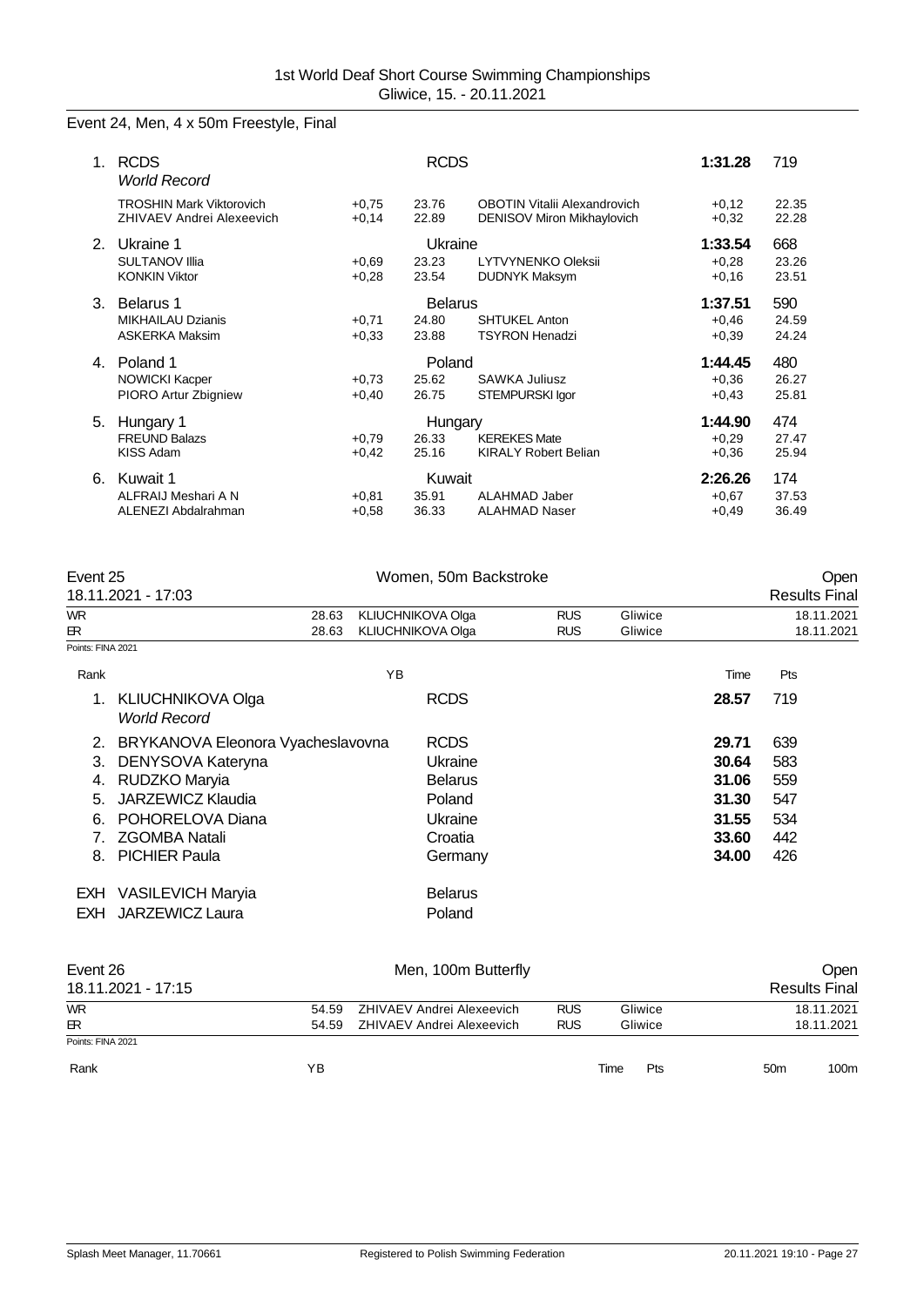## Event 24, Men, 4 x 50m Freestyle, Final

| Rank | Team / Swimmer | RT | Split | Swimmer | RT | Time / Split | Pts |
|---|---|---|---|---|---|---|---|
| 1. | RCDS *World Record* | | RCDS | | | **1:31.28** | 719 |
| | TROSHIN Mark Viktorovich | +0,75 | 23.76 | OBOTIN Vitalii Alexandrovich | +0,12 | 22.35 | |
| | ZHIVAEV Andrei Alexeevich | +0,14 | 22.89 | DENISOV Miron Mikhaylovich | +0,32 | 22.28 | |
| 2. | Ukraine 1 | | Ukraine | | | **1:33.54** | 668 |
| | SULTANOV Illia | +0,69 | 23.23 | LYTVYNENKO Oleksii | +0,28 | 23.26 | |
| | KONKIN Viktor | +0,28 | 23.54 | DUDNYK Maksym | +0,16 | 23.51 | |
| 3. | Belarus 1 | | Belarus | | | **1:37.51** | 590 |
| | MIKHAILAU Dzianis | +0,71 | 24.80 | SHTUKEL Anton | +0,46 | 24.59 | |
| | ASKERKA Maksim | +0,33 | 23.88 | TSYRON Henadzi | +0,39 | 24.24 | |
| 4. | Poland 1 | | Poland | | | **1:44.45** | 480 |
| | NOWICKI Kacper | +0,73 | 25.62 | SAWKA Juliusz | +0,36 | 26.27 | |
| | PIORO Artur Zbigniew | +0,40 | 26.75 | STEMPURSKI Igor | +0,43 | 25.81 | |
| 5. | Hungary 1 | | Hungary | | | **1:44.90** | 474 |
| | FREUND Balazs | +0,79 | 26.33 | KEREKES Mate | +0,29 | 27.47 | |
| | KISS Adam | +0,42 | 25.16 | KIRALY Robert Belian | +0,36 | 25.94 | |
| 6. | Kuwait 1 | | Kuwait | | | **2:26.26** | 174 |
| | ALFRAIJ Meshari A N | +0,81 | 35.91 | ALAHMAD Jaber | +0,67 | 37.53 | |
| | ALENEZI Abdalrahman | +0,58 | 36.33 | ALAHMAD Naser | +0,49 | 36.49 | |

## Event 25 — Women, 50m Backstroke — Open

18.11.2021 - 17:03 — Results Final

| | Time | Name | Nation | Place | Date |
|---|---|---|---|---|---|
| WR | 28.63 | KLIUCHNIKOVA Olga | RUS | Gliwice | 18.11.2021 |
| ER | 28.63 | KLIUCHNIKOVA Olga | RUS | Gliwice | 18.11.2021 |

Points: FINA 2021

| Rank | Name | YB | Team | Time | Pts |
|---|---|---|---|---|---|
| 1. | KLIUCHNIKOVA Olga *World Record* | | RCDS | **28.57** | 719 |
| 2. | BRYKANOVA Eleonora Vyacheslavovna | | RCDS | **29.71** | 639 |
| 3. | DENYSOVA Kateryna | | Ukraine | **30.64** | 583 |
| 4. | RUDZKO Maryia | | Belarus | **31.06** | 559 |
| 5. | JARZEWICZ Klaudia | | Poland | **31.30** | 547 |
| 6. | POHORELOVA Diana | | Ukraine | **31.55** | 534 |
| 7. | ZGOMBA Natali | | Croatia | **33.60** | 442 |
| 8. | PICHIER Paula | | Germany | **34.00** | 426 |
| EXH | VASILEVICH Maryia | | Belarus | | |
| EXH | JARZEWICZ Laura | | Poland | | |

## Event 26 — Men, 100m Butterfly — Open

18.11.2021 - 17:15 — Results Final

| | Time | Name | Nation | Place | Date |
|---|---|---|---|---|---|
| WR | 54.59 | ZHIVAEV Andrei Alexeevich | RUS | Gliwice | 18.11.2021 |
| ER | 54.59 | ZHIVAEV Andrei Alexeevich | RUS | Gliwice | 18.11.2021 |

Points: FINA 2021

| Rank | YB | Time | Pts | 50m | 100m |
|---|---|---|---|---|---|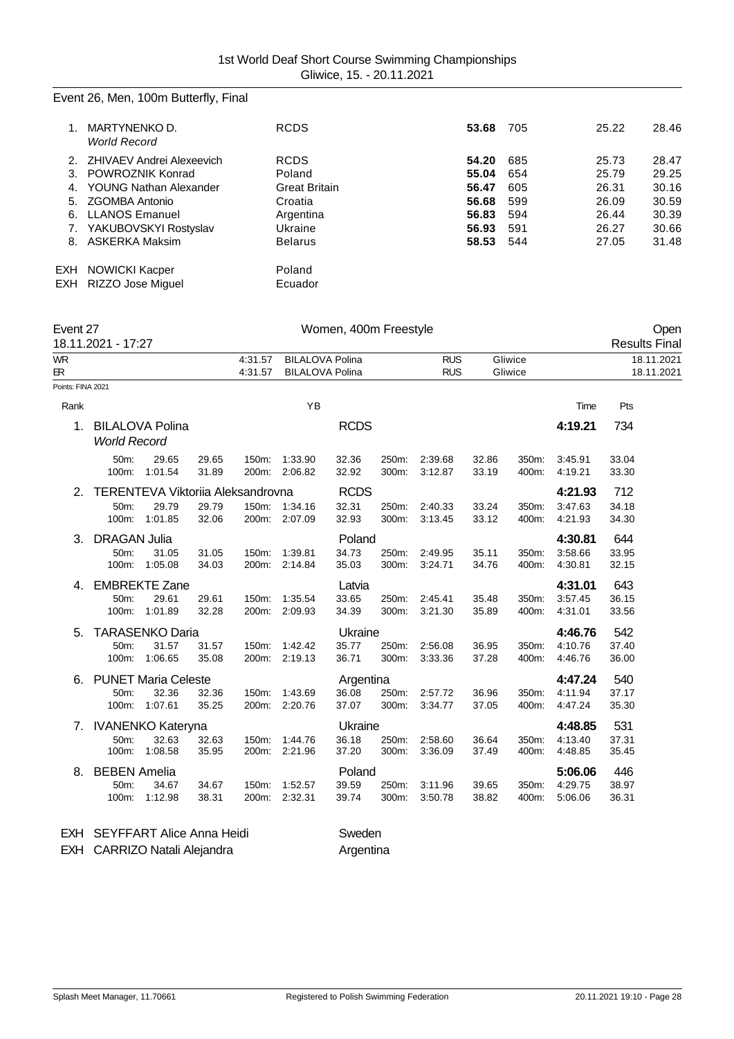## Event 26, Men, 100m Butterfly, Final

| Rank | Name | Team | Time | Pts | 50m | 100m |
|---|---|---|---|---|---|---|
| 1. | MARTYNENKO D. *World Record* | RCDS | **53.68** | 705 | 25.22 | 28.46 |
| 2. | ZHIVAEV Andrei Alexeevich | RCDS | **54.20** | 685 | 25.73 | 28.47 |
| 3. | POWROZNIK Konrad | Poland | **55.04** | 654 | 25.79 | 29.25 |
| 4. | YOUNG Nathan Alexander | Great Britain | **56.47** | 605 | 26.31 | 30.16 |
| 5. | ZGOMBA Antonio | Croatia | **56.68** | 599 | 26.09 | 30.59 |
| 6. | LLANOS Emanuel | Argentina | **56.83** | 594 | 26.44 | 30.39 |
| 7. | YAKUBOVSKYI Rostyslav | Ukraine | **56.93** | 591 | 26.27 | 30.66 |
| 8. | ASKERKA Maksim | Belarus | **58.53** | 544 | 27.05 | 31.48 |
| EXH | NOWICKI Kacper | Poland | | | | |
| EXH | RIZZO Jose Miguel | Ecuador | | | | |

## Event 27 Women, 400m Freestyle Open

18.11.2021 - 17:27 Results Final

| | | | | | |
|---|---|---|---|---|---|
| WR | 4:31.57 | BILALOVA Polina | RUS | Gliwice | 18.11.2021 |
| ER | 4:31.57 | BILALOVA Polina | RUS | Gliwice | 18.11.2021 |

Points: FINA 2021

| Rank | Name | YB | Team | Time | Pts |
|---|---|---|---|---|---|
| 1. | BILALOVA Polina *World Record* | | RCDS | **4:19.21** | 734 |
| 2. | TERENTEVA Viktoriia Aleksandrovna | | RCDS | **4:21.93** | 712 |
| 3. | DRAGAN Julia | | Poland | **4:30.81** | 644 |
| 4. | EMBREKTE Zane | | Latvia | **4:31.01** | 643 |
| 5. | TARASENKO Daria | | Ukraine | **4:46.76** | 542 |
| 6. | PUNET Maria Celeste | | Argentina | **4:47.24** | 540 |
| 7. | IVANENKO Kateryna | | Ukraine | **4:48.85** | 531 |
| 8. | BEBEN Amelia | | Poland | **5:06.06** | 446 |
| EXH | SEYFFART Alice Anna Heidi | | Sweden | | |
| EXH | CARRIZO Natali Alejandra | | Argentina | | |

Splits:

| Rank | Name | 50m | 100m | 150m | 200m | 250m | 300m | 350m | 400m |
|---|---|---|---|---|---|---|---|---|---|
| 1. | BILALOVA Polina | 29.65 (29.65) | 1:01.54 (31.89) | 1:33.90 (32.36) | 2:06.82 (32.92) | 2:39.68 (32.86) | 3:12.87 (33.19) | 3:45.91 (33.04) | 4:19.21 (33.30) |
| 2. | TERENTEVA Viktoriia Aleksandrovna | 29.79 (29.79) | 1:01.85 (32.06) | 1:34.16 (32.31) | 2:07.09 (32.93) | 2:40.33 (33.24) | 3:13.45 (33.12) | 3:47.63 (34.18) | 4:21.93 (34.30) |
| 3. | DRAGAN Julia | 31.05 (31.05) | 1:05.08 (34.03) | 1:39.81 (34.73) | 2:14.84 (35.03) | 2:49.95 (35.11) | 3:24.71 (34.76) | 3:58.66 (33.95) | 4:30.81 (32.15) |
| 4. | EMBREKTE Zane | 29.61 (29.61) | 1:01.89 (32.28) | 1:35.54 (33.65) | 2:09.93 (34.39) | 2:45.41 (35.48) | 3:21.30 (35.89) | 3:57.45 (36.15) | 4:31.01 (33.56) |
| 5. | TARASENKO Daria | 31.57 (31.57) | 1:06.65 (35.08) | 1:42.42 (35.77) | 2:19.13 (36.71) | 2:56.08 (36.95) | 3:33.36 (37.28) | 4:10.76 (37.40) | 4:46.76 (36.00) |
| 6. | PUNET Maria Celeste | 32.36 (32.36) | 1:07.61 (35.25) | 1:43.69 (36.08) | 2:20.76 (37.07) | 2:57.72 (36.96) | 3:34.77 (37.05) | 4:11.94 (37.17) | 4:47.24 (35.30) |
| 7. | IVANENKO Kateryna | 32.63 (32.63) | 1:08.58 (35.95) | 1:44.76 (36.18) | 2:21.96 (37.20) | 2:58.60 (36.64) | 3:36.09 (37.49) | 4:13.40 (37.31) | 4:48.85 (35.45) |
| 8. | BEBEN Amelia | 34.67 (34.67) | 1:12.98 (38.31) | 1:52.57 (39.59) | 2:32.31 (39.74) | 3:11.96 (39.65) | 3:50.78 (38.82) | 4:29.75 (38.97) | 5:06.06 (36.31) |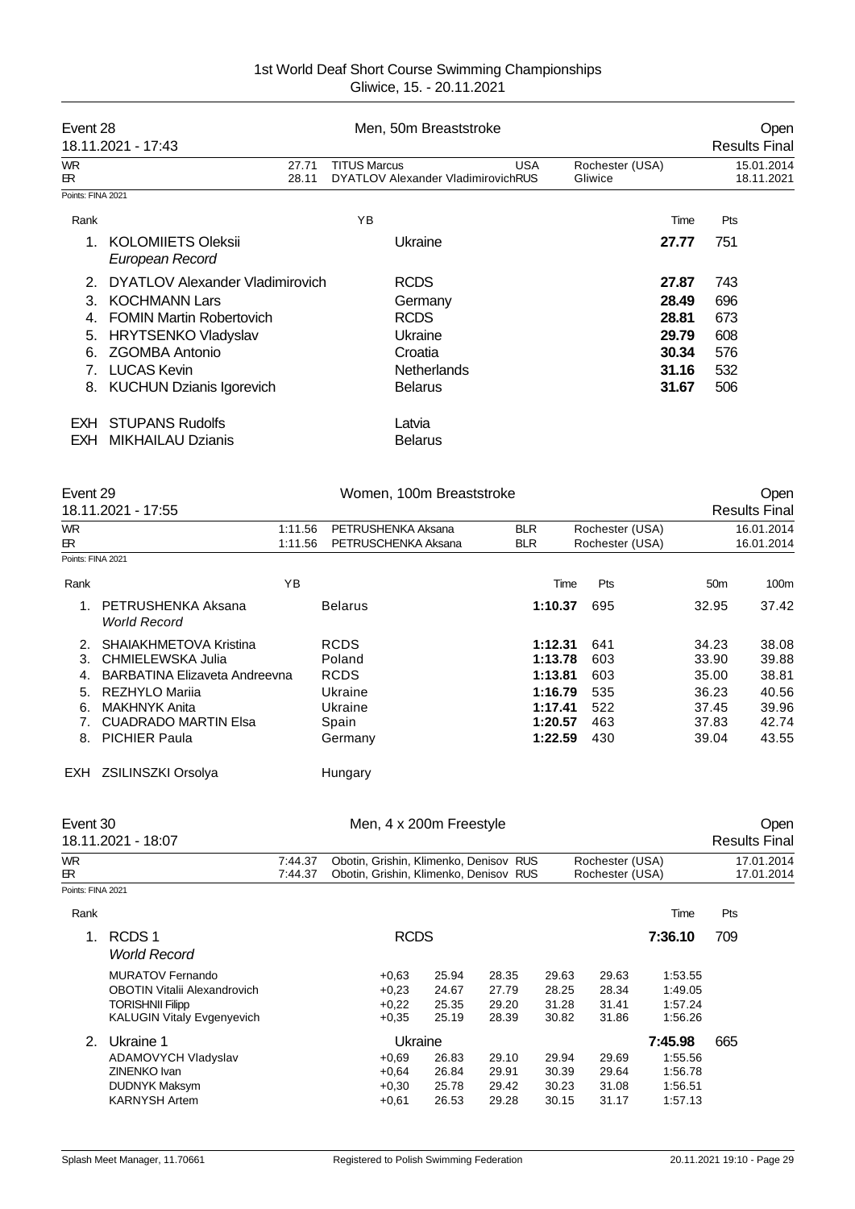1st World Deaf Short Course Swimming Championships
Gliwice, 15. - 20.11.2021

## Event 28 — Men, 50m Breaststroke — Open

18.11.2021 - 17:43 — Results Final

| | | | | | |
|---|---|---|---|---|---|
| WR | 27.71 | TITUS Marcus | USA | Rochester (USA) | 15.01.2014 |
| ER | 28.11 | DYATLOV Alexander Vladimirovich | RUS | Gliwice | 18.11.2021 |

Points: FINA 2021

| Rank | Name | YB | Team | Time | Pts |
|---|---|---|---|---|---|
| 1. | KOLOMIIETS Oleksii<br>*European Record* | | Ukraine | **27.77** | 751 |
| 2. | DYATLOV Alexander Vladimirovich | | RCDS | **27.87** | 743 |
| 3. | KOCHMANN Lars | | Germany | **28.49** | 696 |
| 4. | FOMIN Martin Robertovich | | RCDS | **28.81** | 673 |
| 5. | HRYTSENKO Vladyslav | | Ukraine | **29.79** | 608 |
| 6. | ZGOMBA Antonio | | Croatia | **30.34** | 576 |
| 7. | LUCAS Kevin | | Netherlands | **31.16** | 532 |
| 8. | KUCHUN Dzianis Igorevich | | Belarus | **31.67** | 506 |
| EXH | STUPANS Rudolfs | | Latvia | | |
| EXH | MIKHAILAU Dzianis | | Belarus | | |

## Event 29 — Women, 100m Breaststroke — Open

18.11.2021 - 17:55 — Results Final

| | | | | | |
|---|---|---|---|---|---|
| WR | 1:11.56 | PETRUSHENKA Aksana | BLR | Rochester (USA) | 16.01.2014 |
| ER | 1:11.56 | PETRUSCHENKA Aksana | BLR | Rochester (USA) | 16.01.2014 |

Points: FINA 2021

| Rank | Name | YB | Team | Time | Pts | 50m | 100m |
|---|---|---|---|---|---|---|---|
| 1. | PETRUSHENKA Aksana<br>*World Record* | | Belarus | **1:10.37** | 695 | 32.95 | 37.42 |
| 2. | SHAIAKHMETOVA Kristina | | RCDS | **1:12.31** | 641 | 34.23 | 38.08 |
| 3. | CHMIELEWSKA Julia | | Poland | **1:13.78** | 603 | 33.90 | 39.88 |
| 4. | BARBATINA Elizaveta Andreevna | | RCDS | **1:13.81** | 603 | 35.00 | 38.81 |
| 5. | REZHYLO Mariia | | Ukraine | **1:16.79** | 535 | 36.23 | 40.56 |
| 6. | MAKHNYK Anita | | Ukraine | **1:17.41** | 522 | 37.45 | 39.96 |
| 7. | CUADRADO MARTIN Elsa | | Spain | **1:20.57** | 463 | 37.83 | 42.74 |
| 8. | PICHIER Paula | | Germany | **1:22.59** | 430 | 39.04 | 43.55 |
| EXH | ZSILINSZKI Orsolya | | Hungary | | | | |

## Event 30 — Men, 4 x 200m Freestyle — Open

18.11.2021 - 18:07 — Results Final

| | | | | | |
|---|---|---|---|---|---|
| WR | 7:44.37 | Obotin, Grishin, Klimenko, Denisov | RUS | Rochester (USA) | 17.01.2014 |
| ER | 7:44.37 | Obotin, Grishin, Klimenko, Denisov | RUS | Rochester (USA) | 17.01.2014 |

Points: FINA 2021

| Rank | Team / Swimmer | Reaction | 50m | 100m | 150m | 200m | Time | Pts |
|---|---|---|---|---|---|---|---|---|
| 1. | RCDS 1<br>*World Record* | RCDS | | | | | **7:36.10** | 709 |
| | MURATOV Fernando | +0,63 | 25.94 | 28.35 | 29.63 | 29.63 | 1:53.55 | |
| | OBOTIN Vitalii Alexandrovich | +0,23 | 24.67 | 27.79 | 28.25 | 28.34 | 1:49.05 | |
| | TORISHNII Filipp | +0,22 | 25.35 | 29.20 | 31.28 | 31.41 | 1:57.24 | |
| | KALUGIN Vitaly Evgenyevich | +0,35 | 25.19 | 28.39 | 30.82 | 31.86 | 1:56.26 | |
| 2. | Ukraine 1 | Ukraine | | | | | **7:45.98** | 665 |
| | ADAMOVYCH Vladyslav | +0,69 | 26.83 | 29.10 | 29.94 | 29.69 | 1:55.56 | |
| | ZINENKO Ivan | +0,64 | 26.84 | 29.91 | 30.39 | 29.64 | 1:56.78 | |
| | DUDNYK Maksym | +0,30 | 25.78 | 29.42 | 30.23 | 31.08 | 1:56.51 | |
| | KARNYSH Artem | +0,61 | 26.53 | 29.28 | 30.15 | 31.17 | 1:57.13 | |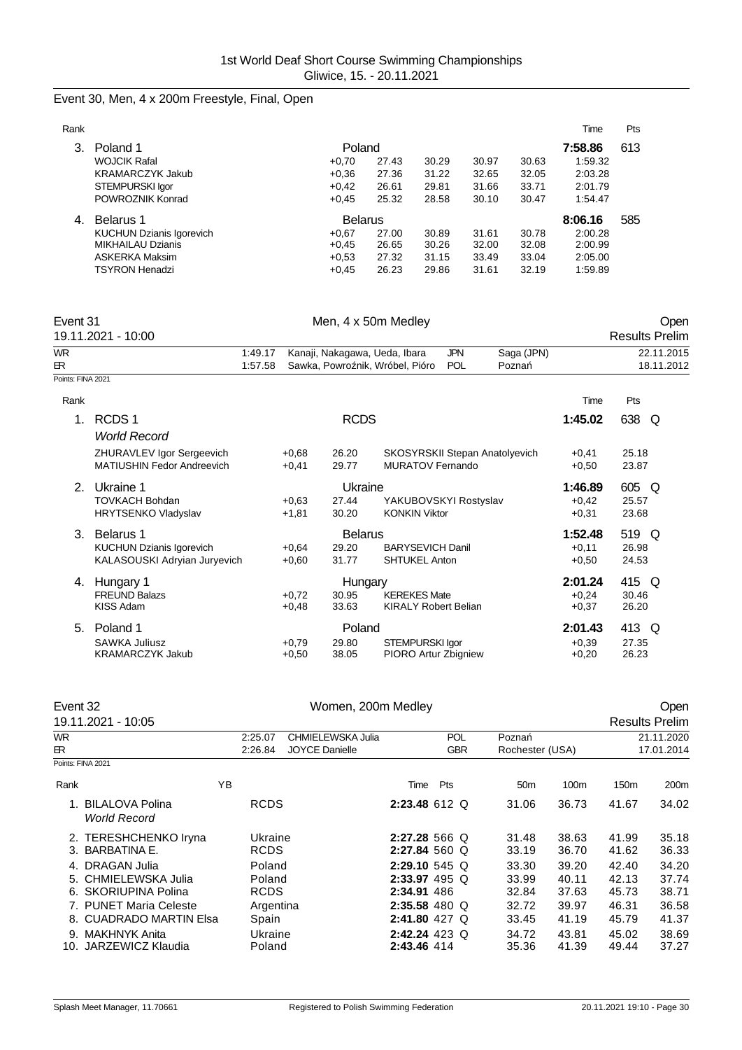1st World Deaf Short Course Swimming Championships
Gliwice, 15. - 20.11.2021

## Event 30, Men, 4 x 200m Freestyle, Final, Open

| Rank | | | | | | | | Time | Pts |
|---|---|---|---|---|---|---|---|---|---|
| 3. | Poland 1 | Poland | | | | | | 7:58.86 | 613 |
| | WOJCIK Rafal | +0,70 | 27.43 | 30.29 | 30.97 | 30.63 | | 1:59.32 | |
| | KRAMARCZYK Jakub | +0,36 | 27.36 | 31.22 | 32.65 | 32.05 | | 2:03.28 | |
| | STEMPURSKI Igor | +0,42 | 26.61 | 29.81 | 31.66 | 33.71 | | 2:01.79 | |
| | POWROZNIK Konrad | +0,45 | 25.32 | 28.58 | 30.10 | 30.47 | | 1:54.47 | |
| 4. | Belarus 1 | Belarus | | | | | | 8:06.16 | 585 |
| | KUCHUN Dzianis Igorevich | +0,67 | 27.00 | 30.89 | 31.61 | 30.78 | | 2:00.28 | |
| | MIKHAILAU Dzianis | +0,45 | 26.65 | 30.26 | 32.00 | 32.08 | | 2:00.99 | |
| | ASKERKA Maksim | +0,53 | 27.32 | 31.15 | 33.49 | 33.04 | | 2:05.00 | |
| | TSYRON Henadzi | +0,45 | 26.23 | 29.86 | 31.61 | 32.19 | | 1:59.89 | |

## Event 31 — Men, 4 x 50m Medley — Open

19.11.2021 - 10:00 — Results Prelim

| | | | | | |
|---|---|---|---|---|---|
| WR | 1:49.17 | Kanaji, Nakagawa, Ueda, Ibara | JPN | Saga (JPN) | 22.11.2015 |
| ER | 1:57.58 | Sawka, Powroźnik, Wróbel, Pióro | POL | Poznań | 18.11.2012 |

Points: FINA 2021

| Rank | | | | | | Time | Pts |
|---|---|---|---|---|---|---|---|
| 1. | RCDS 1 *World Record* | | RCDS | | | 1:45.02 | 638 Q |
| | ZHURAVLEV Igor Sergeevich | +0,68 | 26.20 | SKOSYRSKII Stepan Anatolyevich | +0,41 | 25.18 | |
| | MATIUSHIN Fedor Andreevich | +0,41 | 29.77 | MURATOV Fernando | +0,50 | 23.87 | |
| 2. | Ukraine 1 | | Ukraine | | | 1:46.89 | 605 Q |
| | TOVKACH Bohdan | +0,63 | 27.44 | YAKUBOVSKYI Rostyslav | +0,42 | 25.57 | |
| | HRYTSENKO Vladyslav | +1,81 | 30.20 | KONKIN Viktor | +0,31 | 23.68 | |
| 3. | Belarus 1 | | Belarus | | | 1:52.48 | 519 Q |
| | KUCHUN Dzianis Igorevich | +0,64 | 29.20 | BARYSEVICH Danil | +0,11 | 26.98 | |
| | KALASOUSKI Adryian Juryevich | +0,60 | 31.77 | SHTUKEL Anton | +0,50 | 24.53 | |
| 4. | Hungary 1 | | Hungary | | | 2:01.24 | 415 Q |
| | FREUND Balazs | +0,72 | 30.95 | KEREKES Mate | +0,24 | 30.46 | |
| | KISS Adam | +0,48 | 33.63 | KIRALY Robert Belian | +0,37 | 26.20 | |
| 5. | Poland 1 | | Poland | | | 2:01.43 | 413 Q |
| | SAWKA Juliusz | +0,79 | 29.80 | STEMPURSKI Igor | +0,39 | 27.35 | |
| | KRAMARCZYK Jakub | +0,50 | 38.05 | PIORO Artur Zbigniew | +0,20 | 26.23 | |

## Event 32 — Women, 200m Medley — Open

19.11.2021 - 10:05 — Results Prelim

| | | | | | |
|---|---|---|---|---|---|
| WR | 2:25.07 | CHMIELEWSKA Julia | POL | Poznań | 21.11.2020 |
| ER | 2:26.84 | JOYCE Danielle | GBR | Rochester (USA) | 17.01.2014 |

Points: FINA 2021

| Rank | | YB | | Time | Pts | 50m | 100m | 150m | 200m |
|---|---|---|---|---|---|---|---|---|---|
| 1. | BILALOVA Polina *World Record* | | RCDS | 2:23.48 | 612 Q | 31.06 | 36.73 | 41.67 | 34.02 |
| 2. | TERESHCHENKO Iryna | | Ukraine | 2:27.28 | 566 Q | 31.48 | 38.63 | 41.99 | 35.18 |
| 3. | BARBATINA E. | | RCDS | 2:27.84 | 560 Q | 33.19 | 36.70 | 41.62 | 36.33 |
| 4. | DRAGAN Julia | | Poland | 2:29.10 | 545 Q | 33.30 | 39.20 | 42.40 | 34.20 |
| 5. | CHMIELEWSKA Julia | | Poland | 2:33.97 | 495 Q | 33.99 | 40.11 | 42.13 | 37.74 |
| 6. | SKORIUPINA Polina | | RCDS | 2:34.91 | 486 | 32.84 | 37.63 | 45.73 | 38.71 |
| 7. | PUNET Maria Celeste | | Argentina | 2:35.58 | 480 Q | 32.72 | 39.97 | 46.31 | 36.58 |
| 8. | CUADRADO MARTIN Elsa | | Spain | 2:41.80 | 427 Q | 33.45 | 41.19 | 45.79 | 41.37 |
| 9. | MAKHNYK Anita | | Ukraine | 2:42.24 | 423 Q | 34.72 | 43.81 | 45.02 | 38.69 |
| 10. | JARZEWICZ Klaudia | | Poland | 2:43.46 | 414 | 35.36 | 41.39 | 49.44 | 37.27 |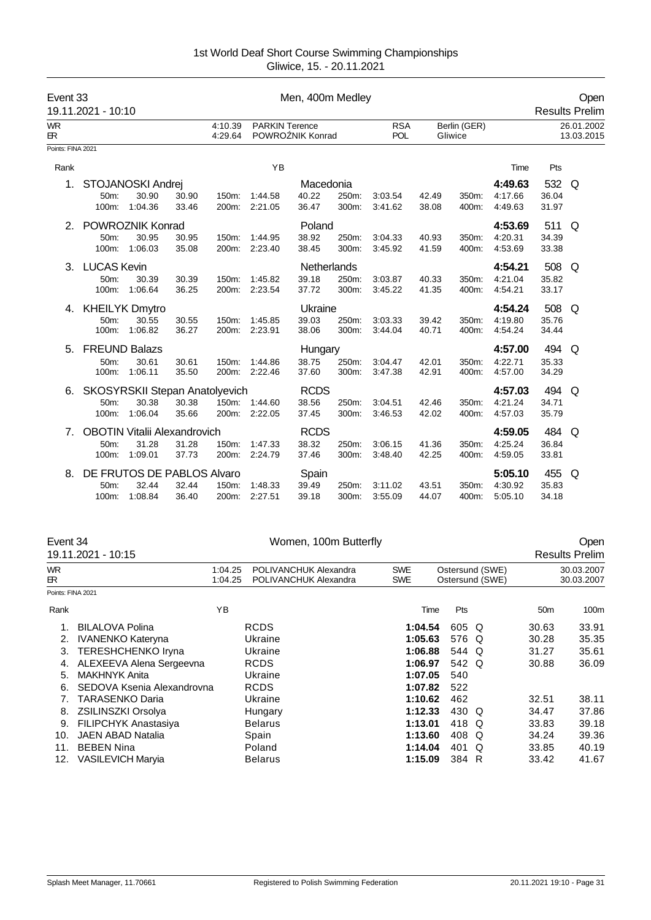# 1st World Deaf Short Course Swimming Championships

Gliwice, 15. - 20.11.2021

## Event 33 — Men, 400m Medley — Open

19.11.2021 - 10:10 — Results Prelim

| | Time | Name | Nation | Place | Date |
|---|---|---|---|---|---|
| WR | 4:10.39 | PARKIN Terence | RSA | Berlin (GER) | 26.01.2002 |
| ER | 4:29.64 | POWROŹNIK Konrad | POL | Gliwice | 13.03.2015 |

Points: FINA 2021

| Rank | Name | YB | Nation | Time | Pts | |
|---|---|---|---|---|---|---|
| 1. | STOJANOSKI Andrej | | Macedonia | 4:49.63 | 532 | Q |
| | 50m: 30.90 (30.90) / 100m: 1:04.36 (33.46) / 150m: 1:44.58 (40.22) / 200m: 2:21.05 (36.47) / 250m: 3:03.54 (42.49) / 300m: 3:41.62 (38.08) / 350m: 4:17.66 (36.04) / 400m: 4:49.63 (31.97) | | | | | |
| 2. | POWROZNIK Konrad | | Poland | 4:53.69 | 511 | Q |
| | 50m: 30.95 (30.95) / 100m: 1:06.03 (35.08) / 150m: 1:44.95 (38.92) / 200m: 2:23.40 (38.45) / 250m: 3:04.33 (40.93) / 300m: 3:45.92 (41.59) / 350m: 4:20.31 (34.39) / 400m: 4:53.69 (33.38) | | | | | |
| 3. | LUCAS Kevin | | Netherlands | 4:54.21 | 508 | Q |
| | 50m: 30.39 (30.39) / 100m: 1:06.64 (36.25) / 150m: 1:45.82 (39.18) / 200m: 2:23.54 (37.72) / 250m: 3:03.87 (40.33) / 300m: 3:45.22 (41.35) / 350m: 4:21.04 (35.82) / 400m: 4:54.21 (33.17) | | | | | |
| 4. | KHEILYK Dmytro | | Ukraine | 4:54.24 | 508 | Q |
| | 50m: 30.55 (30.55) / 100m: 1:06.82 (36.27) / 150m: 1:45.85 (39.03) / 200m: 2:23.91 (38.06) / 250m: 3:03.33 (39.42) / 300m: 3:44.04 (40.71) / 350m: 4:19.80 (35.76) / 400m: 4:54.24 (34.44) | | | | | |
| 5. | FREUND Balazs | | Hungary | 4:57.00 | 494 | Q |
| | 50m: 30.61 (30.61) / 100m: 1:06.11 (35.50) / 150m: 1:44.86 (38.75) / 200m: 2:22.46 (37.60) / 250m: 3:04.47 (42.01) / 300m: 3:47.38 (42.91) / 350m: 4:22.71 (35.33) / 400m: 4:57.00 (34.29) | | | | | |
| 6. | SKOSYRSKII Stepan Anatolyevich | | RCDS | 4:57.03 | 494 | Q |
| | 50m: 30.38 (30.38) / 100m: 1:06.04 (35.66) / 150m: 1:44.60 (38.56) / 200m: 2:22.05 (37.45) / 250m: 3:04.51 (42.46) / 300m: 3:46.53 (42.02) / 350m: 4:21.24 (34.71) / 400m: 4:57.03 (35.79) | | | | | |
| 7. | OBOTIN Vitalii Alexandrovich | | RCDS | 4:59.05 | 484 | Q |
| | 50m: 31.28 (31.28) / 100m: 1:09.01 (37.73) / 150m: 1:47.33 (38.32) / 200m: 2:24.79 (37.46) / 250m: 3:06.15 (41.36) / 300m: 3:48.40 (42.25) / 350m: 4:25.24 (36.84) / 400m: 4:59.05 (33.81) | | | | | |
| 8. | DE FRUTOS DE PABLOS Alvaro | | Spain | 5:05.10 | 455 | Q |
| | 50m: 32.44 (32.44) / 100m: 1:08.84 (36.40) / 150m: 1:48.33 (39.49) / 200m: 2:27.51 (39.18) / 250m: 3:11.02 (43.51) / 300m: 3:55.09 (44.07) / 350m: 4:30.92 (35.83) / 400m: 5:05.10 (34.18) | | | | | |

## Event 34 — Women, 100m Butterfly — Open

19.11.2021 - 10:15 — Results Prelim

| | Time | Name | Nation | Place | Date |
|---|---|---|---|---|---|
| WR | 1:04.25 | POLIVANCHUK Alexandra | SWE | Ostersund (SWE) | 30.03.2007 |
| ER | 1:04.25 | POLIVANCHUK Alexandra | SWE | Ostersund (SWE) | 30.03.2007 |

Points: FINA 2021

| Rank | Name | YB | Nation | Time | Pts | | 50m | 100m |
|---|---|---|---|---|---|---|---|---|
| 1. | BILALOVA Polina | | RCDS | 1:04.54 | 605 | Q | 30.63 | 33.91 |
| 2. | IVANENKO Kateryna | | Ukraine | 1:05.63 | 576 | Q | 30.28 | 35.35 |
| 3. | TERESHCHENKO Iryna | | Ukraine | 1:06.88 | 544 | Q | 31.27 | 35.61 |
| 4. | ALEXEEVA Alena Sergeevna | | RCDS | 1:06.97 | 542 | Q | 30.88 | 36.09 |
| 5. | MAKHNYK Anita | | Ukraine | 1:07.05 | 540 | | | |
| 6. | SEDOVA Ksenia Alexandrovna | | RCDS | 1:07.82 | 522 | | | |
| 7. | TARASENKO Daria | | Ukraine | 1:10.62 | 462 | | 32.51 | 38.11 |
| 8. | ZSILINSZKI Orsolya | | Hungary | 1:12.33 | 430 | Q | 34.47 | 37.86 |
| 9. | FILIPCHYK Anastasiya | | Belarus | 1:13.01 | 418 | Q | 33.83 | 39.18 |
| 10. | JAEN ABAD Natalia | | Spain | 1:13.60 | 408 | Q | 34.24 | 39.36 |
| 11. | BEBEN Nina | | Poland | 1:14.04 | 401 | Q | 33.85 | 40.19 |
| 12. | VASILEVICH Maryia | | Belarus | 1:15.09 | 384 | R | 33.42 | 41.67 |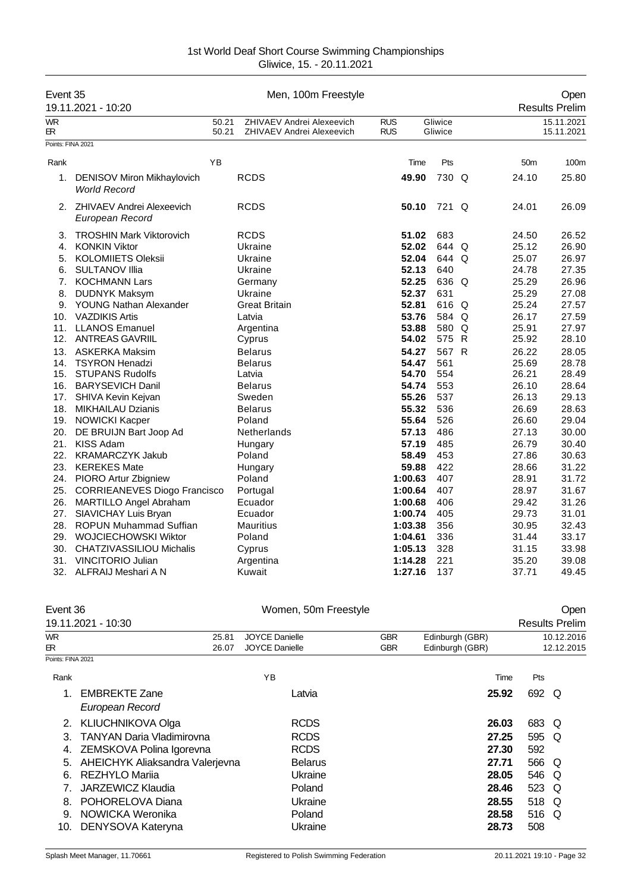1st World Deaf Short Course Swimming Championships
Gliwice, 15. - 20.11.2021

## Event 35 — Men, 100m Freestyle — Open

19.11.2021 - 10:20 — Results Prelim

| | | | | | |
|---|---|---|---|---|---|
| WR | 50.21 | ZHIVAEV Andrei Alexeevich | RUS | Gliwice | 15.11.2021 |
| ER | 50.21 | ZHIVAEV Andrei Alexeevich | RUS | Gliwice | 15.11.2021 |

Points: FINA 2021

| Rank | Name | YB | Team | Time | Pts | | 50m | 100m |
|---|---|---|---|---|---|---|---|---|
| 1. | DENISOV Miron Mikhaylovich *World Record* | | RCDS | **49.90** | 730 | Q | 24.10 | 25.80 |
| 2. | ZHIVAEV Andrei Alexeevich *European Record* | | RCDS | **50.10** | 721 | Q | 24.01 | 26.09 |
| 3. | TROSHIN Mark Viktorovich | | RCDS | **51.02** | 683 | | 24.50 | 26.52 |
| 4. | KONKIN Viktor | | Ukraine | **52.02** | 644 | Q | 25.12 | 26.90 |
| 5. | KOLOMIIETS Oleksii | | Ukraine | **52.04** | 644 | Q | 25.07 | 26.97 |
| 6. | SULTANOV Illia | | Ukraine | **52.13** | 640 | | 24.78 | 27.35 |
| 7. | KOCHMANN Lars | | Germany | **52.25** | 636 | Q | 25.29 | 26.96 |
| 8. | DUDNYK Maksym | | Ukraine | **52.37** | 631 | | 25.29 | 27.08 |
| 9. | YOUNG Nathan Alexander | | Great Britain | **52.81** | 616 | Q | 25.24 | 27.57 |
| 10. | VAZDIKIS Artis | | Latvia | **53.76** | 584 | Q | 26.17 | 27.59 |
| 11. | LLANOS Emanuel | | Argentina | **53.88** | 580 | Q | 25.91 | 27.97 |
| 12. | ANTREAS GAVRIIL | | Cyprus | **54.02** | 575 | R | 25.92 | 28.10 |
| 13. | ASKERKA Maksim | | Belarus | **54.27** | 567 | R | 26.22 | 28.05 |
| 14. | TSYRON Henadzi | | Belarus | **54.47** | 561 | | 25.69 | 28.78 |
| 15. | STUPANS Rudolfs | | Latvia | **54.70** | 554 | | 26.21 | 28.49 |
| 16. | BARYSEVICH Danil | | Belarus | **54.74** | 553 | | 26.10 | 28.64 |
| 17. | SHIVA Kevin Kejvan | | Sweden | **55.26** | 537 | | 26.13 | 29.13 |
| 18. | MIKHAILAU Dzianis | | Belarus | **55.32** | 536 | | 26.69 | 28.63 |
| 19. | NOWICKI Kacper | | Poland | **55.64** | 526 | | 26.60 | 29.04 |
| 20. | DE BRUIJN Bart Joop Ad | | Netherlands | **57.13** | 486 | | 27.13 | 30.00 |
| 21. | KISS Adam | | Hungary | **57.19** | 485 | | 26.79 | 30.40 |
| 22. | KRAMARCZYK Jakub | | Poland | **58.49** | 453 | | 27.86 | 30.63 |
| 23. | KEREKES Mate | | Hungary | **59.88** | 422 | | 28.66 | 31.22 |
| 24. | PIORO Artur Zbigniew | | Poland | **1:00.63** | 407 | | 28.91 | 31.72 |
| 25. | CORRIEANEVES Diogo Francisco | | Portugal | **1:00.64** | 407 | | 28.97 | 31.67 |
| 26. | MARTILLO Angel Abraham | | Ecuador | **1:00.68** | 406 | | 29.42 | 31.26 |
| 27. | SIAVICHAY Luis Bryan | | Ecuador | **1:00.74** | 405 | | 29.73 | 31.01 |
| 28. | ROPUN Muhammad Suffian | | Mauritius | **1:03.38** | 356 | | 30.95 | 32.43 |
| 29. | WOJCIECHOWSKI Wiktor | | Poland | **1:04.61** | 336 | | 31.44 | 33.17 |
| 30. | CHATZIVASSILIOU Michalis | | Cyprus | **1:05.13** | 328 | | 31.15 | 33.98 |
| 31. | VINCITORIO Julian | | Argentina | **1:14.28** | 221 | | 35.20 | 39.08 |
| 32. | ALFRAIJ Meshari A N | | Kuwait | **1:27.16** | 137 | | 37.71 | 49.45 |

## Event 36 — Women, 50m Freestyle — Open

19.11.2021 - 10:30 — Results Prelim

| | | | | | |
|---|---|---|---|---|---|
| WR | 25.81 | JOYCE Danielle | GBR | Edinburgh (GBR) | 10.12.2016 |
| ER | 26.07 | JOYCE Danielle | GBR | Edinburgh (GBR) | 12.12.2015 |

Points: FINA 2021

| Rank | Name | YB | Team | Time | Pts | |
|---|---|---|---|---|---|---|
| 1. | EMBREKTE Zane *European Record* | | Latvia | **25.92** | 692 | Q |
| 2. | KLIUCHNIKOVA Olga | | RCDS | **26.03** | 683 | Q |
| 3. | TANYAN Daria Vladimirovna | | RCDS | **27.25** | 595 | Q |
| 4. | ZEMSKOVA Polina Igorevna | | RCDS | **27.30** | 592 | |
| 5. | AHEICHYK Aliaksandra Valerjevna | | Belarus | **27.71** | 566 | Q |
| 6. | REZHYLO Mariia | | Ukraine | **28.05** | 546 | Q |
| 7. | JARZEWICZ Klaudia | | Poland | **28.46** | 523 | Q |
| 8. | POHORELOVA Diana | | Ukraine | **28.55** | 518 | Q |
| 9. | NOWICKA Weronika | | Poland | **28.58** | 516 | Q |
| 10. | DENYSOVA Kateryna | | Ukraine | **28.73** | 508 | |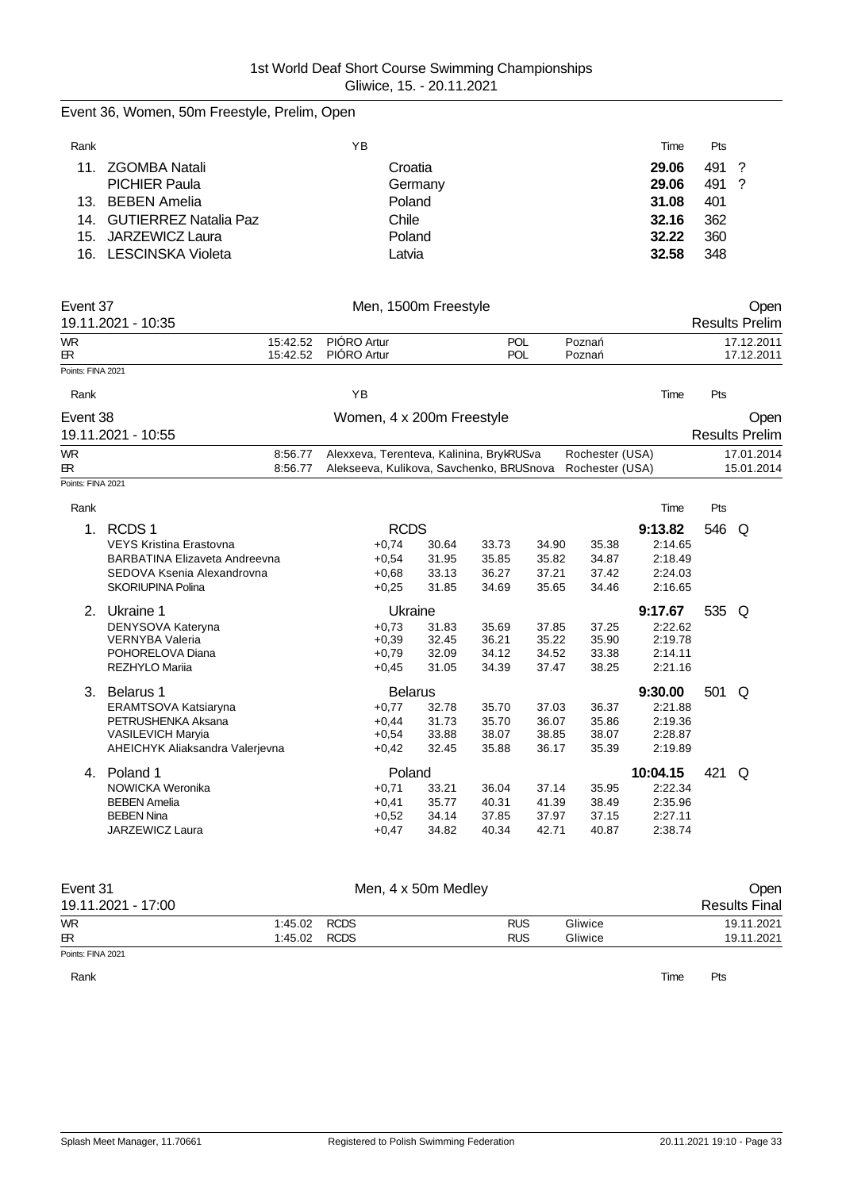## Event 36, Women, 50m Freestyle, Prelim, Open

| Rank | | YB | | Time | Pts | |
|---|---|---|---|---|---|---|
| 11. | ZGOMBA Natali | | Croatia | **29.06** | 491 | ? |
| | PICHIER Paula | | Germany | **29.06** | 491 | ? |
| 13. | BEBEN Amelia | | Poland | **31.08** | 401 | |
| 14. | GUTIERREZ Natalia Paz | | Chile | **32.16** | 362 | |
| 15. | JARZEWICZ Laura | | Poland | **32.22** | 360 | |
| 16. | LESCINSKA Violeta | | Latvia | **32.58** | 348 | |

## Event 37 — Men, 1500m Freestyle — Open

19.11.2021 - 10:35 — Results Prelim

| | | | | | |
|---|---|---|---|---|---|
| WR | 15:42.52 | PIÓRO Artur | POL | Poznań | 17.12.2011 |
| ER | 15:42.52 | PIÓRO Artur | POL | Poznań | 17.12.2011 |

Points: FINA 2021

| Rank | | YB | Time | Pts |
|---|---|---|---|---|

## Event 38 — Women, 4 x 200m Freestyle — Open

19.11.2021 - 10:55 — Results Prelim

| | | | | |
|---|---|---|---|---|
| WR | 8:56.77 | Alexxeva, Terenteva, Kalinina, BrykRUSva | Rochester (USA) | 17.01.2014 |
| ER | 8:56.77 | Alekseeva, Kulikova, Savchenko, BRUSnova | Rochester (USA) | 15.01.2014 |

Points: FINA 2021

| Rank | | | | | | | | Time | Pts | |
|---|---|---|---|---|---|---|---|---|---|---|
| 1. | RCDS 1 | RCDS | | | | | | **9:13.82** | 546 | Q |
| | VEYS Kristina Erastovna | +0,74 | 30.64 | 33.73 | 34.90 | 35.38 | | 2:14.65 | | |
| | BARBATINA Elizaveta Andreevna | +0,54 | 31.95 | 35.85 | 35.82 | 34.87 | | 2:18.49 | | |
| | SEDOVA Ksenia Alexandrovna | +0,68 | 33.13 | 36.27 | 37.21 | 37.42 | | 2:24.03 | | |
| | SKORIUPINA Polina | +0,25 | 31.85 | 34.69 | 35.65 | 34.46 | | 2:16.65 | | |
| 2. | Ukraine 1 | Ukraine | | | | | | **9:17.67** | 535 | Q |
| | DENYSOVA Kateryna | +0,73 | 31.83 | 35.69 | 37.85 | 37.25 | | 2:22.62 | | |
| | VERNYBA Valeria | +0,39 | 32.45 | 36.21 | 35.22 | 35.90 | | 2:19.78 | | |
| | POHORELOVA Diana | +0,79 | 32.09 | 34.12 | 34.52 | 33.38 | | 2:14.11 | | |
| | REZHYLO Mariia | +0,45 | 31.05 | 34.39 | 37.47 | 38.25 | | 2:21.16 | | |
| 3. | Belarus 1 | Belarus | | | | | | **9:30.00** | 501 | Q |
| | ERAMTSOVA Katsiaryna | +0,77 | 32.78 | 35.70 | 37.03 | 36.37 | | 2:21.88 | | |
| | PETRUSHENKA Aksana | +0,44 | 31.73 | 35.70 | 36.07 | 35.86 | | 2:19.36 | | |
| | VASILEVICH Maryia | +0,54 | 33.88 | 38.07 | 38.85 | 38.07 | | 2:28.87 | | |
| | AHEICHYK Aliaksandra Valerjevna | +0,42 | 32.45 | 35.88 | 36.17 | 35.39 | | 2:19.89 | | |
| 4. | Poland 1 | Poland | | | | | | **10:04.15** | 421 | Q |
| | NOWICKA Weronika | +0,71 | 33.21 | 36.04 | 37.14 | 35.95 | | 2:22.34 | | |
| | BEBEN Amelia | +0,41 | 35.77 | 40.31 | 41.39 | 38.49 | | 2:35.96 | | |
| | BEBEN Nina | +0,52 | 34.14 | 37.85 | 37.97 | 37.15 | | 2:27.11 | | |
| | JARZEWICZ Laura | +0,47 | 34.82 | 40.34 | 42.71 | 40.87 | | 2:38.74 | | |

## Event 31 — Men, 4 x 50m Medley — Open

19.11.2021 - 17:00 — Results Final

| | | | | | |
|---|---|---|---|---|---|
| WR | 1:45.02 | RCDS | RUS | Gliwice | 19.11.2021 |
| ER | 1:45.02 | RCDS | RUS | Gliwice | 19.11.2021 |

Points: FINA 2021

| Rank | Time | Pts |
|---|---|---|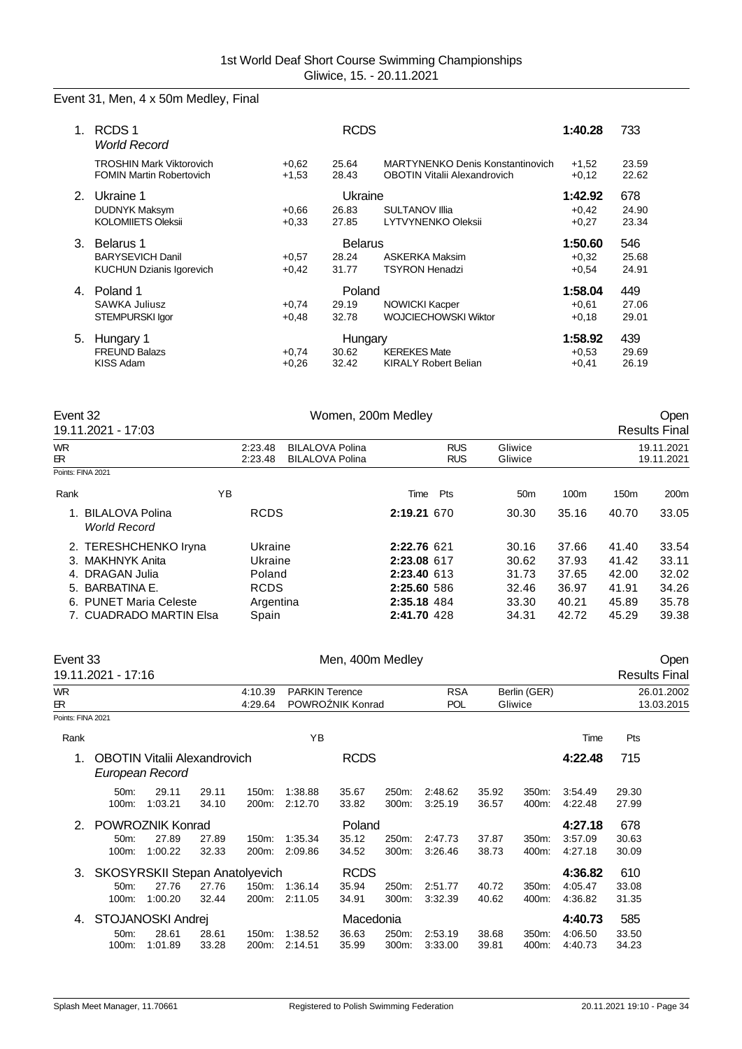1st World Deaf Short Course Swimming Championships
Gliwice, 15. - 20.11.2021

## Event 31, Men, 4 x 50m Medley, Final

| Rank | Team / Swimmer | RT | Split | Swimmer | RT | Split / Time | Pts |
|---|---|---|---|---|---|---|---|
| 1. | RCDS 1 *World Record* | | RCDS | | | **1:40.28** | 733 |
| | TROSHIN Mark Viktorovich | +0,62 | 25.64 | MARTYNENKO Denis Konstantinovich | +1,52 | 23.59 | |
| | FOMIN Martin Robertovich | +1,53 | 28.43 | OBOTIN Vitalii Alexandrovich | +0,12 | 22.62 | |
| 2. | Ukraine 1 | | Ukraine | | | **1:42.92** | 678 |
| | DUDNYK Maksym | +0,66 | 26.83 | SULTANOV Illia | +0,42 | 24.90 | |
| | KOLOMIIETS Oleksii | +0,33 | 27.85 | LYTVYNENKO Oleksii | +0,27 | 23.34 | |
| 3. | Belarus 1 | | Belarus | | | **1:50.60** | 546 |
| | BARYSEVICH Danil | +0,57 | 28.24 | ASKERKA Maksim | +0,32 | 25.68 | |
| | KUCHUN Dzianis Igorevich | +0,42 | 31.77 | TSYRON Henadzi | +0,54 | 24.91 | |
| 4. | Poland 1 | | Poland | | | **1:58.04** | 449 |
| | SAWKA Juliusz | +0,74 | 29.19 | NOWICKI Kacper | +0,61 | 27.06 | |
| | STEMPURSKI Igor | +0,48 | 32.78 | WOJCIECHOWSKI Wiktor | +0,18 | 29.01 | |
| 5. | Hungary 1 | | Hungary | | | **1:58.92** | 439 |
| | FREUND Balazs | +0,74 | 30.62 | KEREKES Mate | +0,53 | 29.69 | |
| | KISS Adam | +0,26 | 32.42 | KIRALY Robert Belian | +0,41 | 26.19 | |

## Event 32 — Women, 200m Medley — Open

19.11.2021 - 17:03 — Results Final

| | Time | Name | Nation | Place | Date |
|---|---|---|---|---|---|
| WR | 2:23.48 | BILALOVA Polina | RUS | Gliwice | 19.11.2021 |
| ER | 2:23.48 | BILALOVA Polina | RUS | Gliwice | 19.11.2021 |

Points: FINA 2021

| Rank | Name | YB | Team | Time | Pts | 50m | 100m | 150m | 200m |
|---|---|---|---|---|---|---|---|---|---|
| 1. | BILALOVA Polina *World Record* | | RCDS | **2:19.21** | 670 | 30.30 | 35.16 | 40.70 | 33.05 |
| 2. | TERESHCHENKO Iryna | | Ukraine | **2:22.76** | 621 | 30.16 | 37.66 | 41.40 | 33.54 |
| 3. | MAKHNYK Anita | | Ukraine | **2:23.08** | 617 | 30.62 | 37.93 | 41.42 | 33.11 |
| 4. | DRAGAN Julia | | Poland | **2:23.40** | 613 | 31.73 | 37.65 | 42.00 | 32.02 |
| 5. | BARBATINA E. | | RCDS | **2:25.60** | 586 | 32.46 | 36.97 | 41.91 | 34.26 |
| 6. | PUNET Maria Celeste | | Argentina | **2:35.18** | 484 | 33.30 | 40.21 | 45.89 | 35.78 |
| 7. | CUADRADO MARTIN Elsa | | Spain | **2:41.70** | 428 | 34.31 | 42.72 | 45.29 | 39.38 |

## Event 33 — Men, 400m Medley — Open

19.11.2021 - 17:16 — Results Final

| | Time | Name | Nation | Place | Date |
|---|---|---|---|---|---|
| WR | 4:10.39 | PARKIN Terence | RSA | Berlin (GER) | 26.01.2002 |
| ER | 4:29.64 | POWROŹNIK Konrad | POL | Gliwice | 13.03.2015 |

Points: FINA 2021

| Rank | Name | YB | Team | Time | Pts |
|---|---|---|---|---|---|
| 1. | OBOTIN Vitalii Alexandrovich *European Record* | | RCDS | **4:22.48** | 715 |
| 2. | POWROZNIK Konrad | | Poland | **4:27.18** | 678 |
| 3. | SKOSYRSKII Stepan Anatolyevich | | RCDS | **4:36.82** | 610 |
| 4. | STOJANOSKI Andrej | | Macedonia | **4:40.73** | 585 |

Splits:

| Rank | Distance | Time | Split | Distance | Time | Split | Distance | Time | Split | Distance | Time | Split |
|---|---|---|---|---|---|---|---|---|---|---|---|---|
| 1. | 50m: | 29.11 | 29.11 | 150m: | 1:38.88 | 35.67 | 250m: | 2:48.62 | 35.92 | 350m: | 3:54.49 | 29.30 |
| | 100m: | 1:03.21 | 34.10 | 200m: | 2:12.70 | 33.82 | 300m: | 3:25.19 | 36.57 | 400m: | 4:22.48 | 27.99 |
| 2. | 50m: | 27.89 | 27.89 | 150m: | 1:35.34 | 35.12 | 250m: | 2:47.73 | 37.87 | 350m: | 3:57.09 | 30.63 |
| | 100m: | 1:00.22 | 32.33 | 200m: | 2:09.86 | 34.52 | 300m: | 3:26.46 | 38.73 | 400m: | 4:27.18 | 30.09 |
| 3. | 50m: | 27.76 | 27.76 | 150m: | 1:36.14 | 35.94 | 250m: | 2:51.77 | 40.72 | 350m: | 4:05.47 | 33.08 |
| | 100m: | 1:00.20 | 32.44 | 200m: | 2:11.05 | 34.91 | 300m: | 3:32.39 | 40.62 | 400m: | 4:36.82 | 31.35 |
| 4. | 50m: | 28.61 | 28.61 | 150m: | 1:38.52 | 36.63 | 250m: | 2:53.19 | 38.68 | 350m: | 4:06.50 | 33.50 |
| | 100m: | 1:01.89 | 33.28 | 200m: | 2:14.51 | 35.99 | 300m: | 3:33.00 | 39.81 | 400m: | 4:40.73 | 34.23 |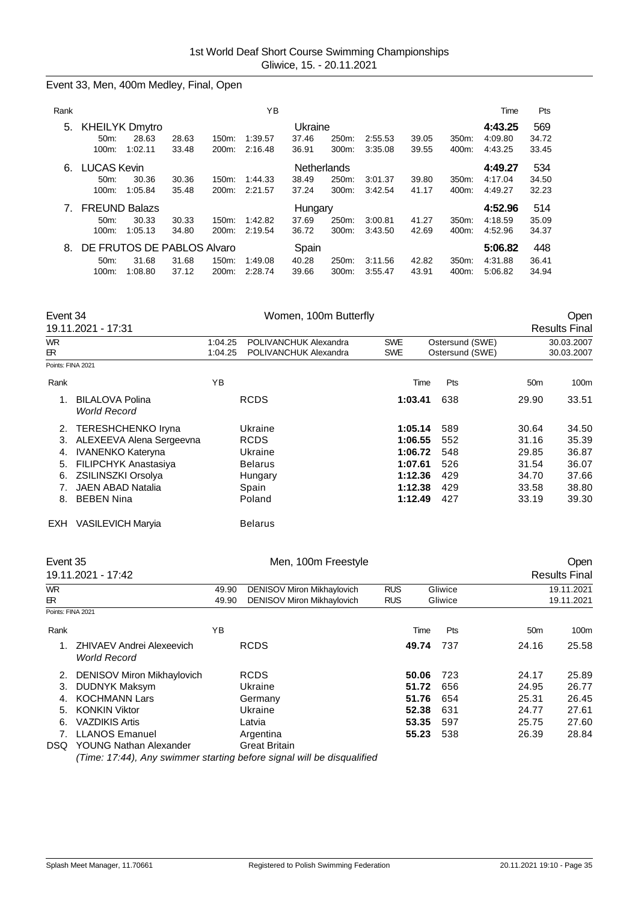1st World Deaf Short Course Swimming Championships
Gliwice, 15. - 20.11.2021

## Event 33, Men, 400m Medley, Final, Open

| Rank | | | | | YB | | | | | | | Time | Pts |
|---|---|---|---|---|---|---|---|---|---|---|---|---|---|
| 5. | KHEILYK Dmytro | | | | | Ukraine | | | | | | 4:43.25 | 569 |
| | 50m: | 28.63 | 28.63 | 150m: | 1:39.57 | 37.46 | 250m: | 2:55.53 | 39.05 | 350m: | | 4:09.80 | 34.72 |
| | 100m: | 1:02.11 | 33.48 | 200m: | 2:16.48 | 36.91 | 300m: | 3:35.08 | 39.55 | 400m: | | 4:43.25 | 33.45 |
| 6. | LUCAS Kevin | | | | | Netherlands | | | | | | 4:49.27 | 534 |
| | 50m: | 30.36 | 30.36 | 150m: | 1:44.33 | 38.49 | 250m: | 3:01.37 | 39.80 | 350m: | | 4:17.04 | 34.50 |
| | 100m: | 1:05.84 | 35.48 | 200m: | 2:21.57 | 37.24 | 300m: | 3:42.54 | 41.17 | 400m: | | 4:49.27 | 32.23 |
| 7. | FREUND Balazs | | | | | Hungary | | | | | | 4:52.96 | 514 |
| | 50m: | 30.33 | 30.33 | 150m: | 1:42.82 | 37.69 | 250m: | 3:00.81 | 41.27 | 350m: | | 4:18.59 | 35.09 |
| | 100m: | 1:05.13 | 34.80 | 200m: | 2:19.54 | 36.72 | 300m: | 3:43.50 | 42.69 | 400m: | | 4:52.96 | 34.37 |
| 8. | DE FRUTOS DE PABLOS Alvaro | | | | | Spain | | | | | | 5:06.82 | 448 |
| | 50m: | 31.68 | 31.68 | 150m: | 1:49.08 | 40.28 | 250m: | 3:11.56 | 42.82 | 350m: | | 4:31.88 | 36.41 |
| | 100m: | 1:08.80 | 37.12 | 200m: | 2:28.74 | 39.66 | 300m: | 3:55.47 | 43.91 | 400m: | | 5:06.82 | 34.94 |

## Event 34 — Women, 100m Butterfly — Open

19.11.2021 - 17:31 — Results Final

| | | | | | |
|---|---|---|---|---|---|
| WR | 1:04.25 | POLIVANCHUK Alexandra | SWE | Ostersund (SWE) | 30.03.2007 |
| ER | 1:04.25 | POLIVANCHUK Alexandra | SWE | Ostersund (SWE) | 30.03.2007 |

Points: FINA 2021

| Rank | | YB | | Time | Pts | 50m | 100m |
|---|---|---|---|---|---|---|---|
| 1. | BILALOVA Polina *World Record* | | RCDS | **1:03.41** | 638 | 29.90 | 33.51 |
| 2. | TERESHCHENKO Iryna | | Ukraine | **1:05.14** | 589 | 30.64 | 34.50 |
| 3. | ALEXEEVA Alena Sergeevna | | RCDS | **1:06.55** | 552 | 31.16 | 35.39 |
| 4. | IVANENKO Kateryna | | Ukraine | **1:06.72** | 548 | 29.85 | 36.87 |
| 5. | FILIPCHYK Anastasiya | | Belarus | **1:07.61** | 526 | 31.54 | 36.07 |
| 6. | ZSILINSZKI Orsolya | | Hungary | **1:12.36** | 429 | 34.70 | 37.66 |
| 7. | JAEN ABAD Natalia | | Spain | **1:12.38** | 429 | 33.58 | 38.80 |
| 8. | BEBEN Nina | | Poland | **1:12.49** | 427 | 33.19 | 39.30 |
| EXH | VASILEVICH Maryia | | Belarus | | | | |

## Event 35 — Men, 100m Freestyle — Open

19.11.2021 - 17:42 — Results Final

| | | | | | |
|---|---|---|---|---|---|
| WR | 49.90 | DENISOV Miron Mikhaylovich | RUS | Gliwice | 19.11.2021 |
| ER | 49.90 | DENISOV Miron Mikhaylovich | RUS | Gliwice | 19.11.2021 |

Points: FINA 2021

| Rank | | YB | | Time | Pts | 50m | 100m |
|---|---|---|---|---|---|---|---|
| 1. | ZHIVAEV Andrei Alexeevich *World Record* | | RCDS | **49.74** | 737 | 24.16 | 25.58 |
| 2. | DENISOV Miron Mikhaylovich | | RCDS | **50.06** | 723 | 24.17 | 25.89 |
| 3. | DUDNYK Maksym | | Ukraine | **51.72** | 656 | 24.95 | 26.77 |
| 4. | KOCHMANN Lars | | Germany | **51.76** | 654 | 25.31 | 26.45 |
| 5. | KONKIN Viktor | | Ukraine | **52.38** | 631 | 24.77 | 27.61 |
| 6. | VAZDIKIS Artis | | Latvia | **53.35** | 597 | 25.75 | 27.60 |
| 7. | LLANOS Emanuel | | Argentina | **55.23** | 538 | 26.39 | 28.84 |
| DSQ | YOUNG Nathan Alexander | | Great Britain | | | | |

*(Time: 17:44), Any swimmer starting before signal will be disqualified*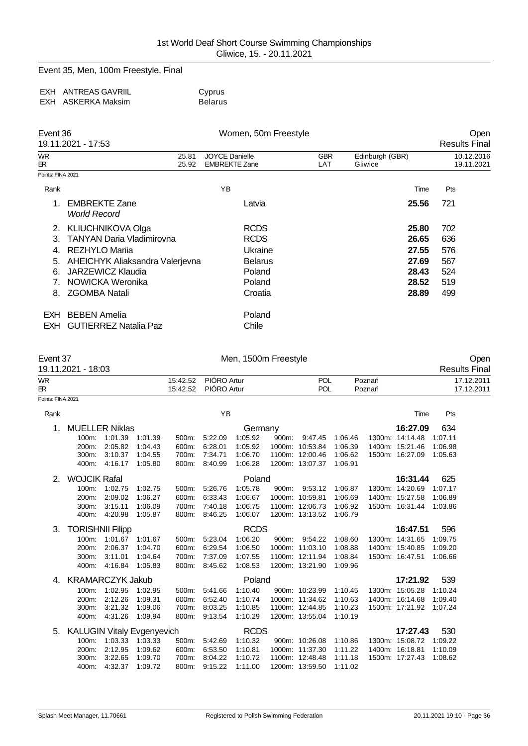Event 35, Men, 100m Freestyle, Final

| | | |
|---|---|---|
| EXH | ANTREAS GAVRIIL | Cyprus |
| EXH | ASKERKA Maksim | Belarus |

## Event 36 — Women, 50m Freestyle — Open

19.11.2021 - 17:53 — Results Final

| | | | | | | |
|---|---|---|---|---|---|---|
| WR | 25.81 | JOYCE Danielle | GBR | Edinburgh (GBR) | 10.12.2016 |
| ER | 25.92 | EMBREKTE Zane | LAT | Gliwice | 19.11.2021 |

Points: FINA 2021

| Rank | Name | YB | Nation | Time | Pts |
|---|---|---|---|---|---|
| 1. | EMBREKTE Zane *World Record* | | Latvia | **25.56** | 721 |
| 2. | KLIUCHNIKOVA Olga | | RCDS | **25.80** | 702 |
| 3. | TANYAN Daria Vladimirovna | | RCDS | **26.65** | 636 |
| 4. | REZHYLO Mariia | | Ukraine | **27.55** | 576 |
| 5. | AHEICHYK Aliaksandra Valerjevna | | Belarus | **27.69** | 567 |
| 6. | JARZEWICZ Klaudia | | Poland | **28.43** | 524 |
| 7. | NOWICKA Weronika | | Poland | **28.52** | 519 |
| 8. | ZGOMBA Natali | | Croatia | **28.89** | 499 |
| EXH | BEBEN Amelia | | Poland | | |
| EXH | GUTIERREZ Natalia Paz | | Chile | | |

## Event 37 — Men, 1500m Freestyle — Open

19.11.2021 - 18:03 — Results Final

| | | | | | |
|---|---|---|---|---|---|
| WR | 15:42.52 | PIÓRO Artur | POL | Poznań | 17.12.2011 |
| ER | 15:42.52 | PIÓRO Artur | POL | Poznań | 17.12.2011 |

Points: FINA 2021

| Rank | Name | YB | Nation | Time | Pts |
|---|---|---|---|---|---|
| 1. | MUELLER Niklas | | Germany | **16:27.09** | 634 |
| 2. | WOJCIK Rafal | | Poland | **16:31.44** | 625 |
| 3. | TORISHNII Filipp | | RCDS | **16:47.51** | 596 |
| 4. | KRAMARCZYK Jakub | | Poland | **17:21.92** | 539 |
| 5. | KALUGIN Vitaly Evgenyevich | | RCDS | **17:27.43** | 530 |

**1. MUELLER Niklas** — splits

| Dist. | Time | Split | Dist. | Time | Split | Dist. | Time | Split | Dist. | Time | Split |
|---|---|---|---|---|---|---|---|---|---|---|---|
| 100m: | 1:01.39 | 1:01.39 | 500m: | 5:22.09 | 1:05.92 | 900m: | 9:47.45 | 1:06.46 | 1300m: | 14:14.48 | 1:07.11 |
| 200m: | 2:05.82 | 1:04.43 | 600m: | 6:28.01 | 1:05.92 | 1000m: | 10:53.84 | 1:06.39 | 1400m: | 15:21.46 | 1:06.98 |
| 300m: | 3:10.37 | 1:04.55 | 700m: | 7:34.71 | 1:06.70 | 1100m: | 12:00.46 | 1:06.62 | 1500m: | 16:27.09 | 1:05.63 |
| 400m: | 4:16.17 | 1:05.80 | 800m: | 8:40.99 | 1:06.28 | 1200m: | 13:07.37 | 1:06.91 | | | |

**2. WOJCIK Rafal** — splits

| Dist. | Time | Split | Dist. | Time | Split | Dist. | Time | Split | Dist. | Time | Split |
|---|---|---|---|---|---|---|---|---|---|---|---|
| 100m: | 1:02.75 | 1:02.75 | 500m: | 5:26.76 | 1:05.78 | 900m: | 9:53.12 | 1:06.87 | 1300m: | 14:20.69 | 1:07.17 |
| 200m: | 2:09.02 | 1:06.27 | 600m: | 6:33.43 | 1:06.67 | 1000m: | 10:59.81 | 1:06.69 | 1400m: | 15:27.58 | 1:06.89 |
| 300m: | 3:15.11 | 1:06.09 | 700m: | 7:40.18 | 1:06.75 | 1100m: | 12:06.73 | 1:06.92 | 1500m: | 16:31.44 | 1:03.86 |
| 400m: | 4:20.98 | 1:05.87 | 800m: | 8:46.25 | 1:06.07 | 1200m: | 13:13.52 | 1:06.79 | | | |

**3. TORISHNII Filipp** — splits

| Dist. | Time | Split | Dist. | Time | Split | Dist. | Time | Split | Dist. | Time | Split |
|---|---|---|---|---|---|---|---|---|---|---|---|
| 100m: | 1:01.67 | 1:01.67 | 500m: | 5:23.04 | 1:06.20 | 900m: | 9:54.22 | 1:08.60 | 1300m: | 14:31.65 | 1:09.75 |
| 200m: | 2:06.37 | 1:04.70 | 600m: | 6:29.54 | 1:06.50 | 1000m: | 11:03.10 | 1:08.88 | 1400m: | 15:40.85 | 1:09.20 |
| 300m: | 3:11.01 | 1:04.64 | 700m: | 7:37.09 | 1:07.55 | 1100m: | 12:11.94 | 1:08.84 | 1500m: | 16:47.51 | 1:06.66 |
| 400m: | 4:16.84 | 1:05.83 | 800m: | 8:45.62 | 1:08.53 | 1200m: | 13:21.90 | 1:09.96 | | | |

**4. KRAMARCZYK Jakub** — splits

| Dist. | Time | Split | Dist. | Time | Split | Dist. | Time | Split | Dist. | Time | Split |
|---|---|---|---|---|---|---|---|---|---|---|---|
| 100m: | 1:02.95 | 1:02.95 | 500m: | 5:41.66 | 1:10.40 | 900m: | 10:23.99 | 1:10.45 | 1300m: | 15:05.28 | 1:10.24 |
| 200m: | 2:12.26 | 1:09.31 | 600m: | 6:52.40 | 1:10.74 | 1000m: | 11:34.62 | 1:10.63 | 1400m: | 16:14.68 | 1:09.40 |
| 300m: | 3:21.32 | 1:09.06 | 700m: | 8:03.25 | 1:10.85 | 1100m: | 12:44.85 | 1:10.23 | 1500m: | 17:21.92 | 1:07.24 |
| 400m: | 4:31.26 | 1:09.94 | 800m: | 9:13.54 | 1:10.29 | 1200m: | 13:55.04 | 1:10.19 | | | |

**5. KALUGIN Vitaly Evgenyevich** — splits

| Dist. | Time | Split | Dist. | Time | Split | Dist. | Time | Split | Dist. | Time | Split |
|---|---|---|---|---|---|---|---|---|---|---|---|
| 100m: | 1:03.33 | 1:03.33 | 500m: | 5:42.69 | 1:10.32 | 900m: | 10:26.08 | 1:10.86 | 1300m: | 15:08.72 | 1:09.22 |
| 200m: | 2:12.95 | 1:09.62 | 600m: | 6:53.50 | 1:10.81 | 1000m: | 11:37.30 | 1:11.22 | 1400m: | 16:18.81 | 1:10.09 |
| 300m: | 3:22.65 | 1:09.70 | 700m: | 8:04.22 | 1:10.72 | 1100m: | 12:48.48 | 1:11.18 | 1500m: | 17:27.43 | 1:08.62 |
| 400m: | 4:32.37 | 1:09.72 | 800m: | 9:15.22 | 1:11.00 | 1200m: | 13:59.50 | 1:11.02 | | | |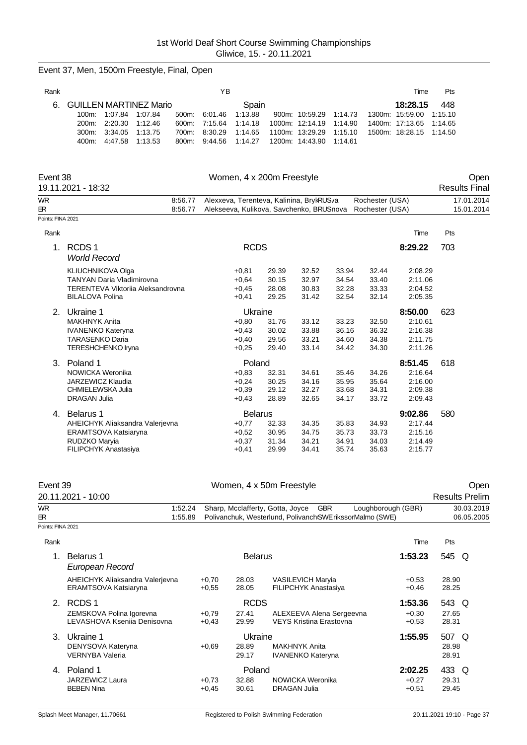1st World Deaf Short Course Swimming Championships
Gliwice, 15. - 20.11.2021

## Event 37, Men, 1500m Freestyle, Final, Open

| Rank | | YB | | Time | Pts |
|---|---|---|---|---|---|
| 6. | GUILLEN MARTINEZ Mario | | Spain | 18:28.15 | 448 |

| | | | | | | | | | | | |
|---|---|---|---|---|---|---|---|---|---|---|---|
| 100m: | 1:07.84 | 1:07.84 | 500m: | 6:01.46 | 1:13.88 | 900m: | 10:59.29 | 1:14.73 | 1300m: | 15:59.00 | 1:15.10 |
| 200m: | 2:20.30 | 1:12.46 | 600m: | 7:15.64 | 1:14.18 | 1000m: | 12:14.19 | 1:14.90 | 1400m: | 17:13.65 | 1:14.65 |
| 300m: | 3:34.05 | 1:13.75 | 700m: | 8:30.29 | 1:14.65 | 1100m: | 13:29.29 | 1:15.10 | 1500m: | 18:28.15 | 1:14.50 |
| 400m: | 4:47.58 | 1:13.53 | 800m: | 9:44.56 | 1:14.27 | 1200m: | 14:43.90 | 1:14.61 | | | |

## Event 38 — Women, 4 x 200m Freestyle — Open

19.11.2021 - 18:32 — Results Final

| | | | | |
|---|---|---|---|---|
| WR | 8:56.77 | Alexxeva, Terenteva, Kalinina, BrykRUSva | Rochester (USA) | 17.01.2014 |
| ER | 8:56.77 | Alekseeva, Kulikova, Savchenko, BRUSnova | Rochester (USA) | 15.01.2014 |

Points: FINA 2021

| Rank | Team / Swimmer | | | | | | | Time | Pts |
|---|---|---|---|---|---|---|---|---|---|
| 1. | RCDS 1 *World Record* | RCDS | | | | | | 8:29.22 | 703 |
| | KLIUCHNIKOVA Olga | +0,81 | 29.39 | 32.52 | 33.94 | 32.44 | | 2:08.29 | |
| | TANYAN Daria Vladimirovna | +0,64 | 30.15 | 32.97 | 34.54 | 33.40 | | 2:11.06 | |
| | TERENTEVA Viktoriia Aleksandrovna | +0,45 | 28.08 | 30.83 | 32.28 | 33.33 | | 2:04.52 | |
| | BILALOVA Polina | +0,41 | 29.25 | 31.42 | 32.54 | 32.14 | | 2:05.35 | |
| 2. | Ukraine 1 | Ukraine | | | | | | 8:50.00 | 623 |
| | MAKHNYK Anita | +0,80 | 31.76 | 33.12 | 33.23 | 32.50 | | 2:10.61 | |
| | IVANENKO Kateryna | +0,43 | 30.02 | 33.88 | 36.16 | 36.32 | | 2:16.38 | |
| | TARASENKO Daria | +0,40 | 29.56 | 33.21 | 34.60 | 34.38 | | 2:11.75 | |
| | TERESHCHENKO Iryna | +0,25 | 29.40 | 33.14 | 34.42 | 34.30 | | 2:11.26 | |
| 3. | Poland 1 | Poland | | | | | | 8:51.45 | 618 |
| | NOWICKA Weronika | +0,83 | 32.31 | 34.61 | 35.46 | 34.26 | | 2:16.64 | |
| | JARZEWICZ Klaudia | +0,24 | 30.25 | 34.16 | 35.95 | 35.64 | | 2:16.00 | |
| | CHMIELEWSKA Julia | +0,39 | 29.12 | 32.27 | 33.68 | 34.31 | | 2:09.38 | |
| | DRAGAN Julia | +0,43 | 28.89 | 32.65 | 34.17 | 33.72 | | 2:09.43 | |
| 4. | Belarus 1 | Belarus | | | | | | 9:02.86 | 580 |
| | AHEICHYK Aliaksandra Valerjevna | +0,77 | 32.33 | 34.35 | 35.83 | 34.93 | | 2:17.44 | |
| | ERAMTSOVA Katsiaryna | +0,52 | 30.95 | 34.75 | 35.73 | 33.73 | | 2:15.16 | |
| | RUDZKO Maryia | +0,37 | 31.34 | 34.21 | 34.91 | 34.03 | | 2:14.49 | |
| | FILIPCHYK Anastasiya | +0,41 | 29.99 | 34.41 | 35.74 | 35.63 | | 2:15.77 | |

## Event 39 — Women, 4 x 50m Freestyle — Open

20.11.2021 - 10:00 — Results Prelim

| | | | | |
|---|---|---|---|---|
| WR | 1:52.24 | Sharp, Mcclafferty, Gotta, Joyce GBR | Loughborough (GBR) | 30.03.2019 |
| ER | 1:55.89 | Polivanchuk, Westerlund, PolivanchSWErikssorMalmo (SWE) | | 06.05.2005 |

Points: FINA 2021

| Rank | Team / Swimmer | | | Swimmer | Time | Pts |
|---|---|---|---|---|---|---|
| 1. | Belarus 1 *European Record* | | Belarus | | 1:53.23 | 545 Q |
| | AHEICHYK Aliaksandra Valerjevna | +0,70 | 28.03 | VASILEVICH Maryia | +0,53 | 28.90 |
| | ERAMTSOVA Katsiaryna | +0,55 | 28.05 | FILIPCHYK Anastasiya | +0,46 | 28.25 |
| 2. | RCDS 1 | | RCDS | | 1:53.36 | 543 Q |
| | ZEMSKOVA Polina Igorevna | +0,79 | 27.41 | ALEXEEVA Alena Sergeevna | +0,30 | 27.65 |
| | LEVASHOVA Kseniia Denisovna | +0,43 | 29.99 | VEYS Kristina Erastovna | +0,53 | 28.31 |
| 3. | Ukraine 1 | | Ukraine | | 1:55.95 | 507 Q |
| | DENYSOVA Kateryna | +0,69 | 28.89 | MAKHNYK Anita | | 28.98 |
| | VERNYBA Valeria | | 29.17 | IVANENKO Kateryna | | 28.91 |
| 4. | Poland 1 | | Poland | | 2:02.25 | 433 Q |
| | JARZEWICZ Laura | +0,73 | 32.88 | NOWICKA Weronika | +0,27 | 29.31 |
| | BEBEN Nina | +0,45 | 30.61 | DRAGAN Julia | +0,51 | 29.45 |

Splash Meet Manager, 11.70661 — Registered to Polish Swimming Federation — 20.11.2021 19:10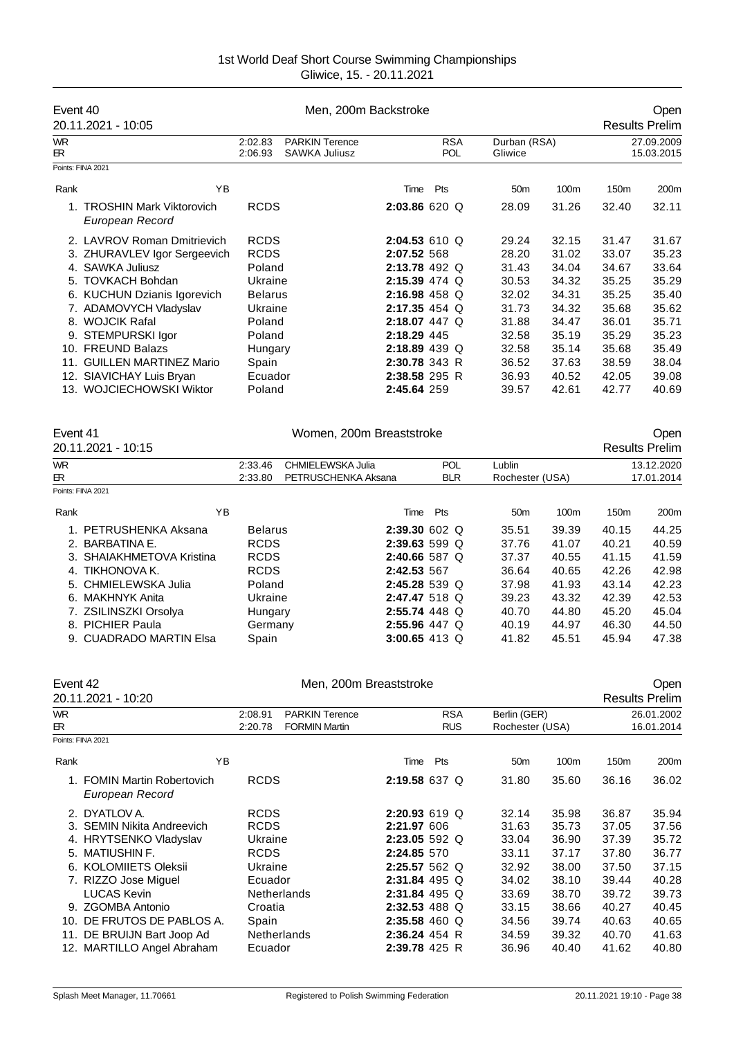# 1st World Deaf Short Course Swimming Championships

Gliwice, 15. - 20.11.2021

## Event 40 — Men, 200m Backstroke — Open

20.11.2021 - 10:05 — Results Prelim

| | | | | | | |
|---|---|---|---|---|---|---|
| WR | 2:02.83 | PARKIN Terence | RSA | Durban (RSA) | 27.09.2009 |
| ER | 2:06.93 | SAWKA Juliusz | POL | Gliwice | 15.03.2015 |

Points: FINA 2021

| Rank | Name | YB | Club | Time | Pts | | 50m | 100m | 150m | 200m |
|---|---|---|---|---|---|---|---|---|---|---|
| 1. | TROSHIN Mark Viktorovich *European Record* | | RCDS | **2:03.86** | 620 | Q | 28.09 | 31.26 | 32.40 | 32.11 |
| 2. | LAVROV Roman Dmitrievich | | RCDS | **2:04.53** | 610 | Q | 29.24 | 32.15 | 31.47 | 31.67 |
| 3. | ZHURAVLEV Igor Sergeevich | | RCDS | **2:07.52** | 568 | | 28.20 | 31.02 | 33.07 | 35.23 |
| 4. | SAWKA Juliusz | | Poland | **2:13.78** | 492 | Q | 31.43 | 34.04 | 34.67 | 33.64 |
| 5. | TOVKACH Bohdan | | Ukraine | **2:15.39** | 474 | Q | 30.53 | 34.32 | 35.25 | 35.29 |
| 6. | KUCHUN Dzianis Igorevich | | Belarus | **2:16.98** | 458 | Q | 32.02 | 34.31 | 35.25 | 35.40 |
| 7. | ADAMOVYCH Vladyslav | | Ukraine | **2:17.35** | 454 | Q | 31.73 | 34.32 | 35.68 | 35.62 |
| 8. | WOJCIK Rafal | | Poland | **2:18.07** | 447 | Q | 31.88 | 34.47 | 36.01 | 35.71 |
| 9. | STEMPURSKI Igor | | Poland | **2:18.29** | 445 | | 32.58 | 35.19 | 35.29 | 35.23 |
| 10. | FREUND Balazs | | Hungary | **2:18.89** | 439 | Q | 32.58 | 35.14 | 35.68 | 35.49 |
| 11. | GUILLEN MARTINEZ Mario | | Spain | **2:30.78** | 343 | R | 36.52 | 37.63 | 38.59 | 38.04 |
| 12. | SIAVICHAY Luis Bryan | | Ecuador | **2:38.58** | 295 | R | 36.93 | 40.52 | 42.05 | 39.08 |
| 13. | WOJCIECHOWSKI Wiktor | | Poland | **2:45.64** | 259 | | 39.57 | 42.61 | 42.77 | 40.69 |

## Event 41 — Women, 200m Breaststroke — Open

20.11.2021 - 10:15 — Results Prelim

| | | | | | |
|---|---|---|---|---|---|
| WR | 2:33.46 | CHMIELEWSKA Julia | POL | Lublin | 13.12.2020 |
| ER | 2:33.80 | PETRUSCHENKA Aksana | BLR | Rochester (USA) | 17.01.2014 |

Points: FINA 2021

| Rank | Name | YB | Club | Time | Pts | | 50m | 100m | 150m | 200m |
|---|---|---|---|---|---|---|---|---|---|---|
| 1. | PETRUSHENKA Aksana | | Belarus | **2:39.30** | 602 | Q | 35.51 | 39.39 | 40.15 | 44.25 |
| 2. | BARBATINA E. | | RCDS | **2:39.63** | 599 | Q | 37.76 | 41.07 | 40.21 | 40.59 |
| 3. | SHAIAKHMETOVA Kristina | | RCDS | **2:40.66** | 587 | Q | 37.37 | 40.55 | 41.15 | 41.59 |
| 4. | TIKHONOVA K. | | RCDS | **2:42.53** | 567 | | 36.64 | 40.65 | 42.26 | 42.98 |
| 5. | CHMIELEWSKA Julia | | Poland | **2:45.28** | 539 | Q | 37.98 | 41.93 | 43.14 | 42.23 |
| 6. | MAKHNYK Anita | | Ukraine | **2:47.47** | 518 | Q | 39.23 | 43.32 | 42.39 | 42.53 |
| 7. | ZSILINSZKI Orsolya | | Hungary | **2:55.74** | 448 | Q | 40.70 | 44.80 | 45.20 | 45.04 |
| 8. | PICHIER Paula | | Germany | **2:55.96** | 447 | Q | 40.19 | 44.97 | 46.30 | 44.50 |
| 9. | CUADRADO MARTIN Elsa | | Spain | **3:00.65** | 413 | Q | 41.82 | 45.51 | 45.94 | 47.38 |

## Event 42 — Men, 200m Breaststroke — Open

20.11.2021 - 10:20 — Results Prelim

| | | | | | |
|---|---|---|---|---|---|
| WR | 2:08.91 | PARKIN Terence | RSA | Berlin (GER) | 26.01.2002 |
| ER | 2:20.78 | FORMIN Martin | RUS | Rochester (USA) | 16.01.2014 |

Points: FINA 2021

| Rank | Name | YB | Club | Time | Pts | | 50m | 100m | 150m | 200m |
|---|---|---|---|---|---|---|---|---|---|---|
| 1. | FOMIN Martin Robertovich *European Record* | | RCDS | **2:19.58** | 637 | Q | 31.80 | 35.60 | 36.16 | 36.02 |
| 2. | DYATLOV A. | | RCDS | **2:20.93** | 619 | Q | 32.14 | 35.98 | 36.87 | 35.94 |
| 3. | SEMIN Nikita Andreevich | | RCDS | **2:21.97** | 606 | | 31.63 | 35.73 | 37.05 | 37.56 |
| 4. | HRYTSENKO Vladyslav | | Ukraine | **2:23.05** | 592 | Q | 33.04 | 36.90 | 37.39 | 35.72 |
| 5. | MATIUSHIN F. | | RCDS | **2:24.85** | 570 | | 33.11 | 37.17 | 37.80 | 36.77 |
| 6. | KOLOMIIETS Oleksii | | Ukraine | **2:25.57** | 562 | Q | 32.92 | 38.00 | 37.50 | 37.15 |
| 7. | RIZZO Jose Miguel | | Ecuador | **2:31.84** | 495 | Q | 34.02 | 38.10 | 39.44 | 40.28 |
| | LUCAS Kevin | | Netherlands | **2:31.84** | 495 | Q | 33.69 | 38.70 | 39.72 | 39.73 |
| 9. | ZGOMBA Antonio | | Croatia | **2:32.53** | 488 | Q | 33.15 | 38.66 | 40.27 | 40.45 |
| 10. | DE FRUTOS DE PABLOS A. | | Spain | **2:35.58** | 460 | Q | 34.56 | 39.74 | 40.63 | 40.65 |
| 11. | DE BRUIJN Bart Joop Ad | | Netherlands | **2:36.24** | 454 | R | 34.59 | 39.32 | 40.70 | 41.63 |
| 12. | MARTILLO Angel Abraham | | Ecuador | **2:39.78** | 425 | R | 36.96 | 40.40 | 41.62 | 40.80 |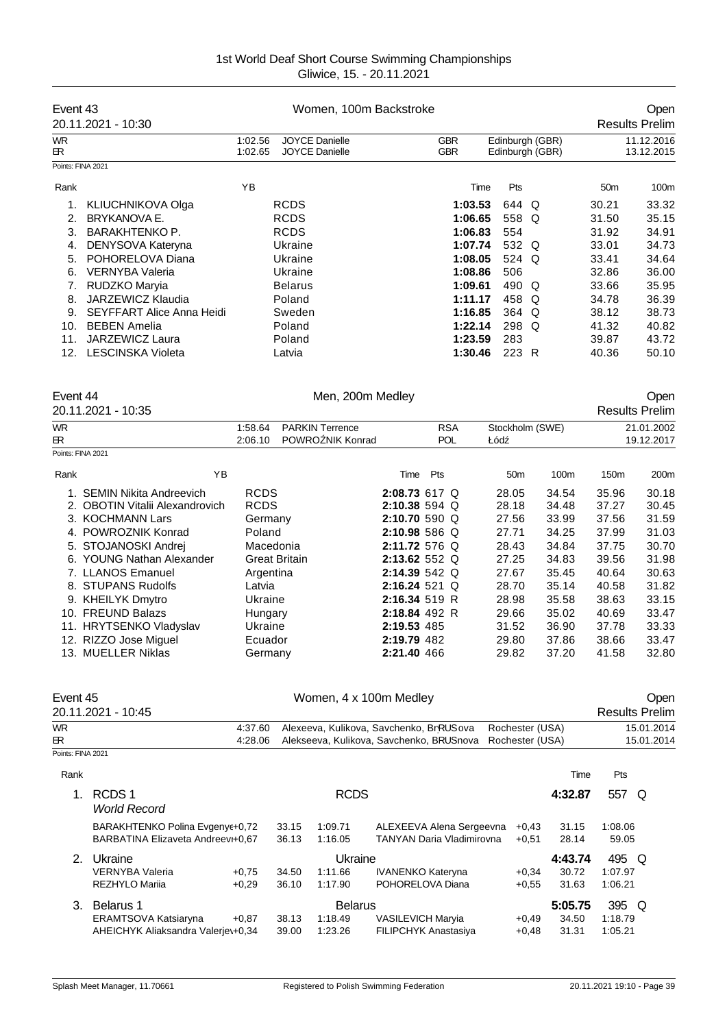1st World Deaf Short Course Swimming Championships
Gliwice, 15. - 20.11.2021

## Event 43 — Women, 100m Backstroke — Open

20.11.2021 - 10:30 — Results Prelim

| | | | | | |
|---|---|---|---|---|---|
| WR | 1:02.56 | JOYCE Danielle | GBR | Edinburgh (GBR) | 11.12.2016 |
| ER | 1:02.65 | JOYCE Danielle | GBR | Edinburgh (GBR) | 13.12.2015 |

Points: FINA 2021

| Rank | | YB | | Time | Pts | | 50m | 100m |
|---|---|---|---|---|---|---|---|---|
| 1. | KLIUCHNIKOVA Olga | | RCDS | 1:03.53 | 644 | Q | 30.21 | 33.32 |
| 2. | BRYKANOVA E. | | RCDS | 1:06.65 | 558 | Q | 31.50 | 35.15 |
| 3. | BARAKHTENKO P. | | RCDS | 1:06.83 | 554 | | 31.92 | 34.91 |
| 4. | DENYSOVA Kateryna | | Ukraine | 1:07.74 | 532 | Q | 33.01 | 34.73 |
| 5. | POHORELOVA Diana | | Ukraine | 1:08.05 | 524 | Q | 33.41 | 34.64 |
| 6. | VERNYBA Valeria | | Ukraine | 1:08.86 | 506 | | 32.86 | 36.00 |
| 7. | RUDZKO Maryia | | Belarus | 1:09.61 | 490 | Q | 33.66 | 35.95 |
| 8. | JARZEWICZ Klaudia | | Poland | 1:11.17 | 458 | Q | 34.78 | 36.39 |
| 9. | SEYFFART Alice Anna Heidi | | Sweden | 1:16.85 | 364 | Q | 38.12 | 38.73 |
| 10. | BEBEN Amelia | | Poland | 1:22.14 | 298 | Q | 41.32 | 40.82 |
| 11. | JARZEWICZ Laura | | Poland | 1:23.59 | 283 | | 39.87 | 43.72 |
| 12. | LESCINSKA Violeta | | Latvia | 1:30.46 | 223 | R | 40.36 | 50.10 |

## Event 44 — Men, 200m Medley — Open

20.11.2021 - 10:35 — Results Prelim

| | | | | | |
|---|---|---|---|---|---|
| WR | 1:58.64 | PARKIN Terrence | RSA | Stockholm (SWE) | 21.01.2002 |
| ER | 2:06.10 | POWROŹNIK Konrad | POL | Łódź | 19.12.2017 |

Points: FINA 2021

| Rank | | YB | | Time | Pts | | 50m | 100m | 150m | 200m |
|---|---|---|---|---|---|---|---|---|---|---|
| 1. | SEMIN Nikita Andreevich | | RCDS | 2:08.73 | 617 | Q | 28.05 | 34.54 | 35.96 | 30.18 |
| 2. | OBOTIN Vitalii Alexandrovich | | RCDS | 2:10.38 | 594 | Q | 28.18 | 34.48 | 37.27 | 30.45 |
| 3. | KOCHMANN Lars | | Germany | 2:10.70 | 590 | Q | 27.56 | 33.99 | 37.56 | 31.59 |
| 4. | POWROZNIK Konrad | | Poland | 2:10.98 | 586 | Q | 27.71 | 34.25 | 37.99 | 31.03 |
| 5. | STOJANOSKI Andrej | | Macedonia | 2:11.72 | 576 | Q | 28.43 | 34.84 | 37.75 | 30.70 |
| 6. | YOUNG Nathan Alexander | | Great Britain | 2:13.62 | 552 | Q | 27.25 | 34.83 | 39.56 | 31.98 |
| 7. | LLANOS Emanuel | | Argentina | 2:14.39 | 542 | Q | 27.67 | 35.45 | 40.64 | 30.63 |
| 8. | STUPANS Rudolfs | | Latvia | 2:16.24 | 521 | Q | 28.70 | 35.14 | 40.58 | 31.82 |
| 9. | KHEILYK Dmytro | | Ukraine | 2:16.34 | 519 | R | 28.98 | 35.58 | 38.63 | 33.15 |
| 10. | FREUND Balazs | | Hungary | 2:18.84 | 492 | R | 29.66 | 35.02 | 40.69 | 33.47 |
| 11. | HRYTSENKO Vladyslav | | Ukraine | 2:19.53 | 485 | | 31.52 | 36.90 | 37.78 | 33.33 |
| 12. | RIZZO Jose Miguel | | Ecuador | 2:19.79 | 482 | | 29.80 | 37.86 | 38.66 | 33.47 |
| 13. | MUELLER Niklas | | Germany | 2:21.40 | 466 | | 29.82 | 37.20 | 41.58 | 32.80 |

## Event 45 — Women, 4 x 100m Medley — Open

20.11.2021 - 10:45 — Results Prelim

| | | | | |
|---|---|---|---|---|
| WR | 4:37.60 | Alexeeva, Kulikova, Savchenko, BrRUSova | Rochester (USA) | 15.01.2014 |
| ER | 4:28.06 | Alekseeva, Kulikova, Savchenko, BRUSnova | Rochester (USA) | 15.01.2014 |

Points: FINA 2021

| Rank | | | | | | | | | Time | Pts |
|---|---|---|---|---|---|---|---|---|---|---|
| 1. | RCDS 1 *World Record* | | | | RCDS | | | | 4:32.87 | 557 Q |
| | BARAKHTENKO Polina Evgenye | +0,72 | 33.15 | 1:09.71 | ALEXEEVA Alena Sergeevna | +0,43 | | | 31.15 | 1:08.06 |
| | BARBATINA Elizaveta Andreevi | +0,67 | 36.13 | 1:16.05 | TANYAN Daria Vladimirovna | +0,51 | | | 28.14 | 59.05 |
| 2. | Ukraine | | | | Ukraine | | | | 4:43.74 | 495 Q |
| | VERNYBA Valeria | +0,75 | 34.50 | 1:11.66 | IVANENKO Kateryna | +0,34 | | | 30.72 | 1:07.97 |
| | REZHYLO Mariia | +0,29 | 36.10 | 1:17.90 | POHORELOVA Diana | +0,55 | | | 31.63 | 1:06.21 |
| 3. | Belarus 1 | | | | Belarus | | | | 5:05.75 | 395 Q |
| | ERAMTSOVA Katsiaryna | +0,87 | 38.13 | 1:18.49 | VASILEVICH Maryia | +0,49 | | | 34.50 | 1:18.79 |
| | AHEICHYK Aliaksandra Valerjev | +0,34 | 39.00 | 1:23.26 | FILIPCHYK Anastasiya | +0,48 | | | 31.31 | 1:05.21 |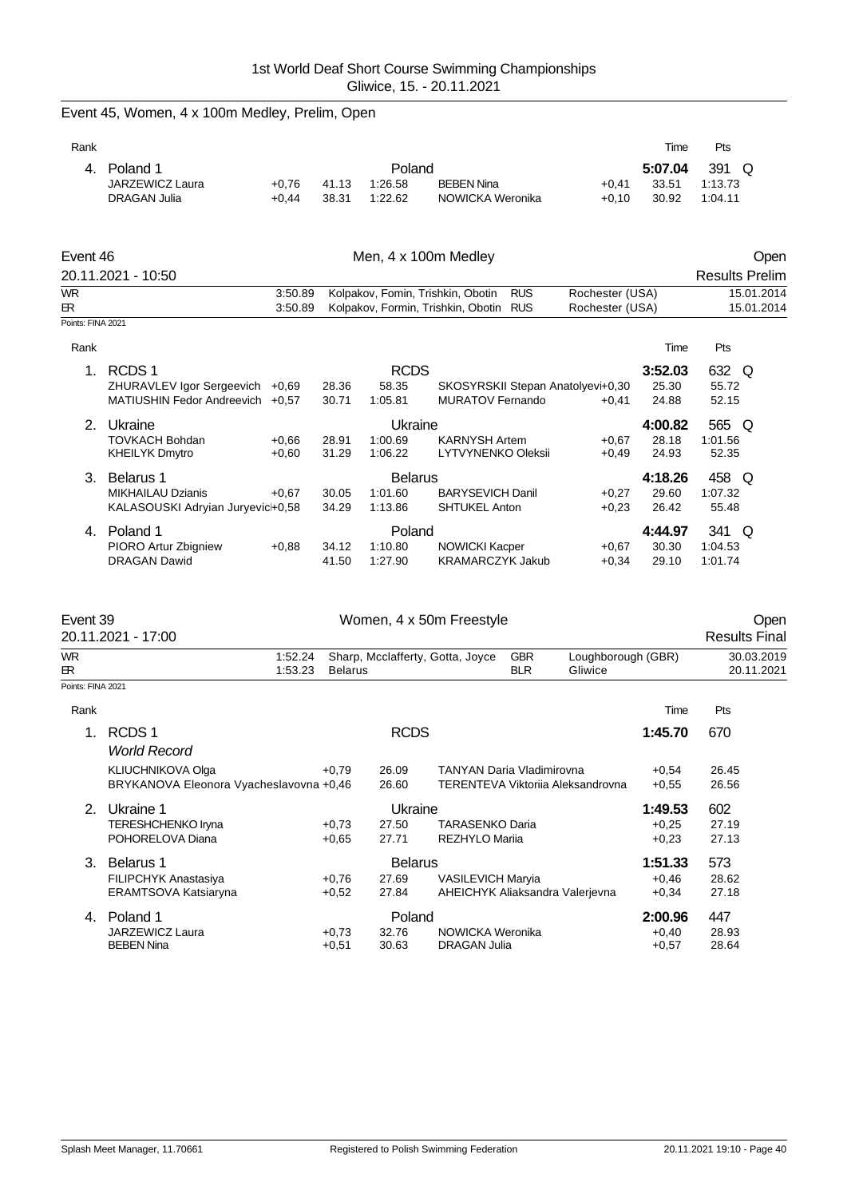1st World Deaf Short Course Swimming Championships
Gliwice, 15. - 20.11.2021

## Event 45, Women, 4 x 100m Medley, Prelim, Open

| Rank | | | | | | | | Time | Pts |
|---|---|---|---|---|---|---|---|---|---|
| 4. | Poland 1 | | | Poland | | | | 5:07.04 | 391 Q |
| | JARZEWICZ Laura | +0,76 | 41.13 | 1:26.58 | BEBEN Nina | | +0,41 | 33.51 | 1:13.73 |
| | DRAGAN Julia | +0,44 | 38.31 | 1:22.62 | NOWICKA Weronika | | +0,10 | 30.92 | 1:04.11 |

## Event 46 — Men, 4 x 100m Medley — Open

20.11.2021 - 10:50 — Results Prelim

| | | | | |
|---|---|---|---|---|
| WR | 3:50.89 | Kolpakov, Fomin, Trishkin, Obotin RUS | Rochester (USA) | 15.01.2014 |
| ER | 3:50.89 | Kolpakov, Formin, Trishkin, Obotin RUS | Rochester (USA) | 15.01.2014 |

Points: FINA 2021

| Rank | | | | | | | | Time | Pts |
|---|---|---|---|---|---|---|---|---|---|
| 1. | RCDS 1 | | | RCDS | | | | 3:52.03 | 632 Q |
| | ZHURAVLEV Igor Sergeevich | +0,69 | 28.36 | 58.35 | SKOSYRSKII Stepan Anatolyevi | | +0,30 | 25.30 | 55.72 |
| | MATIUSHIN Fedor Andreevich | +0,57 | 30.71 | 1:05.81 | MURATOV Fernando | | +0,41 | 24.88 | 52.15 |
| 2. | Ukraine | | | Ukraine | | | | 4:00.82 | 565 Q |
| | TOVKACH Bohdan | +0,66 | 28.91 | 1:00.69 | KARNYSH Artem | | +0,67 | 28.18 | 1:01.56 |
| | KHEILYK Dmytro | +0,60 | 31.29 | 1:06.22 | LYTVYNENKO Oleksii | | +0,49 | 24.93 | 52.35 |
| 3. | Belarus 1 | | | Belarus | | | | 4:18.26 | 458 Q |
| | MIKHAILAU Dzianis | +0,67 | 30.05 | 1:01.60 | BARYSEVICH Danil | | +0,27 | 29.60 | 1:07.32 |
| | KALASOUSKI Adryian Juryevic | +0,58 | 34.29 | 1:13.86 | SHTUKEL Anton | | +0,23 | 26.42 | 55.48 |
| 4. | Poland 1 | | | Poland | | | | 4:44.97 | 341 Q |
| | PIORO Artur Zbigniew | +0,88 | 34.12 | 1:10.80 | NOWICKI Kacper | | +0,67 | 30.30 | 1:04.53 |
| | DRAGAN Dawid | | 41.50 | 1:27.90 | KRAMARCZYK Jakub | | +0,34 | 29.10 | 1:01.74 |

## Event 39 — Women, 4 x 50m Freestyle — Open

20.11.2021 - 17:00 — Results Final

| | | | | | |
|---|---|---|---|---|---|
| WR | 1:52.24 | Sharp, Mcclafferty, Gotta, Joyce | GBR | Loughborough (GBR) | 30.03.2019 |
| ER | 1:53.23 | Belarus | BLR | Gliwice | 20.11.2021 |

Points: FINA 2021

| Rank | | | | | | Time | Pts |
|---|---|---|---|---|---|---|---|
| 1. | RCDS 1 | | RCDS | | | 1:45.70 | 670 |
| | *World Record* | | | | | | |
| | KLIUCHNIKOVA Olga | +0,79 | 26.09 | TANYAN Daria Vladimirovna | | +0,54 | 26.45 |
| | BRYKANOVA Eleonora Vyacheslavovna | +0,46 | 26.60 | TERENTEVA Viktoriia Aleksandrovna | | +0,55 | 26.56 |
| 2. | Ukraine 1 | | Ukraine | | | 1:49.53 | 602 |
| | TERESHCHENKO Iryna | +0,73 | 27.50 | TARASENKO Daria | | +0,25 | 27.19 |
| | POHORELOVA Diana | +0,65 | 27.71 | REZHYLO Mariia | | +0,23 | 27.13 |
| 3. | Belarus 1 | | Belarus | | | 1:51.33 | 573 |
| | FILIPCHYK Anastasiya | +0,76 | 27.69 | VASILEVICH Maryia | | +0,46 | 28.62 |
| | ERAMTSOVA Katsiaryna | +0,52 | 27.84 | AHEICHYK Aliaksandra Valerjevna | | +0,34 | 27.18 |
| 4. | Poland 1 | | Poland | | | 2:00.96 | 447 |
| | JARZEWICZ Laura | +0,73 | 32.76 | NOWICKA Weronika | | +0,40 | 28.93 |
| | BEBEN Nina | +0,51 | 30.63 | DRAGAN Julia | | +0,57 | 28.64 |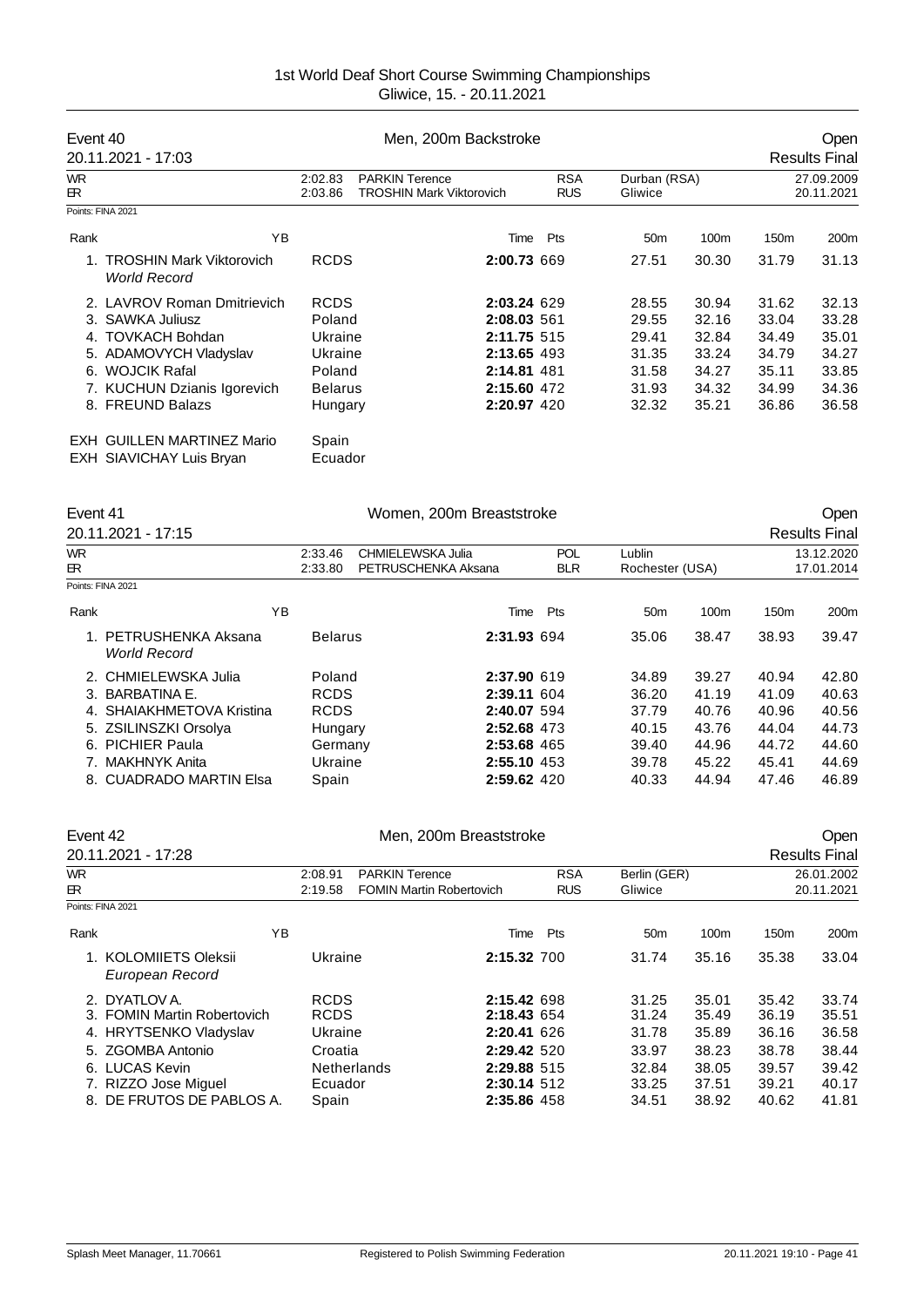# 1st World Deaf Short Course Swimming Championships
Gliwice, 15. - 20.11.2021

## Event 40 — Men, 200m Backstroke — Open

20.11.2021 - 17:03 — Results Final

| | | | | | |
|---|---|---|---|---|---|
| WR | 2:02.83 | PARKIN Terence | RSA | Durban (RSA) | 27.09.2009 |
| ER | 2:03.86 | TROSHIN Mark Viktorovich | RUS | Gliwice | 20.11.2021 |

Points: FINA 2021

| Rank | Name | YB | Team | Time | Pts | 50m | 100m | 150m | 200m |
|---|---|---|---|---|---|---|---|---|---|
| 1. | TROSHIN Mark Viktorovich *World Record* | | RCDS | **2:00.73** | 669 | 27.51 | 30.30 | 31.79 | 31.13 |
| 2. | LAVROV Roman Dmitrievich | | RCDS | **2:03.24** | 629 | 28.55 | 30.94 | 31.62 | 32.13 |
| 3. | SAWKA Juliusz | | Poland | **2:08.03** | 561 | 29.55 | 32.16 | 33.04 | 33.28 |
| 4. | TOVKACH Bohdan | | Ukraine | **2:11.75** | 515 | 29.41 | 32.84 | 34.49 | 35.01 |
| 5. | ADAMOVYCH Vladyslav | | Ukraine | **2:13.65** | 493 | 31.35 | 33.24 | 34.79 | 34.27 |
| 6. | WOJCIK Rafal | | Poland | **2:14.81** | 481 | 31.58 | 34.27 | 35.11 | 33.85 |
| 7. | KUCHUN Dzianis Igorevich | | Belarus | **2:15.60** | 472 | 31.93 | 34.32 | 34.99 | 34.36 |
| 8. | FREUND Balazs | | Hungary | **2:20.97** | 420 | 32.32 | 35.21 | 36.86 | 36.58 |
| EXH | GUILLEN MARTINEZ Mario | | Spain | | | | | | |
| EXH | SIAVICHAY Luis Bryan | | Ecuador | | | | | | |

## Event 41 — Women, 200m Breaststroke — Open

20.11.2021 - 17:15 — Results Final

| | | | | | |
|---|---|---|---|---|---|
| WR | 2:33.46 | CHMIELEWSKA Julia | POL | Lublin | 13.12.2020 |
| ER | 2:33.80 | PETRUSCHENKA Aksana | BLR | Rochester (USA) | 17.01.2014 |

Points: FINA 2021

| Rank | Name | YB | Team | Time | Pts | 50m | 100m | 150m | 200m |
|---|---|---|---|---|---|---|---|---|---|
| 1. | PETRUSHENKA Aksana *World Record* | | Belarus | **2:31.93** | 694 | 35.06 | 38.47 | 38.93 | 39.47 |
| 2. | CHMIELEWSKA Julia | | Poland | **2:37.90** | 619 | 34.89 | 39.27 | 40.94 | 42.80 |
| 3. | BARBATINA E. | | RCDS | **2:39.11** | 604 | 36.20 | 41.19 | 41.09 | 40.63 |
| 4. | SHAIAKHMETOVA Kristina | | RCDS | **2:40.07** | 594 | 37.79 | 40.76 | 40.96 | 40.56 |
| 5. | ZSILINSZKI Orsolya | | Hungary | **2:52.68** | 473 | 40.15 | 43.76 | 44.04 | 44.73 |
| 6. | PICHIER Paula | | Germany | **2:53.68** | 465 | 39.40 | 44.96 | 44.72 | 44.60 |
| 7. | MAKHNYK Anita | | Ukraine | **2:55.10** | 453 | 39.78 | 45.22 | 45.41 | 44.69 |
| 8. | CUADRADO MARTIN Elsa | | Spain | **2:59.62** | 420 | 40.33 | 44.94 | 47.46 | 46.89 |

## Event 42 — Men, 200m Breaststroke — Open

20.11.2021 - 17:28 — Results Final

| | | | | | |
|---|---|---|---|---|---|
| WR | 2:08.91 | PARKIN Terence | RSA | Berlin (GER) | 26.01.2002 |
| ER | 2:19.58 | FOMIN Martin Robertovich | RUS | Gliwice | 20.11.2021 |

Points: FINA 2021

| Rank | Name | YB | Team | Time | Pts | 50m | 100m | 150m | 200m |
|---|---|---|---|---|---|---|---|---|---|
| 1. | KOLOMIIETS Oleksii *European Record* | | Ukraine | **2:15.32** | 700 | 31.74 | 35.16 | 35.38 | 33.04 |
| 2. | DYATLOV A. | | RCDS | **2:15.42** | 698 | 31.25 | 35.01 | 35.42 | 33.74 |
| 3. | FOMIN Martin Robertovich | | RCDS | **2:18.43** | 654 | 31.24 | 35.49 | 36.19 | 35.51 |
| 4. | HRYTSENKO Vladyslav | | Ukraine | **2:20.41** | 626 | 31.78 | 35.89 | 36.16 | 36.58 |
| 5. | ZGOMBA Antonio | | Croatia | **2:29.42** | 520 | 33.97 | 38.23 | 38.78 | 38.44 |
| 6. | LUCAS Kevin | | Netherlands | **2:29.88** | 515 | 32.84 | 38.05 | 39.57 | 39.42 |
| 7. | RIZZO Jose Miguel | | Ecuador | **2:30.14** | 512 | 33.25 | 37.51 | 39.21 | 40.17 |
| 8. | DE FRUTOS DE PABLOS A. | | Spain | **2:35.86** | 458 | 34.51 | 38.92 | 40.62 | 41.81 |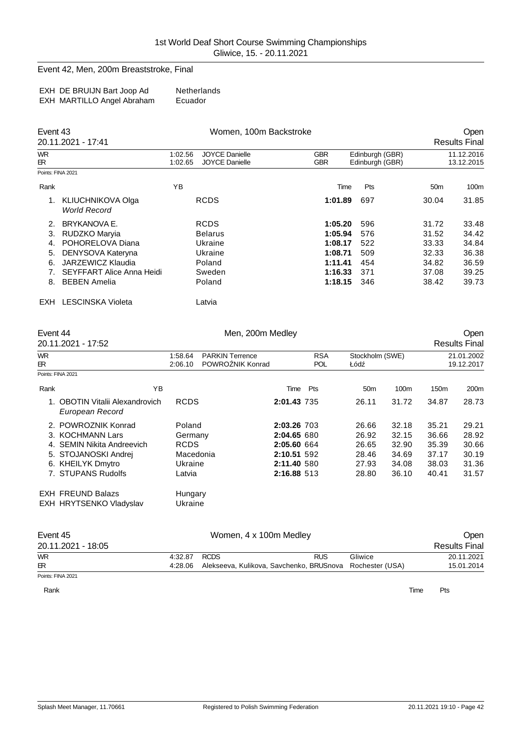1st World Deaf Short Course Swimming Championships
Gliwice, 15. - 20.11.2021

## Event 42, Men, 200m Breaststroke, Final

| | | |
|---|---|---|
| EXH | DE BRUIJN Bart Joop Ad | Netherlands |
| EXH | MARTILLO Angel Abraham | Ecuador |

## Event 43 — Women, 100m Backstroke — Open

20.11.2021 - 17:41 — Results Final

| | | | | | |
|---|---|---|---|---|---|
| WR | 1:02.56 | JOYCE Danielle | GBR | Edinburgh (GBR) | 11.12.2016 |
| ER | 1:02.65 | JOYCE Danielle | GBR | Edinburgh (GBR) | 13.12.2015 |

Points: FINA 2021

| Rank | Name | YB | Club | Time | Pts | 50m | 100m |
|---|---|---|---|---|---|---|---|
| 1. | KLIUCHNIKOVA Olga *World Record* | | RCDS | **1:01.89** | 697 | 30.04 | 31.85 |
| 2. | BRYKANOVA E. | | RCDS | **1:05.20** | 596 | 31.72 | 33.48 |
| 3. | RUDZKO Maryia | | Belarus | **1:05.94** | 576 | 31.52 | 34.42 |
| 4. | POHORELOVA Diana | | Ukraine | **1:08.17** | 522 | 33.33 | 34.84 |
| 5. | DENYSOVA Kateryna | | Ukraine | **1:08.71** | 509 | 32.33 | 36.38 |
| 6. | JARZEWICZ Klaudia | | Poland | **1:11.41** | 454 | 34.82 | 36.59 |
| 7. | SEYFFART Alice Anna Heidi | | Sweden | **1:16.33** | 371 | 37.08 | 39.25 |
| 8. | BEBEN Amelia | | Poland | **1:18.15** | 346 | 38.42 | 39.73 |
| EXH | LESCINSKA Violeta | | Latvia | | | | |

## Event 44 — Men, 200m Medley — Open

20.11.2021 - 17:52 — Results Final

| | | | | | |
|---|---|---|---|---|---|
| WR | 1:58.64 | PARKIN Terrence | RSA | Stockholm (SWE) | 21.01.2002 |
| ER | 2:06.10 | POWROŹNIK Konrad | POL | Łódź | 19.12.2017 |

Points: FINA 2021

| Rank | Name | YB | Club | Time | Pts | 50m | 100m | 150m | 200m |
|---|---|---|---|---|---|---|---|---|---|
| 1. | OBOTIN Vitalii Alexandrovich *European Record* | | RCDS | **2:01.43** | 735 | 26.11 | 31.72 | 34.87 | 28.73 |
| 2. | POWROZNIK Konrad | | Poland | **2:03.26** | 703 | 26.66 | 32.18 | 35.21 | 29.21 |
| 3. | KOCHMANN Lars | | Germany | **2:04.65** | 680 | 26.92 | 32.15 | 36.66 | 28.92 |
| 4. | SEMIN Nikita Andreevich | | RCDS | **2:05.60** | 664 | 26.65 | 32.90 | 35.39 | 30.66 |
| 5. | STOJANOSKI Andrej | | Macedonia | **2:10.51** | 592 | 28.46 | 34.69 | 37.17 | 30.19 |
| 6. | KHEILYK Dmytro | | Ukraine | **2:11.40** | 580 | 27.93 | 34.08 | 38.03 | 31.36 |
| 7. | STUPANS Rudolfs | | Latvia | **2:16.88** | 513 | 28.80 | 36.10 | 40.41 | 31.57 |
| EXH | FREUND Balazs | | Hungary | | | | | | |
| EXH | HRYTSENKO Vladyslav | | Ukraine | | | | | | |

## Event 45 — Women, 4 x 100m Medley — Open

20.11.2021 - 18:05 — Results Final

| | | | | | |
|---|---|---|---|---|---|
| WR | 4:32.87 | RCDS | RUS | Gliwice | 20.11.2021 |
| ER | 4:28.06 | Alekseeva, Kulikova, Savchenko, BRUSnova | | Rochester (USA) | 15.01.2014 |

Points: FINA 2021

| Rank | Time | Pts |
|---|---|---|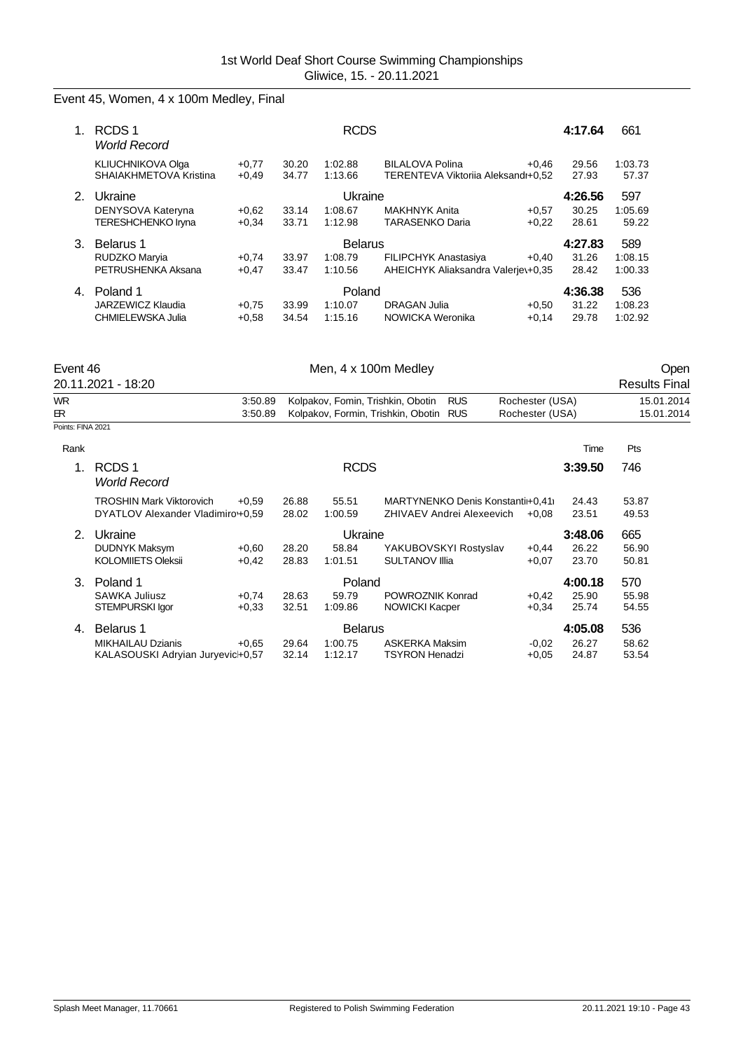## Event 45, Women, 4 x 100m Medley, Final

| Rank | Team / Swimmer | RT | 50m | 100m | Swimmer | RT | 50m | 100m |
|---|---|---|---|---|---|---|---|---|
| 1. | RCDS 1 *World Record* | | | RCDS | | | 4:17.64 | 661 |
| | KLIUCHNIKOVA Olga | +0,77 | 30.20 | 1:02.88 | BILALOVA Polina | +0,46 | 29.56 | 1:03.73 |
| | SHAIAKHMETOVA Kristina | +0,49 | 34.77 | 1:13.66 | TERENTEVA Viktoriia Aleksandr | +0,52 | 27.93 | 57.37 |
| 2. | Ukraine | | | Ukraine | | | 4:26.56 | 597 |
| | DENYSOVA Kateryna | +0,62 | 33.14 | 1:08.67 | MAKHNYK Anita | +0,57 | 30.25 | 1:05.69 |
| | TERESHCHENKO Iryna | +0,34 | 33.71 | 1:12.98 | TARASENKO Daria | +0,22 | 28.61 | 59.22 |
| 3. | Belarus 1 | | | Belarus | | | 4:27.83 | 589 |
| | RUDZKO Maryia | +0,74 | 33.97 | 1:08.79 | FILIPCHYK Anastasiya | +0,40 | 31.26 | 1:08.15 |
| | PETRUSHENKA Aksana | +0,47 | 33.47 | 1:10.56 | AHEICHYK Aliaksandra Valerjev | +0,35 | 28.42 | 1:00.33 |
| 4. | Poland 1 | | | Poland | | | 4:36.38 | 536 |
| | JARZEWICZ Klaudia | +0,75 | 33.99 | 1:10.07 | DRAGAN Julia | +0,50 | 31.22 | 1:08.23 |
| | CHMIELEWSKA Julia | +0,58 | 34.54 | 1:15.16 | NOWICKA Weronika | +0,14 | 29.78 | 1:02.92 |

## Event 46 — Men, 4 x 100m Medley — Open

20.11.2021 - 18:20 — Results Final

| | Time | Record holders | Nation | Place | Date |
|---|---|---|---|---|---|
| WR | 3:50.89 | Kolpakov, Fomin, Trishkin, Obotin | RUS | Rochester (USA) | 15.01.2014 |
| ER | 3:50.89 | Kolpakov, Formin, Trishkin, Obotin | RUS | Rochester (USA) | 15.01.2014 |

Points: FINA 2021

| Rank | Team / Swimmer | RT | 50m | 100m | Swimmer | RT | Time / 50m | Pts / 100m |
|---|---|---|---|---|---|---|---|---|
| 1. | RCDS 1 *World Record* | | | RCDS | | | 3:39.50 | 746 |
| | TROSHIN Mark Viktorovich | +0,59 | 26.88 | 55.51 | MARTYNENKO Denis Konstanti | +0,41 | 24.43 | 53.87 |
| | DYATLOV Alexander Vladimiro | +0,59 | 28.02 | 1:00.59 | ZHIVAEV Andrei Alexeevich | +0,08 | 23.51 | 49.53 |
| 2. | Ukraine | | | Ukraine | | | 3:48.06 | 665 |
| | DUDNYK Maksym | +0,60 | 28.20 | 58.84 | YAKUBOVSKYI Rostyslav | +0,44 | 26.22 | 56.90 |
| | KOLOMIIETS Oleksii | +0,42 | 28.83 | 1:01.51 | SULTANOV Illia | +0,07 | 23.70 | 50.81 |
| 3. | Poland 1 | | | Poland | | | 4:00.18 | 570 |
| | SAWKA Juliusz | +0,74 | 28.63 | 59.79 | POWROZNIK Konrad | +0,42 | 25.90 | 55.98 |
| | STEMPURSKI Igor | +0,33 | 32.51 | 1:09.86 | NOWICKI Kacper | +0,34 | 25.74 | 54.55 |
| 4. | Belarus 1 | | | Belarus | | | 4:05.08 | 536 |
| | MIKHAILAU Dzianis | +0,65 | 29.64 | 1:00.75 | ASKERKA Maksim | -0,02 | 26.27 | 58.62 |
| | KALASOUSKI Adryian Juryevic | +0,57 | 32.14 | 1:12.17 | TSYRON Henadzi | +0,05 | 24.87 | 53.54 |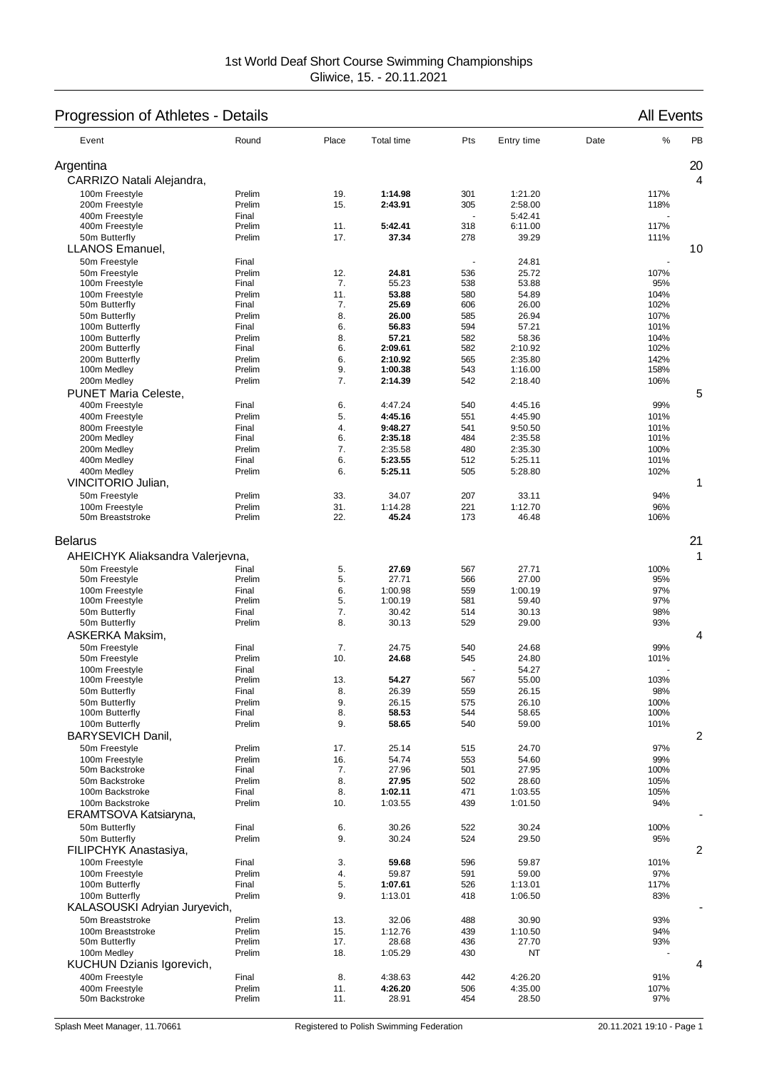1st World Deaf Short Course Swimming Championships
Gliwice, 15. - 20.11.2021

## Progression of Athletes - Details

All Events

| Event | Round | Place | Total time | Pts | Entry time | Date | % | PB |
|---|---|---|---|---|---|---|---|---|
| **Argentina** | | | | | | | | 20 |
| **CARRIZO Natali Alejandra,** | | | | | | | | 4 |
| 100m Freestyle | Prelim | 19. | **1:14.98** | 301 | 1:21.20 | | 117% | |
| 200m Freestyle | Prelim | 15. | **2:43.91** | 305 | 2:58.00 | | 118% | |
| 400m Freestyle | Final | | | - | 5:42.41 | | - | |
| 400m Freestyle | Prelim | 11. | **5:42.41** | 318 | 6:11.00 | | 117% | |
| 50m Butterfly | Prelim | 17. | **37.34** | 278 | 39.29 | | 111% | |
| **LLANOS Emanuel,** | | | | | | | | 10 |
| 50m Freestyle | Final | | | - | 24.81 | | - | |
| 50m Freestyle | Prelim | 12. | **24.81** | 536 | 25.72 | | 107% | |
| 100m Freestyle | Final | 7. | 55.23 | 538 | 53.88 | | 95% | |
| 100m Freestyle | Prelim | 11. | **53.88** | 580 | 54.89 | | 104% | |
| 50m Butterfly | Final | 7. | **25.69** | 606 | 26.00 | | 102% | |
| 50m Butterfly | Prelim | 8. | **26.00** | 585 | 26.94 | | 107% | |
| 100m Butterfly | Final | 6. | **56.83** | 594 | 57.21 | | 101% | |
| 100m Butterfly | Prelim | 8. | **57.21** | 582 | 58.36 | | 104% | |
| 200m Butterfly | Final | 6. | **2:09.61** | 582 | 2:10.92 | | 102% | |
| 200m Butterfly | Prelim | 6. | **2:10.92** | 565 | 2:35.80 | | 142% | |
| 100m Medley | Prelim | 9. | **1:00.38** | 543 | 1:16.00 | | 158% | |
| 200m Medley | Prelim | 7. | **2:14.39** | 542 | 2:18.40 | | 106% | |
| **PUNET Maria Celeste,** | | | | | | | | 5 |
| 400m Freestyle | Final | 6. | 4:47.24 | 540 | 4:45.16 | | 99% | |
| 400m Freestyle | Prelim | 5. | **4:45.16** | 551 | 4:45.90 | | 101% | |
| 800m Freestyle | Final | 4. | **9:48.27** | 541 | 9:50.50 | | 101% | |
| 200m Medley | Final | 6. | **2:35.18** | 484 | 2:35.58 | | 101% | |
| 200m Medley | Prelim | 7. | 2:35.58 | 480 | 2:35.30 | | 100% | |
| 400m Medley | Final | 6. | **5:23.55** | 512 | 5:25.11 | | 101% | |
| 400m Medley | Prelim | 6. | **5:25.11** | 505 | 5:28.80 | | 102% | |
| **VINCITORIO Julian,** | | | | | | | | 1 |
| 50m Freestyle | Prelim | 33. | 34.07 | 207 | 33.11 | | 94% | |
| 100m Freestyle | Prelim | 31. | 1:14.28 | 221 | 1:12.70 | | 96% | |
| 50m Breaststroke | Prelim | 22. | **45.24** | 173 | 46.48 | | 106% | |
| **Belarus** | | | | | | | | 21 |
| **AHEICHYK Aliaksandra Valerjevna,** | | | | | | | | 1 |
| 50m Freestyle | Final | 5. | **27.69** | 567 | 27.71 | | 100% | |
| 50m Freestyle | Prelim | 5. | 27.71 | 566 | 27.00 | | 95% | |
| 100m Freestyle | Final | 6. | 1:00.98 | 559 | 1:00.19 | | 97% | |
| 100m Freestyle | Prelim | 5. | 1:00.19 | 581 | 59.40 | | 97% | |
| 50m Butterfly | Final | 7. | 30.42 | 514 | 30.13 | | 98% | |
| 50m Butterfly | Prelim | 8. | 30.13 | 529 | 29.00 | | 93% | |
| **ASKERKA Maksim,** | | | | | | | | 4 |
| 50m Freestyle | Final | 7. | 24.75 | 540 | 24.68 | | 99% | |
| 50m Freestyle | Prelim | 10. | **24.68** | 545 | 24.80 | | 101% | |
| 100m Freestyle | Final | | | - | 54.27 | | - | |
| 100m Freestyle | Prelim | 13. | **54.27** | 567 | 55.00 | | 103% | |
| 50m Butterfly | Final | 8. | 26.39 | 559 | 26.15 | | 98% | |
| 50m Butterfly | Prelim | 9. | 26.15 | 575 | 26.10 | | 100% | |
| 100m Butterfly | Final | 8. | **58.53** | 544 | 58.65 | | 100% | |
| 100m Butterfly | Prelim | 9. | **58.65** | 540 | 59.00 | | 101% | |
| **BARYSEVICH Danil,** | | | | | | | | 2 |
| 50m Freestyle | Prelim | 17. | 25.14 | 515 | 24.70 | | 97% | |
| 100m Freestyle | Prelim | 16. | 54.74 | 553 | 54.60 | | 99% | |
| 50m Backstroke | Final | 7. | 27.96 | 501 | 27.95 | | 100% | |
| 50m Backstroke | Prelim | 8. | **27.95** | 502 | 28.60 | | 105% | |
| 100m Backstroke | Final | 8. | **1:02.11** | 471 | 1:03.55 | | 105% | |
| 100m Backstroke | Prelim | 10. | 1:03.55 | 439 | 1:01.50 | | 94% | |
| **ERAMTSOVA Katsiaryna,** | | | | | | | | - |
| 50m Butterfly | Final | 6. | 30.26 | 522 | 30.24 | | 100% | |
| 50m Butterfly | Prelim | 9. | 30.24 | 524 | 29.50 | | 95% | |
| **FILIPCHYK Anastasiya,** | | | | | | | | 2 |
| 100m Freestyle | Final | 3. | **59.68** | 596 | 59.87 | | 101% | |
| 100m Freestyle | Prelim | 4. | 59.87 | 591 | 59.00 | | 97% | |
| 100m Butterfly | Final | 5. | **1:07.61** | 526 | 1:13.01 | | 117% | |
| 100m Butterfly | Prelim | 9. | 1:13.01 | 418 | 1:06.50 | | 83% | |
| **KALASOUSKI Adryian Juryevich,** | | | | | | | | - |
| 50m Breaststroke | Prelim | 13. | 32.06 | 488 | 30.90 | | 93% | |
| 100m Breaststroke | Prelim | 15. | 1:12.76 | 439 | 1:10.50 | | 94% | |
| 50m Butterfly | Prelim | 17. | 28.68 | 436 | 27.70 | | 93% | |
| 100m Medley | Prelim | 18. | 1:05.29 | 430 | NT | | - | |
| **KUCHUN Dzianis Igorevich,** | | | | | | | | 4 |
| 400m Freestyle | Final | 8. | 4:38.63 | 442 | 4:26.20 | | 91% | |
| 400m Freestyle | Prelim | 11. | **4:26.20** | 506 | 4:35.00 | | 107% | |
| 50m Backstroke | Prelim | 11. | 28.91 | 454 | 28.50 | | 97% | |

Splash Meet Manager, 11.70661 — Registered to Polish Swimming Federation — 20.11.2021 19:10 - Page 1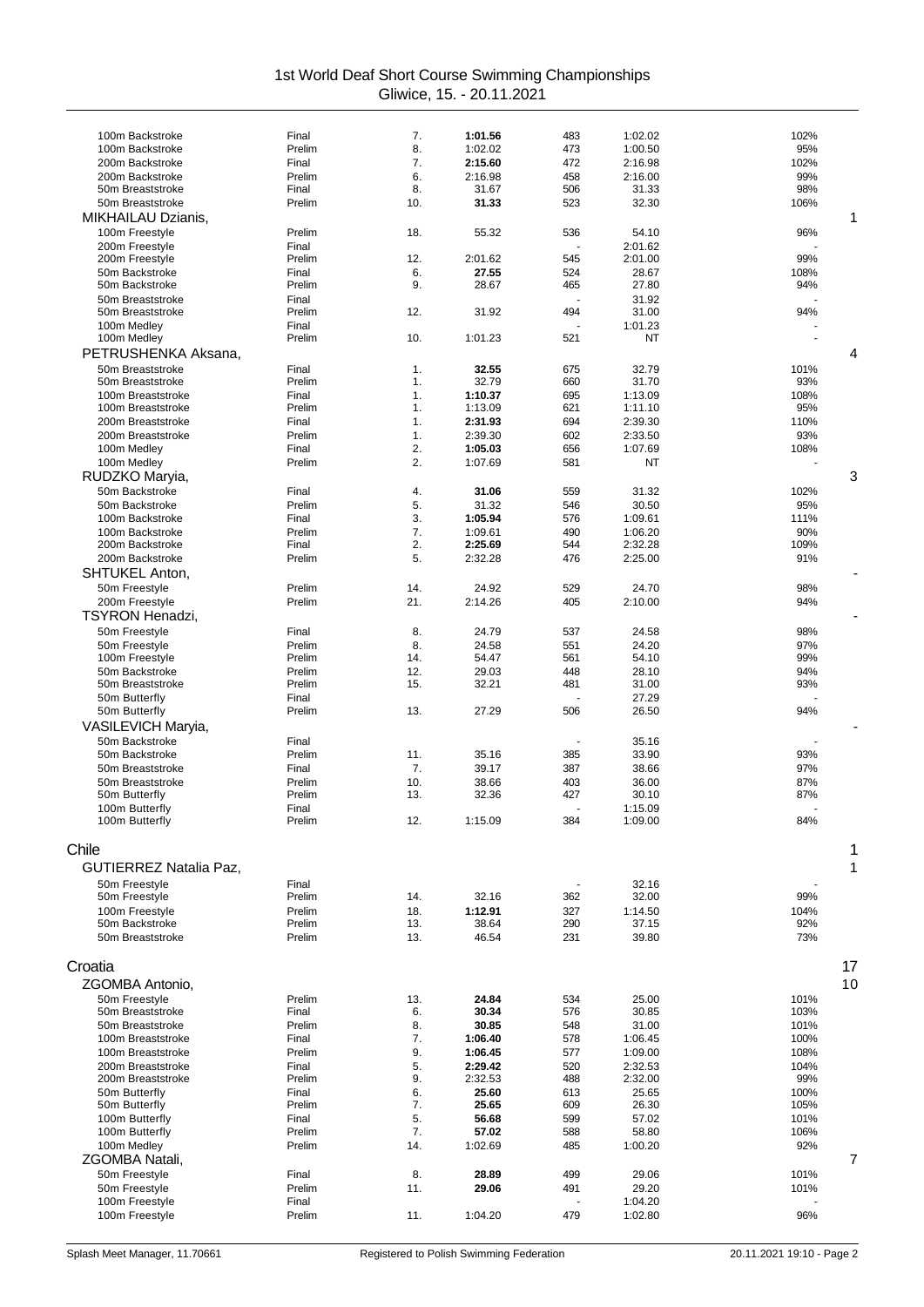# 1st World Deaf Short Course Swimming Championships
Gliwice, 15. - 20.11.2021

| Event | Round | Place | Time | Points | Entry Time | % | Medals |
|---|---|---|---|---|---|---|---|
| 100m Backstroke | Final | 7. | **1:01.56** | 483 | 1:02.02 | 102% | |
| 100m Backstroke | Prelim | 8. | 1:02.02 | 473 | 1:00.50 | 95% | |
| 200m Backstroke | Final | 7. | **2:15.60** | 472 | 2:16.98 | 102% | |
| 200m Backstroke | Prelim | 6. | 2:16.98 | 458 | 2:16.00 | 99% | |
| 50m Breaststroke | Final | 8. | 31.67 | 506 | 31.33 | 98% | |
| 50m Breaststroke | Prelim | 10. | **31.33** | 523 | 32.30 | 106% | |
| **MIKHAILAU Dzianis,** | | | | | | | 1 |
| 100m Freestyle | Prelim | 18. | 55.32 | 536 | 54.10 | 96% | |
| 200m Freestyle | Final | | | - | 2:01.62 | - | |
| 200m Freestyle | Prelim | 12. | 2:01.62 | 545 | 2:01.00 | 99% | |
| 50m Backstroke | Final | 6. | **27.55** | 524 | 28.67 | 108% | |
| 50m Backstroke | Prelim | 9. | 28.67 | 465 | 27.80 | 94% | |
| 50m Breaststroke | Final | | | - | 31.92 | - | |
| 50m Breaststroke | Prelim | 12. | 31.92 | 494 | 31.00 | 94% | |
| 100m Medley | Final | | | - | 1:01.23 | - | |
| 100m Medley | Prelim | 10. | 1:01.23 | 521 | NT | - | |
| **PETRUSHENKA Aksana,** | | | | | | | 4 |
| 50m Breaststroke | Final | 1. | **32.55** | 675 | 32.79 | 101% | |
| 50m Breaststroke | Prelim | 1. | 32.79 | 660 | 31.70 | 93% | |
| 100m Breaststroke | Final | 1. | **1:10.37** | 695 | 1:13.09 | 108% | |
| 100m Breaststroke | Prelim | 1. | 1:13.09 | 621 | 1:11.10 | 95% | |
| 200m Breaststroke | Final | 1. | **2:31.93** | 694 | 2:39.30 | 110% | |
| 200m Breaststroke | Prelim | 1. | 2:39.30 | 602 | 2:33.50 | 93% | |
| 100m Medley | Final | 2. | **1:05.03** | 656 | 1:07.69 | 108% | |
| 100m Medley | Prelim | 2. | 1:07.69 | 581 | NT | - | |
| **RUDZKO Maryia,** | | | | | | | 3 |
| 50m Backstroke | Final | 4. | **31.06** | 559 | 31.32 | 102% | |
| 50m Backstroke | Prelim | 5. | 31.32 | 546 | 30.50 | 95% | |
| 100m Backstroke | Final | 3. | **1:05.94** | 576 | 1:09.61 | 111% | |
| 100m Backstroke | Prelim | 7. | 1:09.61 | 490 | 1:06.20 | 90% | |
| 200m Backstroke | Final | 2. | **2:25.69** | 544 | 2:32.28 | 109% | |
| 200m Backstroke | Prelim | 5. | 2:32.28 | 476 | 2:25.00 | 91% | |
| **SHTUKEL Anton,** | | | | | | | - |
| 50m Freestyle | Prelim | 14. | 24.92 | 529 | 24.70 | 98% | |
| 200m Freestyle | Prelim | 21. | 2:14.26 | 405 | 2:10.00 | 94% | |
| **TSYRON Henadzi,** | | | | | | | - |
| 50m Freestyle | Final | 8. | 24.79 | 537 | 24.58 | 98% | |
| 50m Freestyle | Prelim | 8. | 24.58 | 551 | 24.20 | 97% | |
| 100m Freestyle | Prelim | 14. | 54.47 | 561 | 54.10 | 99% | |
| 50m Backstroke | Prelim | 12. | 29.03 | 448 | 28.10 | 94% | |
| 50m Breaststroke | Prelim | 15. | 32.21 | 481 | 31.00 | 93% | |
| 50m Butterfly | Final | | | - | 27.29 | - | |
| 50m Butterfly | Prelim | 13. | 27.29 | 506 | 26.50 | 94% | |
| **VASILEVICH Maryia,** | | | | | | | - |
| 50m Backstroke | Final | | | - | 35.16 | - | |
| 50m Backstroke | Prelim | 11. | 35.16 | 385 | 33.90 | 93% | |
| 50m Breaststroke | Final | 7. | 39.17 | 387 | 38.66 | 97% | |
| 50m Breaststroke | Prelim | 10. | 38.66 | 403 | 36.00 | 87% | |
| 50m Butterfly | Prelim | 13. | 32.36 | 427 | 30.10 | 87% | |
| 100m Butterfly | Final | | | - | 1:15.09 | - | |
| 100m Butterfly | Prelim | 12. | 1:15.09 | 384 | 1:09.00 | 84% | |

## Chile — 1

| Event | Round | Place | Time | Points | Entry Time | % | Medals |
|---|---|---|---|---|---|---|---|
| **GUTIERREZ Natalia Paz,** | | | | | | | 1 |
| 50m Freestyle | Final | | | - | 32.16 | - | |
| 50m Freestyle | Prelim | 14. | 32.16 | 362 | 32.00 | 99% | |
| 100m Freestyle | Prelim | 18. | **1:12.91** | 327 | 1:14.50 | 104% | |
| 50m Backstroke | Prelim | 13. | 38.64 | 290 | 37.15 | 92% | |
| 50m Breaststroke | Prelim | 13. | 46.54 | 231 | 39.80 | 73% | |

## Croatia — 17

| Event | Round | Place | Time | Points | Entry Time | % | Medals |
|---|---|---|---|---|---|---|---|
| **ZGOMBA Antonio,** | | | | | | | 10 |
| 50m Freestyle | Prelim | 13. | **24.84** | 534 | 25.00 | 101% | |
| 50m Breaststroke | Final | 6. | **30.34** | 576 | 30.85 | 103% | |
| 50m Breaststroke | Prelim | 8. | **30.85** | 548 | 31.00 | 101% | |
| 100m Breaststroke | Final | 7. | **1:06.40** | 578 | 1:06.45 | 100% | |
| 100m Breaststroke | Prelim | 9. | **1:06.45** | 577 | 1:09.00 | 108% | |
| 200m Breaststroke | Final | 5. | **2:29.42** | 520 | 2:32.53 | 104% | |
| 200m Breaststroke | Prelim | 9. | 2:32.53 | 488 | 2:32.00 | 99% | |
| 50m Butterfly | Final | 6. | **25.60** | 613 | 25.65 | 100% | |
| 50m Butterfly | Prelim | 7. | **25.65** | 609 | 26.30 | 105% | |
| 100m Butterfly | Final | 5. | **56.68** | 599 | 57.02 | 101% | |
| 100m Butterfly | Prelim | 7. | **57.02** | 588 | 58.80 | 106% | |
| 100m Medley | Prelim | 14. | 1:02.69 | 485 | 1:00.20 | 92% | |
| **ZGOMBA Natali,** | | | | | | | 7 |
| 50m Freestyle | Final | 8. | **28.89** | 499 | 29.06 | 101% | |
| 50m Freestyle | Prelim | 11. | **29.06** | 491 | 29.20 | 101% | |
| 100m Freestyle | Final | | | - | 1:04.20 | - | |
| 100m Freestyle | Prelim | 11. | 1:04.20 | 479 | 1:02.80 | 96% | |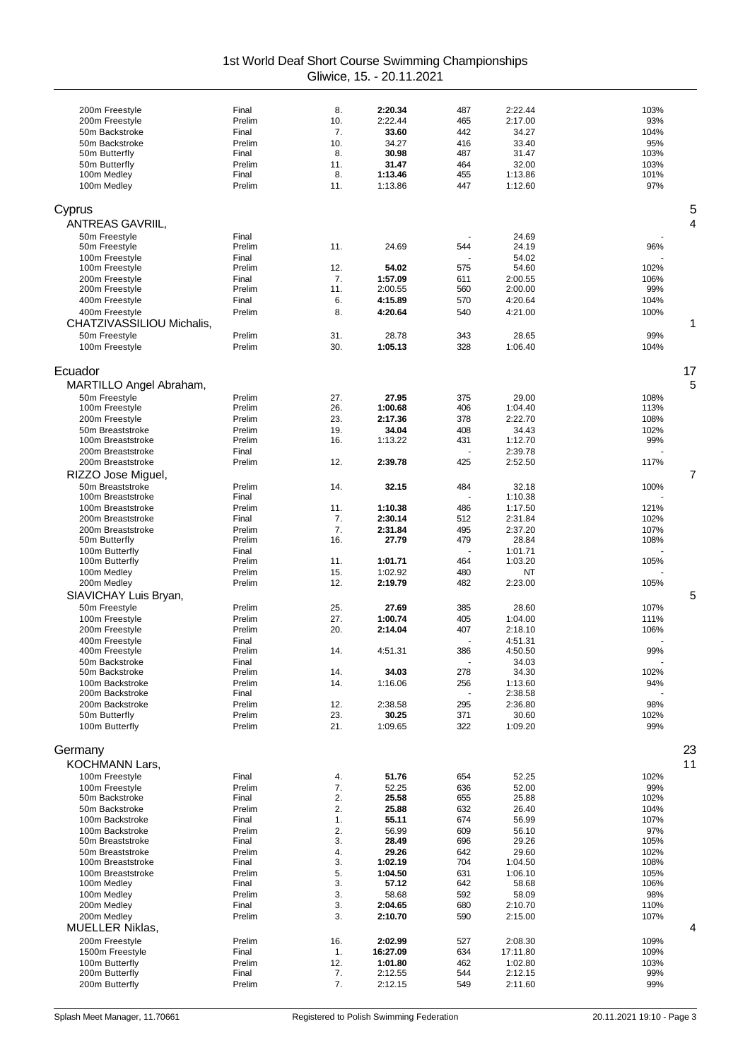| Event | Round | Place | Time | Points | Entry Time | % |
|---|---|---|---|---|---|---|
| 200m Freestyle | Final | 8. | **2:20.34** | 487 | 2:22.44 | 103% |
| 200m Freestyle | Prelim | 10. | 2:22.44 | 465 | 2:17.00 | 93% |
| 50m Backstroke | Final | 7. | **33.60** | 442 | 34.27 | 104% |
| 50m Backstroke | Prelim | 10. | 34.27 | 416 | 33.40 | 95% |
| 50m Butterfly | Final | 8. | **30.98** | 487 | 31.47 | 103% |
| 50m Butterfly | Prelim | 11. | **31.47** | 464 | 32.00 | 103% |
| 100m Medley | Final | 8. | **1:13.46** | 455 | 1:13.86 | 101% |
| 100m Medley | Prelim | 11. | 1:13.86 | 447 | 1:12.60 | 97% |

## Cyprus — 5

### ANTREAS GAVRIIL, — 4

| Event | Round | Place | Time | Points | Entry Time | % |
|---|---|---|---|---|---|---|
| 50m Freestyle | Final | | | - | 24.69 | - |
| 50m Freestyle | Prelim | 11. | 24.69 | 544 | 24.19 | 96% |
| 100m Freestyle | Final | | | - | 54.02 | - |
| 100m Freestyle | Prelim | 12. | **54.02** | 575 | 54.60 | 102% |
| 200m Freestyle | Final | 7. | **1:57.09** | 611 | 2:00.55 | 106% |
| 200m Freestyle | Prelim | 11. | 2:00.55 | 560 | 2:00.00 | 99% |
| 400m Freestyle | Final | 6. | **4:15.89** | 570 | 4:20.64 | 104% |
| 400m Freestyle | Prelim | 8. | **4:20.64** | 540 | 4:21.00 | 100% |

### CHATZIVASSILIOU Michalis, — 1

| Event | Round | Place | Time | Points | Entry Time | % |
|---|---|---|---|---|---|---|
| 50m Freestyle | Prelim | 31. | 28.78 | 343 | 28.65 | 99% |
| 100m Freestyle | Prelim | 30. | **1:05.13** | 328 | 1:06.40 | 104% |

## Ecuador — 17

### MARTILLO Angel Abraham, — 5

| Event | Round | Place | Time | Points | Entry Time | % |
|---|---|---|---|---|---|---|
| 50m Freestyle | Prelim | 27. | **27.95** | 375 | 29.00 | 108% |
| 100m Freestyle | Prelim | 26. | **1:00.68** | 406 | 1:04.40 | 113% |
| 200m Freestyle | Prelim | 23. | **2:17.36** | 378 | 2:22.70 | 108% |
| 50m Breaststroke | Prelim | 19. | **34.04** | 408 | 34.43 | 102% |
| 100m Breaststroke | Prelim | 16. | 1:13.22 | 431 | 1:12.70 | 99% |
| 200m Breaststroke | Final | | | - | 2:39.78 | - |
| 200m Breaststroke | Prelim | 12. | **2:39.78** | 425 | 2:52.50 | 117% |

### RIZZO Jose Miguel, — 7

| Event | Round | Place | Time | Points | Entry Time | % |
|---|---|---|---|---|---|---|
| 50m Breaststroke | Prelim | 14. | **32.15** | 484 | 32.18 | 100% |
| 100m Breaststroke | Final | | | - | 1:10.38 | - |
| 100m Breaststroke | Prelim | 11. | **1:10.38** | 486 | 1:17.50 | 121% |
| 200m Breaststroke | Final | 7. | **2:30.14** | 512 | 2:31.84 | 102% |
| 200m Breaststroke | Prelim | 7. | **2:31.84** | 495 | 2:37.20 | 107% |
| 50m Butterfly | Prelim | 16. | **27.79** | 479 | 28.84 | 108% |
| 100m Butterfly | Final | | | - | 1:01.71 | - |
| 100m Butterfly | Prelim | 11. | **1:01.71** | 464 | 1:03.20 | 105% |
| 100m Medley | Prelim | 15. | 1:02.92 | 480 | NT | - |
| 200m Medley | Prelim | 12. | **2:19.79** | 482 | 2:23.00 | 105% |

### SIAVICHAY Luis Bryan, — 5

| Event | Round | Place | Time | Points | Entry Time | % |
|---|---|---|---|---|---|---|
| 50m Freestyle | Prelim | 25. | **27.69** | 385 | 28.60 | 107% |
| 100m Freestyle | Prelim | 27. | **1:00.74** | 405 | 1:04.00 | 111% |
| 200m Freestyle | Prelim | 20. | **2:14.04** | 407 | 2:18.10 | 106% |
| 400m Freestyle | Final | | | - | 4:51.31 | - |
| 400m Freestyle | Prelim | 14. | 4:51.31 | 386 | 4:50.50 | 99% |
| 50m Backstroke | Final | | | - | 34.03 | - |
| 50m Backstroke | Prelim | 14. | **34.03** | 278 | 34.30 | 102% |
| 100m Backstroke | Prelim | 14. | 1:16.06 | 256 | 1:13.60 | 94% |
| 200m Backstroke | Final | | | - | 2:38.58 | - |
| 200m Backstroke | Prelim | 12. | 2:38.58 | 295 | 2:36.80 | 98% |
| 50m Butterfly | Prelim | 23. | **30.25** | 371 | 30.60 | 102% |
| 100m Butterfly | Prelim | 21. | 1:09.65 | 322 | 1:09.20 | 99% |

## Germany — 23

### KOCHMANN Lars, — 11

| Event | Round | Place | Time | Points | Entry Time | % |
|---|---|---|---|---|---|---|
| 100m Freestyle | Final | 4. | **51.76** | 654 | 52.25 | 102% |
| 100m Freestyle | Prelim | 7. | 52.25 | 636 | 52.00 | 99% |
| 50m Backstroke | Final | 2. | **25.58** | 655 | 25.88 | 102% |
| 50m Backstroke | Prelim | 2. | **25.88** | 632 | 26.40 | 104% |
| 100m Backstroke | Final | 1. | **55.11** | 674 | 56.99 | 107% |
| 100m Backstroke | Prelim | 2. | 56.99 | 609 | 56.10 | 97% |
| 50m Breaststroke | Final | 3. | **28.49** | 696 | 29.26 | 105% |
| 50m Breaststroke | Prelim | 4. | **29.26** | 642 | 29.60 | 102% |
| 100m Breaststroke | Final | 3. | **1:02.19** | 704 | 1:04.50 | 108% |
| 100m Breaststroke | Prelim | 5. | **1:04.50** | 631 | 1:06.10 | 105% |
| 100m Medley | Final | 3. | **57.12** | 642 | 58.68 | 106% |
| 100m Medley | Prelim | 3. | 58.68 | 592 | 58.09 | 98% |
| 200m Medley | Final | 3. | **2:04.65** | 680 | 2:10.70 | 110% |
| 200m Medley | Prelim | 3. | **2:10.70** | 590 | 2:15.00 | 107% |

### MUELLER Niklas, — 4

| Event | Round | Place | Time | Points | Entry Time | % |
|---|---|---|---|---|---|---|
| 200m Freestyle | Prelim | 16. | **2:02.99** | 527 | 2:08.30 | 109% |
| 1500m Freestyle | Final | 1. | **16:27.09** | 634 | 17:11.80 | 109% |
| 100m Butterfly | Prelim | 12. | **1:01.80** | 462 | 1:02.80 | 103% |
| 200m Butterfly | Final | 7. | 2:12.55 | 544 | 2:12.15 | 99% |
| 200m Butterfly | Prelim | 7. | 2:12.15 | 549 | 2:11.60 | 99% |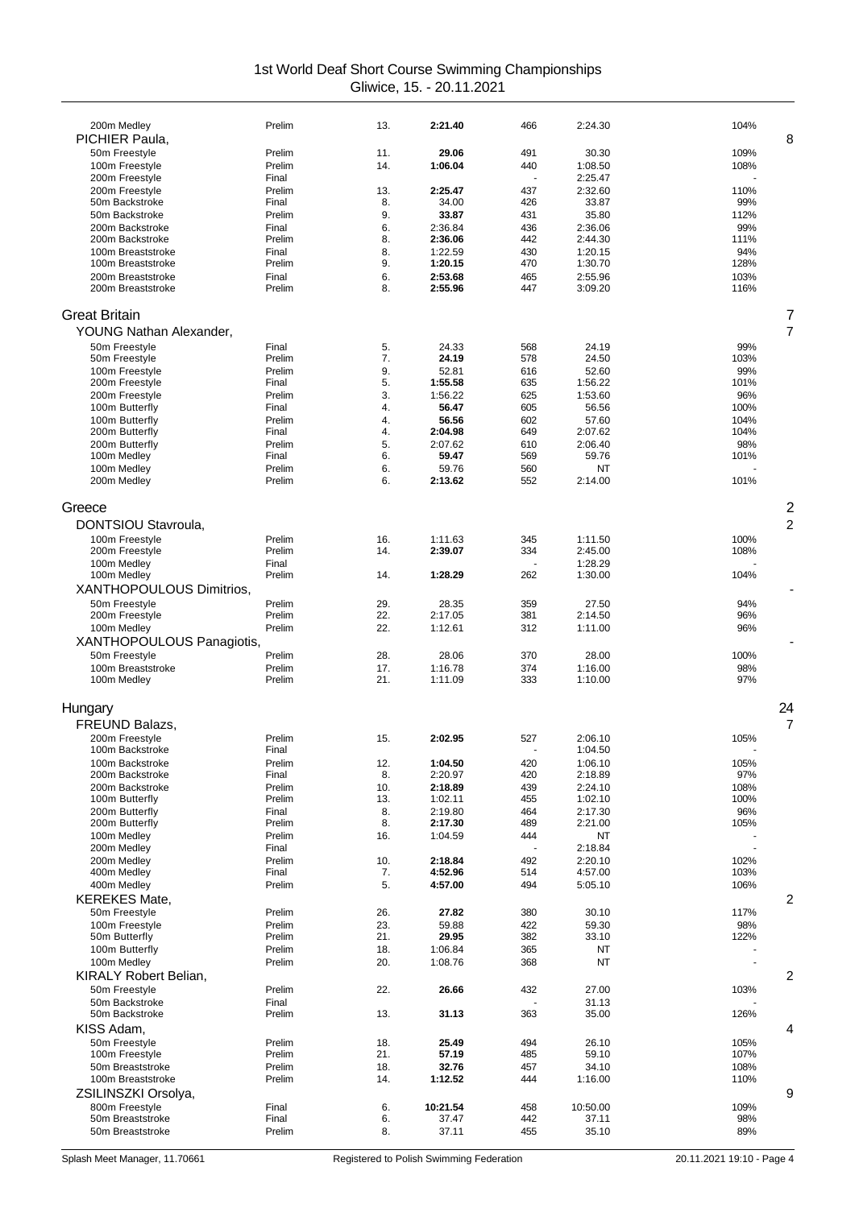| Event | Round | Place | Time | Points | Entry Time | % | Total |
|---|---|---|---|---|---|---|---|
| 200m Medley | Prelim | 13. | **2:21.40** | 466 | 2:24.30 | 104% | |
| **PICHIER Paula,** | | | | | | | 8 |
| 50m Freestyle | Prelim | 11. | **29.06** | 491 | 30.30 | 109% | |
| 100m Freestyle | Prelim | 14. | **1:06.04** | 440 | 1:08.50 | 108% | |
| 200m Freestyle | Final | | | - | 2:25.47 | - | |
| 200m Freestyle | Prelim | 13. | **2:25.47** | 437 | 2:32.60 | 110% | |
| 50m Backstroke | Final | 8. | 34.00 | 426 | 33.87 | 99% | |
| 50m Backstroke | Prelim | 9. | **33.87** | 431 | 35.80 | 112% | |
| 200m Backstroke | Final | 6. | 2:36.84 | 436 | 2:36.06 | 99% | |
| 200m Backstroke | Prelim | 8. | **2:36.06** | 442 | 2:44.30 | 111% | |
| 100m Breaststroke | Final | 8. | 1:22.59 | 430 | 1:20.15 | 94% | |
| 100m Breaststroke | Prelim | 9. | **1:20.15** | 470 | 1:30.70 | 128% | |
| 200m Breaststroke | Final | 6. | **2:53.68** | 465 | 2:55.96 | 103% | |
| 200m Breaststroke | Prelim | 8. | **2:55.96** | 447 | 3:09.20 | 116% | |

## Great Britain — 7

| Event | Round | Place | Time | Points | Entry Time | % | Total |
|---|---|---|---|---|---|---|---|
| **YOUNG Nathan Alexander,** | | | | | | | 7 |
| 50m Freestyle | Final | 5. | 24.33 | 568 | 24.19 | 99% | |
| 50m Freestyle | Prelim | 7. | **24.19** | 578 | 24.50 | 103% | |
| 100m Freestyle | Prelim | 9. | 52.81 | 616 | 52.60 | 99% | |
| 200m Freestyle | Final | 5. | **1:55.58** | 635 | 1:56.22 | 101% | |
| 200m Freestyle | Prelim | 3. | 1:56.22 | 625 | 1:53.60 | 96% | |
| 100m Butterfly | Final | 4. | **56.47** | 605 | 56.56 | 100% | |
| 100m Butterfly | Prelim | 4. | **56.56** | 602 | 57.60 | 104% | |
| 200m Butterfly | Final | 4. | **2:04.98** | 649 | 2:07.62 | 104% | |
| 200m Butterfly | Prelim | 5. | 2:07.62 | 610 | 2:06.40 | 98% | |
| 100m Medley | Final | 6. | **59.47** | 569 | 59.76 | 101% | |
| 100m Medley | Prelim | 6. | 59.76 | 560 | NT | - | |
| 200m Medley | Prelim | 6. | **2:13.62** | 552 | 2:14.00 | 101% | |

## Greece — 2

| Event | Round | Place | Time | Points | Entry Time | % | Total |
|---|---|---|---|---|---|---|---|
| **DONTSIOU Stavroula,** | | | | | | | 2 |
| 100m Freestyle | Prelim | 16. | 1:11.63 | 345 | 1:11.50 | 100% | |
| 200m Freestyle | Prelim | 14. | **2:39.07** | 334 | 2:45.00 | 108% | |
| 100m Medley | Final | | | - | 1:28.29 | - | |
| 100m Medley | Prelim | 14. | **1:28.29** | 262 | 1:30.00 | 104% | |
| **XANTHOPOULOS Dimitrios,** | | | | | | | - |
| 50m Freestyle | Prelim | 29. | 28.35 | 359 | 27.50 | 94% | |
| 200m Freestyle | Prelim | 22. | 2:17.05 | 381 | 2:14.50 | 96% | |
| 100m Medley | Prelim | 22. | 1:12.61 | 312 | 1:11.00 | 96% | |
| **XANTHOPOULOUS Panagiotis,** | | | | | | | - |
| 50m Freestyle | Prelim | 28. | 28.06 | 370 | 28.00 | 100% | |
| 100m Breaststroke | Prelim | 17. | 1:16.78 | 374 | 1:16.00 | 98% | |
| 100m Medley | Prelim | 21. | 1:11.09 | 333 | 1:10.00 | 97% | |

## Hungary — 24

| Event | Round | Place | Time | Points | Entry Time | % | Total |
|---|---|---|---|---|---|---|---|
| **FREUND Balazs,** | | | | | | | 7 |
| 200m Freestyle | Prelim | 15. | **2:02.95** | 527 | 2:06.10 | 105% | |
| 100m Backstroke | Final | | | - | 1:04.50 | - | |
| 100m Backstroke | Prelim | 12. | **1:04.50** | 420 | 1:06.10 | 105% | |
| 200m Backstroke | Final | 8. | 2:20.97 | 420 | 2:18.89 | 97% | |
| 200m Backstroke | Prelim | 10. | **2:18.89** | 439 | 2:24.10 | 108% | |
| 100m Butterfly | Prelim | 13. | 1:02.11 | 455 | 1:02.10 | 100% | |
| 200m Butterfly | Final | 8. | 2:19.80 | 464 | 2:17.30 | 96% | |
| 200m Butterfly | Prelim | 8. | **2:17.30** | 489 | 2:21.00 | 105% | |
| 100m Medley | Prelim | 16. | 1:04.59 | 444 | NT | - | |
| 200m Medley | Final | | | - | 2:18.84 | - | |
| 200m Medley | Prelim | 10. | **2:18.84** | 492 | 2:20.10 | 102% | |
| 400m Medley | Final | 7. | **4:52.96** | 514 | 4:57.00 | 103% | |
| 400m Medley | Prelim | 5. | **4:57.00** | 494 | 5:05.10 | 106% | |
| **KEREKES Mate,** | | | | | | | 2 |
| 50m Freestyle | Prelim | 26. | **27.82** | 380 | 30.10 | 117% | |
| 100m Freestyle | Prelim | 23. | 59.88 | 422 | 59.30 | 98% | |
| 50m Butterfly | Prelim | 21. | **29.95** | 382 | 33.10 | 122% | |
| 100m Butterfly | Prelim | 18. | 1:06.84 | 365 | NT | - | |
| 100m Medley | Prelim | 20. | 1:08.76 | 368 | NT | - | |
| **KIRALY Robert Belian,** | | | | | | | 2 |
| 50m Freestyle | Prelim | 22. | **26.66** | 432 | 27.00 | 103% | |
| 50m Backstroke | Final | | | - | 31.13 | - | |
| 50m Backstroke | Prelim | 13. | **31.13** | 363 | 35.00 | 126% | |
| **KISS Adam,** | | | | | | | 4 |
| 50m Freestyle | Prelim | 18. | **25.49** | 494 | 26.10 | 105% | |
| 100m Freestyle | Prelim | 21. | **57.19** | 485 | 59.10 | 107% | |
| 50m Breaststroke | Prelim | 18. | **32.76** | 457 | 34.10 | 108% | |
| 100m Breaststroke | Prelim | 14. | **1:12.52** | 444 | 1:16.00 | 110% | |
| **ZSILINSZKI Orsolya,** | | | | | | | 9 |
| 800m Freestyle | Final | 6. | **10:21.54** | 458 | 10:50.00 | 109% | |
| 50m Breaststroke | Final | 6. | 37.47 | 442 | 37.11 | 98% | |
| 50m Breaststroke | Prelim | 8. | 37.11 | 455 | 35.10 | 89% | |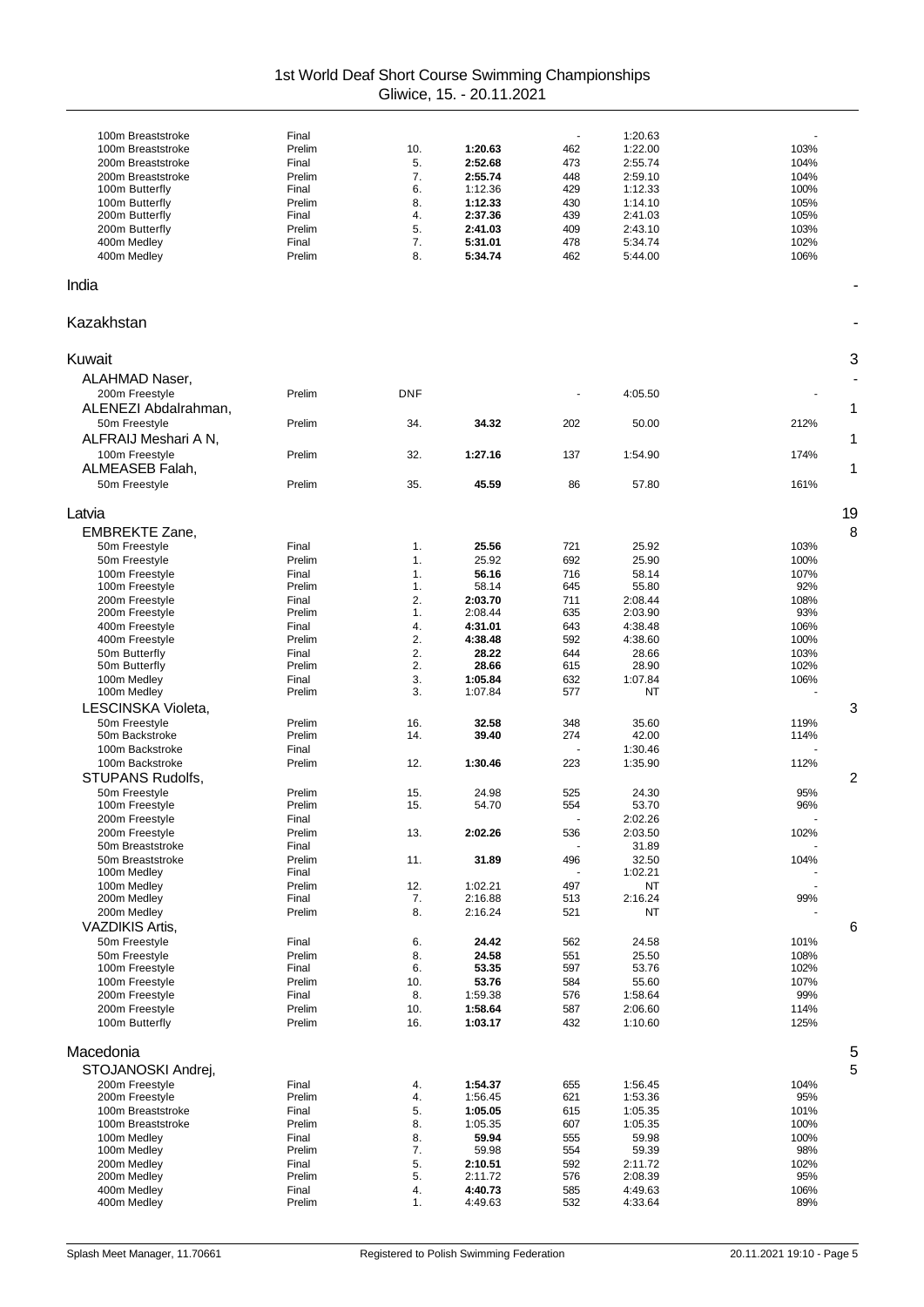# 1st World Deaf Short Course Swimming Championships

Gliwice, 15. - 20.11.2021

| Event | Round | Place | Time | Points | Entry Time | % | |
|---|---|---|---|---|---|---|---|
| 100m Breaststroke | Final | | | - | 1:20.63 | - | |
| 100m Breaststroke | Prelim | 10. | **1:20.63** | 462 | 1:22.00 | 103% | |
| 200m Breaststroke | Final | 5. | **2:52.68** | 473 | 2:55.74 | 104% | |
| 200m Breaststroke | Prelim | 7. | **2:55.74** | 448 | 2:59.10 | 104% | |
| 100m Butterfly | Final | 6. | 1:12.36 | 429 | 1:12.33 | 100% | |
| 100m Butterfly | Prelim | 8. | **1:12.33** | 430 | 1:14.10 | 105% | |
| 200m Butterfly | Final | 4. | **2:37.36** | 439 | 2:41.03 | 105% | |
| 200m Butterfly | Prelim | 5. | **2:41.03** | 409 | 2:43.10 | 103% | |
| 400m Medley | Final | 7. | **5:31.01** | 478 | 5:34.74 | 102% | |
| 400m Medley | Prelim | 8. | **5:34.74** | 462 | 5:44.00 | 106% | |
| **India** | | | | | | | - |
| **Kazakhstan** | | | | | | | - |
| **Kuwait** | | | | | | | 3 |
| ALAHMAD Naser, | | | | | | | - |
| 200m Freestyle | Prelim | DNF | | - | 4:05.50 | - | |
| ALENEZI Abdalrahman, | | | | | | | 1 |
| 50m Freestyle | Prelim | 34. | **34.32** | 202 | 50.00 | 212% | |
| ALFRAIJ Meshari A N, | | | | | | | 1 |
| 100m Freestyle | Prelim | 32. | **1:27.16** | 137 | 1:54.90 | 174% | |
| ALMEASEB Falah, | | | | | | | 1 |
| 50m Freestyle | Prelim | 35. | **45.59** | 86 | 57.80 | 161% | |
| **Latvia** | | | | | | | 19 |
| EMBREKTE Zane, | | | | | | | 8 |
| 50m Freestyle | Final | 1. | **25.56** | 721 | 25.92 | 103% | |
| 50m Freestyle | Prelim | 1. | 25.92 | 692 | 25.90 | 100% | |
| 100m Freestyle | Final | 1. | **56.16** | 716 | 58.14 | 107% | |
| 100m Freestyle | Prelim | 1. | 58.14 | 645 | 55.80 | 92% | |
| 200m Freestyle | Final | 2. | **2:03.70** | 711 | 2:08.44 | 108% | |
| 200m Freestyle | Prelim | 1. | 2:08.44 | 635 | 2:03.90 | 93% | |
| 400m Freestyle | Final | 4. | **4:31.01** | 643 | 4:38.48 | 106% | |
| 400m Freestyle | Prelim | 2. | **4:38.48** | 592 | 4:38.60 | 100% | |
| 50m Butterfly | Final | 2. | **28.22** | 644 | 28.66 | 103% | |
| 50m Butterfly | Prelim | 2. | **28.66** | 615 | 28.90 | 102% | |
| 100m Medley | Final | 3. | **1:05.84** | 632 | 1:07.84 | 106% | |
| 100m Medley | Prelim | 3. | 1:07.84 | 577 | NT | - | |
| LESCINSKA Violeta, | | | | | | | 3 |
| 50m Freestyle | Prelim | 16. | **32.58** | 348 | 35.60 | 119% | |
| 50m Backstroke | Prelim | 14. | **39.40** | 274 | 42.00 | 114% | |
| 100m Backstroke | Final | | | - | 1:30.46 | - | |
| 100m Backstroke | Prelim | 12. | **1:30.46** | 223 | 1:35.90 | 112% | |
| STUPANS Rudolfs, | | | | | | | 2 |
| 50m Freestyle | Prelim | 15. | 24.98 | 525 | 24.30 | 95% | |
| 100m Freestyle | Prelim | 15. | 54.70 | 554 | 53.70 | 96% | |
| 200m Freestyle | Final | | | - | 2:02.26 | - | |
| 200m Freestyle | Prelim | 13. | **2:02.26** | 536 | 2:03.50 | 102% | |
| 50m Breaststroke | Final | | | - | 31.89 | - | |
| 50m Breaststroke | Prelim | 11. | **31.89** | 496 | 32.50 | 104% | |
| 100m Medley | Final | | | - | 1:02.21 | - | |
| 100m Medley | Prelim | 12. | 1:02.21 | 497 | NT | - | |
| 200m Medley | Final | 7. | 2:16.88 | 513 | 2:16.24 | 99% | |
| 200m Medley | Prelim | 8. | 2:16.24 | 521 | NT | - | |
| VAZDIKIS Artis, | | | | | | | 6 |
| 50m Freestyle | Final | 6. | **24.42** | 562 | 24.58 | 101% | |
| 50m Freestyle | Prelim | 8. | **24.58** | 551 | 25.50 | 108% | |
| 100m Freestyle | Final | 6. | **53.35** | 597 | 53.76 | 102% | |
| 100m Freestyle | Prelim | 10. | **53.76** | 584 | 55.60 | 107% | |
| 200m Freestyle | Final | 8. | 1:59.38 | 576 | 1:58.64 | 99% | |
| 200m Freestyle | Prelim | 10. | **1:58.64** | 587 | 2:06.60 | 114% | |
| 100m Butterfly | Prelim | 16. | **1:03.17** | 432 | 1:10.60 | 125% | |
| **Macedonia** | | | | | | | 5 |
| STOJANOSKI Andrej, | | | | | | | 5 |
| 200m Freestyle | Final | 4. | **1:54.37** | 655 | 1:56.45 | 104% | |
| 200m Freestyle | Prelim | 4. | 1:56.45 | 621 | 1:53.36 | 95% | |
| 100m Breaststroke | Final | 5. | **1:05.05** | 615 | 1:05.35 | 101% | |
| 100m Breaststroke | Prelim | 8. | 1:05.35 | 607 | 1:05.35 | 100% | |
| 100m Medley | Final | 8. | **59.94** | 555 | 59.98 | 100% | |
| 100m Medley | Prelim | 7. | 59.98 | 554 | 59.39 | 98% | |
| 200m Medley | Final | 5. | **2:10.51** | 592 | 2:11.72 | 102% | |
| 200m Medley | Prelim | 5. | 2:11.72 | 576 | 2:08.39 | 95% | |
| 400m Medley | Final | 4. | **4:40.73** | 585 | 4:49.63 | 106% | |
| 400m Medley | Prelim | 1. | 4:49.63 | 532 | 4:33.64 | 89% | |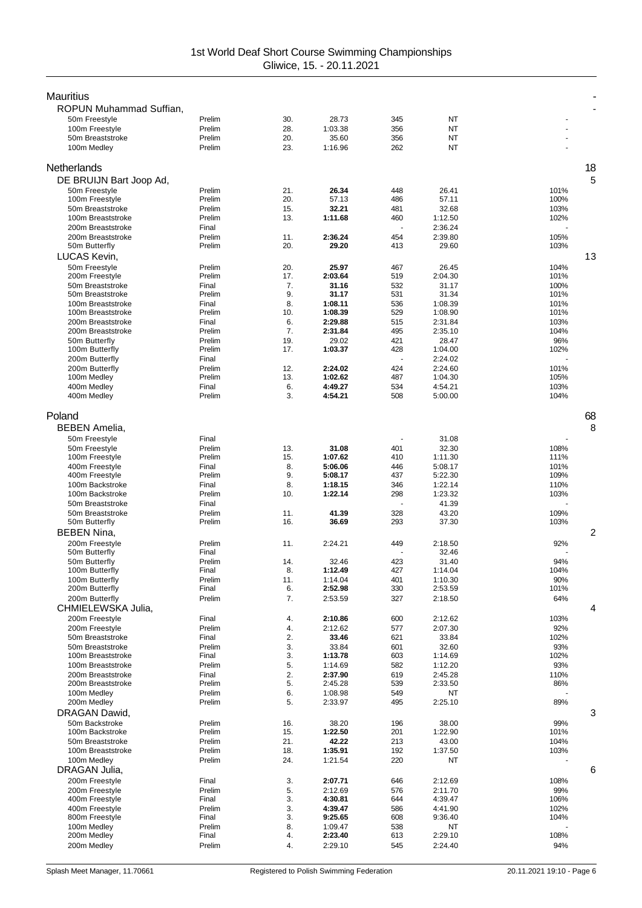1st World Deaf Short Course Swimming Championships
Gliwice, 15. - 20.11.2021

## Mauritius -

### ROPUN Muhammad Suffian, -

| Event | Round | Place | Time | Points | Entry | % |
|---|---|---|---|---|---|---|
| 50m Freestyle | Prelim | 30. | 28.73 | 345 | NT | - |
| 100m Freestyle | Prelim | 28. | 1:03.38 | 356 | NT | - |
| 50m Breaststroke | Prelim | 20. | 35.60 | 356 | NT | - |
| 100m Medley | Prelim | 23. | 1:16.96 | 262 | NT | - |

## Netherlands 18

### DE BRUIJN Bart Joop Ad, 5

| Event | Round | Place | Time | Points | Entry | % |
|---|---|---|---|---|---|---|
| 50m Freestyle | Prelim | 21. | **26.34** | 448 | 26.41 | 101% |
| 100m Freestyle | Prelim | 20. | 57.13 | 486 | 57.11 | 100% |
| 50m Breaststroke | Prelim | 15. | **32.21** | 481 | 32.68 | 103% |
| 100m Breaststroke | Prelim | 13. | **1:11.68** | 460 | 1:12.50 | 102% |
| 200m Breaststroke | Final | | | - | 2:36.24 | - |
| 200m Breaststroke | Prelim | 11. | **2:36.24** | 454 | 2:39.80 | 105% |
| 50m Butterfly | Prelim | 20. | **29.20** | 413 | 29.60 | 103% |

### LUCAS Kevin, 13

| Event | Round | Place | Time | Points | Entry | % |
|---|---|---|---|---|---|---|
| 50m Freestyle | Prelim | 20. | **25.97** | 467 | 26.45 | 104% |
| 200m Freestyle | Prelim | 17. | **2:03.64** | 519 | 2:04.30 | 101% |
| 50m Breaststroke | Final | 7. | **31.16** | 532 | 31.17 | 100% |
| 50m Breaststroke | Prelim | 9. | **31.17** | 531 | 31.34 | 101% |
| 100m Breaststroke | Final | 8. | **1:08.11** | 536 | 1:08.39 | 101% |
| 100m Breaststroke | Prelim | 10. | **1:08.39** | 529 | 1:08.90 | 101% |
| 200m Breaststroke | Final | 6. | **2:29.88** | 515 | 2:31.84 | 103% |
| 200m Breaststroke | Prelim | 7. | **2:31.84** | 495 | 2:35.10 | 104% |
| 50m Butterfly | Prelim | 19. | 29.02 | 421 | 28.47 | 96% |
| 100m Butterfly | Prelim | 17. | **1:03.37** | 428 | 1:04.00 | 102% |
| 200m Butterfly | Final | | | - | 2:24.02 | - |
| 200m Butterfly | Prelim | 12. | **2:24.02** | 424 | 2:24.60 | 101% |
| 100m Medley | Prelim | 13. | **1:02.62** | 487 | 1:04.30 | 105% |
| 400m Medley | Final | 6. | **4:49.27** | 534 | 4:54.21 | 103% |
| 400m Medley | Prelim | 3. | **4:54.21** | 508 | 5:00.00 | 104% |

## Poland 68

### BEBEN Amelia, 8

| Event | Round | Place | Time | Points | Entry | % |
|---|---|---|---|---|---|---|
| 50m Freestyle | Final | | | - | 31.08 | - |
| 50m Freestyle | Prelim | 13. | **31.08** | 401 | 32.30 | 108% |
| 100m Freestyle | Prelim | 15. | **1:07.62** | 410 | 1:11.30 | 111% |
| 400m Freestyle | Final | 8. | **5:06.06** | 446 | 5:08.17 | 101% |
| 400m Freestyle | Prelim | 9. | **5:08.17** | 437 | 5:22.30 | 109% |
| 100m Backstroke | Final | 8. | **1:18.15** | 346 | 1:22.14 | 110% |
| 100m Backstroke | Prelim | 10. | **1:22.14** | 298 | 1:23.32 | 103% |
| 50m Breaststroke | Final | | | - | 41.39 | - |
| 50m Breaststroke | Prelim | 11. | **41.39** | 328 | 43.20 | 109% |
| 50m Butterfly | Prelim | 16. | **36.69** | 293 | 37.30 | 103% |

### BEBEN Nina, 2

| Event | Round | Place | Time | Points | Entry | % |
|---|---|---|---|---|---|---|
| 200m Freestyle | Prelim | 11. | 2:24.21 | 449 | 2:18.50 | 92% |
| 50m Butterfly | Final | | | - | 32.46 | - |
| 50m Butterfly | Prelim | 14. | 32.46 | 423 | 31.40 | 94% |
| 100m Butterfly | Final | 8. | **1:12.49** | 427 | 1:14.04 | 104% |
| 100m Butterfly | Prelim | 11. | 1:14.04 | 401 | 1:10.30 | 90% |
| 200m Butterfly | Final | 6. | **2:52.98** | 330 | 2:53.59 | 101% |
| 200m Butterfly | Prelim | 7. | 2:53.59 | 327 | 2:18.50 | 64% |

### CHMIELEWSKA Julia, 4

| Event | Round | Place | Time | Points | Entry | % |
|---|---|---|---|---|---|---|
| 200m Freestyle | Final | 4. | **2:10.86** | 600 | 2:12.62 | 103% |
| 200m Freestyle | Prelim | 4. | 2:12.62 | 577 | 2:07.30 | 92% |
| 50m Breaststroke | Final | 2. | **33.46** | 621 | 33.84 | 102% |
| 50m Breaststroke | Prelim | 3. | 33.84 | 601 | 32.60 | 93% |
| 100m Breaststroke | Final | 3. | **1:13.78** | 603 | 1:14.69 | 102% |
| 100m Breaststroke | Prelim | 5. | 1:14.69 | 582 | 1:12.20 | 93% |
| 200m Breaststroke | Final | 2. | **2:37.90** | 619 | 2:45.28 | 110% |
| 200m Breaststroke | Prelim | 5. | 2:45.28 | 539 | 2:33.50 | 86% |
| 100m Medley | Prelim | 6. | 1:08.98 | 549 | NT | - |
| 200m Medley | Prelim | 5. | 2:33.97 | 495 | 2:25.10 | 89% |

### DRAGAN Dawid, 3

| Event | Round | Place | Time | Points | Entry | % |
|---|---|---|---|---|---|---|
| 50m Backstroke | Prelim | 16. | 38.20 | 196 | 38.00 | 99% |
| 100m Backstroke | Prelim | 15. | **1:22.50** | 201 | 1:22.90 | 101% |
| 50m Breaststroke | Prelim | 21. | **42.22** | 213 | 43.00 | 104% |
| 100m Breaststroke | Prelim | 18. | **1:35.91** | 192 | 1:37.50 | 103% |
| 100m Medley | Prelim | 24. | 1:21.54 | 220 | NT | - |

### DRAGAN Julia, 6

| Event | Round | Place | Time | Points | Entry | % |
|---|---|---|---|---|---|---|
| 200m Freestyle | Final | 3. | **2:07.71** | 646 | 2:12.69 | 108% |
| 200m Freestyle | Prelim | 5. | 2:12.69 | 576 | 2:11.70 | 99% |
| 400m Freestyle | Final | 3. | **4:30.81** | 644 | 4:39.47 | 106% |
| 400m Freestyle | Prelim | 3. | **4:39.47** | 586 | 4:41.90 | 102% |
| 800m Freestyle | Final | 3. | **9:25.65** | 608 | 9:36.40 | 104% |
| 100m Medley | Prelim | 8. | 1:09.47 | 538 | NT | - |
| 200m Medley | Final | 4. | **2:23.40** | 613 | 2:29.10 | 108% |
| 200m Medley | Prelim | 4. | 2:29.10 | 545 | 2:24.40 | 94% |

Splash Meet Manager, 11.70661 | Registered to Polish Swimming Federation | 20.11.2021 19:10 - Page 6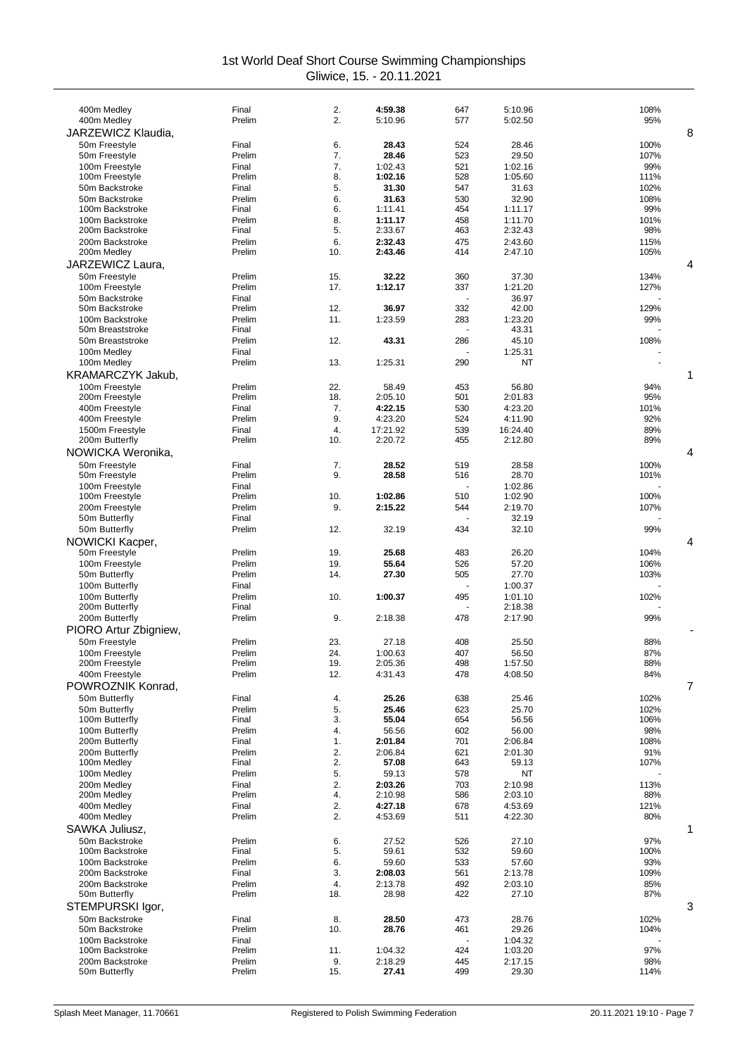# 1st World Deaf Short Course Swimming Championships

Gliwice, 15. - 20.11.2021

| Event | Round | Place | Time | Points | Entry | % | |
|---|---|---|---|---|---|---|---|
| 400m Medley | Final | 2. | **4:59.38** | 647 | 5:10.96 | 108% | |
| 400m Medley | Prelim | 2. | 5:10.96 | 577 | 5:02.50 | 95% | |
| **JARZEWICZ Klaudia,** | | | | | | | 8 |
| 50m Freestyle | Final | 6. | **28.43** | 524 | 28.46 | 100% | |
| 50m Freestyle | Prelim | 7. | **28.46** | 523 | 29.50 | 107% | |
| 100m Freestyle | Final | 7. | 1:02.43 | 521 | 1:02.16 | 99% | |
| 100m Freestyle | Prelim | 8. | **1:02.16** | 528 | 1:05.60 | 111% | |
| 50m Backstroke | Final | 5. | **31.30** | 547 | 31.63 | 102% | |
| 50m Backstroke | Prelim | 6. | **31.63** | 530 | 32.90 | 108% | |
| 100m Backstroke | Final | 6. | 1:11.41 | 454 | 1:11.17 | 99% | |
| 100m Backstroke | Prelim | 8. | **1:11.17** | 458 | 1:11.70 | 101% | |
| 200m Backstroke | Final | 5. | 2:33.67 | 463 | 2:32.43 | 98% | |
| 200m Backstroke | Prelim | 6. | **2:32.43** | 475 | 2:43.60 | 115% | |
| 200m Medley | Prelim | 10. | **2:43.46** | 414 | 2:47.10 | 105% | |
| **JARZEWICZ Laura,** | | | | | | | 4 |
| 50m Freestyle | Prelim | 15. | **32.22** | 360 | 37.30 | 134% | |
| 100m Freestyle | Prelim | 17. | **1:12.17** | 337 | 1:21.20 | 127% | |
| 50m Backstroke | Final | | | - | 36.97 | - | |
| 50m Backstroke | Prelim | 12. | **36.97** | 332 | 42.00 | 129% | |
| 100m Backstroke | Prelim | 11. | 1:23.59 | 283 | 1:23.20 | 99% | |
| 50m Breaststroke | Final | | | - | 43.31 | - | |
| 50m Breaststroke | Prelim | 12. | **43.31** | 286 | 45.10 | 108% | |
| 100m Medley | Final | | | - | 1:25.31 | - | |
| 100m Medley | Prelim | 13. | 1:25.31 | 290 | NT | - | |
| **KRAMARCZYK Jakub,** | | | | | | | 1 |
| 100m Freestyle | Prelim | 22. | 58.49 | 453 | 56.80 | 94% | |
| 200m Freestyle | Prelim | 18. | 2:05.10 | 501 | 2:01.83 | 95% | |
| 400m Freestyle | Final | 7. | **4:22.15** | 530 | 4:23.20 | 101% | |
| 400m Freestyle | Prelim | 9. | 4:23.20 | 524 | 4:11.90 | 92% | |
| 1500m Freestyle | Final | 4. | 17:21.92 | 539 | 16:24.40 | 89% | |
| 200m Butterfly | Prelim | 10. | 2:20.72 | 455 | 2:12.80 | 89% | |
| **NOWICKA Weronika,** | | | | | | | 4 |
| 50m Freestyle | Final | 7. | **28.52** | 519 | 28.58 | 100% | |
| 50m Freestyle | Prelim | 9. | **28.58** | 516 | 28.70 | 101% | |
| 100m Freestyle | Final | | | - | 1:02.86 | - | |
| 100m Freestyle | Prelim | 10. | **1:02.86** | 510 | 1:02.90 | 100% | |
| 200m Freestyle | Prelim | 9. | **2:15.22** | 544 | 2:19.70 | 107% | |
| 50m Butterfly | Final | | | - | 32.19 | - | |
| 50m Butterfly | Prelim | 12. | 32.19 | 434 | 32.10 | 99% | |
| **NOWICKI Kacper,** | | | | | | | 4 |
| 50m Freestyle | Prelim | 19. | **25.68** | 483 | 26.20 | 104% | |
| 100m Freestyle | Prelim | 19. | **55.64** | 526 | 57.20 | 106% | |
| 50m Butterfly | Prelim | 14. | **27.30** | 505 | 27.70 | 103% | |
| 100m Butterfly | Final | | | - | 1:00.37 | - | |
| 100m Butterfly | Prelim | 10. | **1:00.37** | 495 | 1:01.10 | 102% | |
| 200m Butterfly | Final | | | - | 2:18.38 | - | |
| 200m Butterfly | Prelim | 9. | 2:18.38 | 478 | 2:17.90 | 99% | |
| **PIORO Artur Zbigniew,** | | | | | | | - |
| 50m Freestyle | Prelim | 23. | 27.18 | 408 | 25.50 | 88% | |
| 100m Freestyle | Prelim | 24. | 1:00.63 | 407 | 56.50 | 87% | |
| 200m Freestyle | Prelim | 19. | 2:05.36 | 498 | 1:57.50 | 88% | |
| 400m Freestyle | Prelim | 12. | 4:31.43 | 478 | 4:08.50 | 84% | |
| **POWROZNIK Konrad,** | | | | | | | 7 |
| 50m Butterfly | Final | 4. | **25.26** | 638 | 25.46 | 102% | |
| 50m Butterfly | Prelim | 5. | **25.46** | 623 | 25.70 | 102% | |
| 100m Butterfly | Final | 3. | **55.04** | 654 | 56.56 | 106% | |
| 100m Butterfly | Prelim | 4. | 56.56 | 602 | 56.00 | 98% | |
| 200m Butterfly | Final | 1. | **2:01.84** | 701 | 2:06.84 | 108% | |
| 200m Butterfly | Prelim | 2. | 2:06.84 | 621 | 2:01.30 | 91% | |
| 100m Medley | Final | 2. | **57.08** | 643 | 59.13 | 107% | |
| 100m Medley | Prelim | 5. | 59.13 | 578 | NT | - | |
| 200m Medley | Final | 2. | **2:03.26** | 703 | 2:10.98 | 113% | |
| 200m Medley | Prelim | 4. | 2:10.98 | 586 | 2:03.10 | 88% | |
| 400m Medley | Final | 2. | **4:27.18** | 678 | 4:53.69 | 121% | |
| 400m Medley | Prelim | 2. | 4:53.69 | 511 | 4:22.30 | 80% | |
| **SAWKA Juliusz,** | | | | | | | 1 |
| 50m Backstroke | Prelim | 6. | 27.52 | 526 | 27.10 | 97% | |
| 100m Backstroke | Final | 5. | 59.61 | 532 | 59.60 | 100% | |
| 100m Backstroke | Prelim | 6. | 59.60 | 533 | 57.60 | 93% | |
| 200m Backstroke | Final | 3. | **2:08.03** | 561 | 2:13.78 | 109% | |
| 200m Backstroke | Prelim | 4. | 2:13.78 | 492 | 2:03.10 | 85% | |
| 50m Butterfly | Prelim | 18. | 28.98 | 422 | 27.10 | 87% | |
| **STEMPURSKI Igor,** | | | | | | | 3 |
| 50m Backstroke | Final | 8. | **28.50** | 473 | 28.76 | 102% | |
| 50m Backstroke | Prelim | 10. | **28.76** | 461 | 29.26 | 104% | |
| 100m Backstroke | Final | | | - | 1:04.32 | - | |
| 100m Backstroke | Prelim | 11. | 1:04.32 | 424 | 1:03.20 | 97% | |
| 200m Backstroke | Prelim | 9. | 2:18.29 | 445 | 2:17.15 | 98% | |
| 50m Butterfly | Prelim | 15. | **27.41** | 499 | 29.30 | 114% | |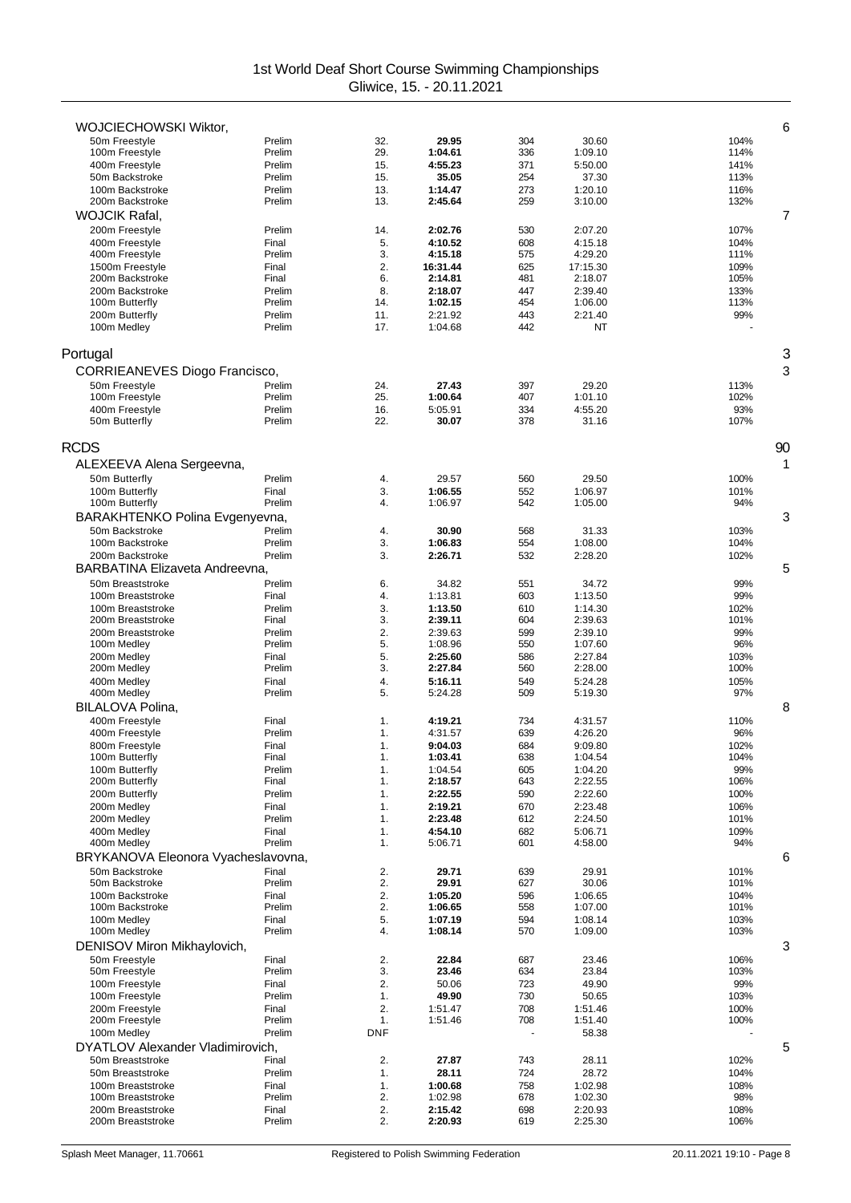# 1st World Deaf Short Course Swimming Championships
Gliwice, 15. - 20.11.2021

**WOJCIECHOWSKI Wiktor,** — 6

| Event | Round | Place | Time | Points | Entry time | % |
|---|---|---|---|---|---|---|
| 50m Freestyle | Prelim | 32. | **29.95** | 304 | 30.60 | 104% |
| 100m Freestyle | Prelim | 29. | **1:04.61** | 336 | 1:09.10 | 114% |
| 400m Freestyle | Prelim | 15. | **4:55.23** | 371 | 5:50.00 | 141% |
| 50m Backstroke | Prelim | 15. | **35.05** | 254 | 37.30 | 113% |
| 100m Backstroke | Prelim | 13. | **1:14.47** | 273 | 1:20.10 | 116% |
| 200m Backstroke | Prelim | 13. | **2:45.64** | 259 | 3:10.00 | 132% |

**WOJCIK Rafal,** — 7

| Event | Round | Place | Time | Points | Entry time | % |
|---|---|---|---|---|---|---|
| 200m Freestyle | Prelim | 14. | **2:02.76** | 530 | 2:07.20 | 107% |
| 400m Freestyle | Final | 5. | **4:10.52** | 608 | 4:15.18 | 104% |
| 400m Freestyle | Prelim | 3. | **4:15.18** | 575 | 4:29.20 | 111% |
| 1500m Freestyle | Final | 2. | **16:31.44** | 625 | 17:15.30 | 109% |
| 200m Backstroke | Final | 6. | **2:14.81** | 481 | 2:18.07 | 105% |
| 200m Backstroke | Prelim | 8. | **2:18.07** | 447 | 2:39.40 | 133% |
| 100m Butterfly | Prelim | 14. | **1:02.15** | 454 | 1:06.00 | 113% |
| 200m Butterfly | Prelim | 11. | 2:21.92 | 443 | 2:21.40 | 99% |
| 100m Medley | Prelim | 17. | 1:04.68 | 442 | NT | - |

## Portugal — 3

**CORRIEANEVES Diogo Francisco,** — 3

| Event | Round | Place | Time | Points | Entry time | % |
|---|---|---|---|---|---|---|
| 50m Freestyle | Prelim | 24. | **27.43** | 397 | 29.20 | 113% |
| 100m Freestyle | Prelim | 25. | **1:00.64** | 407 | 1:01.10 | 102% |
| 400m Freestyle | Prelim | 16. | 5:05.91 | 334 | 4:55.20 | 93% |
| 50m Butterfly | Prelim | 22. | **30.07** | 378 | 31.16 | 107% |

## RCDS — 90

**ALEXEEVA Alena Sergeevna,** — 1

| Event | Round | Place | Time | Points | Entry time | % |
|---|---|---|---|---|---|---|
| 50m Butterfly | Prelim | 4. | 29.57 | 560 | 29.50 | 100% |
| 100m Butterfly | Final | 3. | **1:06.55** | 552 | 1:06.97 | 101% |
| 100m Butterfly | Prelim | 4. | 1:06.97 | 542 | 1:05.00 | 94% |

**BARAKHTENKO Polina Evgenyevna,** — 3

| Event | Round | Place | Time | Points | Entry time | % |
|---|---|---|---|---|---|---|
| 50m Backstroke | Prelim | 4. | **30.90** | 568 | 31.33 | 103% |
| 100m Backstroke | Prelim | 3. | **1:06.83** | 554 | 1:08.00 | 104% |
| 200m Backstroke | Prelim | 3. | **2:26.71** | 532 | 2:28.20 | 102% |

**BARBATINA Elizaveta Andreevna,** — 5

| Event | Round | Place | Time | Points | Entry time | % |
|---|---|---|---|---|---|---|
| 50m Breaststroke | Prelim | 6. | 34.82 | 551 | 34.72 | 99% |
| 100m Breaststroke | Final | 4. | 1:13.81 | 603 | 1:13.50 | 99% |
| 100m Breaststroke | Prelim | 3. | **1:13.50** | 610 | 1:14.30 | 102% |
| 200m Breaststroke | Final | 3. | **2:39.11** | 604 | 2:39.63 | 101% |
| 200m Breaststroke | Prelim | 2. | 2:39.63 | 599 | 2:39.10 | 99% |
| 100m Medley | Prelim | 5. | 1:08.96 | 550 | 1:07.60 | 96% |
| 200m Medley | Final | 5. | **2:25.60** | 586 | 2:27.84 | 103% |
| 200m Medley | Prelim | 3. | **2:27.84** | 560 | 2:28.00 | 100% |
| 400m Medley | Final | 4. | **5:16.11** | 549 | 5:24.28 | 105% |
| 400m Medley | Prelim | 5. | 5:24.28 | 509 | 5:19.30 | 97% |

**BILALOVA Polina,** — 8

| Event | Round | Place | Time | Points | Entry time | % |
|---|---|---|---|---|---|---|
| 400m Freestyle | Final | 1. | **4:19.21** | 734 | 4:31.57 | 110% |
| 400m Freestyle | Prelim | 1. | 4:31.57 | 639 | 4:26.20 | 96% |
| 800m Freestyle | Final | 1. | **9:04.03** | 684 | 9:09.80 | 102% |
| 100m Butterfly | Final | 1. | **1:03.41** | 638 | 1:04.54 | 104% |
| 100m Butterfly | Prelim | 1. | 1:04.54 | 605 | 1:04.20 | 99% |
| 200m Butterfly | Final | 1. | **2:18.57** | 643 | 2:22.55 | 106% |
| 200m Butterfly | Prelim | 1. | **2:22.55** | 590 | 2:22.60 | 100% |
| 200m Medley | Final | 1. | **2:19.21** | 670 | 2:23.48 | 106% |
| 200m Medley | Prelim | 1. | **2:23.48** | 612 | 2:24.50 | 101% |
| 400m Medley | Final | 1. | **4:54.10** | 682 | 5:06.71 | 109% |
| 400m Medley | Prelim | 1. | 5:06.71 | 601 | 4:58.00 | 94% |

**BRYKANOVA Eleonora Vyacheslavovna,** — 6

| Event | Round | Place | Time | Points | Entry time | % |
|---|---|---|---|---|---|---|
| 50m Backstroke | Final | 2. | **29.71** | 639 | 29.91 | 101% |
| 50m Backstroke | Prelim | 2. | **29.91** | 627 | 30.06 | 101% |
| 100m Backstroke | Final | 2. | **1:05.20** | 596 | 1:06.65 | 104% |
| 100m Backstroke | Prelim | 2. | **1:06.65** | 558 | 1:07.00 | 101% |
| 100m Medley | Final | 5. | **1:07.19** | 594 | 1:08.14 | 103% |
| 100m Medley | Prelim | 4. | **1:08.14** | 570 | 1:09.00 | 103% |

**DENISOV Miron Mikhaylovich,** — 3

| Event | Round | Place | Time | Points | Entry time | % |
|---|---|---|---|---|---|---|
| 50m Freestyle | Final | 2. | **22.84** | 687 | 23.46 | 106% |
| 50m Freestyle | Prelim | 3. | **23.46** | 634 | 23.84 | 103% |
| 100m Freestyle | Final | 2. | 50.06 | 723 | 49.90 | 99% |
| 100m Freestyle | Prelim | 1. | **49.90** | 730 | 50.65 | 103% |
| 200m Freestyle | Final | 2. | 1:51.47 | 708 | 1:51.46 | 100% |
| 200m Freestyle | Prelim | 1. | 1:51.46 | 708 | 1:51.40 | 100% |
| 100m Medley | Prelim | DNF | | - | 58.38 | - |

**DYATLOV Alexander Vladimirovich,** — 5

| Event | Round | Place | Time | Points | Entry time | % |
|---|---|---|---|---|---|---|
| 50m Breaststroke | Final | 2. | **27.87** | 743 | 28.11 | 102% |
| 50m Breaststroke | Prelim | 1. | **28.11** | 724 | 28.72 | 104% |
| 100m Breaststroke | Final | 1. | **1:00.68** | 758 | 1:02.98 | 108% |
| 100m Breaststroke | Prelim | 2. | 1:02.98 | 678 | 1:02.30 | 98% |
| 200m Breaststroke | Final | 2. | **2:15.42** | 698 | 2:20.93 | 108% |
| 200m Breaststroke | Prelim | 2. | **2:20.93** | 619 | 2:25.30 | 106% |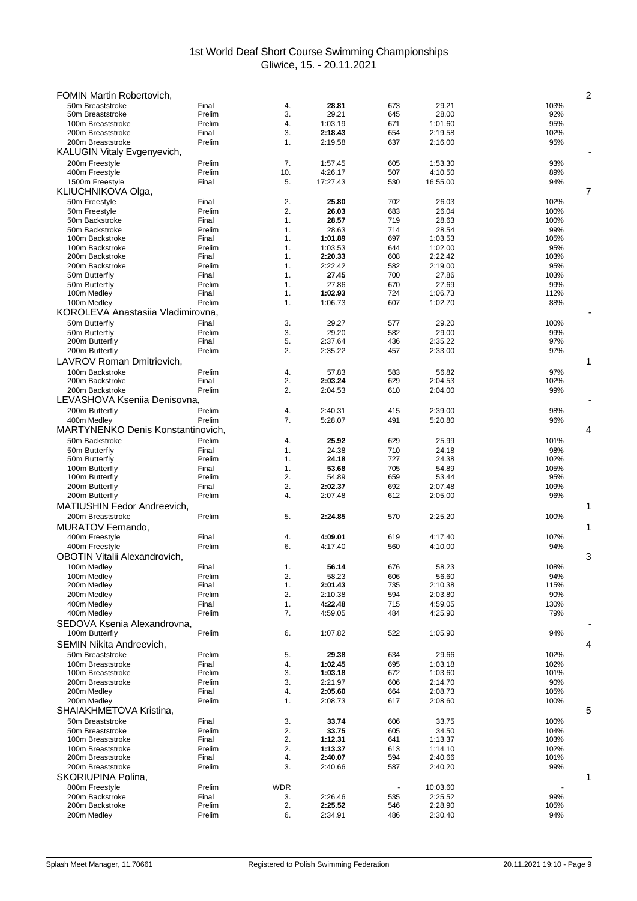1st World Deaf Short Course Swimming Championships
Gliwice, 15. - 20.11.2021

**FOMIN Martin Robertovich,** 2

| Event | Round | Place | Time | Points | Entry Time | | % |
|---|---|---|---|---|---|---|---|
| 50m Breaststroke | Final | 4. | **28.81** | 673 | 29.21 | | 103% |
| 50m Breaststroke | Prelim | 3. | 29.21 | 645 | 28.00 | | 92% |
| 100m Breaststroke | Prelim | 4. | 1:03.19 | 671 | 1:01.60 | | 95% |
| 200m Breaststroke | Final | 3. | **2:18.43** | 654 | 2:19.58 | | 102% |
| 200m Breaststroke | Prelim | 1. | 2:19.58 | 637 | 2:16.00 | | 95% |

**KALUGIN Vitaly Evgenyevich,** -

| Event | Round | Place | Time | Points | Entry Time | | % |
|---|---|---|---|---|---|---|---|
| 200m Freestyle | Prelim | 7. | 1:57.45 | 605 | 1:53.30 | | 93% |
| 400m Freestyle | Prelim | 10. | 4:26.17 | 507 | 4:10.50 | | 89% |
| 1500m Freestyle | Final | 5. | 17:27.43 | 530 | 16:55.00 | | 94% |

**KLIUCHNIKOVA Olga,** 7

| Event | Round | Place | Time | Points | Entry Time | | % |
|---|---|---|---|---|---|---|---|
| 50m Freestyle | Final | 2. | **25.80** | 702 | 26.03 | | 102% |
| 50m Freestyle | Prelim | 2. | **26.03** | 683 | 26.04 | | 100% |
| 50m Backstroke | Final | 1. | **28.57** | 719 | 28.63 | | 100% |
| 50m Backstroke | Prelim | 1. | 28.63 | 714 | 28.54 | | 99% |
| 100m Backstroke | Final | 1. | **1:01.89** | 697 | 1:03.53 | | 105% |
| 100m Backstroke | Prelim | 1. | 1:03.53 | 644 | 1:02.00 | | 95% |
| 200m Backstroke | Final | 1. | **2:20.33** | 608 | 2:22.42 | | 103% |
| 200m Backstroke | Prelim | 1. | 2:22.42 | 582 | 2:19.00 | | 95% |
| 50m Butterfly | Final | 1. | **27.45** | 700 | 27.86 | | 103% |
| 50m Butterfly | Prelim | 1. | 27.86 | 670 | 27.69 | | 99% |
| 100m Medley | Final | 1. | **1:02.93** | 724 | 1:06.73 | | 112% |
| 100m Medley | Prelim | 1. | 1:06.73 | 607 | 1:02.70 | | 88% |

**KOROLEVA Anastasiia Vladimirovna,** -

| Event | Round | Place | Time | Points | Entry Time | | % |
|---|---|---|---|---|---|---|---|
| 50m Butterfly | Final | 3. | 29.27 | 577 | 29.20 | | 100% |
| 50m Butterfly | Prelim | 3. | 29.20 | 582 | 29.00 | | 99% |
| 200m Butterfly | Final | 5. | 2:37.64 | 436 | 2:35.22 | | 97% |
| 200m Butterfly | Prelim | 2. | 2:35.22 | 457 | 2:33.00 | | 97% |

**LAVROV Roman Dmitrievich,** 1

| Event | Round | Place | Time | Points | Entry Time | | % |
|---|---|---|---|---|---|---|---|
| 100m Backstroke | Prelim | 4. | 57.83 | 583 | 56.82 | | 97% |
| 200m Backstroke | Final | 2. | **2:03.24** | 629 | 2:04.53 | | 102% |
| 200m Backstroke | Prelim | 2. | 2:04.53 | 610 | 2:04.00 | | 99% |

**LEVASHOVA Kseniia Denisovna,** -

| Event | Round | Place | Time | Points | Entry Time | | % |
|---|---|---|---|---|---|---|---|
| 200m Butterfly | Prelim | 4. | 2:40.31 | 415 | 2:39.00 | | 98% |
| 400m Medley | Prelim | 7. | 5:28.07 | 491 | 5:20.80 | | 96% |

**MARTYNENKO Denis Konstantinovich,** 4

| Event | Round | Place | Time | Points | Entry Time | | % |
|---|---|---|---|---|---|---|---|
| 50m Backstroke | Prelim | 4. | **25.92** | 629 | 25.99 | | 101% |
| 50m Butterfly | Final | 1. | 24.38 | 710 | 24.18 | | 98% |
| 50m Butterfly | Prelim | 1. | **24.18** | 727 | 24.38 | | 102% |
| 100m Butterfly | Final | 1. | **53.68** | 705 | 54.89 | | 105% |
| 100m Butterfly | Prelim | 2. | 54.89 | 659 | 53.44 | | 95% |
| 200m Butterfly | Final | 2. | **2:02.37** | 692 | 2:07.48 | | 109% |
| 200m Butterfly | Prelim | 4. | 2:07.48 | 612 | 2:05.00 | | 96% |

**MATIUSHIN Fedor Andreevich,** 1

| Event | Round | Place | Time | Points | Entry Time | | % |
|---|---|---|---|---|---|---|---|
| 200m Breaststroke | Prelim | 5. | **2:24.85** | 570 | 2:25.20 | | 100% |

**MURATOV Fernando,** 1

| Event | Round | Place | Time | Points | Entry Time | | % |
|---|---|---|---|---|---|---|---|
| 400m Freestyle | Final | 4. | **4:09.01** | 619 | 4:17.40 | | 107% |
| 400m Freestyle | Prelim | 6. | 4:17.40 | 560 | 4:10.00 | | 94% |

**OBOTIN Vitalii Alexandrovich,** 3

| Event | Round | Place | Time | Points | Entry Time | | % |
|---|---|---|---|---|---|---|---|
| 100m Medley | Final | 1. | **56.14** | 676 | 58.23 | | 108% |
| 100m Medley | Prelim | 2. | 58.23 | 606 | 56.60 | | 94% |
| 200m Medley | Final | 1. | **2:01.43** | 735 | 2:10.38 | | 115% |
| 200m Medley | Prelim | 2. | 2:10.38 | 594 | 2:03.80 | | 90% |
| 400m Medley | Final | 1. | **4:22.48** | 715 | 4:59.05 | | 130% |
| 400m Medley | Prelim | 7. | 4:59.05 | 484 | 4:25.90 | | 79% |

**SEDOVA Ksenia Alexandrovna,** -

| Event | Round | Place | Time | Points | Entry Time | | % |
|---|---|---|---|---|---|---|---|
| 100m Butterfly | Prelim | 6. | 1:07.82 | 522 | 1:05.90 | | 94% |

**SEMIN Nikita Andreevich,** 4

| Event | Round | Place | Time | Points | Entry Time | | % |
|---|---|---|---|---|---|---|---|
| 50m Breaststroke | Prelim | 5. | **29.38** | 634 | 29.66 | | 102% |
| 100m Breaststroke | Final | 4. | **1:02.45** | 695 | 1:03.18 | | 102% |
| 100m Breaststroke | Prelim | 3. | **1:03.18** | 672 | 1:03.60 | | 101% |
| 200m Breaststroke | Prelim | 3. | 2:21.97 | 606 | 2:14.70 | | 90% |
| 200m Medley | Final | 4. | **2:05.60** | 664 | 2:08.73 | | 105% |
| 200m Medley | Prelim | 1. | 2:08.73 | 617 | 2:08.60 | | 100% |

**SHAIAKHMETOVA Kristina,** 5

| Event | Round | Place | Time | Points | Entry Time | | % |
|---|---|---|---|---|---|---|---|
| 50m Breaststroke | Final | 3. | **33.74** | 606 | 33.75 | | 100% |
| 50m Breaststroke | Prelim | 2. | **33.75** | 605 | 34.50 | | 104% |
| 100m Breaststroke | Final | 2. | **1:12.31** | 641 | 1:13.37 | | 103% |
| 100m Breaststroke | Prelim | 2. | **1:13.37** | 613 | 1:14.10 | | 102% |
| 200m Breaststroke | Final | 4. | **2:40.07** | 594 | 2:40.66 | | 101% |
| 200m Breaststroke | Prelim | 3. | 2:40.66 | 587 | 2:40.20 | | 99% |

**SKORIUPINA Polina,** 1

| Event | Round | Place | Time | Points | Entry Time | | % |
|---|---|---|---|---|---|---|---|
| 800m Freestyle | Prelim | WDR | | - | 10:03.60 | | - |
| 200m Backstroke | Final | 3. | 2:26.46 | 535 | 2:25.52 | | 99% |
| 200m Backstroke | Prelim | 2. | **2:25.52** | 546 | 2:28.90 | | 105% |
| 200m Medley | Prelim | 6. | 2:34.91 | 486 | 2:30.40 | | 94% |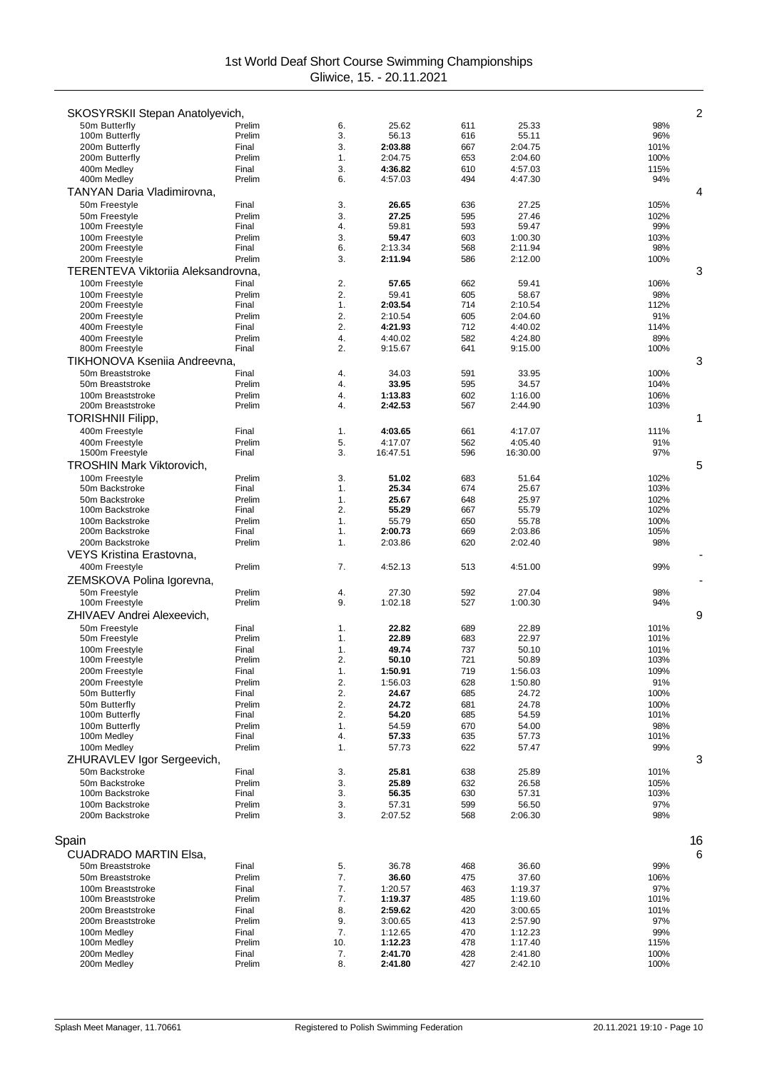# 1st World Deaf Short Course Swimming Championships
Gliwice, 15. - 20.11.2021

**SKOSYRSKII Stepan Anatolyevich,** 2

| Event | Round | Place | Time | Points | Entry | % |
|---|---|---|---|---|---|---|
| 50m Butterfly | Prelim | 6. | 25.62 | 611 | 25.33 | 98% |
| 100m Butterfly | Prelim | 3. | 56.13 | 616 | 55.11 | 96% |
| 200m Butterfly | Final | 3. | **2:03.88** | 667 | 2:04.75 | 101% |
| 200m Butterfly | Prelim | 1. | 2:04.75 | 653 | 2:04.60 | 100% |
| 400m Medley | Final | 3. | **4:36.82** | 610 | 4:57.03 | 115% |
| 400m Medley | Prelim | 6. | 4:57.03 | 494 | 4:47.30 | 94% |

**TANYAN Daria Vladimirovna,** 4

| Event | Round | Place | Time | Points | Entry | % |
|---|---|---|---|---|---|---|
| 50m Freestyle | Final | 3. | **26.65** | 636 | 27.25 | 105% |
| 50m Freestyle | Prelim | 3. | **27.25** | 595 | 27.46 | 102% |
| 100m Freestyle | Final | 4. | 59.81 | 593 | 59.47 | 99% |
| 100m Freestyle | Prelim | 3. | **59.47** | 603 | 1:00.30 | 103% |
| 200m Freestyle | Final | 6. | 2:13.34 | 568 | 2:11.94 | 98% |
| 200m Freestyle | Prelim | 3. | **2:11.94** | 586 | 2:12.00 | 100% |

**TERENTEVA Viktoriia Aleksandrovna,** 3

| Event | Round | Place | Time | Points | Entry | % |
|---|---|---|---|---|---|---|
| 100m Freestyle | Final | 2. | **57.65** | 662 | 59.41 | 106% |
| 100m Freestyle | Prelim | 2. | 59.41 | 605 | 58.67 | 98% |
| 200m Freestyle | Final | 1. | **2:03.54** | 714 | 2:10.54 | 112% |
| 200m Freestyle | Prelim | 2. | 2:10.54 | 605 | 2:04.60 | 91% |
| 400m Freestyle | Final | 2. | **4:21.93** | 712 | 4:40.02 | 114% |
| 400m Freestyle | Prelim | 4. | 4:40.02 | 582 | 4:24.80 | 89% |
| 800m Freestyle | Final | 2. | 9:15.67 | 641 | 9:15.00 | 100% |

**TIKHONOVA Kseniia Andreevna,** 3

| Event | Round | Place | Time | Points | Entry | % |
|---|---|---|---|---|---|---|
| 50m Breaststroke | Final | 4. | 34.03 | 591 | 33.95 | 100% |
| 50m Breaststroke | Prelim | 4. | **33.95** | 595 | 34.57 | 104% |
| 100m Breaststroke | Prelim | 4. | **1:13.83** | 602 | 1:16.00 | 106% |
| 200m Breaststroke | Prelim | 4. | **2:42.53** | 567 | 2:44.90 | 103% |

**TORISHNII Filipp,** 1

| Event | Round | Place | Time | Points | Entry | % |
|---|---|---|---|---|---|---|
| 400m Freestyle | Final | 1. | **4:03.65** | 661 | 4:17.07 | 111% |
| 400m Freestyle | Prelim | 5. | 4:17.07 | 562 | 4:05.40 | 91% |
| 1500m Freestyle | Final | 3. | 16:47.51 | 596 | 16:30.00 | 97% |

**TROSHIN Mark Viktorovich,** 5

| Event | Round | Place | Time | Points | Entry | % |
|---|---|---|---|---|---|---|
| 100m Freestyle | Prelim | 3. | **51.02** | 683 | 51.64 | 102% |
| 50m Backstroke | Final | 1. | **25.34** | 674 | 25.67 | 103% |
| 50m Backstroke | Prelim | 1. | **25.67** | 648 | 25.97 | 102% |
| 100m Backstroke | Final | 2. | **55.29** | 667 | 55.79 | 102% |
| 100m Backstroke | Prelim | 1. | 55.79 | 650 | 55.78 | 100% |
| 200m Backstroke | Final | 1. | **2:00.73** | 669 | 2:03.86 | 105% |
| 200m Backstroke | Prelim | 1. | 2:03.86 | 620 | 2:02.40 | 98% |

**VEYS Kristina Erastovna,** -

| Event | Round | Place | Time | Points | Entry | % |
|---|---|---|---|---|---|---|
| 400m Freestyle | Prelim | 7. | 4:52.13 | 513 | 4:51.00 | 99% |

**ZEMSKOVA Polina Igorevna,** -

| Event | Round | Place | Time | Points | Entry | % |
|---|---|---|---|---|---|---|
| 50m Freestyle | Prelim | 4. | 27.30 | 592 | 27.04 | 98% |
| 100m Freestyle | Prelim | 9. | 1:02.18 | 527 | 1:00.30 | 94% |

**ZHIVAEV Andrei Alexeevich,** 9

| Event | Round | Place | Time | Points | Entry | % |
|---|---|---|---|---|---|---|
| 50m Freestyle | Final | 1. | **22.82** | 689 | 22.89 | 101% |
| 50m Freestyle | Prelim | 1. | **22.89** | 683 | 22.97 | 101% |
| 100m Freestyle | Final | 1. | **49.74** | 737 | 50.10 | 101% |
| 100m Freestyle | Prelim | 2. | **50.10** | 721 | 50.89 | 103% |
| 200m Freestyle | Final | 1. | **1:50.91** | 719 | 1:56.03 | 109% |
| 200m Freestyle | Prelim | 2. | 1:56.03 | 628 | 1:50.80 | 91% |
| 50m Butterfly | Final | 2. | **24.67** | 685 | 24.72 | 100% |
| 50m Butterfly | Prelim | 2. | **24.72** | 681 | 24.78 | 100% |
| 100m Butterfly | Final | 2. | **54.20** | 685 | 54.59 | 101% |
| 100m Butterfly | Prelim | 1. | 54.59 | 670 | 54.00 | 98% |
| 100m Medley | Final | 4. | **57.33** | 635 | 57.73 | 101% |
| 100m Medley | Prelim | 1. | 57.73 | 622 | 57.47 | 99% |

**ZHURAVLEV Igor Sergeevich,** 3

| Event | Round | Place | Time | Points | Entry | % |
|---|---|---|---|---|---|---|
| 50m Backstroke | Final | 3. | **25.81** | 638 | 25.89 | 101% |
| 50m Backstroke | Prelim | 3. | **25.89** | 632 | 26.58 | 105% |
| 100m Backstroke | Final | 3. | **56.35** | 630 | 57.31 | 103% |
| 100m Backstroke | Prelim | 3. | 57.31 | 599 | 56.50 | 97% |
| 200m Backstroke | Prelim | 3. | 2:07.52 | 568 | 2:06.30 | 98% |

## Spain 16

**CUADRADO MARTIN Elsa,** 6

| Event | Round | Place | Time | Points | Entry | % |
|---|---|---|---|---|---|---|
| 50m Breaststroke | Final | 5. | 36.78 | 468 | 36.60 | 99% |
| 50m Breaststroke | Prelim | 7. | **36.60** | 475 | 37.60 | 106% |
| 100m Breaststroke | Final | 7. | 1:20.57 | 463 | 1:19.37 | 97% |
| 100m Breaststroke | Prelim | 7. | **1:19.37** | 485 | 1:19.60 | 101% |
| 200m Breaststroke | Final | 8. | **2:59.62** | 420 | 3:00.65 | 101% |
| 200m Breaststroke | Prelim | 9. | 3:00.65 | 413 | 2:57.90 | 97% |
| 100m Medley | Final | 7. | 1:12.65 | 470 | 1:12.23 | 99% |
| 100m Medley | Prelim | 10. | **1:12.23** | 478 | 1:17.40 | 115% |
| 200m Medley | Final | 7. | **2:41.70** | 428 | 2:41.80 | 100% |
| 200m Medley | Prelim | 8. | **2:41.80** | 427 | 2:42.10 | 100% |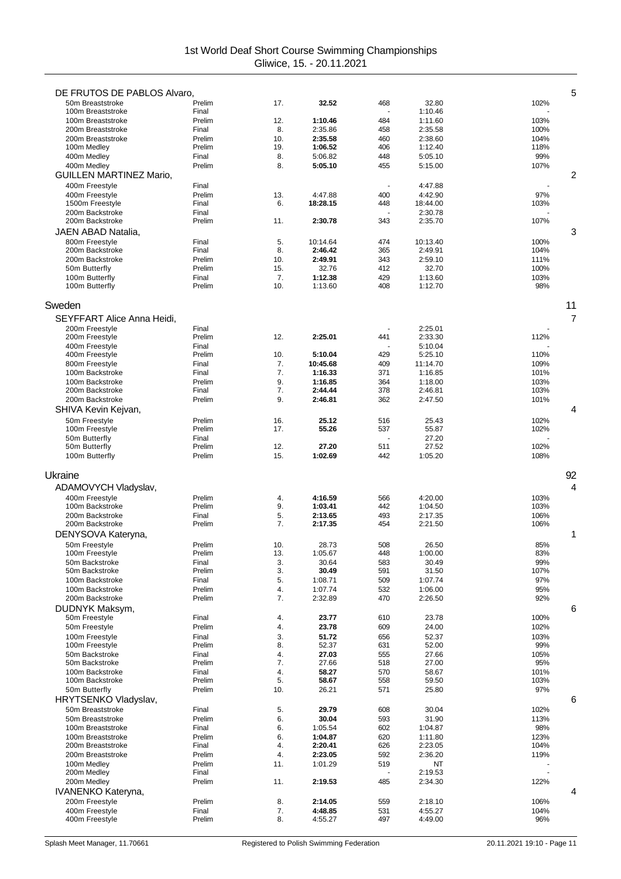# 1st World Deaf Short Course Swimming Championships
Gliwice, 15. - 20.11.2021

**DE FRUTOS DE PABLOS Alvaro,** 5

| Event | Round | Place | Time | Points | Entry Time | % |
|---|---|---|---|---|---|---|
| 50m Breaststroke | Prelim | 17. | **32.52** | 468 | 32.80 | 102% |
| 100m Breaststroke | Final | | | - | 1:10.46 | - |
| 100m Breaststroke | Prelim | 12. | **1:10.46** | 484 | 1:11.60 | 103% |
| 200m Breaststroke | Final | 8. | 2:35.86 | 458 | 2:35.58 | 100% |
| 200m Breaststroke | Prelim | 10. | **2:35.58** | 460 | 2:38.60 | 104% |
| 100m Medley | Prelim | 19. | **1:06.52** | 406 | 1:12.40 | 118% |
| 400m Medley | Final | 8. | 5:06.82 | 448 | 5:05.10 | 99% |
| 400m Medley | Prelim | 8. | **5:05.10** | 455 | 5:15.00 | 107% |

**GUILLEN MARTINEZ Mario,** 2

| Event | Round | Place | Time | Points | Entry Time | % |
|---|---|---|---|---|---|---|
| 400m Freestyle | Final | | | - | 4:47.88 | - |
| 400m Freestyle | Prelim | 13. | 4:47.88 | 400 | 4:42.90 | 97% |
| 1500m Freestyle | Final | 6. | **18:28.15** | 448 | 18:44.00 | 103% |
| 200m Backstroke | Final | | | - | 2:30.78 | - |
| 200m Backstroke | Prelim | 11. | **2:30.78** | 343 | 2:35.70 | 107% |

**JAEN ABAD Natalia,** 3

| Event | Round | Place | Time | Points | Entry Time | % |
|---|---|---|---|---|---|---|
| 800m Freestyle | Final | 5. | 10:14.64 | 474 | 10:13.40 | 100% |
| 200m Backstroke | Final | 8. | **2:46.42** | 365 | 2:49.91 | 104% |
| 200m Backstroke | Prelim | 10. | **2:49.91** | 343 | 2:59.10 | 111% |
| 50m Butterfly | Prelim | 15. | 32.76 | 412 | 32.70 | 100% |
| 100m Butterfly | Final | 7. | **1:12.38** | 429 | 1:13.60 | 103% |
| 100m Butterfly | Prelim | 10. | 1:13.60 | 408 | 1:12.70 | 98% |

## Sweden 11

**SEYFFART Alice Anna Heidi,** 7

| Event | Round | Place | Time | Points | Entry Time | % |
|---|---|---|---|---|---|---|
| 200m Freestyle | Final | | | - | 2:25.01 | - |
| 200m Freestyle | Prelim | 12. | **2:25.01** | 441 | 2:33.30 | 112% |
| 400m Freestyle | Final | | | - | 5:10.04 | - |
| 400m Freestyle | Prelim | 10. | **5:10.04** | 429 | 5:25.10 | 110% |
| 800m Freestyle | Final | 7. | **10:45.68** | 409 | 11:14.70 | 109% |
| 100m Backstroke | Final | 7. | **1:16.33** | 371 | 1:16.85 | 101% |
| 100m Backstroke | Prelim | 9. | **1:16.85** | 364 | 1:18.00 | 103% |
| 200m Backstroke | Final | 7. | **2:44.44** | 378 | 2:46.81 | 103% |
| 200m Backstroke | Prelim | 9. | **2:46.81** | 362 | 2:47.50 | 101% |

**SHIVA Kevin Kejvan,** 4

| Event | Round | Place | Time | Points | Entry Time | % |
|---|---|---|---|---|---|---|
| 50m Freestyle | Prelim | 16. | **25.12** | 516 | 25.43 | 102% |
| 100m Freestyle | Prelim | 17. | **55.26** | 537 | 55.87 | 102% |
| 50m Butterfly | Final | | | - | 27.20 | - |
| 50m Butterfly | Prelim | 12. | **27.20** | 511 | 27.52 | 102% |
| 100m Butterfly | Prelim | 15. | **1:02.69** | 442 | 1:05.20 | 108% |

## Ukraine 92

**ADAMOVYCH Vladyslav,** 4

| Event | Round | Place | Time | Points | Entry Time | % |
|---|---|---|---|---|---|---|
| 400m Freestyle | Prelim | 4. | **4:16.59** | 566 | 4:20.00 | 103% |
| 100m Backstroke | Prelim | 9. | **1:03.41** | 442 | 1:04.50 | 103% |
| 200m Backstroke | Final | 5. | **2:13.65** | 493 | 2:17.35 | 106% |
| 200m Backstroke | Prelim | 7. | **2:17.35** | 454 | 2:21.50 | 106% |

**DENYSOVA Kateryna,** 1

| Event | Round | Place | Time | Points | Entry Time | % |
|---|---|---|---|---|---|---|
| 50m Freestyle | Prelim | 10. | 28.73 | 508 | 26.50 | 85% |
| 100m Freestyle | Prelim | 13. | 1:05.67 | 448 | 1:00.00 | 83% |
| 50m Backstroke | Final | 3. | 30.64 | 583 | 30.49 | 99% |
| 50m Backstroke | Prelim | 3. | **30.49** | 591 | 31.50 | 107% |
| 100m Backstroke | Final | 5. | 1:08.71 | 509 | 1:07.74 | 97% |
| 100m Backstroke | Prelim | 4. | 1:07.74 | 532 | 1:06.00 | 95% |
| 200m Backstroke | Prelim | 7. | 2:32.89 | 470 | 2:26.50 | 92% |

**DUDNYK Maksym,** 6

| Event | Round | Place | Time | Points | Entry Time | % |
|---|---|---|---|---|---|---|
| 50m Freestyle | Final | 4. | **23.77** | 610 | 23.78 | 100% |
| 50m Freestyle | Prelim | 4. | **23.78** | 609 | 24.00 | 102% |
| 100m Freestyle | Final | 3. | **51.72** | 656 | 52.37 | 103% |
| 100m Freestyle | Prelim | 8. | 52.37 | 631 | 52.00 | 99% |
| 50m Backstroke | Final | 4. | **27.03** | 555 | 27.66 | 105% |
| 50m Backstroke | Prelim | 7. | 27.66 | 518 | 27.00 | 95% |
| 100m Backstroke | Final | 4. | **58.27** | 570 | 58.67 | 101% |
| 100m Backstroke | Prelim | 5. | **58.67** | 558 | 59.50 | 103% |
| 50m Butterfly | Prelim | 10. | 26.21 | 571 | 25.80 | 97% |

**HRYTSENKO Vladyslav,** 6

| Event | Round | Place | Time | Points | Entry Time | % |
|---|---|---|---|---|---|---|
| 50m Breaststroke | Final | 5. | **29.79** | 608 | 30.04 | 102% |
| 50m Breaststroke | Prelim | 6. | **30.04** | 593 | 31.90 | 113% |
| 100m Breaststroke | Final | 6. | 1:05.54 | 602 | 1:04.87 | 98% |
| 100m Breaststroke | Prelim | 6. | **1:04.87** | 620 | 1:11.80 | 123% |
| 200m Breaststroke | Final | 4. | **2:20.41** | 626 | 2:23.05 | 104% |
| 200m Breaststroke | Prelim | 4. | **2:23.05** | 592 | 2:36.20 | 119% |
| 100m Medley | Prelim | 11. | 1:01.29 | 519 | NT | - |
| 200m Medley | Final | | | - | 2:19.53 | - |
| 200m Medley | Prelim | 11. | **2:19.53** | 485 | 2:34.30 | 122% |

**IVANENKO Kateryna,** 4

| Event | Round | Place | Time | Points | Entry Time | % |
|---|---|---|---|---|---|---|
| 200m Freestyle | Prelim | 8. | **2:14.05** | 559 | 2:18.10 | 106% |
| 400m Freestyle | Final | 7. | **4:48.85** | 531 | 4:55.27 | 104% |
| 400m Freestyle | Prelim | 8. | 4:55.27 | 497 | 4:49.00 | 96% |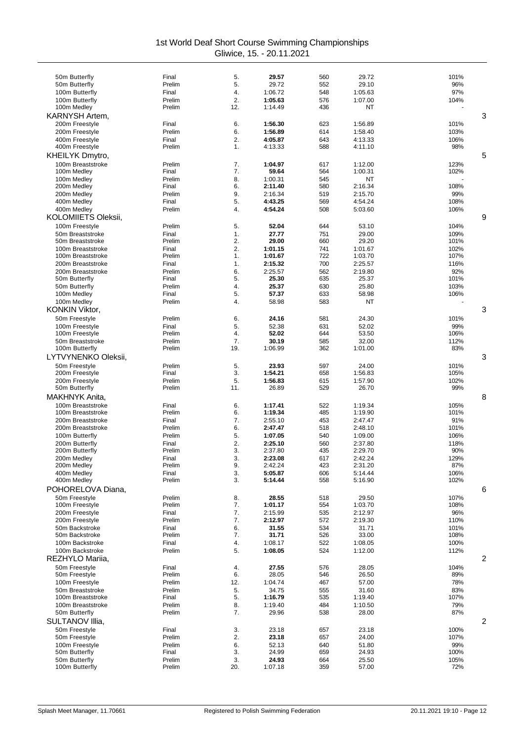| Event | Round | Place | Time | Points | Entry Time | % | Starts |
|---|---|---|---|---|---|---|---|
| 50m Butterfly | Final | 5. | **29.57** | 560 | 29.72 | 101% | |
| 50m Butterfly | Prelim | 5. | 29.72 | 552 | 29.10 | 96% | |
| 100m Butterfly | Final | 4. | 1:06.72 | 548 | 1:05.63 | 97% | |
| 100m Butterfly | Prelim | 2. | **1:05.63** | 576 | 1:07.00 | 104% | |
| 100m Medley | Prelim | 12. | 1:14.49 | 436 | NT | - | |
| **KARNYSH Artem,** | | | | | | | 3 |
| 200m Freestyle | Final | 6. | **1:56.30** | 623 | 1:56.89 | 101% | |
| 200m Freestyle | Prelim | 6. | **1:56.89** | 614 | 1:58.40 | 103% | |
| 400m Freestyle | Final | 2. | **4:05.87** | 643 | 4:13.33 | 106% | |
| 400m Freestyle | Prelim | 1. | 4:13.33 | 588 | 4:11.10 | 98% | |
| **KHEILYK Dmytro,** | | | | | | | 5 |
| 100m Breaststroke | Prelim | 7. | **1:04.97** | 617 | 1:12.00 | 123% | |
| 100m Medley | Final | 7. | **59.64** | 564 | 1:00.31 | 102% | |
| 100m Medley | Prelim | 8. | 1:00.31 | 545 | NT | - | |
| 200m Medley | Final | 6. | **2:11.40** | 580 | 2:16.34 | 108% | |
| 200m Medley | Prelim | 9. | 2:16.34 | 519 | 2:15.70 | 99% | |
| 400m Medley | Final | 5. | **4:43.25** | 569 | 4:54.24 | 108% | |
| 400m Medley | Prelim | 4. | **4:54.24** | 508 | 5:03.60 | 106% | |
| **KOLOMIIETS Oleksii,** | | | | | | | 9 |
| 100m Freestyle | Prelim | 5. | **52.04** | 644 | 53.10 | 104% | |
| 50m Breaststroke | Final | 1. | **27.77** | 751 | 29.00 | 109% | |
| 50m Breaststroke | Prelim | 2. | **29.00** | 660 | 29.20 | 101% | |
| 100m Breaststroke | Final | 2. | **1:01.15** | 741 | 1:01.67 | 102% | |
| 100m Breaststroke | Prelim | 1. | **1:01.67** | 722 | 1:03.70 | 107% | |
| 200m Breaststroke | Final | 1. | **2:15.32** | 700 | 2:25.57 | 116% | |
| 200m Breaststroke | Prelim | 6. | 2:25.57 | 562 | 2:19.80 | 92% | |
| 50m Butterfly | Final | 5. | **25.30** | 635 | 25.37 | 101% | |
| 50m Butterfly | Prelim | 4. | **25.37** | 630 | 25.80 | 103% | |
| 100m Medley | Final | 5. | **57.37** | 633 | 58.98 | 106% | |
| 100m Medley | Prelim | 4. | 58.98 | 583 | NT | - | |
| **KONKIN Viktor,** | | | | | | | 3 |
| 50m Freestyle | Prelim | 6. | **24.16** | 581 | 24.30 | 101% | |
| 100m Freestyle | Final | 5. | 52.38 | 631 | 52.02 | 99% | |
| 100m Freestyle | Prelim | 4. | **52.02** | 644 | 53.50 | 106% | |
| 50m Breaststroke | Prelim | 7. | **30.19** | 585 | 32.00 | 112% | |
| 100m Butterfly | Prelim | 19. | 1:06.99 | 362 | 1:01.00 | 83% | |
| **LYTVYNENKO Oleksii,** | | | | | | | 3 |
| 50m Freestyle | Prelim | 5. | **23.93** | 597 | 24.00 | 101% | |
| 200m Freestyle | Final | 3. | **1:54.21** | 658 | 1:56.83 | 105% | |
| 200m Freestyle | Prelim | 5. | **1:56.83** | 615 | 1:57.90 | 102% | |
| 50m Butterfly | Prelim | 11. | 26.89 | 529 | 26.70 | 99% | |
| **MAKHNYK Anita,** | | | | | | | 8 |
| 100m Breaststroke | Final | 6. | **1:17.41** | 522 | 1:19.34 | 105% | |
| 100m Breaststroke | Prelim | 6. | **1:19.34** | 485 | 1:19.90 | 101% | |
| 200m Breaststroke | Final | 7. | 2:55.10 | 453 | 2:47.47 | 91% | |
| 200m Breaststroke | Prelim | 6. | **2:47.47** | 518 | 2:48.10 | 101% | |
| 100m Butterfly | Prelim | 5. | **1:07.05** | 540 | 1:09.00 | 106% | |
| 200m Butterfly | Final | 2. | **2:25.10** | 560 | 2:37.80 | 118% | |
| 200m Butterfly | Prelim | 3. | 2:37.80 | 435 | 2:29.70 | 90% | |
| 200m Medley | Final | 3. | **2:23.08** | 617 | 2:42.24 | 129% | |
| 200m Medley | Prelim | 9. | 2:42.24 | 423 | 2:31.20 | 87% | |
| 400m Medley | Final | 3. | **5:05.87** | 606 | 5:14.44 | 106% | |
| 400m Medley | Prelim | 3. | **5:14.44** | 558 | 5:16.90 | 102% | |
| **POHORELOVA Diana,** | | | | | | | 6 |
| 50m Freestyle | Prelim | 8. | **28.55** | 518 | 29.50 | 107% | |
| 100m Freestyle | Prelim | 7. | **1:01.17** | 554 | 1:03.70 | 108% | |
| 200m Freestyle | Final | 7. | 2:15.99 | 535 | 2:12.97 | 96% | |
| 200m Freestyle | Prelim | 7. | **2:12.97** | 572 | 2:19.30 | 110% | |
| 50m Backstroke | Final | 6. | **31.55** | 534 | 31.71 | 101% | |
| 50m Backstroke | Prelim | 7. | **31.71** | 526 | 33.00 | 108% | |
| 100m Backstroke | Final | 4. | 1:08.17 | 522 | 1:08.05 | 100% | |
| 100m Backstroke | Prelim | 5. | **1:08.05** | 524 | 1:12.00 | 112% | |
| **REZHYLO Mariia,** | | | | | | | 2 |
| 50m Freestyle | Final | 4. | **27.55** | 576 | 28.05 | 104% | |
| 50m Freestyle | Prelim | 6. | 28.05 | 546 | 26.50 | 89% | |
| 100m Freestyle | Prelim | 12. | 1:04.74 | 467 | 57.00 | 78% | |
| 50m Breaststroke | Prelim | 5. | 34.75 | 555 | 31.60 | 83% | |
| 100m Breaststroke | Final | 5. | **1:16.79** | 535 | 1:19.40 | 107% | |
| 100m Breaststroke | Prelim | 8. | 1:19.40 | 484 | 1:10.50 | 79% | |
| 50m Butterfly | Prelim | 7. | 29.96 | 538 | 28.00 | 87% | |
| **SULTANOV Illia,** | | | | | | | 2 |
| 50m Freestyle | Final | 3. | 23.18 | 657 | 23.18 | 100% | |
| 50m Freestyle | Prelim | 2. | **23.18** | 657 | 24.00 | 107% | |
| 100m Freestyle | Prelim | 6. | 52.13 | 640 | 51.80 | 99% | |
| 50m Butterfly | Final | 3. | 24.99 | 659 | 24.93 | 100% | |
| 50m Butterfly | Prelim | 3. | **24.93** | 664 | 25.50 | 105% | |
| 100m Butterfly | Prelim | 20. | 1:07.18 | 359 | 57.00 | 72% | |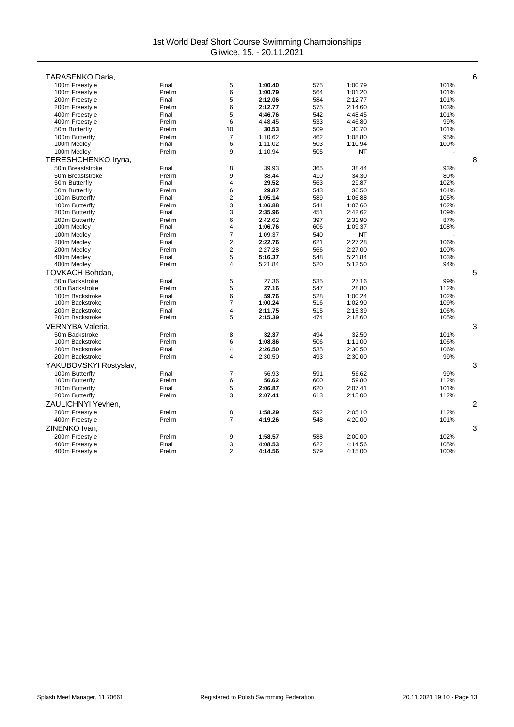1st World Deaf Short Course Swimming Championships
Gliwice, 15. - 20.11.2021

| | | | | | | | |
|---|---|---|---|---|---|---|---|
| **TARASENKO Daria,** | | | | | | | 6 |
| 100m Freestyle | Final | 5. | **1:00.40** | 575 | 1:00.79 | 101% | |
| 100m Freestyle | Prelim | 6. | **1:00.79** | 564 | 1:01.20 | 101% | |
| 200m Freestyle | Final | 5. | **2:12.06** | 584 | 2:12.77 | 101% | |
| 200m Freestyle | Prelim | 6. | **2:12.77** | 575 | 2:14.60 | 103% | |
| 400m Freestyle | Final | 5. | **4:46.76** | 542 | 4:48.45 | 101% | |
| 400m Freestyle | Prelim | 6. | 4:48.45 | 533 | 4:46.80 | 99% | |
| 50m Butterfly | Prelim | 10. | **30.53** | 509 | 30.70 | 101% | |
| 100m Butterfly | Prelim | 7. | 1:10.62 | 462 | 1:08.80 | 95% | |
| 100m Medley | Final | 6. | 1:11.02 | 503 | 1:10.94 | 100% | |
| 100m Medley | Prelim | 9. | 1:10.94 | 505 | NT | - | |
| **TERESHCHENKO Iryna,** | | | | | | | 8 |
| 50m Breaststroke | Final | 8. | 39.93 | 365 | 38.44 | 93% | |
| 50m Breaststroke | Prelim | 9. | 38.44 | 410 | 34.30 | 80% | |
| 50m Butterfly | Final | 4. | **29.52** | 563 | 29.87 | 102% | |
| 50m Butterfly | Prelim | 6. | **29.87** | 543 | 30.50 | 104% | |
| 100m Butterfly | Final | 2. | **1:05.14** | 589 | 1:06.88 | 105% | |
| 100m Butterfly | Prelim | 3. | **1:06.88** | 544 | 1:07.60 | 102% | |
| 200m Butterfly | Final | 3. | **2:35.96** | 451 | 2:42.62 | 109% | |
| 200m Butterfly | Prelim | 6. | 2:42.62 | 397 | 2:31.90 | 87% | |
| 100m Medley | Final | 4. | **1:06.76** | 606 | 1:09.37 | 108% | |
| 100m Medley | Prelim | 7. | 1:09.37 | 540 | NT | - | |
| 200m Medley | Final | 2. | **2:22.76** | 621 | 2:27.28 | 106% | |
| 200m Medley | Prelim | 2. | 2:27.28 | 566 | 2:27.00 | 100% | |
| 400m Medley | Final | 5. | **5:16.37** | 548 | 5:21.84 | 103% | |
| 400m Medley | Prelim | 4. | 5:21.84 | 520 | 5:12.50 | 94% | |
| **TOVKACH Bohdan,** | | | | | | | 5 |
| 50m Backstroke | Final | 5. | 27.36 | 535 | 27.16 | 99% | |
| 50m Backstroke | Prelim | 5. | **27.16** | 547 | 28.80 | 112% | |
| 100m Backstroke | Final | 6. | **59.76** | 528 | 1:00.24 | 102% | |
| 100m Backstroke | Prelim | 7. | **1:00.24** | 516 | 1:02.90 | 109% | |
| 200m Backstroke | Final | 4. | **2:11.75** | 515 | 2:15.39 | 106% | |
| 200m Backstroke | Prelim | 5. | **2:15.39** | 474 | 2:18.60 | 105% | |
| **VERNYBA Valeria,** | | | | | | | 3 |
| 50m Backstroke | Prelim | 8. | **32.37** | 494 | 32.50 | 101% | |
| 100m Backstroke | Prelim | 6. | **1:08.86** | 506 | 1:11.00 | 106% | |
| 200m Backstroke | Final | 4. | **2:26.50** | 535 | 2:30.50 | 106% | |
| 200m Backstroke | Prelim | 4. | 2:30.50 | 493 | 2:30.00 | 99% | |
| **YAKUBOVSKYI Rostyslav,** | | | | | | | 3 |
| 100m Butterfly | Final | 7. | 56.93 | 591 | 56.62 | 99% | |
| 100m Butterfly | Prelim | 6. | **56.62** | 600 | 59.80 | 112% | |
| 200m Butterfly | Final | 5. | **2:06.87** | 620 | 2:07.41 | 101% | |
| 200m Butterfly | Prelim | 3. | **2:07.41** | 613 | 2:15.00 | 112% | |
| **ZAULICHNYI Yevhen,** | | | | | | | 2 |
| 200m Freestyle | Prelim | 8. | **1:58.29** | 592 | 2:05.10 | 112% | |
| 400m Freestyle | Prelim | 7. | **4:19.26** | 548 | 4:20.00 | 101% | |
| **ZINENKO Ivan,** | | | | | | | 3 |
| 200m Freestyle | Prelim | 9. | **1:58.57** | 588 | 2:00.00 | 102% | |
| 400m Freestyle | Final | 3. | **4:08.53** | 622 | 4:14.56 | 105% | |
| 400m Freestyle | Prelim | 2. | **4:14.56** | 579 | 4:15.00 | 100% | |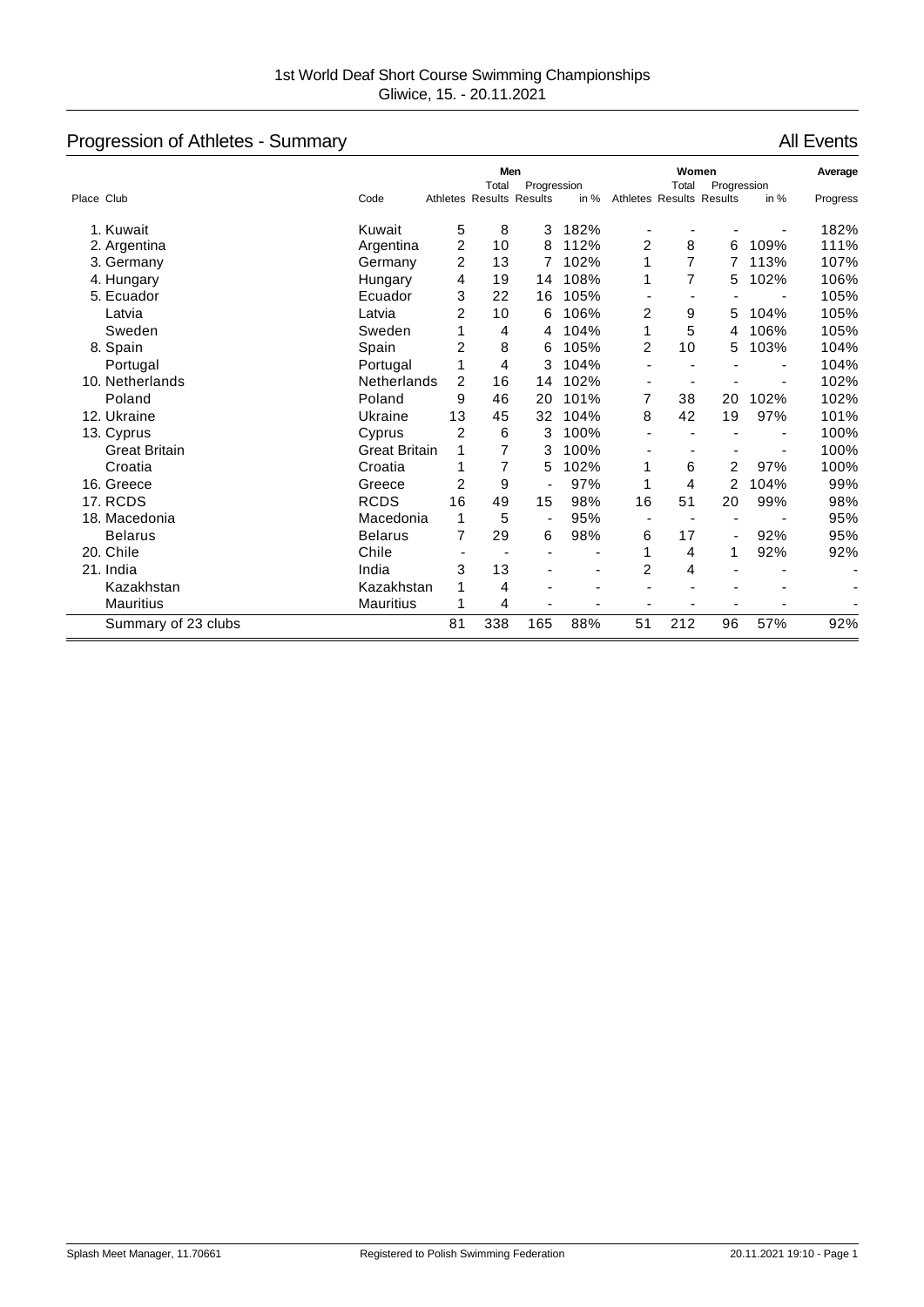1st World Deaf Short Course Swimming Championships
Gliwice, 15. - 20.11.2021

## Progression of Athletes - Summary

All Events

| | | | Men | | | | Women | | | | Average |
|---|---|---|---|---|---|---|---|---|---|---|---|
| Place Club | Code | Athletes | Total Results | Progression Results | in % | Athletes | Total Results | Progression Results | in % | Progress |
| 1. Kuwait | Kuwait | 5 | 8 | 3 | 182% | - | - | - | - | 182% |
| 2. Argentina | Argentina | 2 | 10 | 8 | 112% | 2 | 8 | 6 | 109% | 111% |
| 3. Germany | Germany | 2 | 13 | 7 | 102% | 1 | 7 | 7 | 113% | 107% |
| 4. Hungary | Hungary | 4 | 19 | 14 | 108% | 1 | 7 | 5 | 102% | 106% |
| 5. Ecuador | Ecuador | 3 | 22 | 16 | 105% | - | - | - | - | 105% |
| Latvia | Latvia | 2 | 10 | 6 | 106% | 2 | 9 | 5 | 104% | 105% |
| Sweden | Sweden | 1 | 4 | 4 | 104% | 1 | 5 | 4 | 106% | 105% |
| 8. Spain | Spain | 2 | 8 | 6 | 105% | 2 | 10 | 5 | 103% | 104% |
| Portugal | Portugal | 1 | 4 | 3 | 104% | - | - | - | - | 104% |
| 10. Netherlands | Netherlands | 2 | 16 | 14 | 102% | - | - | - | - | 102% |
| Poland | Poland | 9 | 46 | 20 | 101% | 7 | 38 | 20 | 102% | 102% |
| 12. Ukraine | Ukraine | 13 | 45 | 32 | 104% | 8 | 42 | 19 | 97% | 101% |
| 13. Cyprus | Cyprus | 2 | 6 | 3 | 100% | - | - | - | - | 100% |
| Great Britain | Great Britain | 1 | 7 | 3 | 100% | - | - | - | - | 100% |
| Croatia | Croatia | 1 | 7 | 5 | 102% | 1 | 6 | 2 | 97% | 100% |
| 16. Greece | Greece | 2 | 9 | - | 97% | 1 | 4 | 2 | 104% | 99% |
| 17. RCDS | RCDS | 16 | 49 | 15 | 98% | 16 | 51 | 20 | 99% | 98% |
| 18. Macedonia | Macedonia | 1 | 5 | - | 95% | - | - | - | - | 95% |
| Belarus | Belarus | 7 | 29 | 6 | 98% | 6 | 17 | - | 92% | 95% |
| 20. Chile | Chile | - | - | - | - | 1 | 4 | 1 | 92% | 92% |
| 21. India | India | 3 | 13 | - | - | 2 | 4 | - | - | - |
| Kazakhstan | Kazakhstan | 1 | 4 | - | - | - | - | - | - | - |
| Mauritius | Mauritius | 1 | 4 | - | - | - | - | - | - | - |
| Summary of 23 clubs | | 81 | 338 | 165 | 88% | 51 | 212 | 96 | 57% | 92% |